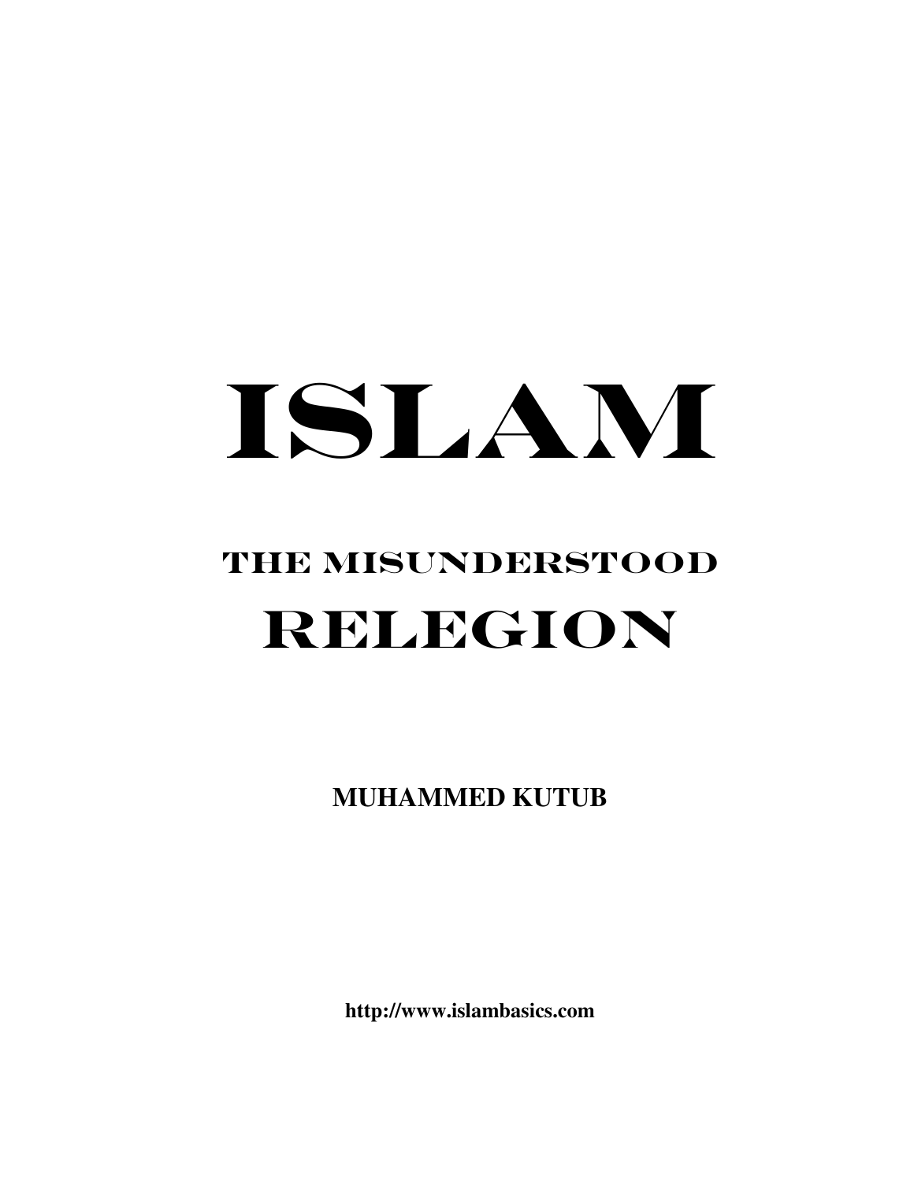# ISLAM

## THE MISUNDERSTOOD RELEGION

**MUHAMMED KUTUB**

**http://www.islambasics.com**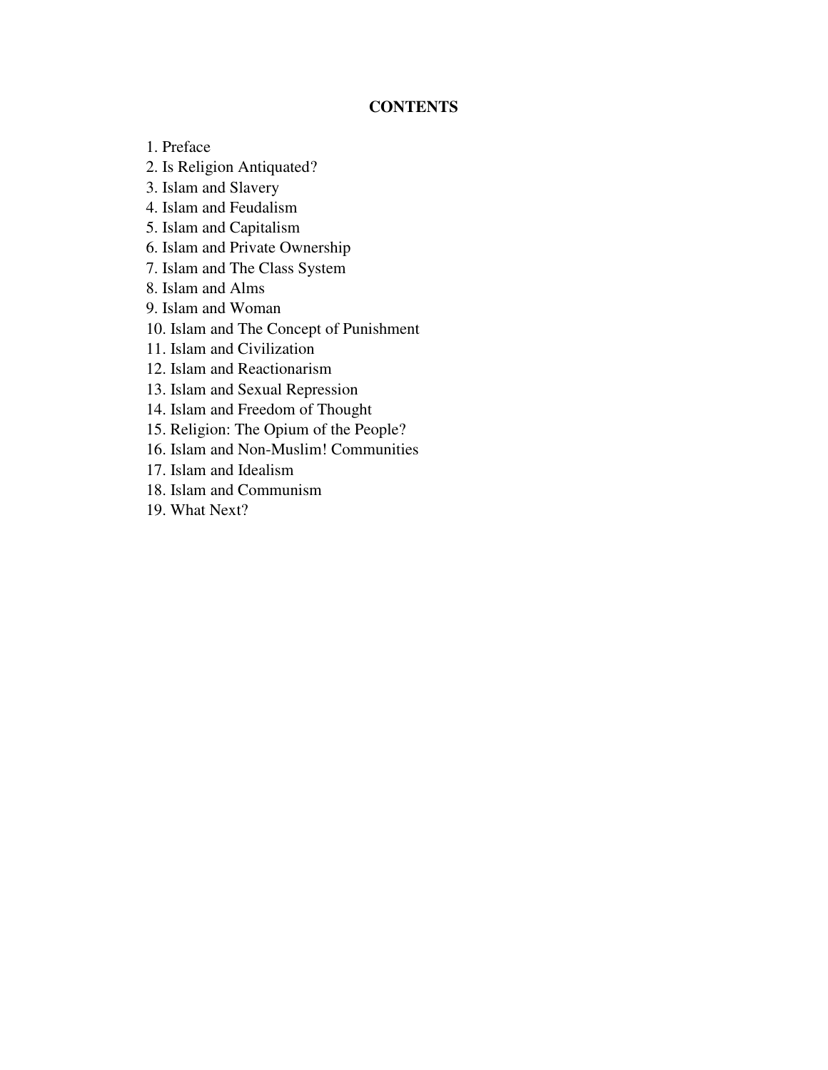# CONTENTS

1. Preface
2. Is Religion Antiquated?
3. Islam and Slavery
4. Islam and Feudalism
5. Islam and Capitalism
6. Islam and Private Ownership
7. Islam and The Class System
8. Islam and Alms
9. Islam and Woman
10. Islam and The Concept of Punishment
11. Islam and Civilization
12. Islam and Reactionarism
13. Islam and Sexual Repression
14. Islam and Freedom of Thought
15. Religion: The Opium of the People?
16. Islam and Non-Muslim! Communities
17. Islam and Idealism
18. Islam and Communism
19. What Next?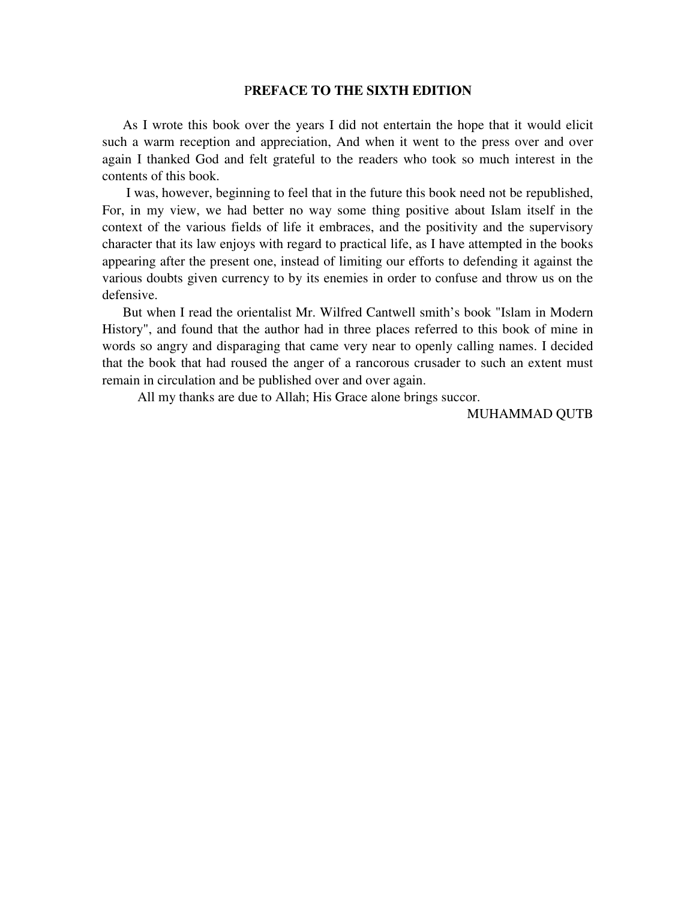## PREFACE TO THE SIXTH EDITION

As I wrote this book over the years I did not entertain the hope that it would elicit such a warm reception and appreciation, And when it went to the press over and over again I thanked God and felt grateful to the readers who took so much interest in the contents of this book.

I was, however, beginning to feel that in the future this book need not be republished, For, in my view, we had better no way some thing positive about Islam itself in the context of the various fields of life it embraces, and the positivity and the supervisory character that its law enjoys with regard to practical life, as I have attempted in the books appearing after the present one, instead of limiting our efforts to defending it against the various doubts given currency to by its enemies in order to confuse and throw us on the defensive.

But when I read the orientalist Mr. Wilfred Cantwell smith's book "Islam in Modern History", and found that the author had in three places referred to this book of mine in words so angry and disparaging that came very near to openly calling names. I decided that the book that had roused the anger of a rancorous crusader to such an extent must remain in circulation and be published over and over again.

All my thanks are due to Allah; His Grace alone brings succor.

MUHAMMAD QUTB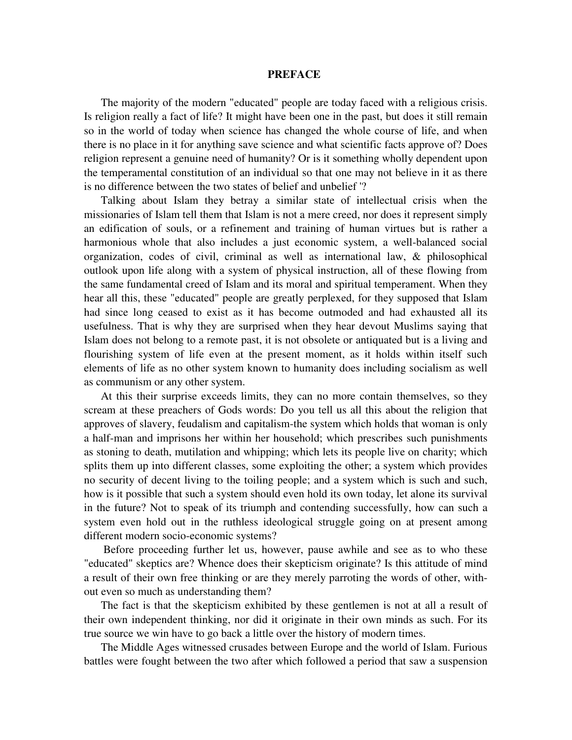# PREFACE

The majority of the modern "educated" people are today faced with a religious crisis. Is religion really a fact of life? It might have been one in the past, but does it still remain so in the world of today when science has changed the whole course of life, and when there is no place in it for anything save science and what scientific facts approve of? Does religion represent a genuine need of humanity? Or is it something wholly dependent upon the temperamental constitution of an individual so that one may not believe in it as there is no difference between the two states of belief and unbelief '?

Talking about Islam they betray a similar state of intellectual crisis when the missionaries of Islam tell them that Islam is not a mere creed, nor does it represent simply an edification of souls, or a refinement and training of human virtues but is rather a harmonious whole that also includes a just economic system, a well-balanced social organization, codes of civil, criminal as well as international law, & philosophical outlook upon life along with a system of physical instruction, all of these flowing from the same fundamental creed of Islam and its moral and spiritual temperament. When they hear all this, these "educated" people are greatly perplexed, for they supposed that Islam had since long ceased to exist as it has become outmoded and had exhausted all its usefulness. That is why they are surprised when they hear devout Muslims saying that Islam does not belong to a remote past, it is not obsolete or antiquated but is a living and flourishing system of life even at the present moment, as it holds within itself such elements of life as no other system known to humanity does including socialism as well as communism or any other system.

At this their surprise exceeds limits, they can no more contain themselves, so they scream at these preachers of Gods words: Do you tell us all this about the religion that approves of slavery, feudalism and capitalism-the system which holds that woman is only a half-man and imprisons her within her household; which prescribes such punishments as stoning to death, mutilation and whipping; which lets its people live on charity; which splits them up into different classes, some exploiting the other; a system which provides no security of decent living to the toiling people; and a system which is such and such, how is it possible that such a system should even hold its own today, let alone its survival in the future? Not to speak of its triumph and contending successfully, how can such a system even hold out in the ruthless ideological struggle going on at present among different modern socio-economic systems?

Before proceeding further let us, however, pause awhile and see as to who these "educated" skeptics are? Whence does their skepticism originate? Is this attitude of mind a result of their own free thinking or are they merely parroting the words of other, without even so much as understanding them?

The fact is that the skepticism exhibited by these gentlemen is not at all a result of their own independent thinking, nor did it originate in their own minds as such. For its true source we win have to go back a little over the history of modern times.

The Middle Ages witnessed crusades between Europe and the world of Islam. Furious battles were fought between the two after which followed a period that saw a suspension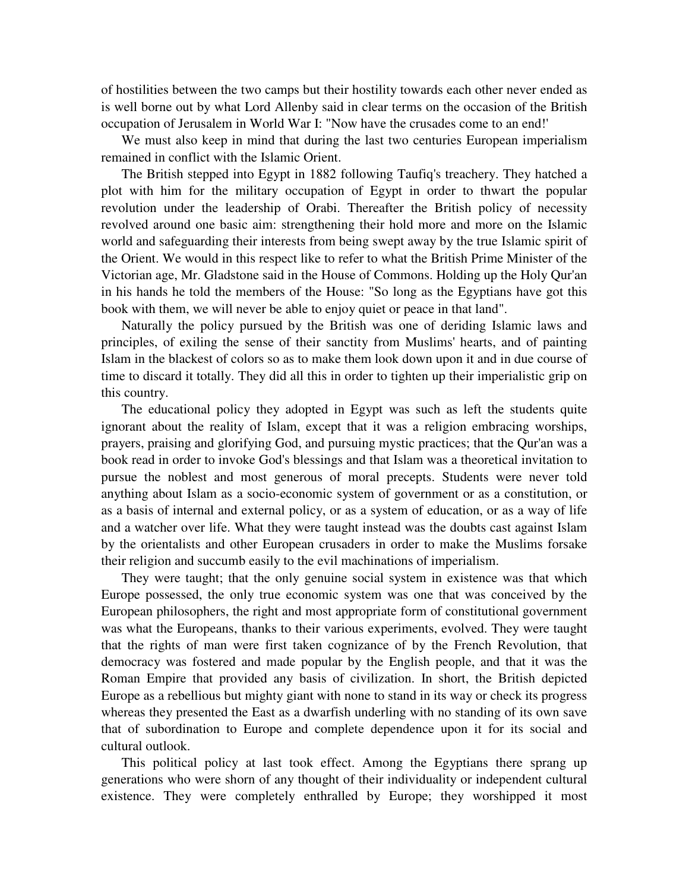of hostilities between the two camps but their hostility towards each other never ended as is well borne out by what Lord Allenby said in clear terms on the occasion of the British occupation of Jerusalem in World War I: "Now have the crusades come to an end!'

We must also keep in mind that during the last two centuries European imperialism remained in conflict with the Islamic Orient.

The British stepped into Egypt in 1882 following Taufiq's treachery. They hatched a plot with him for the military occupation of Egypt in order to thwart the popular revolution under the leadership of Orabi. Thereafter the British policy of necessity revolved around one basic aim: strengthening their hold more and more on the Islamic world and safeguarding their interests from being swept away by the true Islamic spirit of the Orient. We would in this respect like to refer to what the British Prime Minister of the Victorian age, Mr. Gladstone said in the House of Commons. Holding up the Holy Qur'an in his hands he told the members of the House: "So long as the Egyptians have got this book with them, we will never be able to enjoy quiet or peace in that land".

Naturally the policy pursued by the British was one of deriding Islamic laws and principles, of exiling the sense of their sanctity from Muslims' hearts, and of painting Islam in the blackest of colors so as to make them look down upon it and in due course of time to discard it totally. They did all this in order to tighten up their imperialistic grip on this country.

The educational policy they adopted in Egypt was such as left the students quite ignorant about the reality of Islam, except that it was a religion embracing worships, prayers, praising and glorifying God, and pursuing mystic practices; that the Qur'an was a book read in order to invoke God's blessings and that Islam was a theoretical invitation to pursue the noblest and most generous of moral precepts. Students were never told anything about Islam as a socio-economic system of government or as a constitution, or as a basis of internal and external policy, or as a system of education, or as a way of life and a watcher over life. What they were taught instead was the doubts cast against Islam by the orientalists and other European crusaders in order to make the Muslims forsake their religion and succumb easily to the evil machinations of imperialism.

They were taught; that the only genuine social system in existence was that which Europe possessed, the only true economic system was one that was conceived by the European philosophers, the right and most appropriate form of constitutional government was what the Europeans, thanks to their various experiments, evolved. They were taught that the rights of man were first taken cognizance of by the French Revolution, that democracy was fostered and made popular by the English people, and that it was the Roman Empire that provided any basis of civilization. In short, the British depicted Europe as a rebellious but mighty giant with none to stand in its way or check its progress whereas they presented the East as a dwarfish underling with no standing of its own save that of subordination to Europe and complete dependence upon it for its social and cultural outlook.

This political policy at last took effect. Among the Egyptians there sprang up generations who were shorn of any thought of their individuality or independent cultural existence. They were completely enthralled by Europe; they worshipped it most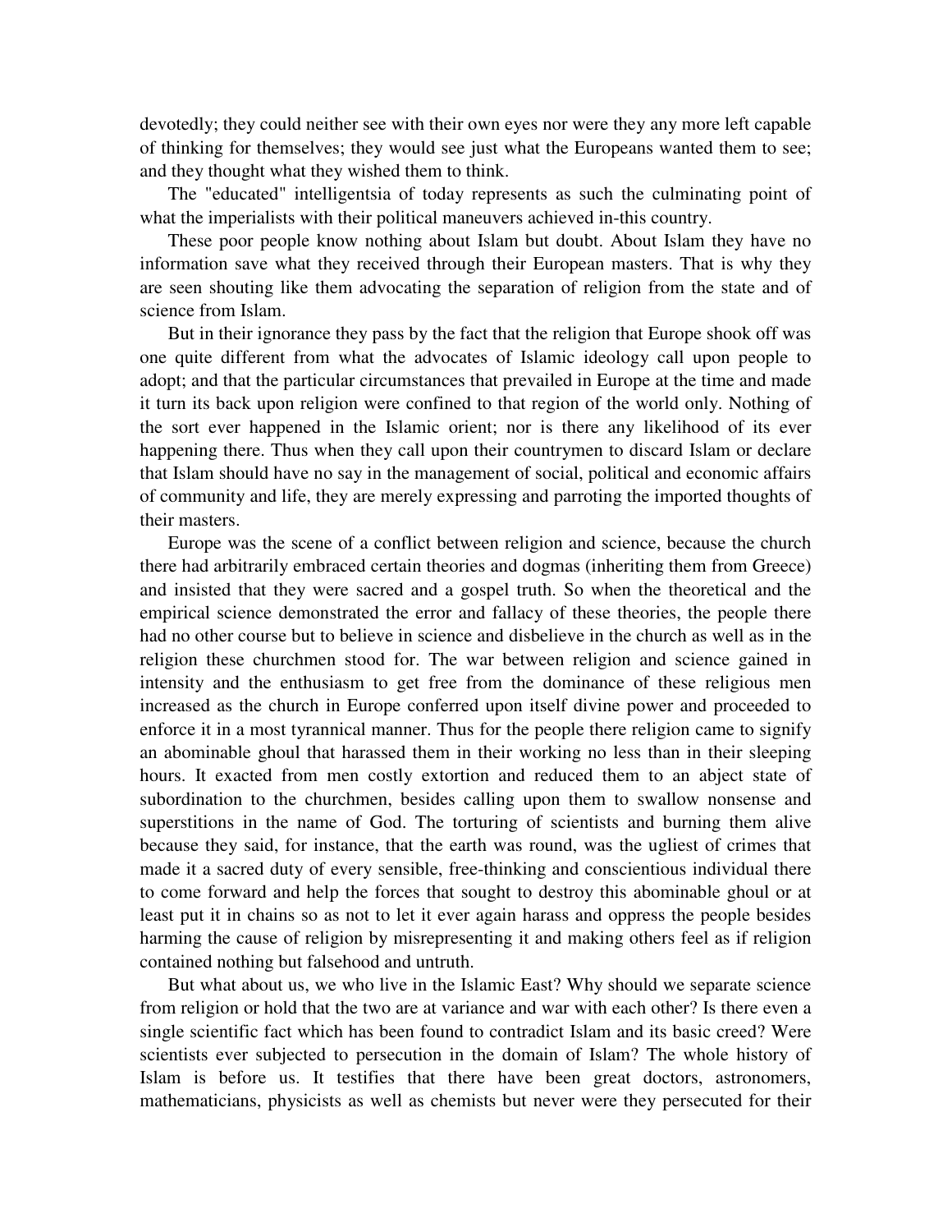devotedly; they could neither see with their own eyes nor were they any more left capable of thinking for themselves; they would see just what the Europeans wanted them to see; and they thought what they wished them to think.

The "educated" intelligentsia of today represents as such the culminating point of what the imperialists with their political maneuvers achieved in-this country.

These poor people know nothing about Islam but doubt. About Islam they have no information save what they received through their European masters. That is why they are seen shouting like them advocating the separation of religion from the state and of science from Islam.

But in their ignorance they pass by the fact that the religion that Europe shook off was one quite different from what the advocates of Islamic ideology call upon people to adopt; and that the particular circumstances that prevailed in Europe at the time and made it turn its back upon religion were confined to that region of the world only. Nothing of the sort ever happened in the Islamic orient; nor is there any likelihood of its ever happening there. Thus when they call upon their countrymen to discard Islam or declare that Islam should have no say in the management of social, political and economic affairs of community and life, they are merely expressing and parroting the imported thoughts of their masters.

Europe was the scene of a conflict between religion and science, because the church there had arbitrarily embraced certain theories and dogmas (inheriting them from Greece) and insisted that they were sacred and a gospel truth. So when the theoretical and the empirical science demonstrated the error and fallacy of these theories, the people there had no other course but to believe in science and disbelieve in the church as well as in the religion these churchmen stood for. The war between religion and science gained in intensity and the enthusiasm to get free from the dominance of these religious men increased as the church in Europe conferred upon itself divine power and proceeded to enforce it in a most tyrannical manner. Thus for the people there religion came to signify an abominable ghoul that harassed them in their working no less than in their sleeping hours. It exacted from men costly extortion and reduced them to an abject state of subordination to the churchmen, besides calling upon them to swallow nonsense and superstitions in the name of God. The torturing of scientists and burning them alive because they said, for instance, that the earth was round, was the ugliest of crimes that made it a sacred duty of every sensible, free-thinking and conscientious individual there to come forward and help the forces that sought to destroy this abominable ghoul or at least put it in chains so as not to let it ever again harass and oppress the people besides harming the cause of religion by misrepresenting it and making others feel as if religion contained nothing but falsehood and untruth.

But what about us, we who live in the Islamic East? Why should we separate science from religion or hold that the two are at variance and war with each other? Is there even a single scientific fact which has been found to contradict Islam and its basic creed? Were scientists ever subjected to persecution in the domain of Islam? The whole history of Islam is before us. It testifies that there have been great doctors, astronomers, mathematicians, physicists as well as chemists but never were they persecuted for their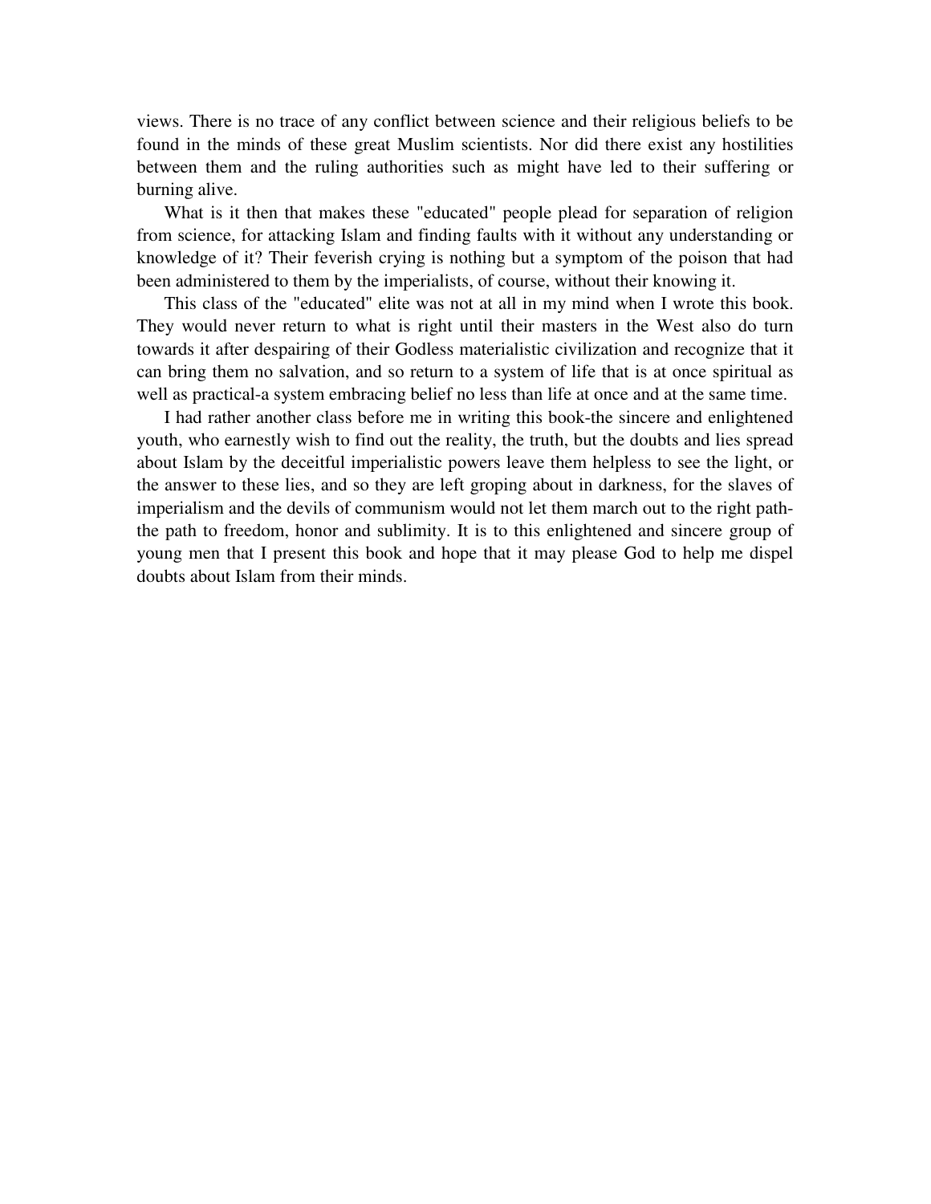views. There is no trace of any conflict between science and their religious beliefs to be found in the minds of these great Muslim scientists. Nor did there exist any hostilities between them and the ruling authorities such as might have led to their suffering or burning alive.

What is it then that makes these "educated" people plead for separation of religion from science, for attacking Islam and finding faults with it without any understanding or knowledge of it? Their feverish crying is nothing but a symptom of the poison that had been administered to them by the imperialists, of course, without their knowing it.

This class of the "educated" elite was not at all in my mind when I wrote this book. They would never return to what is right until their masters in the West also do turn towards it after despairing of their Godless materialistic civilization and recognize that it can bring them no salvation, and so return to a system of life that is at once spiritual as well as practical-a system embracing belief no less than life at once and at the same time.

I had rather another class before me in writing this book-the sincere and enlightened youth, who earnestly wish to find out the reality, the truth, but the doubts and lies spread about Islam by the deceitful imperialistic powers leave them helpless to see the light, or the answer to these lies, and so they are left groping about in darkness, for the slaves of imperialism and the devils of communism would not let them march out to the right path-the path to freedom, honor and sublimity. It is to this enlightened and sincere group of young men that I present this book and hope that it may please God to help me dispel doubts about Islam from their minds.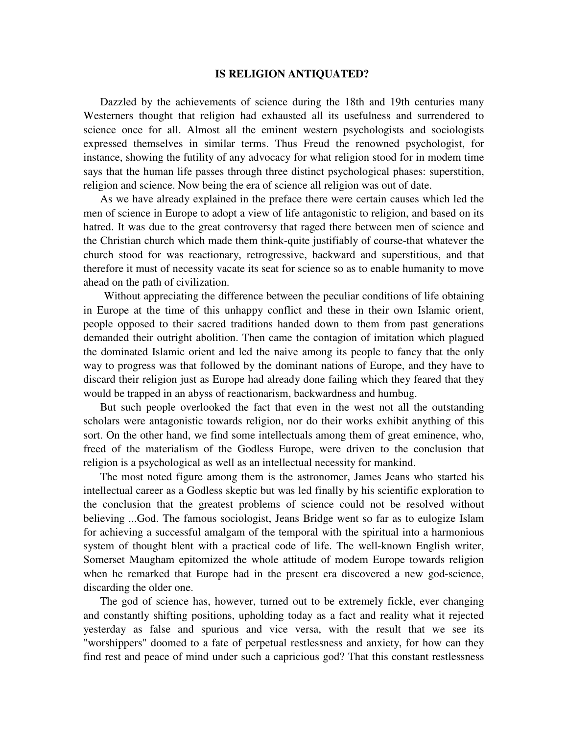## IS RELIGION ANTIQUATED?

Dazzled by the achievements of science during the 18th and 19th centuries many Westerners thought that religion had exhausted all its usefulness and surrendered to science once for all. Almost all the eminent western psychologists and sociologists expressed themselves in similar terms. Thus Freud the renowned psychologist, for instance, showing the futility of any advocacy for what religion stood for in modem time says that the human life passes through three distinct psychological phases: superstition, religion and science. Now being the era of science all religion was out of date.

As we have already explained in the preface there were certain causes which led the men of science in Europe to adopt a view of life antagonistic to religion, and based on its hatred. It was due to the great controversy that raged there between men of science and the Christian church which made them think-quite justifiably of course-that whatever the church stood for was reactionary, retrogressive, backward and superstitious, and that therefore it must of necessity vacate its seat for science so as to enable humanity to move ahead on the path of civilization.

Without appreciating the difference between the peculiar conditions of life obtaining in Europe at the time of this unhappy conflict and these in their own Islamic orient, people opposed to their sacred traditions handed down to them from past generations demanded their outright abolition. Then came the contagion of imitation which plagued the dominated Islamic orient and led the naive among its people to fancy that the only way to progress was that followed by the dominant nations of Europe, and they have to discard their religion just as Europe had already done failing which they feared that they would be trapped in an abyss of reactionarism, backwardness and humbug.

But such people overlooked the fact that even in the west not all the outstanding scholars were antagonistic towards religion, nor do their works exhibit anything of this sort. On the other hand, we find some intellectuals among them of great eminence, who, freed of the materialism of the Godless Europe, were driven to the conclusion that religion is a psychological as well as an intellectual necessity for mankind.

The most noted figure among them is the astronomer, James Jeans who started his intellectual career as a Godless skeptic but was led finally by his scientific exploration to the conclusion that the greatest problems of science could not be resolved without believing ...God. The famous sociologist, Jeans Bridge went so far as to eulogize Islam for achieving a successful amalgam of the temporal with the spiritual into a harmonious system of thought blent with a practical code of life. The well-known English writer, Somerset Maugham epitomized the whole attitude of modem Europe towards religion when he remarked that Europe had in the present era discovered a new god-science, discarding the older one.

The god of science has, however, turned out to be extremely fickle, ever changing and constantly shifting positions, upholding today as a fact and reality what it rejected yesterday as false and spurious and vice versa, with the result that we see its "worshippers" doomed to a fate of perpetual restlessness and anxiety, for how can they find rest and peace of mind under such a capricious god? That this constant restlessness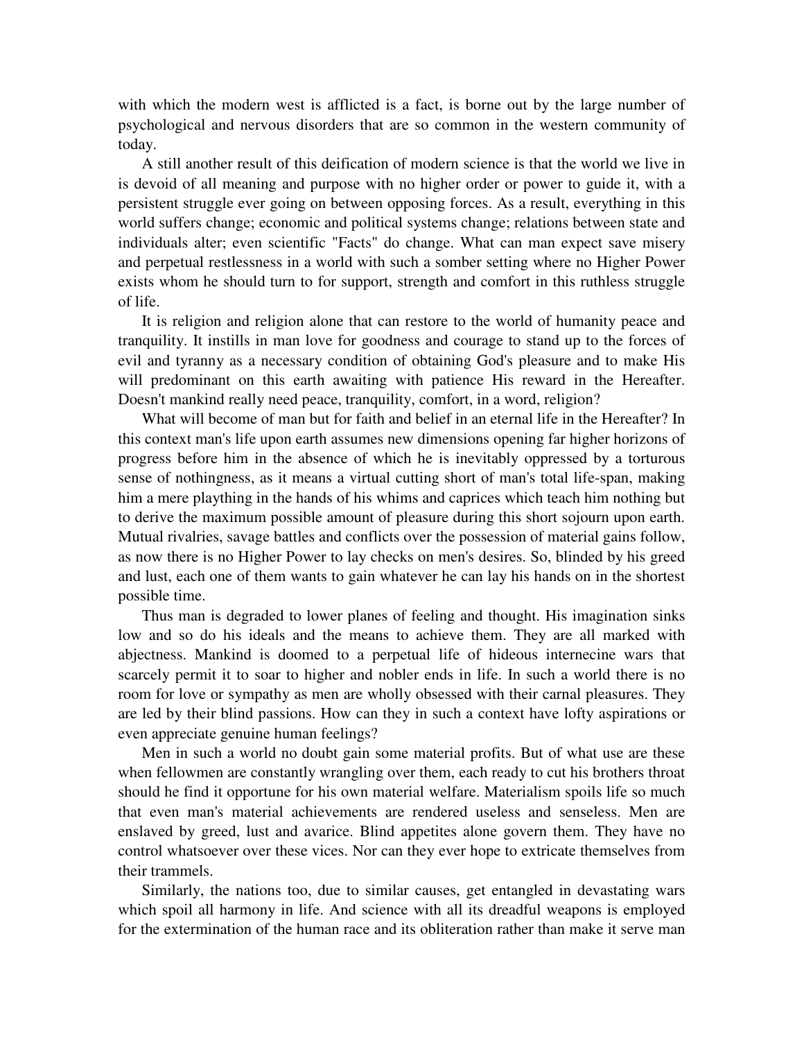with which the modern west is afflicted is a fact, is borne out by the large number of psychological and nervous disorders that are so common in the western community of today.

A still another result of this deification of modern science is that the world we live in is devoid of all meaning and purpose with no higher order or power to guide it, with a persistent struggle ever going on between opposing forces. As a result, everything in this world suffers change; economic and political systems change; relations between state and individuals alter; even scientific "Facts" do change. What can man expect save misery and perpetual restlessness in a world with such a somber setting where no Higher Power exists whom he should turn to for support, strength and comfort in this ruthless struggle of life.

It is religion and religion alone that can restore to the world of humanity peace and tranquility. It instills in man love for goodness and courage to stand up to the forces of evil and tyranny as a necessary condition of obtaining God's pleasure and to make His will predominant on this earth awaiting with patience His reward in the Hereafter. Doesn't mankind really need peace, tranquility, comfort, in a word, religion?

What will become of man but for faith and belief in an eternal life in the Hereafter? In this context man's life upon earth assumes new dimensions opening far higher horizons of progress before him in the absence of which he is inevitably oppressed by a torturous sense of nothingness, as it means a virtual cutting short of man's total life-span, making him a mere plaything in the hands of his whims and caprices which teach him nothing but to derive the maximum possible amount of pleasure during this short sojourn upon earth. Mutual rivalries, savage battles and conflicts over the possession of material gains follow, as now there is no Higher Power to lay checks on men's desires. So, blinded by his greed and lust, each one of them wants to gain whatever he can lay his hands on in the shortest possible time.

Thus man is degraded to lower planes of feeling and thought. His imagination sinks low and so do his ideals and the means to achieve them. They are all marked with abjectness. Mankind is doomed to a perpetual life of hideous internecine wars that scarcely permit it to soar to higher and nobler ends in life. In such a world there is no room for love or sympathy as men are wholly obsessed with their carnal pleasures. They are led by their blind passions. How can they in such a context have lofty aspirations or even appreciate genuine human feelings?

Men in such a world no doubt gain some material profits. But of what use are these when fellowmen are constantly wrangling over them, each ready to cut his brothers throat should he find it opportune for his own material welfare. Materialism spoils life so much that even man's material achievements are rendered useless and senseless. Men are enslaved by greed, lust and avarice. Blind appetites alone govern them. They have no control whatsoever over these vices. Nor can they ever hope to extricate themselves from their trammels.

Similarly, the nations too, due to similar causes, get entangled in devastating wars which spoil all harmony in life. And science with all its dreadful weapons is employed for the extermination of the human race and its obliteration rather than make it serve man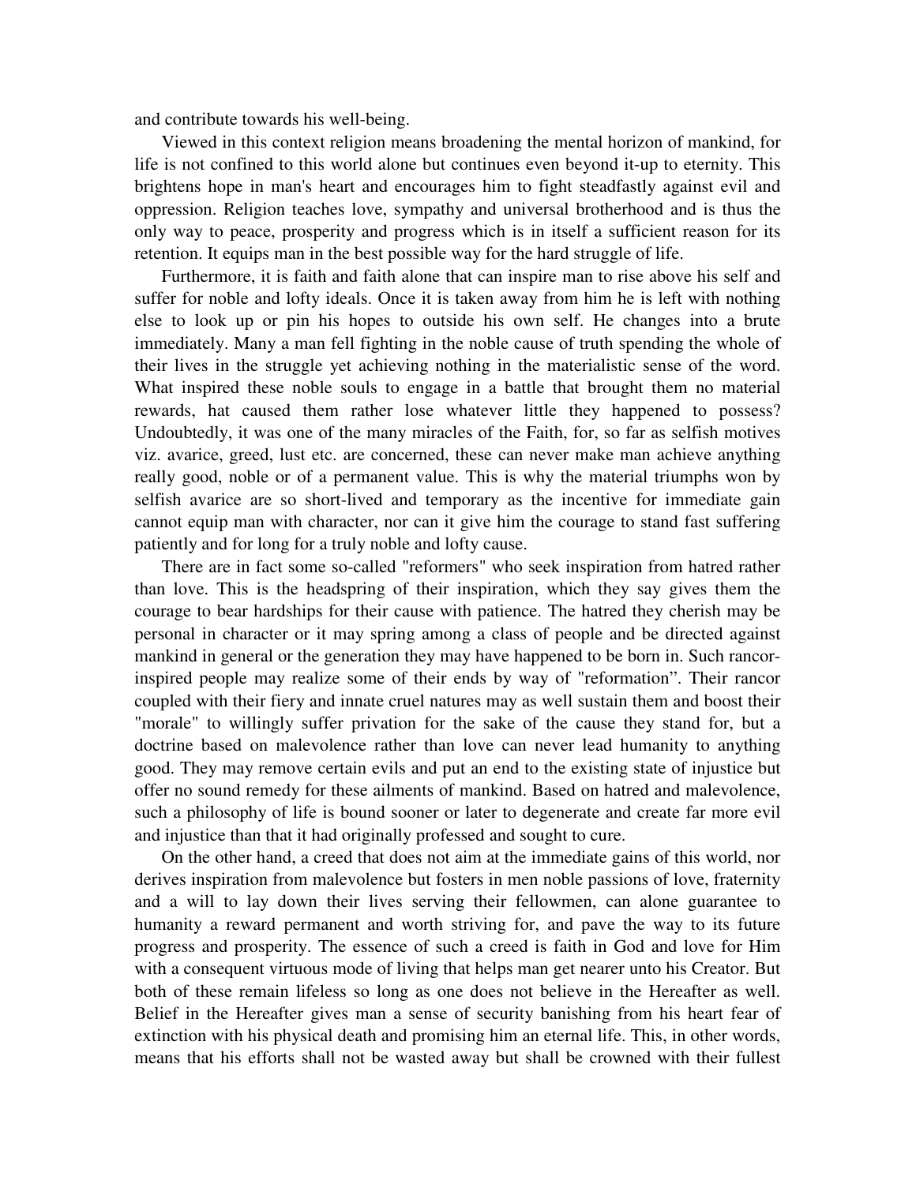and contribute towards his well-being.

Viewed in this context religion means broadening the mental horizon of mankind, for life is not confined to this world alone but continues even beyond it-up to eternity. This brightens hope in man's heart and encourages him to fight steadfastly against evil and oppression. Religion teaches love, sympathy and universal brotherhood and is thus the only way to peace, prosperity and progress which is in itself a sufficient reason for its retention. It equips man in the best possible way for the hard struggle of life.

Furthermore, it is faith and faith alone that can inspire man to rise above his self and suffer for noble and lofty ideals. Once it is taken away from him he is left with nothing else to look up or pin his hopes to outside his own self. He changes into a brute immediately. Many a man fell fighting in the noble cause of truth spending the whole of their lives in the struggle yet achieving nothing in the materialistic sense of the word. What inspired these noble souls to engage in a battle that brought them no material rewards, hat caused them rather lose whatever little they happened to possess? Undoubtedly, it was one of the many miracles of the Faith, for, so far as selfish motives viz. avarice, greed, lust etc. are concerned, these can never make man achieve anything really good, noble or of a permanent value. This is why the material triumphs won by selfish avarice are so short-lived and temporary as the incentive for immediate gain cannot equip man with character, nor can it give him the courage to stand fast suffering patiently and for long for a truly noble and lofty cause.

There are in fact some so-called "reformers" who seek inspiration from hatred rather than love. This is the headspring of their inspiration, which they say gives them the courage to bear hardships for their cause with patience. The hatred they cherish may be personal in character or it may spring among a class of people and be directed against mankind in general or the generation they may have happened to be born in. Such rancor-inspired people may realize some of their ends by way of "reformation". Their rancor coupled with their fiery and innate cruel natures may as well sustain them and boost their "morale" to willingly suffer privation for the sake of the cause they stand for, but a doctrine based on malevolence rather than love can never lead humanity to anything good. They may remove certain evils and put an end to the existing state of injustice but offer no sound remedy for these ailments of mankind. Based on hatred and malevolence, such a philosophy of life is bound sooner or later to degenerate and create far more evil and injustice than that it had originally professed and sought to cure.

On the other hand, a creed that does not aim at the immediate gains of this world, nor derives inspiration from malevolence but fosters in men noble passions of love, fraternity and a will to lay down their lives serving their fellowmen, can alone guarantee to humanity a reward permanent and worth striving for, and pave the way to its future progress and prosperity. The essence of such a creed is faith in God and love for Him with a consequent virtuous mode of living that helps man get nearer unto his Creator. But both of these remain lifeless so long as one does not believe in the Hereafter as well. Belief in the Hereafter gives man a sense of security banishing from his heart fear of extinction with his physical death and promising him an eternal life. This, in other words, means that his efforts shall not be wasted away but shall be crowned with their fullest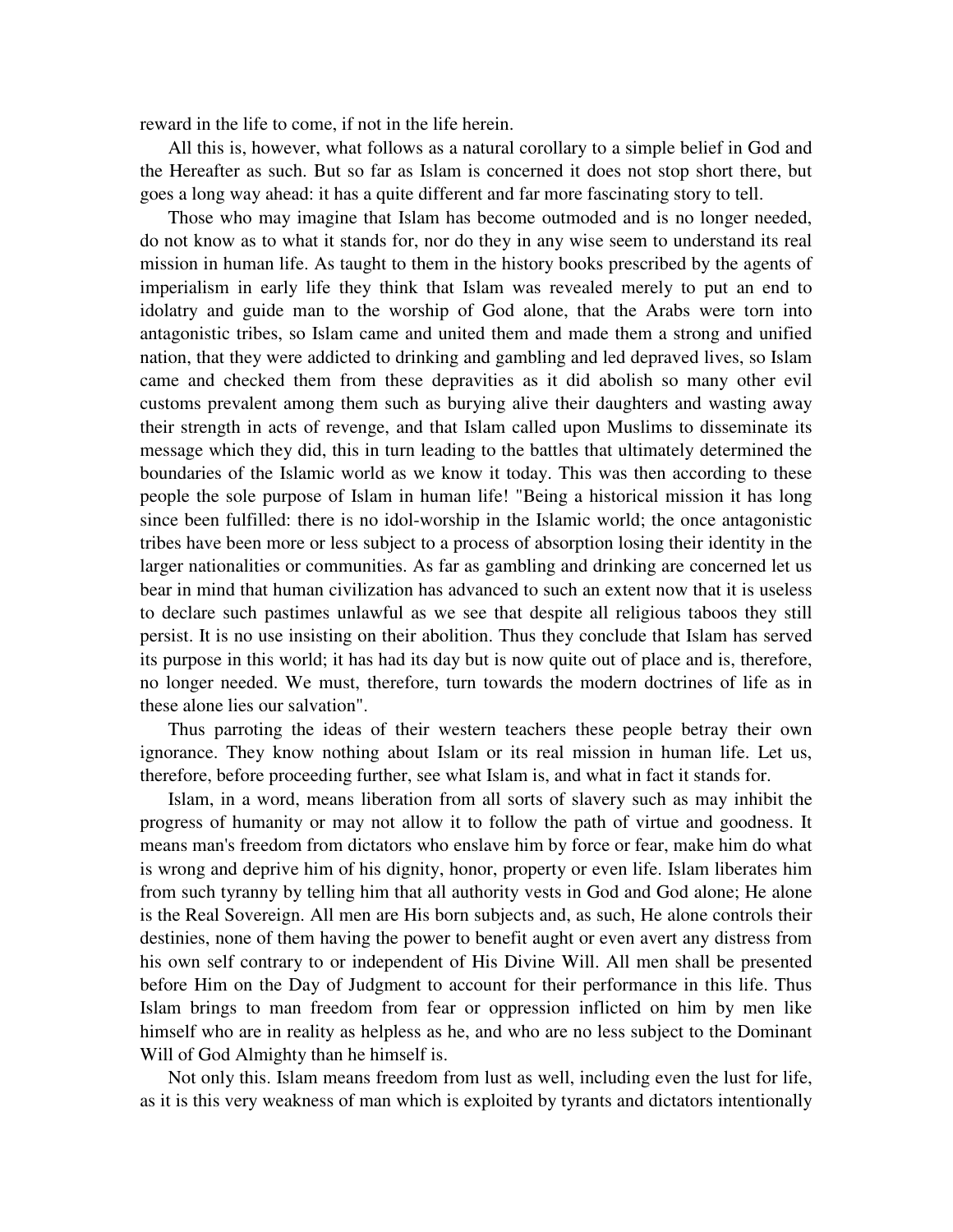reward in the life to come, if not in the life herein.

All this is, however, what follows as a natural corollary to a simple belief in God and the Hereafter as such. But so far as Islam is concerned it does not stop short there, but goes a long way ahead: it has a quite different and far more fascinating story to tell.

Those who may imagine that Islam has become outmoded and is no longer needed, do not know as to what it stands for, nor do they in any wise seem to understand its real mission in human life. As taught to them in the history books prescribed by the agents of imperialism in early life they think that Islam was revealed merely to put an end to idolatry and guide man to the worship of God alone, that the Arabs were torn into antagonistic tribes, so Islam came and united them and made them a strong and unified nation, that they were addicted to drinking and gambling and led depraved lives, so Islam came and checked them from these depravities as it did abolish so many other evil customs prevalent among them such as burying alive their daughters and wasting away their strength in acts of revenge, and that Islam called upon Muslims to disseminate its message which they did, this in turn leading to the battles that ultimately determined the boundaries of the Islamic world as we know it today. This was then according to these people the sole purpose of Islam in human life! "Being a historical mission it has long since been fulfilled: there is no idol-worship in the Islamic world; the once antagonistic tribes have been more or less subject to a process of absorption losing their identity in the larger nationalities or communities. As far as gambling and drinking are concerned let us bear in mind that human civilization has advanced to such an extent now that it is useless to declare such pastimes unlawful as we see that despite all religious taboos they still persist. It is no use insisting on their abolition. Thus they conclude that Islam has served its purpose in this world; it has had its day but is now quite out of place and is, therefore, no longer needed. We must, therefore, turn towards the modern doctrines of life as in these alone lies our salvation".

Thus parroting the ideas of their western teachers these people betray their own ignorance. They know nothing about Islam or its real mission in human life. Let us, therefore, before proceeding further, see what Islam is, and what in fact it stands for.

Islam, in a word, means liberation from all sorts of slavery such as may inhibit the progress of humanity or may not allow it to follow the path of virtue and goodness. It means man's freedom from dictators who enslave him by force or fear, make him do what is wrong and deprive him of his dignity, honor, property or even life. Islam liberates him from such tyranny by telling him that all authority vests in God and God alone; He alone is the Real Sovereign. All men are His born subjects and, as such, He alone controls their destinies, none of them having the power to benefit aught or even avert any distress from his own self contrary to or independent of His Divine Will. All men shall be presented before Him on the Day of Judgment to account for their performance in this life. Thus Islam brings to man freedom from fear or oppression inflicted on him by men like himself who are in reality as helpless as he, and who are no less subject to the Dominant Will of God Almighty than he himself is.

Not only this. Islam means freedom from lust as well, including even the lust for life, as it is this very weakness of man which is exploited by tyrants and dictators intentionally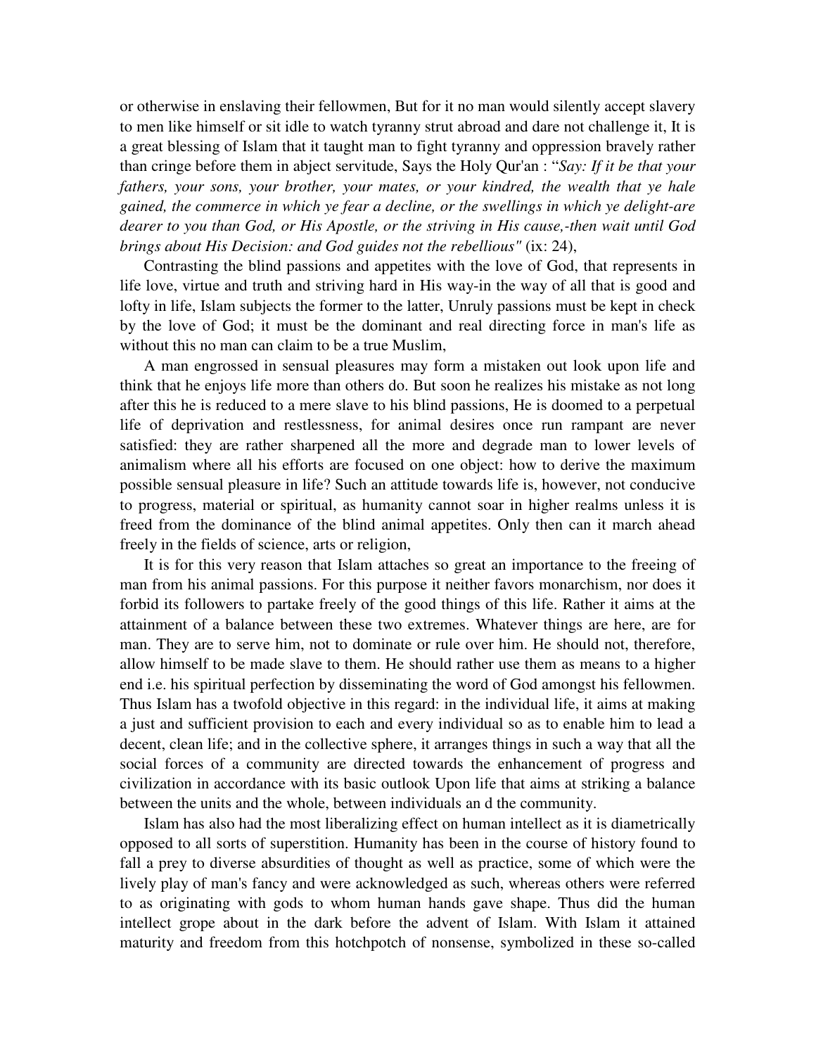or otherwise in enslaving their fellowmen, But for it no man would silently accept slavery to men like himself or sit idle to watch tyranny strut abroad and dare not challenge it, It is a great blessing of Islam that it taught man to fight tyranny and oppression bravely rather than cringe before them in abject servitude, Says the Holy Qur'an : "*Say: If it be that your fathers, your sons, your brother, your mates, or your kindred, the wealth that ye hale gained, the commerce in which ye fear a decline, or the swellings in which ye delight-are dearer to you than God, or His Apostle, or the striving in His cause,-then wait until God brings about His Decision: and God guides not the rebellious"* (ix: 24),

Contrasting the blind passions and appetites with the love of God, that represents in life love, virtue and truth and striving hard in His way-in the way of all that is good and lofty in life, Islam subjects the former to the latter, Unruly passions must be kept in check by the love of God; it must be the dominant and real directing force in man's life as without this no man can claim to be a true Muslim,

A man engrossed in sensual pleasures may form a mistaken out look upon life and think that he enjoys life more than others do. But soon he realizes his mistake as not long after this he is reduced to a mere slave to his blind passions, He is doomed to a perpetual life of deprivation and restlessness, for animal desires once run rampant are never satisfied: they are rather sharpened all the more and degrade man to lower levels of animalism where all his efforts are focused on one object: how to derive the maximum possible sensual pleasure in life? Such an attitude towards life is, however, not conducive to progress, material or spiritual, as humanity cannot soar in higher realms unless it is freed from the dominance of the blind animal appetites. Only then can it march ahead freely in the fields of science, arts or religion,

It is for this very reason that Islam attaches so great an importance to the freeing of man from his animal passions. For this purpose it neither favors monarchism, nor does it forbid its followers to partake freely of the good things of this life. Rather it aims at the attainment of a balance between these two extremes. Whatever things are here, are for man. They are to serve him, not to dominate or rule over him. He should not, therefore, allow himself to be made slave to them. He should rather use them as means to a higher end i.e. his spiritual perfection by disseminating the word of God amongst his fellowmen. Thus Islam has a twofold objective in this regard: in the individual life, it aims at making a just and sufficient provision to each and every individual so as to enable him to lead a decent, clean life; and in the collective sphere, it arranges things in such a way that all the social forces of a community are directed towards the enhancement of progress and civilization in accordance with its basic outlook Upon life that aims at striking a balance between the units and the whole, between individuals an d the community.

Islam has also had the most liberalizing effect on human intellect as it is diametrically opposed to all sorts of superstition. Humanity has been in the course of history found to fall a prey to diverse absurdities of thought as well as practice, some of which were the lively play of man's fancy and were acknowledged as such, whereas others were referred to as originating with gods to whom human hands gave shape. Thus did the human intellect grope about in the dark before the advent of Islam. With Islam it attained maturity and freedom from this hotchpotch of nonsense, symbolized in these so-called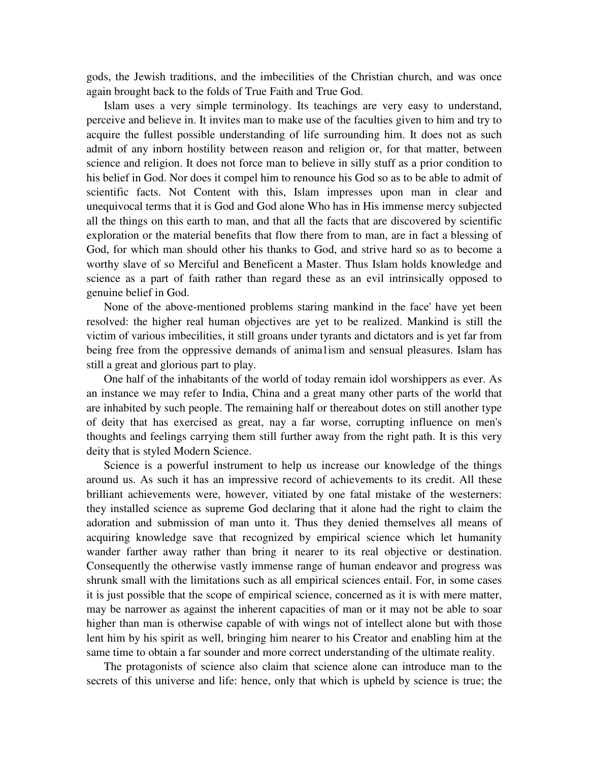gods, the Jewish traditions, and the imbecilities of the Christian church, and was once again brought back to the folds of True Faith and True God.

Islam uses a very simple terminology. Its teachings are very easy to understand, perceive and believe in. It invites man to make use of the faculties given to him and try to acquire the fullest possible understanding of life surrounding him. It does not as such admit of any inborn hostility between reason and religion or, for that matter, between science and religion. It does not force man to believe in silly stuff as a prior condition to his belief in God. Nor does it compel him to renounce his God so as to be able to admit of scientific facts. Not Content with this, Islam impresses upon man in clear and unequivocal terms that it is God and God alone Who has in His immense mercy subjected all the things on this earth to man, and that all the facts that are discovered by scientific exploration or the material benefits that flow there from to man, are in fact a blessing of God, for which man should other his thanks to God, and strive hard so as to become a worthy slave of so Merciful and Beneficent a Master. Thus Islam holds knowledge and science as a part of faith rather than regard these as an evil intrinsically opposed to genuine belief in God.

None of the above-mentioned problems staring mankind in the face' have yet been resolved: the higher real human objectives are yet to be realized. Mankind is still the victim of various imbecilities, it still groans under tyrants and dictators and is yet far from being free from the oppressive demands of anima1ism and sensual pleasures. Islam has still a great and glorious part to play.

One half of the inhabitants of the world of today remain idol worshippers as ever. As an instance we may refer to India, China and a great many other parts of the world that are inhabited by such people. The remaining half or thereabout dotes on still another type of deity that has exercised as great, nay a far worse, corrupting influence on men's thoughts and feelings carrying them still further away from the right path. It is this very deity that is styled Modern Science.

Science is a powerful instrument to help us increase our knowledge of the things around us. As such it has an impressive record of achievements to its credit. All these brilliant achievements were, however, vitiated by one fatal mistake of the westerners: they installed science as supreme God declaring that it alone had the right to claim the adoration and submission of man unto it. Thus they denied themselves all means of acquiring knowledge save that recognized by empirical science which let humanity wander farther away rather than bring it nearer to its real objective or destination. Consequently the otherwise vastly immense range of human endeavor and progress was shrunk small with the limitations such as all empirical sciences entail. For, in some cases it is just possible that the scope of empirical science, concerned as it is with mere matter, may be narrower as against the inherent capacities of man or it may not be able to soar higher than man is otherwise capable of with wings not of intellect alone but with those lent him by his spirit as well, bringing him nearer to his Creator and enabling him at the same time to obtain a far sounder and more correct understanding of the ultimate reality.

The protagonists of science also claim that science alone can introduce man to the secrets of this universe and life: hence, only that which is upheld by science is true; the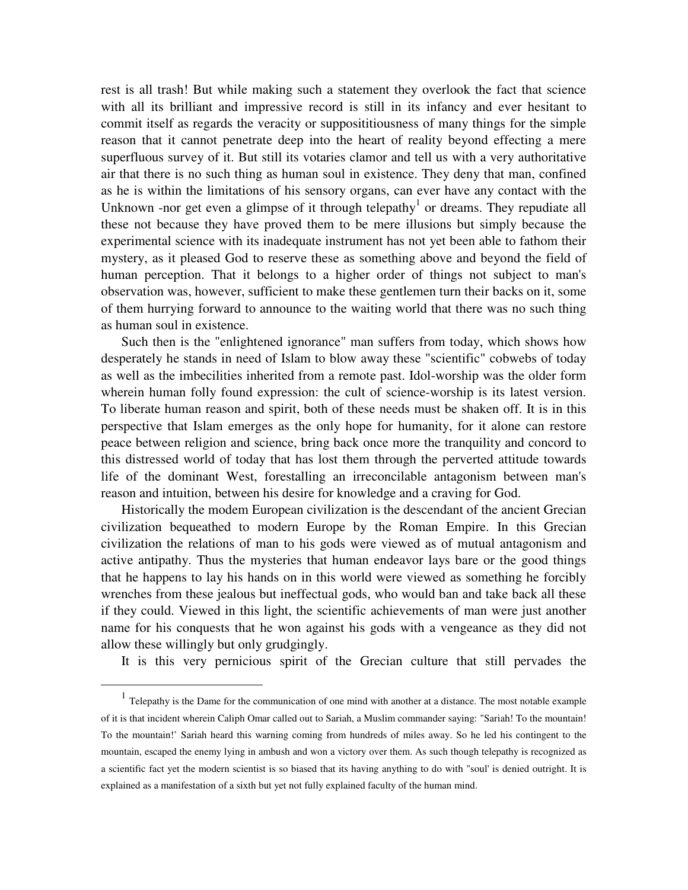rest is all trash! But while making such a statement they overlook the fact that science with all its brilliant and impressive record is still in its infancy and ever hesitant to commit itself as regards the veracity or supposititiousness of many things for the simple reason that it cannot penetrate deep into the heart of reality beyond effecting a mere superfluous survey of it. But still its votaries clamor and tell us with a very authoritative air that there is no such thing as human soul in existence. They deny that man, confined as he is within the limitations of his sensory organs, can ever have any contact with the Unknown -nor get even a glimpse of it through telepathy[1] or dreams. They repudiate all these not because they have proved them to be mere illusions but simply because the experimental science with its inadequate instrument has not yet been able to fathom their mystery, as it pleased God to reserve these as something above and beyond the field of human perception. That it belongs to a higher order of things not subject to man's observation was, however, sufficient to make these gentlemen turn their backs on it, some of them hurrying forward to announce to the waiting world that there was no such thing as human soul in existence.

Such then is the "enlightened ignorance" man suffers from today, which shows how desperately he stands in need of Islam to blow away these "scientific" cobwebs of today as well as the imbecilities inherited from a remote past. Idol-worship was the older form wherein human folly found expression: the cult of science-worship is its latest version. To liberate human reason and spirit, both of these needs must be shaken off. It is in this perspective that Islam emerges as the only hope for humanity, for it alone can restore peace between religion and science, bring back once more the tranquility and concord to this distressed world of today that has lost them through the perverted attitude towards life of the dominant West, forestalling an irreconcilable antagonism between man's reason and intuition, between his desire for knowledge and a craving for God.

Historically the modem European civilization is the descendant of the ancient Grecian civilization bequeathed to modern Europe by the Roman Empire. In this Grecian civilization the relations of man to his gods were viewed as of mutual antagonism and active antipathy. Thus the mysteries that human endeavor lays bare or the good things that he happens to lay his hands on in this world were viewed as something he forcibly wrenches from these jealous but ineffectual gods, who would ban and take back all these if they could. Viewed in this light, the scientific achievements of man were just another name for his conquests that he won against his gods with a vengeance as they did not allow these willingly but only grudgingly.

It is this very pernicious spirit of the Grecian culture that still pervades the

---

[1] Telepathy is the Dame for the communication of one mind with another at a distance. The most notable example of it is that incident wherein Caliph Omar called out to Sariah, a Muslim commander saying: "Sariah! To the mountain! To the mountain!' Sariah heard this warning coming from hundreds of miles away. So he led his contingent to the mountain, escaped the enemy lying in ambush and won a victory over them. As such though telepathy is recognized as a scientific fact yet the modern scientist is so biased that its having anything to do with "soul' is denied outright. It is explained as a manifestation of a sixth but yet not fully explained faculty of the human mind.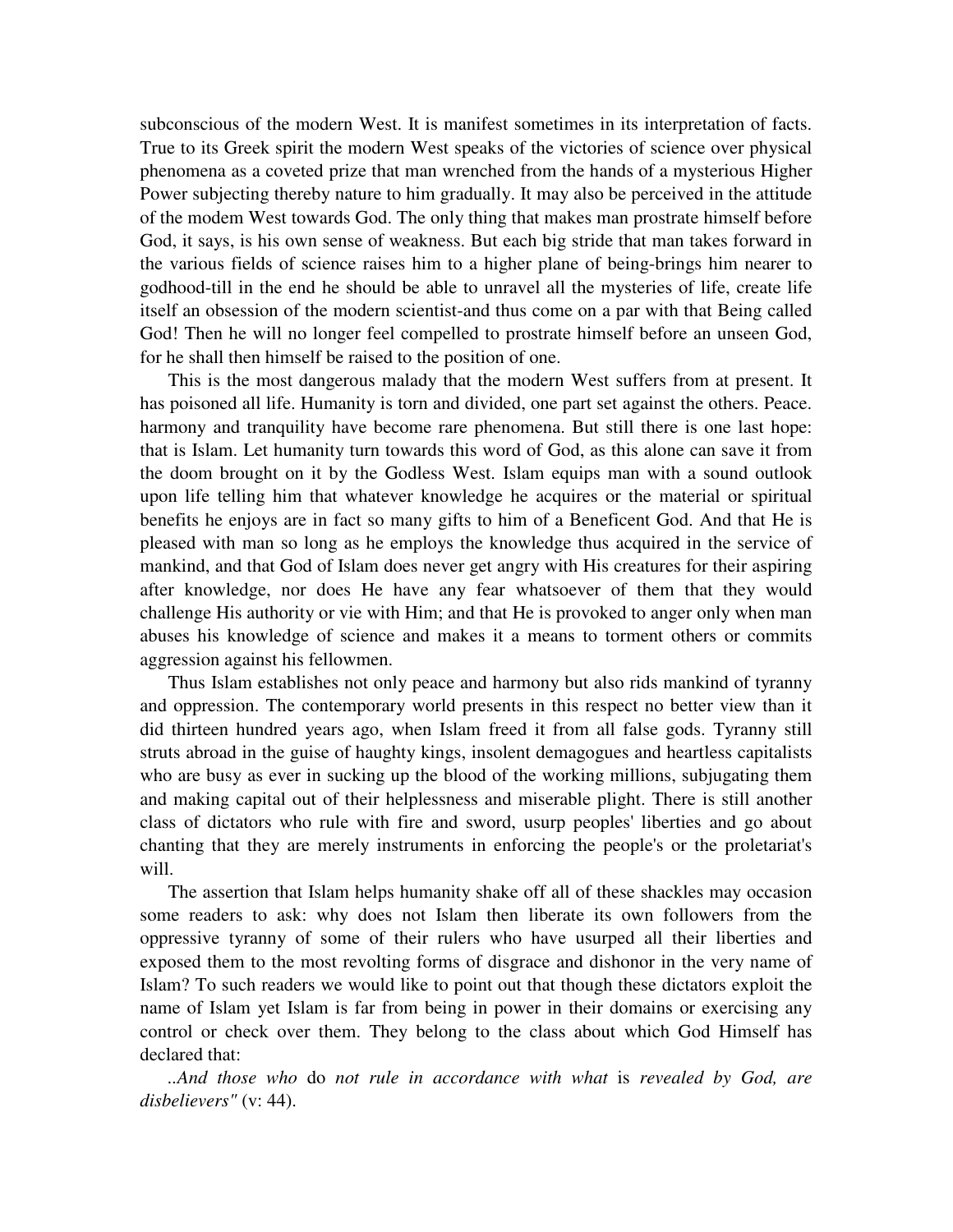subconscious of the modern West. It is manifest sometimes in its interpretation of facts. True to its Greek spirit the modern West speaks of the victories of science over physical phenomena as a coveted prize that man wrenched from the hands of a mysterious Higher Power subjecting thereby nature to him gradually. It may also be perceived in the attitude of the modem West towards God. The only thing that makes man prostrate himself before God, it says, is his own sense of weakness. But each big stride that man takes forward in the various fields of science raises him to a higher plane of being-brings him nearer to godhood-till in the end he should be able to unravel all the mysteries of life, create life itself an obsession of the modern scientist-and thus come on a par with that Being called God! Then he will no longer feel compelled to prostrate himself before an unseen God, for he shall then himself be raised to the position of one.

This is the most dangerous malady that the modern West suffers from at present. It has poisoned all life. Humanity is torn and divided, one part set against the others. Peace. harmony and tranquility have become rare phenomena. But still there is one last hope: that is Islam. Let humanity turn towards this word of God, as this alone can save it from the doom brought on it by the Godless West. Islam equips man with a sound outlook upon life telling him that whatever knowledge he acquires or the material or spiritual benefits he enjoys are in fact so many gifts to him of a Beneficent God. And that He is pleased with man so long as he employs the knowledge thus acquired in the service of mankind, and that God of Islam does never get angry with His creatures for their aspiring after knowledge, nor does He have any fear whatsoever of them that they would challenge His authority or vie with Him; and that He is provoked to anger only when man abuses his knowledge of science and makes it a means to torment others or commits aggression against his fellowmen.

Thus Islam establishes not only peace and harmony but also rids mankind of tyranny and oppression. The contemporary world presents in this respect no better view than it did thirteen hundred years ago, when Islam freed it from all false gods. Tyranny still struts abroad in the guise of haughty kings, insolent demagogues and heartless capitalists who are busy as ever in sucking up the blood of the working millions, subjugating them and making capital out of their helplessness and miserable plight. There is still another class of dictators who rule with fire and sword, usurp peoples' liberties and go about chanting that they are merely instruments in enforcing the people's or the proletariat's will.

The assertion that Islam helps humanity shake off all of these shackles may occasion some readers to ask: why does not Islam then liberate its own followers from the oppressive tyranny of some of their rulers who have usurped all their liberties and exposed them to the most revolting forms of disgrace and dishonor in the very name of Islam? To such readers we would like to point out that though these dictators exploit the name of Islam yet Islam is far from being in power in their domains or exercising any control or check over them. They belong to the class about which God Himself has declared that:

*..And those who* do *not rule in accordance with what* is *revealed by God, are disbelievers"* (v: 44).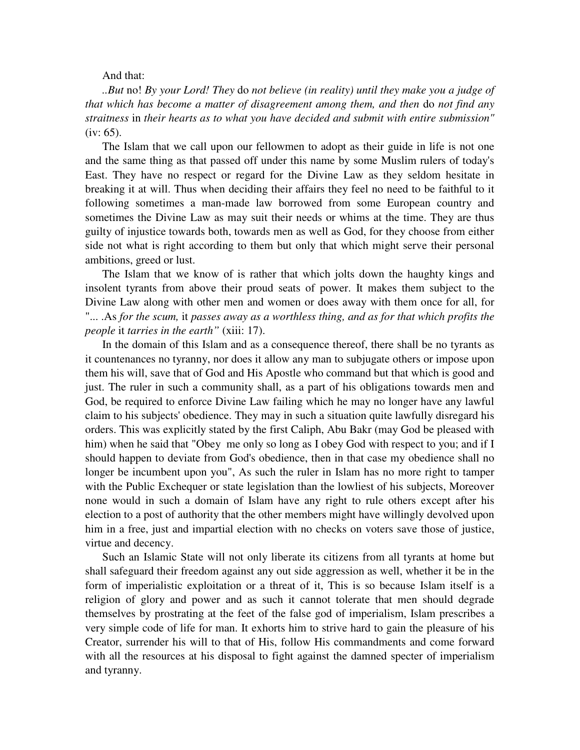And that:

..*But* no! *By your Lord! They* do *not believe (in reality) until they make you a judge of that which has become a matter of disagreement among them, and then* do *not find any straitness* in *their hearts as to what you have decided and submit with entire submission"* (iv: 65).

The Islam that we call upon our fellowmen to adopt as their guide in life is not one and the same thing as that passed off under this name by some Muslim rulers of today's East. They have no respect or regard for the Divine Law as they seldom hesitate in breaking it at will. Thus when deciding their affairs they feel no need to be faithful to it following sometimes a man-made law borrowed from some European country and sometimes the Divine Law as may suit their needs or whims at the time. They are thus guilty of injustice towards both, towards men as well as God, for they choose from either side not what is right according to them but only that which might serve their personal ambitions, greed or lust.

The Islam that we know of is rather that which jolts down the haughty kings and insolent tyrants from above their proud seats of power. It makes them subject to the Divine Law along with other men and women or does away with them once for all, for "... .As *for the scum,* it *passes away as a worthless thing, and as for that which profits the people* it *tarries in the earth"* (xiii: 17).

In the domain of this Islam and as a consequence thereof, there shall be no tyrants as it countenances no tyranny, nor does it allow any man to subjugate others or impose upon them his will, save that of God and His Apostle who command but that which is good and just. The ruler in such a community shall, as a part of his obligations towards men and God, be required to enforce Divine Law failing which he may no longer have any lawful claim to his subjects' obedience. They may in such a situation quite lawfully disregard his orders. This was explicitly stated by the first Caliph, Abu Bakr (may God be pleased with him) when he said that "Obey me only so long as I obey God with respect to you; and if I should happen to deviate from God's obedience, then in that case my obedience shall no longer be incumbent upon you", As such the ruler in Islam has no more right to tamper with the Public Exchequer or state legislation than the lowliest of his subjects, Moreover none would in such a domain of Islam have any right to rule others except after his election to a post of authority that the other members might have willingly devolved upon him in a free, just and impartial election with no checks on voters save those of justice, virtue and decency.

Such an Islamic State will not only liberate its citizens from all tyrants at home but shall safeguard their freedom against any out side aggression as well, whether it be in the form of imperialistic exploitation or a threat of it, This is so because Islam itself is a religion of glory and power and as such it cannot tolerate that men should degrade themselves by prostrating at the feet of the false god of imperialism, Islam prescribes a very simple code of life for man. It exhorts him to strive hard to gain the pleasure of his Creator, surrender his will to that of His, follow His commandments and come forward with all the resources at his disposal to fight against the damned specter of imperialism and tyranny.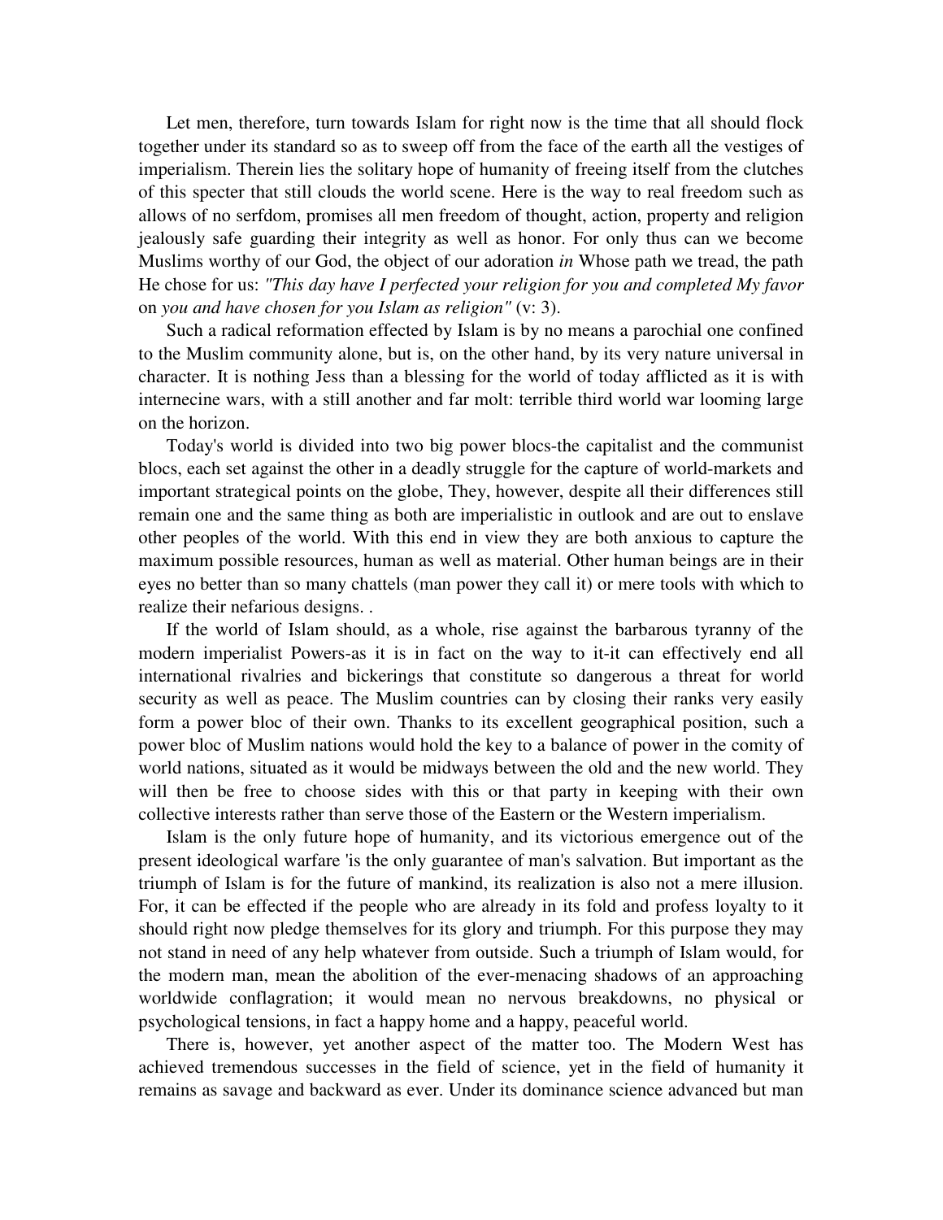Let men, therefore, turn towards Islam for right now is the time that all should flock together under its standard so as to sweep off from the face of the earth all the vestiges of imperialism. Therein lies the solitary hope of humanity of freeing itself from the clutches of this specter that still clouds the world scene. Here is the way to real freedom such as allows of no serfdom, promises all men freedom of thought, action, property and religion jealously safe guarding their integrity as well as honor. For only thus can we become Muslims worthy of our God, the object of our adoration *in* Whose path we tread, the path He chose for us: *"This day have I perfected your religion for you and completed My favor* on *you and have chosen for you Islam as religion"* (v: 3).

Such a radical reformation effected by Islam is by no means a parochial one confined to the Muslim community alone, but is, on the other hand, by its very nature universal in character. It is nothing Jess than a blessing for the world of today afflicted as it is with internecine wars, with a still another and far molt: terrible third world war looming large on the horizon.

Today's world is divided into two big power blocs-the capitalist and the communist blocs, each set against the other in a deadly struggle for the capture of world-markets and important strategical points on the globe, They, however, despite all their differences still remain one and the same thing as both are imperialistic in outlook and are out to enslave other peoples of the world. With this end in view they are both anxious to capture the maximum possible resources, human as well as material. Other human beings are in their eyes no better than so many chattels (man power they call it) or mere tools with which to realize their nefarious designs. .

If the world of Islam should, as a whole, rise against the barbarous tyranny of the modern imperialist Powers-as it is in fact on the way to it-it can effectively end all international rivalries and bickerings that constitute so dangerous a threat for world security as well as peace. The Muslim countries can by closing their ranks very easily form a power bloc of their own. Thanks to its excellent geographical position, such a power bloc of Muslim nations would hold the key to a balance of power in the comity of world nations, situated as it would be midways between the old and the new world. They will then be free to choose sides with this or that party in keeping with their own collective interests rather than serve those of the Eastern or the Western imperialism.

Islam is the only future hope of humanity, and its victorious emergence out of the present ideological warfare 'is the only guarantee of man's salvation. But important as the triumph of Islam is for the future of mankind, its realization is also not a mere illusion. For, it can be effected if the people who are already in its fold and profess loyalty to it should right now pledge themselves for its glory and triumph. For this purpose they may not stand in need of any help whatever from outside. Such a triumph of Islam would, for the modern man, mean the abolition of the ever-menacing shadows of an approaching worldwide conflagration; it would mean no nervous breakdowns, no physical or psychological tensions, in fact a happy home and a happy, peaceful world.

There is, however, yet another aspect of the matter too. The Modern West has achieved tremendous successes in the field of science, yet in the field of humanity it remains as savage and backward as ever. Under its dominance science advanced but man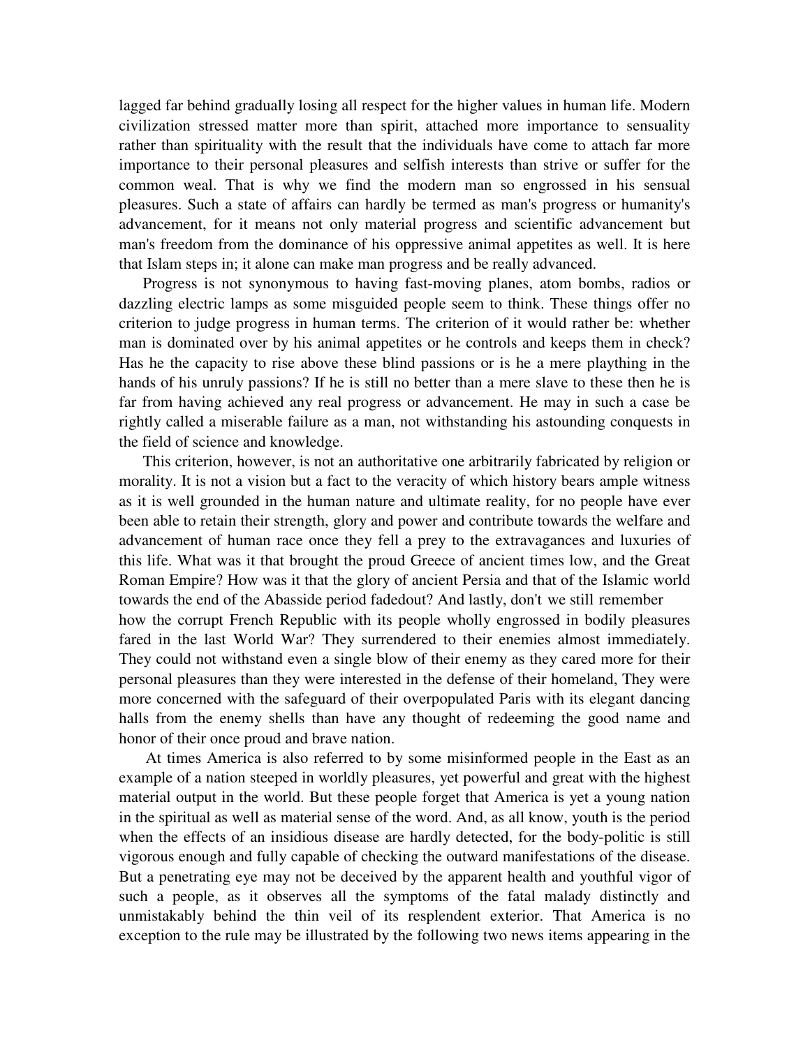lagged far behind gradually losing all respect for the higher values in human life. Modern civilization stressed matter more than spirit, attached more importance to sensuality rather than spirituality with the result that the individuals have come to attach far more importance to their personal pleasures and selfish interests than strive or suffer for the common weal. That is why we find the modern man so engrossed in his sensual pleasures. Such a state of affairs can hardly be termed as man's progress or humanity's advancement, for it means not only material progress and scientific advancement but man's freedom from the dominance of his oppressive animal appetites as well. It is here that Islam steps in; it alone can make man progress and be really advanced.

Progress is not synonymous to having fast-moving planes, atom bombs, radios or dazzling electric lamps as some misguided people seem to think. These things offer no criterion to judge progress in human terms. The criterion of it would rather be: whether man is dominated over by his animal appetites or he controls and keeps them in check? Has he the capacity to rise above these blind passions or is he a mere plaything in the hands of his unruly passions? If he is still no better than a mere slave to these then he is far from having achieved any real progress or advancement. He may in such a case be rightly called a miserable failure as a man, not withstanding his astounding conquests in the field of science and knowledge.

This criterion, however, is not an authoritative one arbitrarily fabricated by religion or morality. It is not a vision but a fact to the veracity of which history bears ample witness as it is well grounded in the human nature and ultimate reality, for no people have ever been able to retain their strength, glory and power and contribute towards the welfare and advancement of human race once they fell a prey to the extravagances and luxuries of this life. What was it that brought the proud Greece of ancient times low, and the Great Roman Empire? How was it that the glory of ancient Persia and that of the Islamic world towards the end of the Abasside period fadedout? And lastly, don't we still remember how the corrupt French Republic with its people wholly engrossed in bodily pleasures fared in the last World War? They surrendered to their enemies almost immediately. They could not withstand even a single blow of their enemy as they cared more for their personal pleasures than they were interested in the defense of their homeland, They were more concerned with the safeguard of their overpopulated Paris with its elegant dancing halls from the enemy shells than have any thought of redeeming the good name and honor of their once proud and brave nation.

At times America is also referred to by some misinformed people in the East as an example of a nation steeped in worldly pleasures, yet powerful and great with the highest material output in the world. But these people forget that America is yet a young nation in the spiritual as well as material sense of the word. And, as all know, youth is the period when the effects of an insidious disease are hardly detected, for the body-politic is still vigorous enough and fully capable of checking the outward manifestations of the disease. But a penetrating eye may not be deceived by the apparent health and youthful vigor of such a people, as it observes all the symptoms of the fatal malady distinctly and unmistakably behind the thin veil of its resplendent exterior. That America is no exception to the rule may be illustrated by the following two news items appearing in the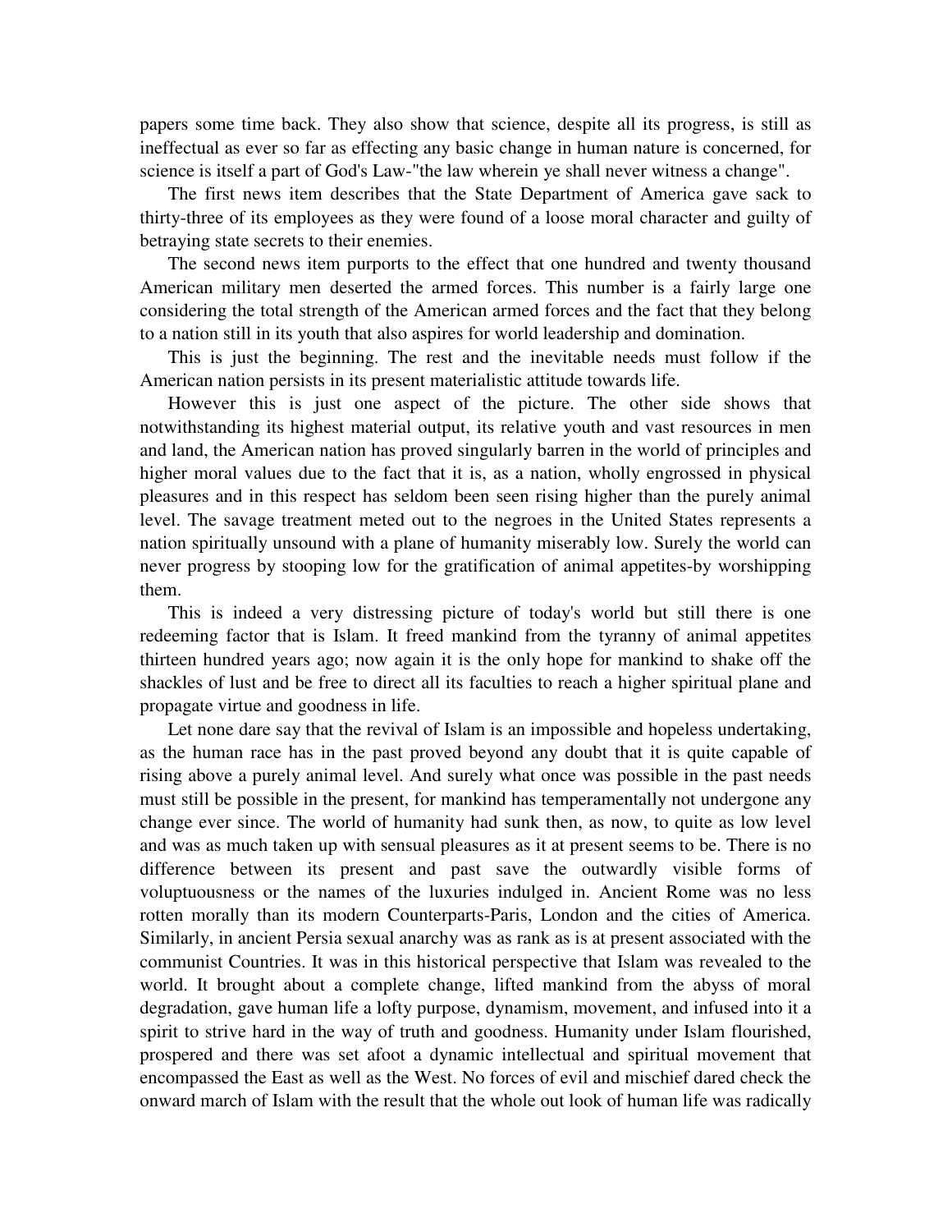papers some time back. They also show that science, despite all its progress, is still as ineffectual as ever so far as effecting any basic change in human nature is concerned, for science is itself a part of God's Law-"the law wherein ye shall never witness a change".

The first news item describes that the State Department of America gave sack to thirty-three of its employees as they were found of a loose moral character and guilty of betraying state secrets to their enemies.

The second news item purports to the effect that one hundred and twenty thousand American military men deserted the armed forces. This number is a fairly large one considering the total strength of the American armed forces and the fact that they belong to a nation still in its youth that also aspires for world leadership and domination.

This is just the beginning. The rest and the inevitable needs must follow if the American nation persists in its present materialistic attitude towards life.

However this is just one aspect of the picture. The other side shows that notwithstanding its highest material output, its relative youth and vast resources in men and land, the American nation has proved singularly barren in the world of principles and higher moral values due to the fact that it is, as a nation, wholly engrossed in physical pleasures and in this respect has seldom been seen rising higher than the purely animal level. The savage treatment meted out to the negroes in the United States represents a nation spiritually unsound with a plane of humanity miserably low. Surely the world can never progress by stooping low for the gratification of animal appetites-by worshipping them.

This is indeed a very distressing picture of today's world but still there is one redeeming factor that is Islam. It freed mankind from the tyranny of animal appetites thirteen hundred years ago; now again it is the only hope for mankind to shake off the shackles of lust and be free to direct all its faculties to reach a higher spiritual plane and propagate virtue and goodness in life.

Let none dare say that the revival of Islam is an impossible and hopeless undertaking, as the human race has in the past proved beyond any doubt that it is quite capable of rising above a purely animal level. And surely what once was possible in the past needs must still be possible in the present, for mankind has temperamentally not undergone any change ever since. The world of humanity had sunk then, as now, to quite as low level and was as much taken up with sensual pleasures as it at present seems to be. There is no difference between its present and past save the outwardly visible forms of voluptuousness or the names of the luxuries indulged in. Ancient Rome was no less rotten morally than its modern Counterparts-Paris, London and the cities of America. Similarly, in ancient Persia sexual anarchy was as rank as is at present associated with the communist Countries. It was in this historical perspective that Islam was revealed to the world. It brought about a complete change, lifted mankind from the abyss of moral degradation, gave human life a lofty purpose, dynamism, movement, and infused into it a spirit to strive hard in the way of truth and goodness. Humanity under Islam flourished, prospered and there was set afoot a dynamic intellectual and spiritual movement that encompassed the East as well as the West. No forces of evil and mischief dared check the onward march of Islam with the result that the whole out look of human life was radically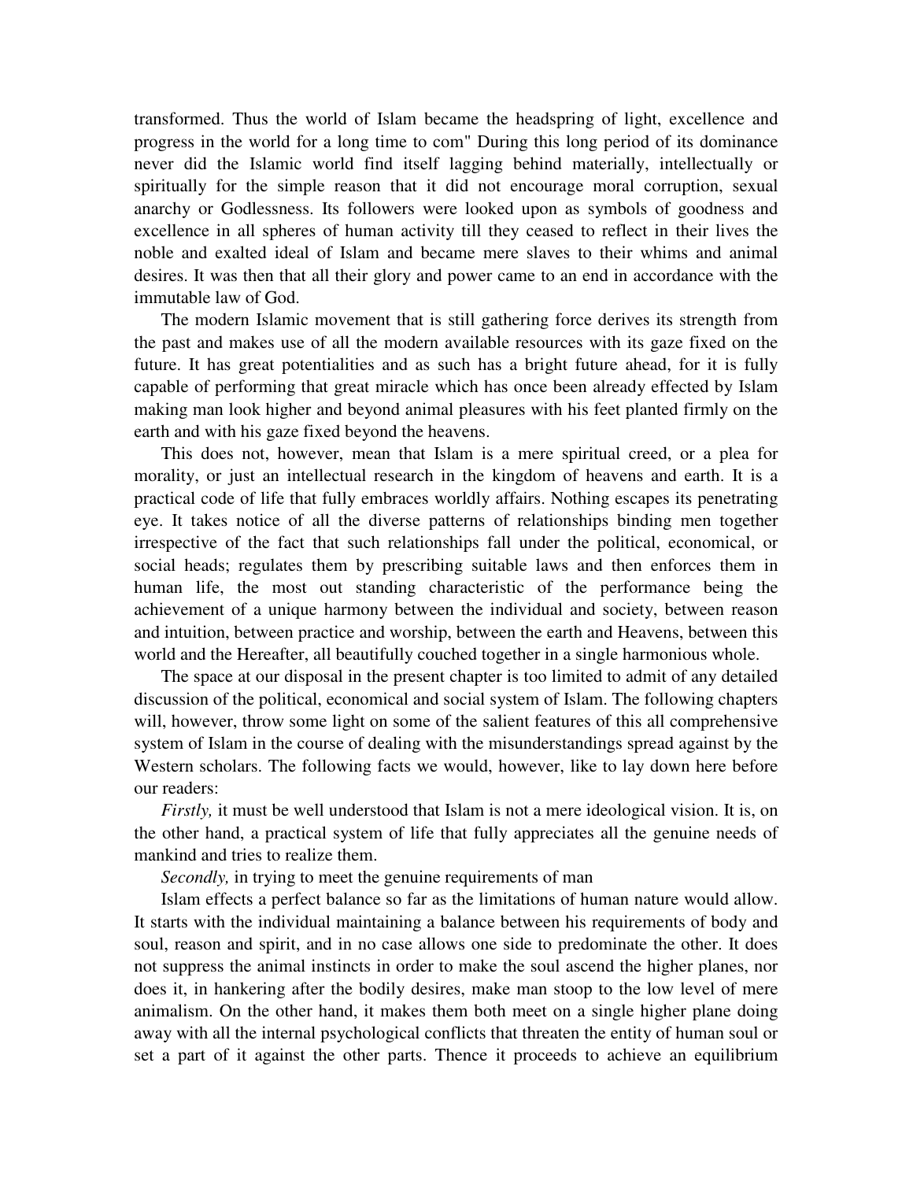transformed. Thus the world of Islam became the headspring of light, excellence and progress in the world for a long time to com" During this long period of its dominance never did the Islamic world find itself lagging behind materially, intellectually or spiritually for the simple reason that it did not encourage moral corruption, sexual anarchy or Godlessness. Its followers were looked upon as symbols of goodness and excellence in all spheres of human activity till they ceased to reflect in their lives the noble and exalted ideal of Islam and became mere slaves to their whims and animal desires. It was then that all their glory and power came to an end in accordance with the immutable law of God.

The modern Islamic movement that is still gathering force derives its strength from the past and makes use of all the modern available resources with its gaze fixed on the future. It has great potentialities and as such has a bright future ahead, for it is fully capable of performing that great miracle which has once been already effected by Islam making man look higher and beyond animal pleasures with his feet planted firmly on the earth and with his gaze fixed beyond the heavens.

This does not, however, mean that Islam is a mere spiritual creed, or a plea for morality, or just an intellectual research in the kingdom of heavens and earth. It is a practical code of life that fully embraces worldly affairs. Nothing escapes its penetrating eye. It takes notice of all the diverse patterns of relationships binding men together irrespective of the fact that such relationships fall under the political, economical, or social heads; regulates them by prescribing suitable laws and then enforces them in human life, the most out standing characteristic of the performance being the achievement of a unique harmony between the individual and society, between reason and intuition, between practice and worship, between the earth and Heavens, between this world and the Hereafter, all beautifully couched together in a single harmonious whole.

The space at our disposal in the present chapter is too limited to admit of any detailed discussion of the political, economical and social system of Islam. The following chapters will, however, throw some light on some of the salient features of this all comprehensive system of Islam in the course of dealing with the misunderstandings spread against by the Western scholars. The following facts we would, however, like to lay down here before our readers:

*Firstly,* it must be well understood that Islam is not a mere ideological vision. It is, on the other hand, a practical system of life that fully appreciates all the genuine needs of mankind and tries to realize them.

*Secondly,* in trying to meet the genuine requirements of man

Islam effects a perfect balance so far as the limitations of human nature would allow. It starts with the individual maintaining a balance between his requirements of body and soul, reason and spirit, and in no case allows one side to predominate the other. It does not suppress the animal instincts in order to make the soul ascend the higher planes, nor does it, in hankering after the bodily desires, make man stoop to the low level of mere animalism. On the other hand, it makes them both meet on a single higher plane doing away with all the internal psychological conflicts that threaten the entity of human soul or set a part of it against the other parts. Thence it proceeds to achieve an equilibrium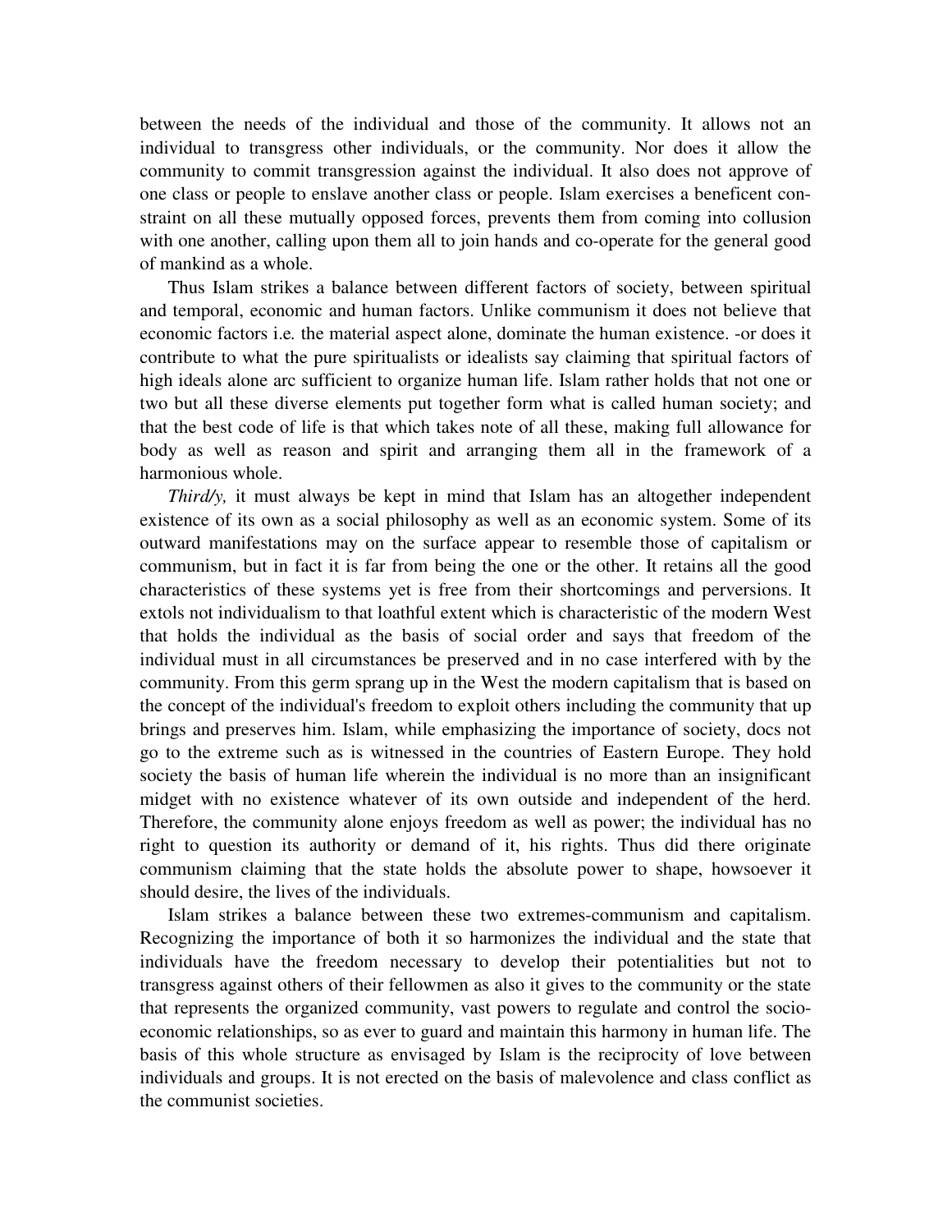between the needs of the individual and those of the community. It allows not an individual to transgress other individuals, or the community. Nor does it allow the community to commit transgression against the individual. It also does not approve of one class or people to enslave another class or people. Islam exercises a beneficent constraint on all these mutually opposed forces, prevents them from coming into collusion with one another, calling upon them all to join hands and co-operate for the general good of mankind as a whole.

Thus Islam strikes a balance between different factors of society, between spiritual and temporal, economic and human factors. Unlike communism it does not believe that economic factors i.e. the material aspect alone, dominate the human existence. -or does it contribute to what the pure spiritualists or idealists say claiming that spiritual factors of high ideals alone arc sufficient to organize human life. Islam rather holds that not one or two but all these diverse elements put together form what is called human society; and that the best code of life is that which takes note of all these, making full allowance for body as well as reason and spirit and arranging them all in the framework of a harmonious whole.

*Third/y,* it must always be kept in mind that Islam has an altogether independent existence of its own as a social philosophy as well as an economic system. Some of its outward manifestations may on the surface appear to resemble those of capitalism or communism, but in fact it is far from being the one or the other. It retains all the good characteristics of these systems yet is free from their shortcomings and perversions. It extols not individualism to that loathful extent which is characteristic of the modern West that holds the individual as the basis of social order and says that freedom of the individual must in all circumstances be preserved and in no case interfered with by the community. From this germ sprang up in the West the modern capitalism that is based on the concept of the individual's freedom to exploit others including the community that up brings and preserves him. Islam, while emphasizing the importance of society, docs not go to the extreme such as is witnessed in the countries of Eastern Europe. They hold society the basis of human life wherein the individual is no more than an insignificant midget with no existence whatever of its own outside and independent of the herd. Therefore, the community alone enjoys freedom as well as power; the individual has no right to question its authority or demand of it, his rights. Thus did there originate communism claiming that the state holds the absolute power to shape, howsoever it should desire, the lives of the individuals.

Islam strikes a balance between these two extremes-communism and capitalism. Recognizing the importance of both it so harmonizes the individual and the state that individuals have the freedom necessary to develop their potentialities but not to transgress against others of their fellowmen as also it gives to the community or the state that represents the organized community, vast powers to regulate and control the socio-economic relationships, so as ever to guard and maintain this harmony in human life. The basis of this whole structure as envisaged by Islam is the reciprocity of love between individuals and groups. It is not erected on the basis of malevolence and class conflict as the communist societies.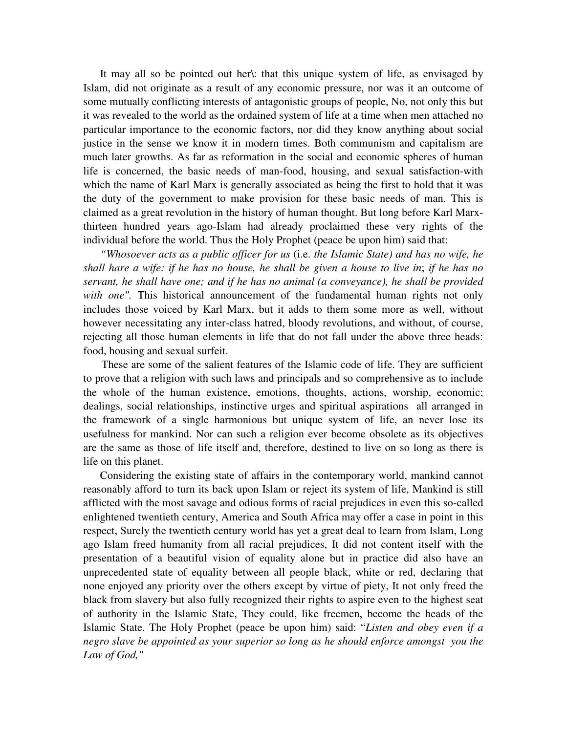It may all so be pointed out her\: that this unique system of life, as envisaged by Islam, did not originate as a result of any economic pressure, nor was it an outcome of some mutually conflicting interests of antagonistic groups of people, No, not only this but it was revealed to the world as the ordained system of life at a time when men attached no particular importance to the economic factors, nor did they know anything about social justice in the sense we know it in modern times. Both communism and capitalism are much later growths. As far as reformation in the social and economic spheres of human life is concerned, the basic needs of man-food, housing, and sexual satisfaction-with which the name of Karl Marx is generally associated as being the first to hold that it was the duty of the government to make provision for these basic needs of man. This is claimed as a great revolution in the history of human thought. But long before Karl Marx-thirteen hundred years ago-Islam had already proclaimed these very rights of the individual before the world. Thus the Holy Prophet (peace be upon him) said that:

*"Whosoever acts as a public officer for us* (i.e. *the Islamic State) and has no wife, he shall hare a wife: if he has no house, he shall be given a house to live in*; *if he has no servant, he shall have one; and if he has no animal (a conveyance), he shall be provided with one".* This historical announcement of the fundamental human rights not only includes those voiced by Karl Marx, but it adds to them some more as well, without however necessitating any inter-class hatred, bloody revolutions, and without, of course, rejecting all those human elements in life that do not fall under the above three heads: food, housing and sexual surfeit.

These are some of the salient features of the Islamic code of life. They are sufficient to prove that a religion with such laws and principals and so comprehensive as to include the whole of the human existence, emotions, thoughts, actions, worship, economic; dealings, social relationships, instinctive urges and spiritual aspirations all arranged in the framework of a single harmonious but unique system of life, an never lose its usefulness for mankind. Nor can such a religion ever become obsolete as its objectives are the same as those of life itself and, therefore, destined to live on so long as there is life on this planet.

Considering the existing state of affairs in the contemporary world, mankind cannot reasonably afford to turn its back upon Islam or reject its system of life, Mankind is still afflicted with the most savage and odious forms of racial prejudices in even this so-called enlightened twentieth century, America and South Africa may offer a case in point in this respect, Surely the twentieth century world has yet a great deal to learn from Islam, Long ago Islam freed humanity from all racial prejudices, It did not content itself with the presentation of a beautiful vision of equality alone but in practice did also have an unprecedented state of equality between all people black, white or red, declaring that none enjoyed any priority over the others except by virtue of piety, It not only freed the black from slavery but also fully recognized their rights to aspire even to the highest seat of authority in the Islamic State, They could, like freemen, become the heads of the Islamic State. The Holy Prophet (peace be upon him) said: "*Listen and obey even if a negro slave be appointed as your superior so long as he should enforce amongst you the Law of God,"*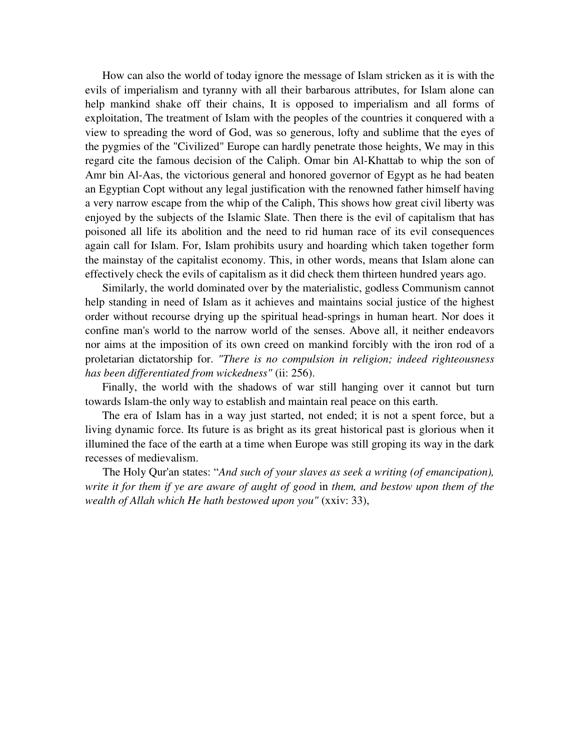How can also the world of today ignore the message of Islam stricken as it is with the evils of imperialism and tyranny with all their barbarous attributes, for Islam alone can help mankind shake off their chains, It is opposed to imperialism and all forms of exploitation, The treatment of Islam with the peoples of the countries it conquered with a view to spreading the word of God, was so generous, lofty and sublime that the eyes of the pygmies of the "Civilized" Europe can hardly penetrate those heights, We may in this regard cite the famous decision of the Caliph. Omar bin Al-Khattab to whip the son of Amr bin Al-Aas, the victorious general and honored governor of Egypt as he had beaten an Egyptian Copt without any legal justification with the renowned father himself having a very narrow escape from the whip of the Caliph, This shows how great civil liberty was enjoyed by the subjects of the Islamic Slate. Then there is the evil of capitalism that has poisoned all life its abolition and the need to rid human race of its evil consequences again call for Islam. For, Islam prohibits usury and hoarding which taken together form the mainstay of the capitalist economy. This, in other words, means that Islam alone can effectively check the evils of capitalism as it did check them thirteen hundred years ago.

Similarly, the world dominated over by the materialistic, godless Communism cannot help standing in need of Islam as it achieves and maintains social justice of the highest order without recourse drying up the spiritual head-springs in human heart. Nor does it confine man's world to the narrow world of the senses. Above all, it neither endeavors nor aims at the imposition of its own creed on mankind forcibly with the iron rod of a proletarian dictatorship for. *"There is no compulsion in religion; indeed righteousness has been differentiated from wickedness"* (ii: 256).

Finally, the world with the shadows of war still hanging over it cannot but turn towards Islam-the only way to establish and maintain real peace on this earth.

The era of Islam has in a way just started, not ended; it is not a spent force, but a living dynamic force. Its future is as bright as its great historical past is glorious when it illumined the face of the earth at a time when Europe was still groping its way in the dark recesses of medievalism.

The Holy Qur'an states: "*And such of your slaves as seek a writing (of emancipation), write it for them if ye are aware of aught of good* in *them, and bestow upon them of the wealth of Allah which He hath bestowed upon you"* (xxiv: 33),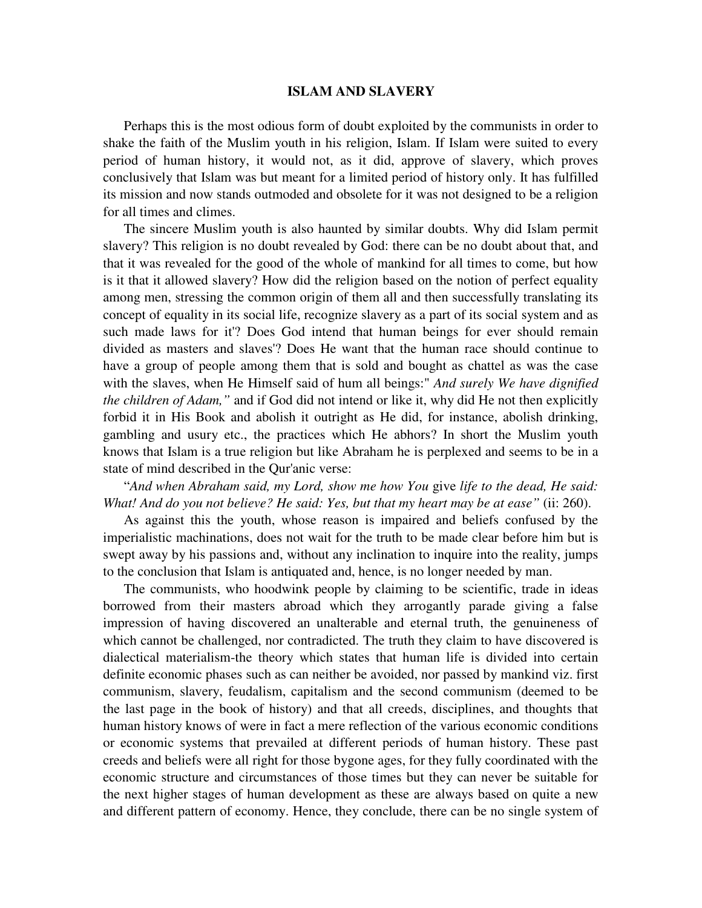## ISLAM AND SLAVERY

Perhaps this is the most odious form of doubt exploited by the communists in order to shake the faith of the Muslim youth in his religion, Islam. If Islam were suited to every period of human history, it would not, as it did, approve of slavery, which proves conclusively that Islam was but meant for a limited period of history only. It has fulfilled its mission and now stands outmoded and obsolete for it was not designed to be a religion for all times and climes.

The sincere Muslim youth is also haunted by similar doubts. Why did Islam permit slavery? This religion is no doubt revealed by God: there can be no doubt about that, and that it was revealed for the good of the whole of mankind for all times to come, but how is it that it allowed slavery? How did the religion based on the notion of perfect equality among men, stressing the common origin of them all and then successfully translating its concept of equality in its social life, recognize slavery as a part of its social system and as such made laws for it'? Does God intend that human beings for ever should remain divided as masters and slaves'? Does He want that the human race should continue to have a group of people among them that is sold and bought as chattel as was the case with the slaves, when He Himself said of hum all beings:" *And surely We have dignified the children of Adam,"* and if God did not intend or like it, why did He not then explicitly forbid it in His Book and abolish it outright as He did, for instance, abolish drinking, gambling and usury etc., the practices which He abhors? In short the Muslim youth knows that Islam is a true religion but like Abraham he is perplexed and seems to be in a state of mind described in the Qur'anic verse:

"*And when Abraham said, my Lord, show me how You* give *life to the dead, He said: What! And do you not believe? He said: Yes, but that my heart may be at ease"* (ii: 260).

As against this the youth, whose reason is impaired and beliefs confused by the imperialistic machinations, does not wait for the truth to be made clear before him but is swept away by his passions and, without any inclination to inquire into the reality, jumps to the conclusion that Islam is antiquated and, hence, is no longer needed by man.

The communists, who hoodwink people by claiming to be scientific, trade in ideas borrowed from their masters abroad which they arrogantly parade giving a false impression of having discovered an unalterable and eternal truth, the genuineness of which cannot be challenged, nor contradicted. The truth they claim to have discovered is dialectical materialism-the theory which states that human life is divided into certain definite economic phases such as can neither be avoided, nor passed by mankind viz. first communism, slavery, feudalism, capitalism and the second communism (deemed to be the last page in the book of history) and that all creeds, disciplines, and thoughts that human history knows of were in fact a mere reflection of the various economic conditions or economic systems that prevailed at different periods of human history. These past creeds and beliefs were all right for those bygone ages, for they fully coordinated with the economic structure and circumstances of those times but they can never be suitable for the next higher stages of human development as these are always based on quite a new and different pattern of economy. Hence, they conclude, there can be no single system of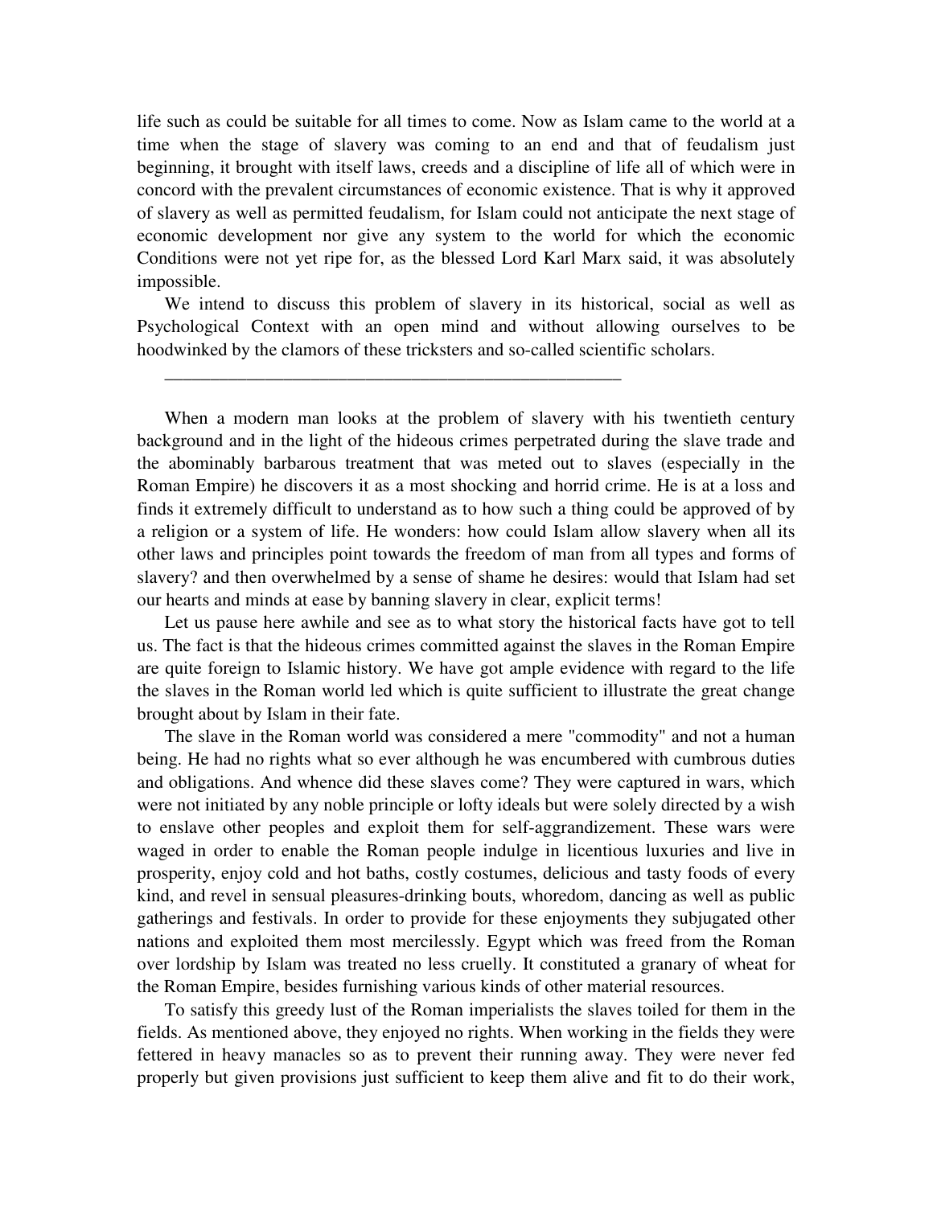life such as could be suitable for all times to come. Now as Islam came to the world at a time when the stage of slavery was coming to an end and that of feudalism just beginning, it brought with itself laws, creeds and a discipline of life all of which were in concord with the prevalent circumstances of economic existence. That is why it approved of slavery as well as permitted feudalism, for Islam could not anticipate the next stage of economic development nor give any system to the world for which the economic Conditions were not yet ripe for, as the blessed Lord Karl Marx said, it was absolutely impossible.

We intend to discuss this problem of slavery in its historical, social as well as Psychological Context with an open mind and without allowing ourselves to be hoodwinked by the clamors of these tricksters and so-called scientific scholars.

---

When a modern man looks at the problem of slavery with his twentieth century background and in the light of the hideous crimes perpetrated during the slave trade and the abominably barbarous treatment that was meted out to slaves (especially in the Roman Empire) he discovers it as a most shocking and horrid crime. He is at a loss and finds it extremely difficult to understand as to how such a thing could be approved of by a religion or a system of life. He wonders: how could Islam allow slavery when all its other laws and principles point towards the freedom of man from all types and forms of slavery? and then overwhelmed by a sense of shame he desires: would that Islam had set our hearts and minds at ease by banning slavery in clear, explicit terms!

Let us pause here awhile and see as to what story the historical facts have got to tell us. The fact is that the hideous crimes committed against the slaves in the Roman Empire are quite foreign to Islamic history. We have got ample evidence with regard to the life the slaves in the Roman world led which is quite sufficient to illustrate the great change brought about by Islam in their fate.

The slave in the Roman world was considered a mere "commodity" and not a human being. He had no rights what so ever although he was encumbered with cumbrous duties and obligations. And whence did these slaves come? They were captured in wars, which were not initiated by any noble principle or lofty ideals but were solely directed by a wish to enslave other peoples and exploit them for self-aggrandizement. These wars were waged in order to enable the Roman people indulge in licentious luxuries and live in prosperity, enjoy cold and hot baths, costly costumes, delicious and tasty foods of every kind, and revel in sensual pleasures-drinking bouts, whoredom, dancing as well as public gatherings and festivals. In order to provide for these enjoyments they subjugated other nations and exploited them most mercilessly. Egypt which was freed from the Roman over lordship by Islam was treated no less cruelly. It constituted a granary of wheat for the Roman Empire, besides furnishing various kinds of other material resources.

To satisfy this greedy lust of the Roman imperialists the slaves toiled for them in the fields. As mentioned above, they enjoyed no rights. When working in the fields they were fettered in heavy manacles so as to prevent their running away. They were never fed properly but given provisions just sufficient to keep them alive and fit to do their work,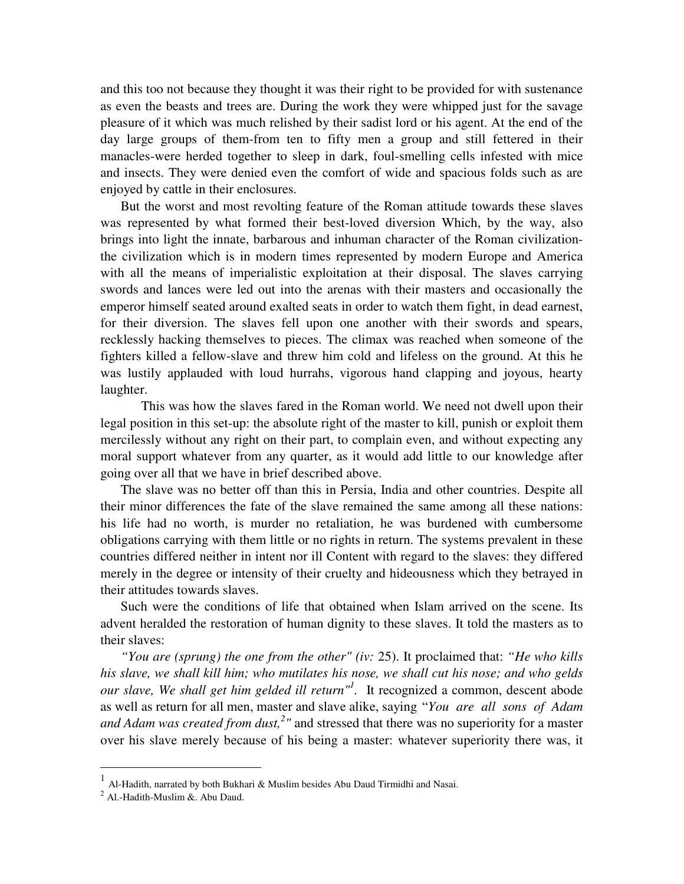and this too not because they thought it was their right to be provided for with sustenance as even the beasts and trees are. During the work they were whipped just for the savage pleasure of it which was much relished by their sadist lord or his agent. At the end of the day large groups of them-from ten to fifty men a group and still fettered in their manacles-were herded together to sleep in dark, foul-smelling cells infested with mice and insects. They were denied even the comfort of wide and spacious folds such as are enjoyed by cattle in their enclosures.

But the worst and most revolting feature of the Roman attitude towards these slaves was represented by what formed their best-loved diversion Which, by the way, also brings into light the innate, barbarous and inhuman character of the Roman civilization-the civilization which is in modern times represented by modern Europe and America with all the means of imperialistic exploitation at their disposal. The slaves carrying swords and lances were led out into the arenas with their masters and occasionally the emperor himself seated around exalted seats in order to watch them fight, in dead earnest, for their diversion. The slaves fell upon one another with their swords and spears, recklessly hacking themselves to pieces. The climax was reached when someone of the fighters killed a fellow-slave and threw him cold and lifeless on the ground. At this he was lustily applauded with loud hurrahs, vigorous hand clapping and joyous, hearty laughter.

This was how the slaves fared in the Roman world. We need not dwell upon their legal position in this set-up: the absolute right of the master to kill, punish or exploit them mercilessly without any right on their part, to complain even, and without expecting any moral support whatever from any quarter, as it would add little to our knowledge after going over all that we have in brief described above.

The slave was no better off than this in Persia, India and other countries. Despite all their minor differences the fate of the slave remained the same among all these nations: his life had no worth, is murder no retaliation, he was burdened with cumbersome obligations carrying with them little or no rights in return. The systems prevalent in these countries differed neither in intent nor ill Content with regard to the slaves: they differed merely in the degree or intensity of their cruelty and hideousness which they betrayed in their attitudes towards slaves.

Such were the conditions of life that obtained when Islam arrived on the scene. Its advent heralded the restoration of human dignity to these slaves. It told the masters as to their slaves:

*"You are (sprung) the one from the other" (iv:* 25). It proclaimed that: *"He who kills his slave, we shall kill him; who mutilates his nose, we shall cut his nose; and who gelds our slave, We shall get him gelded ill return"*[1]. It recognized a common, descent abode as well as return for all men, master and slave alike, saying "*You are all sons of Adam and Adam was created from dust,*[2]*"* and stressed that there was no superiority for a master over his slave merely because of his being a master: whatever superiority there was, it

---

[1] Al-Hadith, narrated by both Bukhari & Muslim besides Abu Daud Tirmidhi and Nasai.

[2] Al.-Hadith-Muslim &. Abu Daud.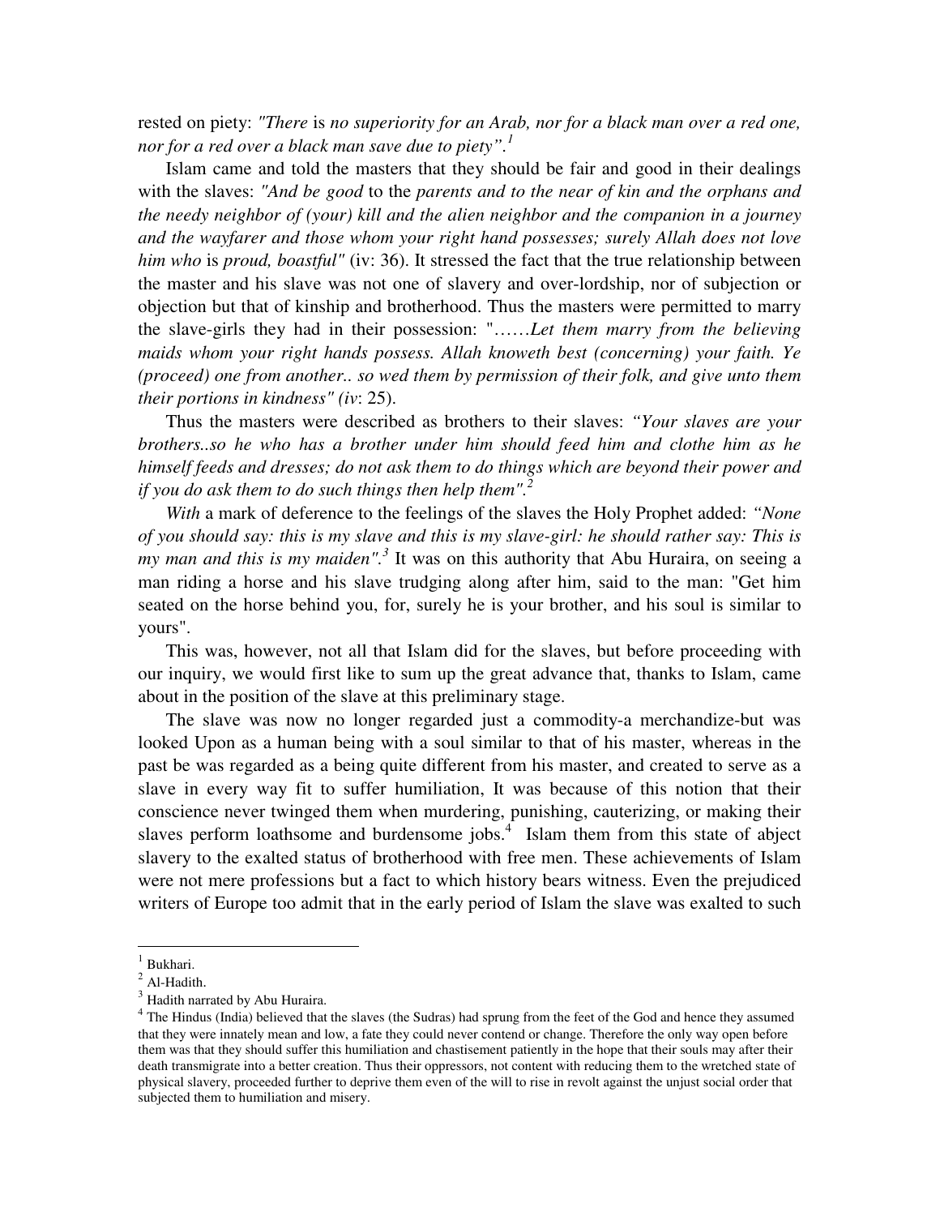rested on piety: *"There* is *no superiority for an Arab, nor for a black man over a red one, nor for a red over a black man save due to piety".*[1]

Islam came and told the masters that they should be fair and good in their dealings with the slaves: *"And be good* to the *parents and to the near of kin and the orphans and the needy neighbor of (your) kill and the alien neighbor and the companion in a journey and the wayfarer and those whom your right hand possesses; surely Allah does not love him who* is *proud, boastful"* (iv: 36). It stressed the fact that the true relationship between the master and his slave was not one of slavery and over-lordship, nor of subjection or objection but that of kinship and brotherhood. Thus the masters were permitted to marry the slave-girls they had in their possession: "……*Let them marry from the believing maids whom your right hands possess. Allah knoweth best (concerning) your faith. Ye (proceed) one from another.. so wed them by permission of their folk, and give unto them their portions in kindness" (iv*: 25).

Thus the masters were described as brothers to their slaves: *"Your slaves are your brothers..so he who has a brother under him should feed him and clothe him as he himself feeds and dresses; do not ask them to do things which are beyond their power and if you do ask them to do such things then help them".*[2]

*With* a mark of deference to the feelings of the slaves the Holy Prophet added: *"None of you should say: this is my slave and this is my slave-girl: he should rather say: This is my man and this is my maiden".*[3] It was on this authority that Abu Huraira, on seeing a man riding a horse and his slave trudging along after him, said to the man: "Get him seated on the horse behind you, for, surely he is your brother, and his soul is similar to yours".

This was, however, not all that Islam did for the slaves, but before proceeding with our inquiry, we would first like to sum up the great advance that, thanks to Islam, came about in the position of the slave at this preliminary stage.

The slave was now no longer regarded just a commodity-a merchandize-but was looked Upon as a human being with a soul similar to that of his master, whereas in the past be was regarded as a being quite different from his master, and created to serve as a slave in every way fit to suffer humiliation, It was because of this notion that their conscience never twinged them when murdering, punishing, cauterizing, or making their slaves perform loathsome and burdensome jobs.[4] Islam them from this state of abject slavery to the exalted status of brotherhood with free men. These achievements of Islam were not mere professions but a fact to which history bears witness. Even the prejudiced writers of Europe too admit that in the early period of Islam the slave was exalted to such

---

[1] Bukhari.

[2] Al-Hadith.

[3] Hadith narrated by Abu Huraira.

[4] The Hindus (India) believed that the slaves (the Sudras) had sprung from the feet of the God and hence they assumed that they were innately mean and low, a fate they could never contend or change. Therefore the only way open before them was that they should suffer this humiliation and chastisement patiently in the hope that their souls may after their death transmigrate into a better creation. Thus their oppressors, not content with reducing them to the wretched state of physical slavery, proceeded further to deprive them even of the will to rise in revolt against the unjust social order that subjected them to humiliation and misery.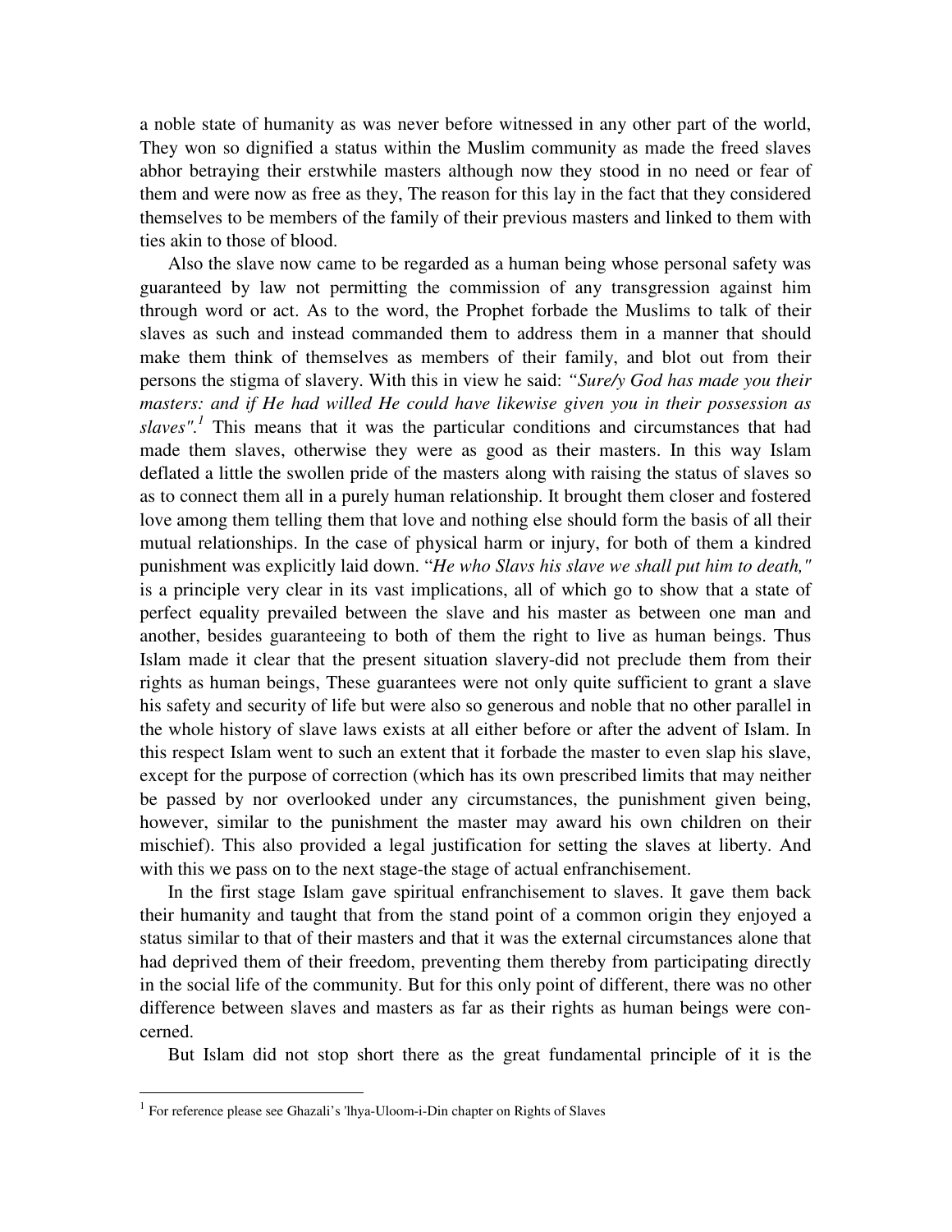a noble state of humanity as was never before witnessed in any other part of the world, They won so dignified a status within the Muslim community as made the freed slaves abhor betraying their erstwhile masters although now they stood in no need or fear of them and were now as free as they, The reason for this lay in the fact that they considered themselves to be members of the family of their previous masters and linked to them with ties akin to those of blood.

Also the slave now came to be regarded as a human being whose personal safety was guaranteed by law not permitting the commission of any transgression against him through word or act. As to the word, the Prophet forbade the Muslims to talk of their slaves as such and instead commanded them to address them in a manner that should make them think of themselves as members of their family, and blot out from their persons the stigma of slavery. With this in view he said: *"Sure/y God has made you their masters: and if He had willed He could have likewise given you in their possession as slaves".*[1] This means that it was the particular conditions and circumstances that had made them slaves, otherwise they were as good as their masters. In this way Islam deflated a little the swollen pride of the masters along with raising the status of slaves so as to connect them all in a purely human relationship. It brought them closer and fostered love among them telling them that love and nothing else should form the basis of all their mutual relationships. In the case of physical harm or injury, for both of them a kindred punishment was explicitly laid down. "*He who Slavs his slave we shall put him to death,"* is a principle very clear in its vast implications, all of which go to show that a state of perfect equality prevailed between the slave and his master as between one man and another, besides guaranteeing to both of them the right to live as human beings. Thus Islam made it clear that the present situation slavery-did not preclude them from their rights as human beings, These guarantees were not only quite sufficient to grant a slave his safety and security of life but were also so generous and noble that no other parallel in the whole history of slave laws exists at all either before or after the advent of Islam. In this respect Islam went to such an extent that it forbade the master to even slap his slave, except for the purpose of correction (which has its own prescribed limits that may neither be passed by nor overlooked under any circumstances, the punishment given being, however, similar to the punishment the master may award his own children on their mischief). This also provided a legal justification for setting the slaves at liberty. And with this we pass on to the next stage-the stage of actual enfranchisement.

In the first stage Islam gave spiritual enfranchisement to slaves. It gave them back their humanity and taught that from the stand point of a common origin they enjoyed a status similar to that of their masters and that it was the external circumstances alone that had deprived them of their freedom, preventing them thereby from participating directly in the social life of the community. But for this only point of different, there was no other difference between slaves and masters as far as their rights as human beings were concerned.

But Islam did not stop short there as the great fundamental principle of it is the

---

[1] For reference please see Ghazali's 'lhya-Uloom-i-Din chapter on Rights of Slaves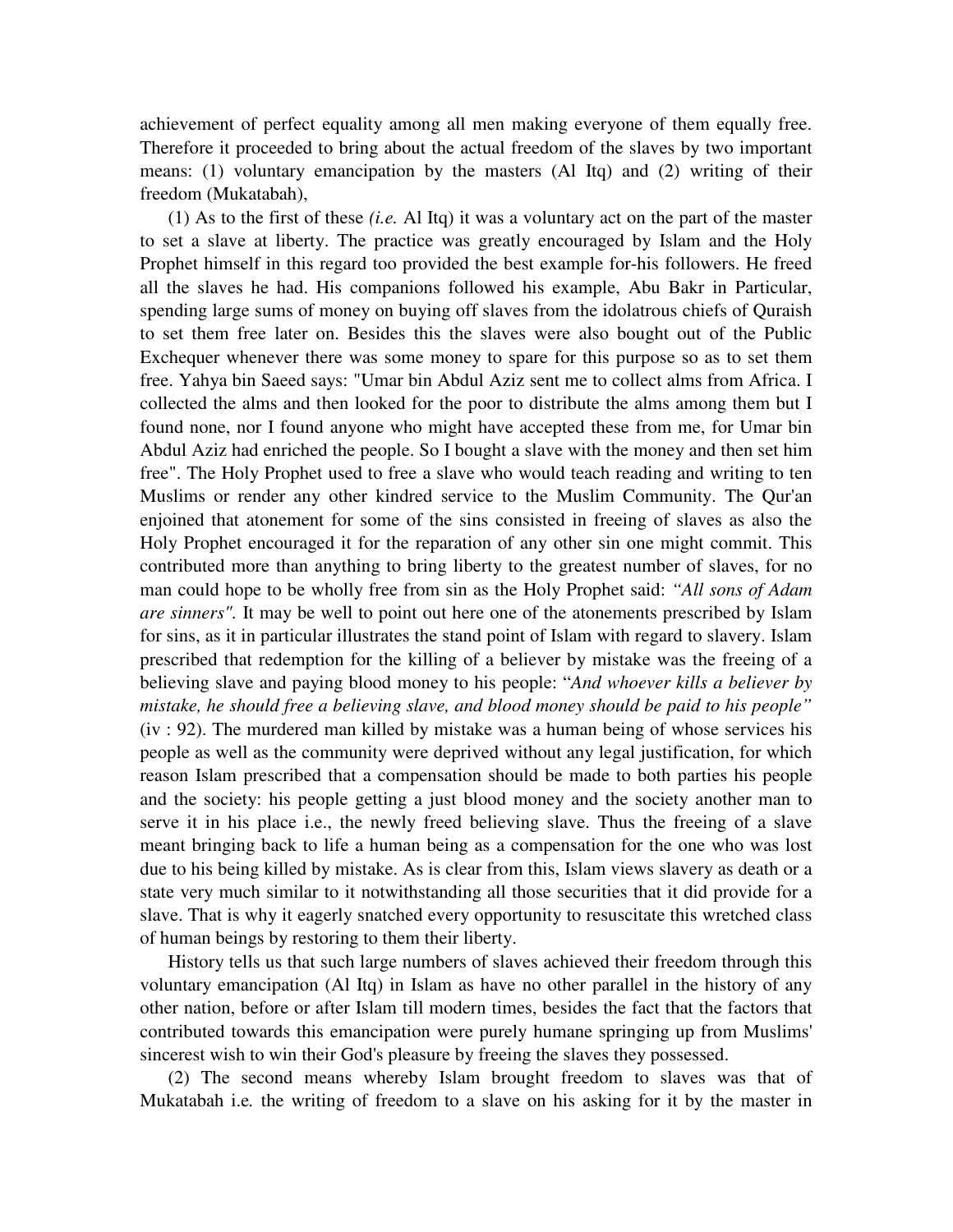achievement of perfect equality among all men making everyone of them equally free. Therefore it proceeded to bring about the actual freedom of the slaves by two important means: (1) voluntary emancipation by the masters (Al Itq) and (2) writing of their freedom (Mukatabah),

(1) As to the first of these *(i.e.* Al Itq) it was a voluntary act on the part of the master to set a slave at liberty. The practice was greatly encouraged by Islam and the Holy Prophet himself in this regard too provided the best example for-his followers. He freed all the slaves he had. His companions followed his example, Abu Bakr in Particular, spending large sums of money on buying off slaves from the idolatrous chiefs of Quraish to set them free later on. Besides this the slaves were also bought out of the Public Exchequer whenever there was some money to spare for this purpose so as to set them free. Yahya bin Saeed says: "Umar bin Abdul Aziz sent me to collect alms from Africa. I collected the alms and then looked for the poor to distribute the alms among them but I found none, nor I found anyone who might have accepted these from me, for Umar bin Abdul Aziz had enriched the people. So I bought a slave with the money and then set him free". The Holy Prophet used to free a slave who would teach reading and writing to ten Muslims or render any other kindred service to the Muslim Community. The Qur'an enjoined that atonement for some of the sins consisted in freeing of slaves as also the Holy Prophet encouraged it for the reparation of any other sin one might commit. This contributed more than anything to bring liberty to the greatest number of slaves, for no man could hope to be wholly free from sin as the Holy Prophet said: *"All sons of Adam are sinners".* It may be well to point out here one of the atonements prescribed by Islam for sins, as it in particular illustrates the stand point of Islam with regard to slavery. Islam prescribed that redemption for the killing of a believer by mistake was the freeing of a believing slave and paying blood money to his people: "*And whoever kills a believer by mistake, he should free a believing slave, and blood money should be paid to his people"* (iv : 92). The murdered man killed by mistake was a human being of whose services his people as well as the community were deprived without any legal justification, for which reason Islam prescribed that a compensation should be made to both parties his people and the society: his people getting a just blood money and the society another man to serve it in his place i.e., the newly freed believing slave. Thus the freeing of a slave meant bringing back to life a human being as a compensation for the one who was lost due to his being killed by mistake. As is clear from this, Islam views slavery as death or a state very much similar to it notwithstanding all those securities that it did provide for a slave. That is why it eagerly snatched every opportunity to resuscitate this wretched class of human beings by restoring to them their liberty.

History tells us that such large numbers of slaves achieved their freedom through this voluntary emancipation (Al Itq) in Islam as have no other parallel in the history of any other nation, before or after Islam till modern times, besides the fact that the factors that contributed towards this emancipation were purely humane springing up from Muslims' sincerest wish to win their God's pleasure by freeing the slaves they possessed.

(2) The second means whereby Islam brought freedom to slaves was that of Mukatabah i.e. the writing of freedom to a slave on his asking for it by the master in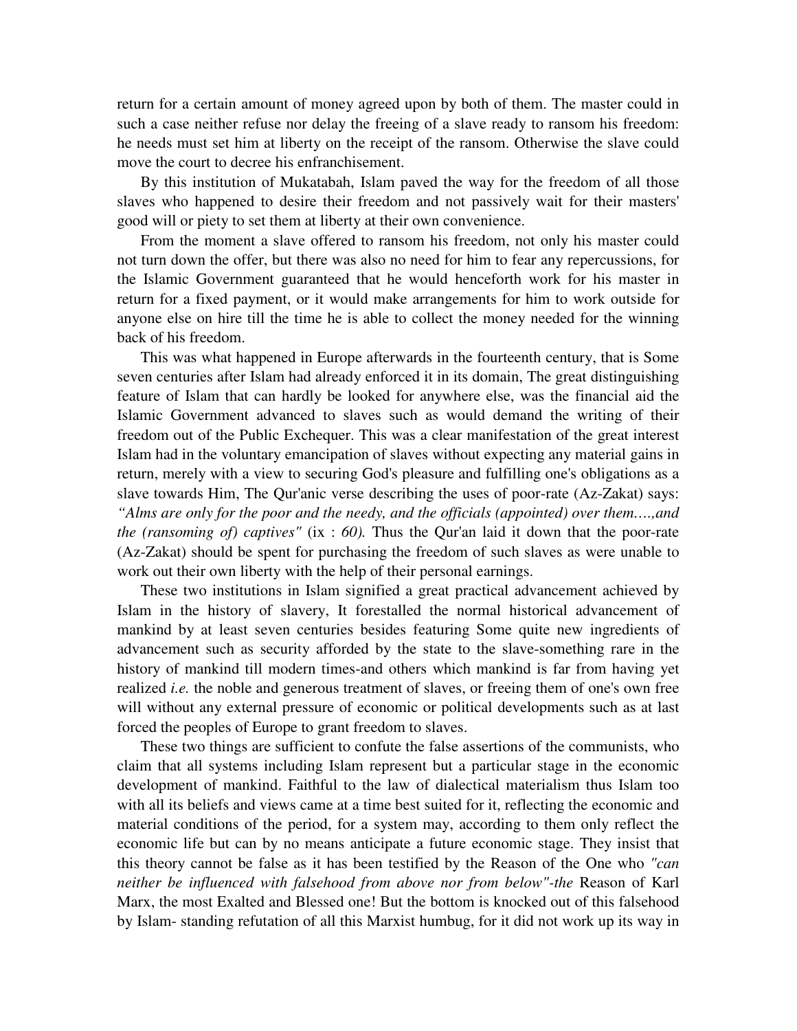return for a certain amount of money agreed upon by both of them. The master could in such a case neither refuse nor delay the freeing of a slave ready to ransom his freedom: he needs must set him at liberty on the receipt of the ransom. Otherwise the slave could move the court to decree his enfranchisement.

By this institution of Mukatabah, Islam paved the way for the freedom of all those slaves who happened to desire their freedom and not passively wait for their masters' good will or piety to set them at liberty at their own convenience.

From the moment a slave offered to ransom his freedom, not only his master could not turn down the offer, but there was also no need for him to fear any repercussions, for the Islamic Government guaranteed that he would henceforth work for his master in return for a fixed payment, or it would make arrangements for him to work outside for anyone else on hire till the time he is able to collect the money needed for the winning back of his freedom.

This was what happened in Europe afterwards in the fourteenth century, that is Some seven centuries after Islam had already enforced it in its domain, The great distinguishing feature of Islam that can hardly be looked for anywhere else, was the financial aid the Islamic Government advanced to slaves such as would demand the writing of their freedom out of the Public Exchequer. This was a clear manifestation of the great interest Islam had in the voluntary emancipation of slaves without expecting any material gains in return, merely with a view to securing God's pleasure and fulfilling one's obligations as a slave towards Him, The Qur'anic verse describing the uses of poor-rate (Az-Zakat) says: *"Alms are only for the poor and the needy, and the officials (appointed) over them….,and the (ransoming of) captives"* (ix : *60).* Thus the Qur'an laid it down that the poor-rate (Az-Zakat) should be spent for purchasing the freedom of such slaves as were unable to work out their own liberty with the help of their personal earnings.

These two institutions in Islam signified a great practical advancement achieved by Islam in the history of slavery, It forestalled the normal historical advancement of mankind by at least seven centuries besides featuring Some quite new ingredients of advancement such as security afforded by the state to the slave-something rare in the history of mankind till modern times-and others which mankind is far from having yet realized *i.e.* the noble and generous treatment of slaves, or freeing them of one's own free will without any external pressure of economic or political developments such as at last forced the peoples of Europe to grant freedom to slaves.

These two things are sufficient to confute the false assertions of the communists, who claim that all systems including Islam represent but a particular stage in the economic development of mankind. Faithful to the law of dialectical materialism thus Islam too with all its beliefs and views came at a time best suited for it, reflecting the economic and material conditions of the period, for a system may, according to them only reflect the economic life but can by no means anticipate a future economic stage. They insist that this theory cannot be false as it has been testified by the Reason of the One who *"can neither be influenced with falsehood from above nor from below"-the* Reason of Karl Marx, the most Exalted and Blessed one! But the bottom is knocked out of this falsehood by Islam- standing refutation of all this Marxist humbug, for it did not work up its way in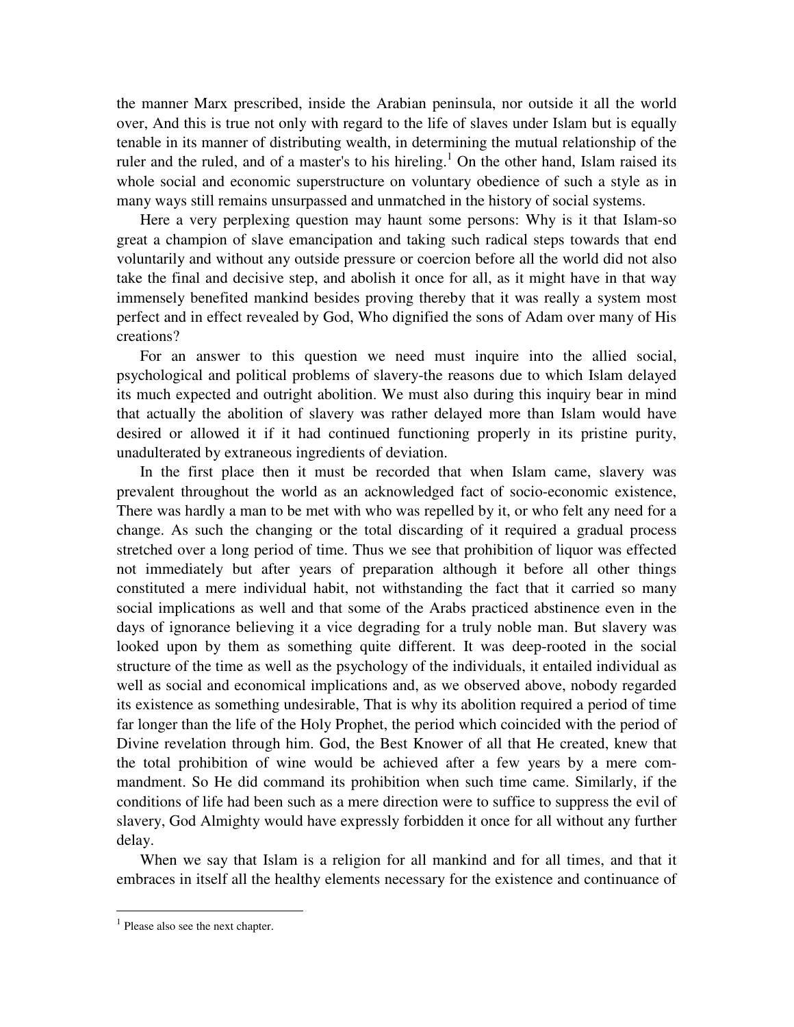the manner Marx prescribed, inside the Arabian peninsula, nor outside it all the world over, And this is true not only with regard to the life of slaves under Islam but is equally tenable in its manner of distributing wealth, in determining the mutual relationship of the ruler and the ruled, and of a master's to his hireling.[1] On the other hand, Islam raised its whole social and economic superstructure on voluntary obedience of such a style as in many ways still remains unsurpassed and unmatched in the history of social systems.

Here a very perplexing question may haunt some persons: Why is it that Islam-so great a champion of slave emancipation and taking such radical steps towards that end voluntarily and without any outside pressure or coercion before all the world did not also take the final and decisive step, and abolish it once for all, as it might have in that way immensely benefited mankind besides proving thereby that it was really a system most perfect and in effect revealed by God, Who dignified the sons of Adam over many of His creations?

For an answer to this question we need must inquire into the allied social, psychological and political problems of slavery-the reasons due to which Islam delayed its much expected and outright abolition. We must also during this inquiry bear in mind that actually the abolition of slavery was rather delayed more than Islam would have desired or allowed it if it had continued functioning properly in its pristine purity, unadulterated by extraneous ingredients of deviation.

In the first place then it must be recorded that when Islam came, slavery was prevalent throughout the world as an acknowledged fact of socio-economic existence, There was hardly a man to be met with who was repelled by it, or who felt any need for a change. As such the changing or the total discarding of it required a gradual process stretched over a long period of time. Thus we see that prohibition of liquor was effected not immediately but after years of preparation although it before all other things constituted a mere individual habit, not withstanding the fact that it carried so many social implications as well and that some of the Arabs practiced abstinence even in the days of ignorance believing it a vice degrading for a truly noble man. But slavery was looked upon by them as something quite different. It was deep-rooted in the social structure of the time as well as the psychology of the individuals, it entailed individual as well as social and economical implications and, as we observed above, nobody regarded its existence as something undesirable, That is why its abolition required a period of time far longer than the life of the Holy Prophet, the period which coincided with the period of Divine revelation through him. God, the Best Knower of all that He created, knew that the total prohibition of wine would be achieved after a few years by a mere commandment. So He did command its prohibition when such time came. Similarly, if the conditions of life had been such as a mere direction were to suffice to suppress the evil of slavery, God Almighty would have expressly forbidden it once for all without any further delay.

When we say that Islam is a religion for all mankind and for all times, and that it embraces in itself all the healthy elements necessary for the existence and continuance of

[1] Please also see the next chapter.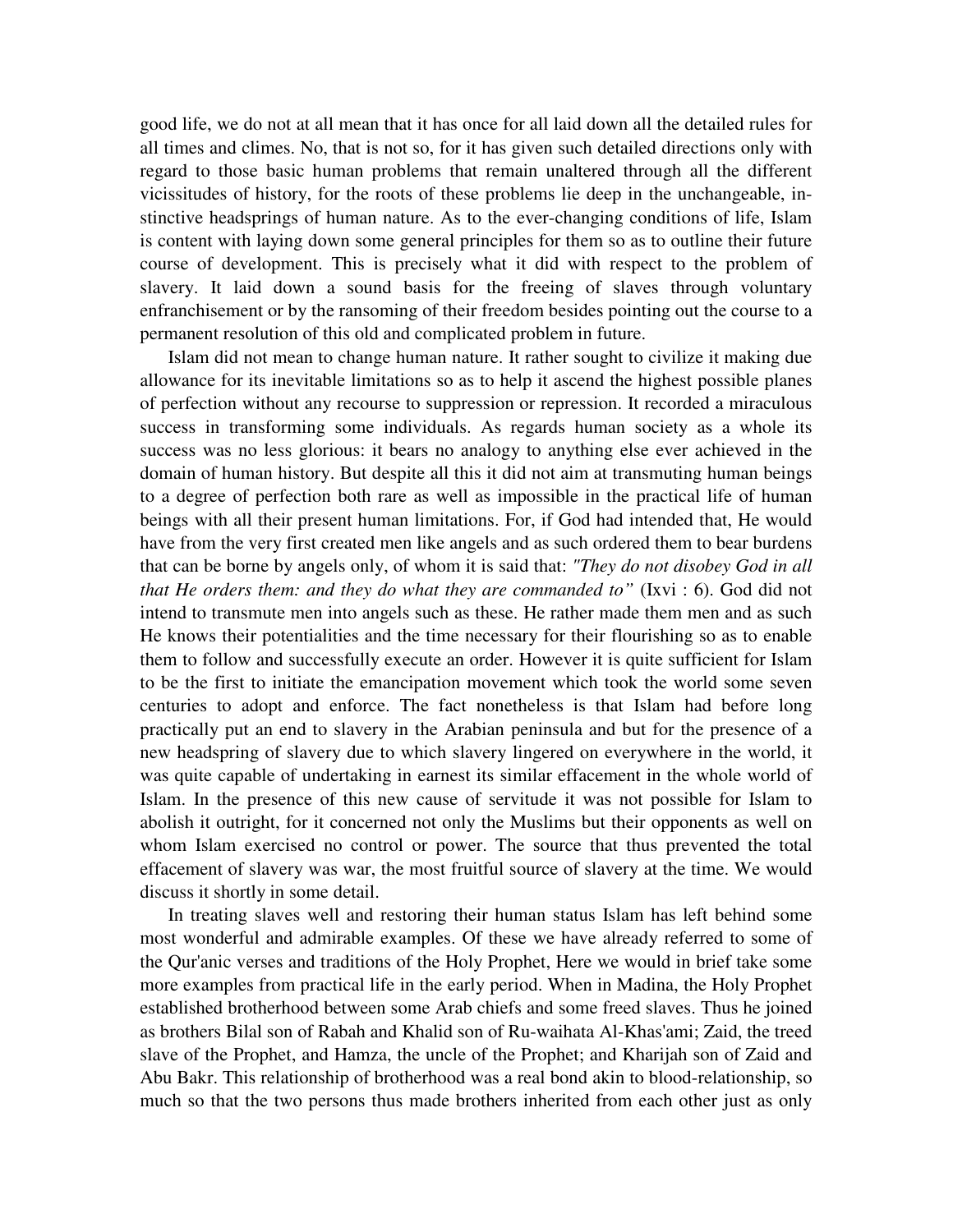good life, we do not at all mean that it has once for all laid down all the detailed rules for all times and climes. No, that is not so, for it has given such detailed directions only with regard to those basic human problems that remain unaltered through all the different vicissitudes of history, for the roots of these problems lie deep in the unchangeable, instinctive headsprings of human nature. As to the ever-changing conditions of life, Islam is content with laying down some general principles for them so as to outline their future course of development. This is precisely what it did with respect to the problem of slavery. It laid down a sound basis for the freeing of slaves through voluntary enfranchisement or by the ransoming of their freedom besides pointing out the course to a permanent resolution of this old and complicated problem in future.

Islam did not mean to change human nature. It rather sought to civilize it making due allowance for its inevitable limitations so as to help it ascend the highest possible planes of perfection without any recourse to suppression or repression. It recorded a miraculous success in transforming some individuals. As regards human society as a whole its success was no less glorious: it bears no analogy to anything else ever achieved in the domain of human history. But despite all this it did not aim at transmuting human beings to a degree of perfection both rare as well as impossible in the practical life of human beings with all their present human limitations. For, if God had intended that, He would have from the very first created men like angels and as such ordered them to bear burdens that can be borne by angels only, of whom it is said that: *"They do not disobey God in all that He orders them: and they do what they are commanded to"* (Ixvi : 6). God did not intend to transmute men into angels such as these. He rather made them men and as such He knows their potentialities and the time necessary for their flourishing so as to enable them to follow and successfully execute an order. However it is quite sufficient for Islam to be the first to initiate the emancipation movement which took the world some seven centuries to adopt and enforce. The fact nonetheless is that Islam had before long practically put an end to slavery in the Arabian peninsula and but for the presence of a new headspring of slavery due to which slavery lingered on everywhere in the world, it was quite capable of undertaking in earnest its similar effacement in the whole world of Islam. In the presence of this new cause of servitude it was not possible for Islam to abolish it outright, for it concerned not only the Muslims but their opponents as well on whom Islam exercised no control or power. The source that thus prevented the total effacement of slavery was war, the most fruitful source of slavery at the time. We would discuss it shortly in some detail.

In treating slaves well and restoring their human status Islam has left behind some most wonderful and admirable examples. Of these we have already referred to some of the Qur'anic verses and traditions of the Holy Prophet, Here we would in brief take some more examples from practical life in the early period. When in Madina, the Holy Prophet established brotherhood between some Arab chiefs and some freed slaves. Thus he joined as brothers Bilal son of Rabah and Khalid son of Ru-waihata Al-Khas'ami; Zaid, the treed slave of the Prophet, and Hamza, the uncle of the Prophet; and Kharijah son of Zaid and Abu Bakr. This relationship of brotherhood was a real bond akin to blood-relationship, so much so that the two persons thus made brothers inherited from each other just as only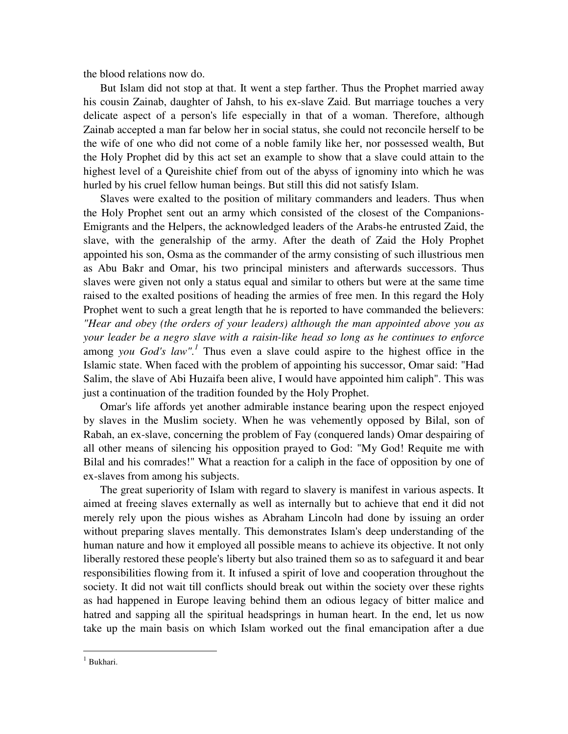the blood relations now do.

But Islam did not stop at that. It went a step farther. Thus the Prophet married away his cousin Zainab, daughter of Jahsh, to his ex-slave Zaid. But marriage touches a very delicate aspect of a person's life especially in that of a woman. Therefore, although Zainab accepted a man far below her in social status, she could not reconcile herself to be the wife of one who did not come of a noble family like her, nor possessed wealth, But the Holy Prophet did by this act set an example to show that a slave could attain to the highest level of a Qureishite chief from out of the abyss of ignominy into which he was hurled by his cruel fellow human beings. But still this did not satisfy Islam.

Slaves were exalted to the position of military commanders and leaders. Thus when the Holy Prophet sent out an army which consisted of the closest of the Companions-Emigrants and the Helpers, the acknowledged leaders of the Arabs-he entrusted Zaid, the slave, with the generalship of the army. After the death of Zaid the Holy Prophet appointed his son, Osma as the commander of the army consisting of such illustrious men as Abu Bakr and Omar, his two principal ministers and afterwards successors. Thus slaves were given not only a status equal and similar to others but were at the same time raised to the exalted positions of heading the armies of free men. In this regard the Holy Prophet went to such a great length that he is reported to have commanded the believers: *"Hear and obey (the orders of your leaders) although the man appointed above you as your leader be a negro slave with a raisin-like head so long as he continues to enforce* among *you God's law".*[1] Thus even a slave could aspire to the highest office in the Islamic state. When faced with the problem of appointing his successor, Omar said: "Had Salim, the slave of Abi Huzaifa been alive, I would have appointed him caliph". This was just a continuation of the tradition founded by the Holy Prophet.

Omar's life affords yet another admirable instance bearing upon the respect enjoyed by slaves in the Muslim society. When he was vehemently opposed by Bilal, son of Rabah, an ex-slave, concerning the problem of Fay (conquered lands) Omar despairing of all other means of silencing his opposition prayed to God: "My God! Requite me with Bilal and his comrades!" What a reaction for a caliph in the face of opposition by one of ex-slaves from among his subjects.

The great superiority of Islam with regard to slavery is manifest in various aspects. It aimed at freeing slaves externally as well as internally but to achieve that end it did not merely rely upon the pious wishes as Abraham Lincoln had done by issuing an order without preparing slaves mentally. This demonstrates Islam's deep understanding of the human nature and how it employed all possible means to achieve its objective. It not only liberally restored these people's liberty but also trained them so as to safeguard it and bear responsibilities flowing from it. It infused a spirit of love and cooperation throughout the society. It did not wait till conflicts should break out within the society over these rights as had happened in Europe leaving behind them an odious legacy of bitter malice and hatred and sapping all the spiritual headsprings in human heart. In the end, let us now take up the main basis on which Islam worked out the final emancipation after a due

---

[1] Bukhari.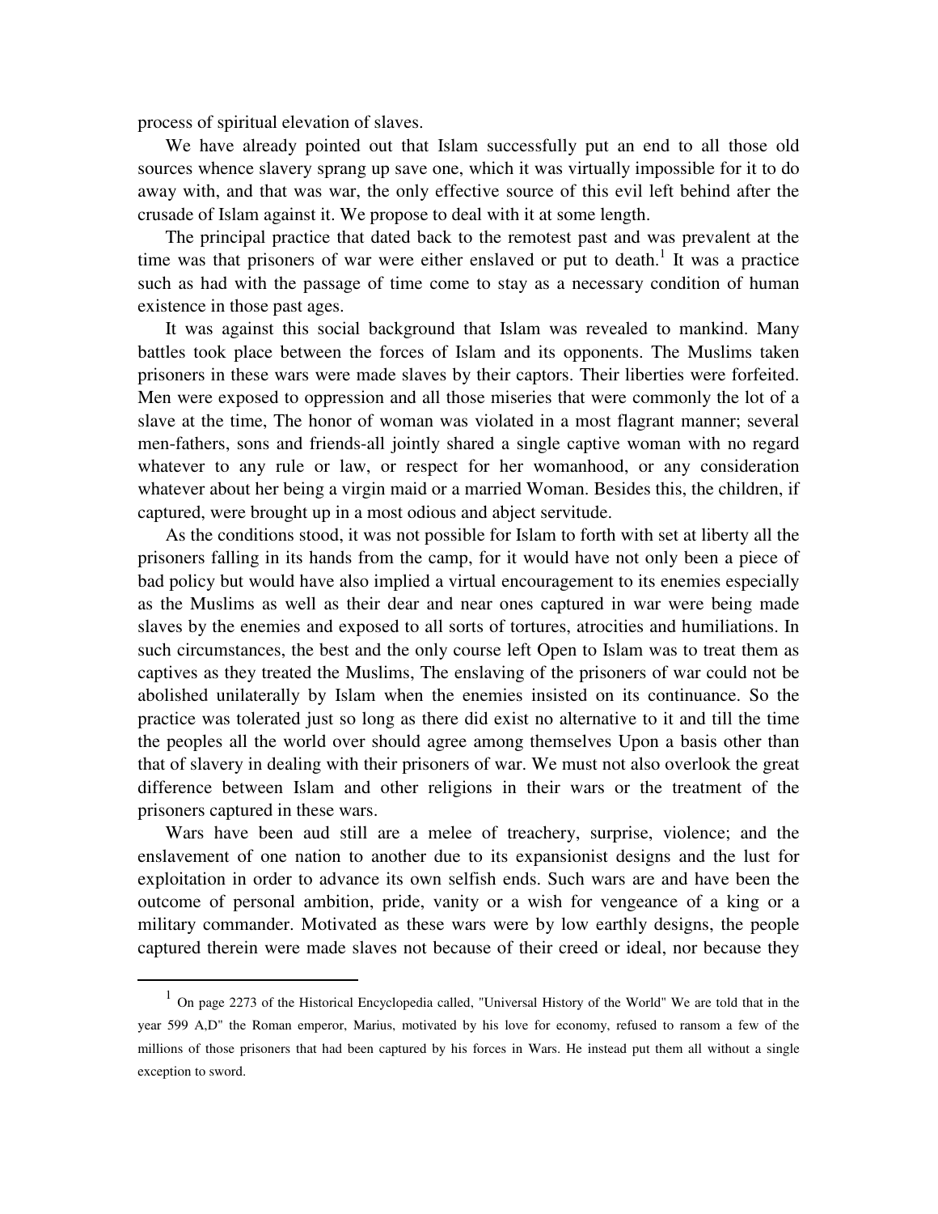process of spiritual elevation of slaves.

We have already pointed out that Islam successfully put an end to all those old sources whence slavery sprang up save one, which it was virtually impossible for it to do away with, and that was war, the only effective source of this evil left behind after the crusade of Islam against it. We propose to deal with it at some length.

The principal practice that dated back to the remotest past and was prevalent at the time was that prisoners of war were either enslaved or put to death.[1] It was a practice such as had with the passage of time come to stay as a necessary condition of human existence in those past ages.

It was against this social background that Islam was revealed to mankind. Many battles took place between the forces of Islam and its opponents. The Muslims taken prisoners in these wars were made slaves by their captors. Their liberties were forfeited. Men were exposed to oppression and all those miseries that were commonly the lot of a slave at the time, The honor of woman was violated in a most flagrant manner; several men-fathers, sons and friends-all jointly shared a single captive woman with no regard whatever to any rule or law, or respect for her womanhood, or any consideration whatever about her being a virgin maid or a married Woman. Besides this, the children, if captured, were brought up in a most odious and abject servitude.

As the conditions stood, it was not possible for Islam to forth with set at liberty all the prisoners falling in its hands from the camp, for it would have not only been a piece of bad policy but would have also implied a virtual encouragement to its enemies especially as the Muslims as well as their dear and near ones captured in war were being made slaves by the enemies and exposed to all sorts of tortures, atrocities and humiliations. In such circumstances, the best and the only course left Open to Islam was to treat them as captives as they treated the Muslims, The enslaving of the prisoners of war could not be abolished unilaterally by Islam when the enemies insisted on its continuance. So the practice was tolerated just so long as there did exist no alternative to it and till the time the peoples all the world over should agree among themselves Upon a basis other than that of slavery in dealing with their prisoners of war. We must not also overlook the great difference between Islam and other religions in their wars or the treatment of the prisoners captured in these wars.

Wars have been aud still are a melee of treachery, surprise, violence; and the enslavement of one nation to another due to its expansionist designs and the lust for exploitation in order to advance its own selfish ends. Such wars are and have been the outcome of personal ambition, pride, vanity or a wish for vengeance of a king or a military commander. Motivated as these wars were by low earthly designs, the people captured therein were made slaves not because of their creed or ideal, nor because they

---

[1] On page 2273 of the Historical Encyclopedia called, "Universal History of the World" We are told that in the year 599 A,D" the Roman emperor, Marius, motivated by his love for economy, refused to ransom a few of the millions of those prisoners that had been captured by his forces in Wars. He instead put them all without a single exception to sword.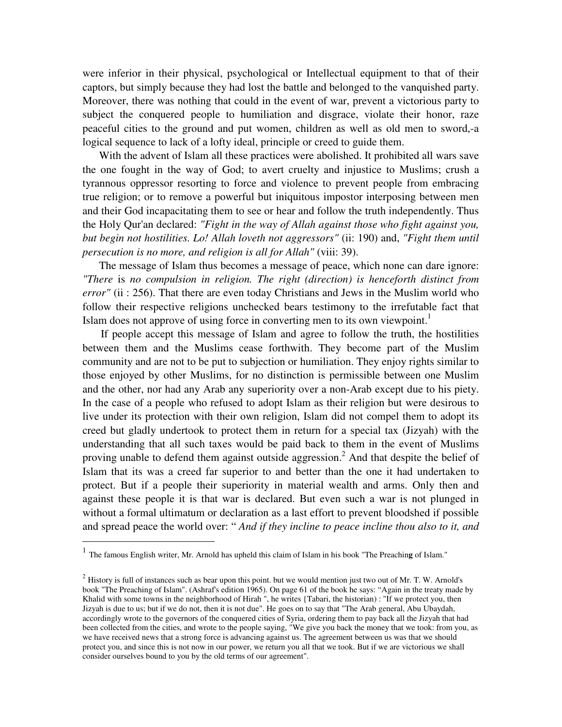were inferior in their physical, psychological or Intellectual equipment to that of their captors, but simply because they had lost the battle and belonged to the vanquished party. Moreover, there was nothing that could in the event of war, prevent a victorious party to subject the conquered people to humiliation and disgrace, violate their honor, raze peaceful cities to the ground and put women, children as well as old men to sword,-a logical sequence to lack of a lofty ideal, principle or creed to guide them.

With the advent of Islam all these practices were abolished. It prohibited all wars save the one fought in the way of God; to avert cruelty and injustice to Muslims; crush a tyrannous oppressor resorting to force and violence to prevent people from embracing true religion; or to remove a powerful but iniquitous impostor interposing between men and their God incapacitating them to see or hear and follow the truth independently. Thus the Holy Qur'an declared: *"Fight in the way of Allah against those who fight against you, but begin not hostilities. Lo! Allah loveth not aggressors"* (ii: 190) and, *"Fight them until persecution is no more, and religion is all for Allah"* (viii: 39).

The message of Islam thus becomes a message of peace, which none can dare ignore: *"There* is *no compulsion in religion. The right (direction) is henceforth distinct from error"* (ii : 256). That there are even today Christians and Jews in the Muslim world who follow their respective religions unchecked bears testimony to the irrefutable fact that Islam does not approve of using force in converting men to its own viewpoint.[1]

If people accept this message of Islam and agree to follow the truth, the hostilities between them and the Muslims cease forthwith. They become part of the Muslim community and are not to be put to subjection or humiliation. They enjoy rights similar to those enjoyed by other Muslims, for no distinction is permissible between one Muslim and the other, nor had any Arab any superiority over a non-Arab except due to his piety. In the case of a people who refused to adopt Islam as their religion but were desirous to live under its protection with their own religion, Islam did not compel them to adopt its creed but gladly undertook to protect them in return for a special tax (Jizyah) with the understanding that all such taxes would be paid back to them in the event of Muslims proving unable to defend them against outside aggression.[2] And that despite the belief of Islam that its was a creed far superior to and better than the one it had undertaken to protect. But if a people their superiority in material wealth and arms. Only then and against these people it is that war is declared. But even such a war is not plunged in without a formal ultimatum or declaration as a last effort to prevent bloodshed if possible and spread peace the world over: " *And if they incline to peace incline thou also to it, and*

---

[1] The famous English writer, Mr. Arnold has upheld this claim of Islam in his book "The Preaching of Islam."

[2] History is full of instances such as bear upon this point. but we would mention just two out of Mr. T. W. Arnold's book "The Preaching of Islam". (Ashraf's edition 1965). On page 61 of the book he says: "Again in the treaty made by Khalid with some towns in the neighborhood of Hirah ", he writes {Tabari, the historian) : "If we protect you, then Jizyah is due to us; but if we do not, then it is not due". He goes on to say that "The Arab general, Abu Ubaydah, accordingly wrote to the governors of the conquered cities of Syria, ordering them to pay back all the Jizyah that had been collected from the cities, and wrote to the people saying, "We give you back the money that we took: from you, as we have received news that a strong force is advancing against us. The agreement between us was that we should protect you, and since this is not now in our power, we return you all that we took. But if we are victorious we shall consider ourselves bound to you by the old terms of our agreement".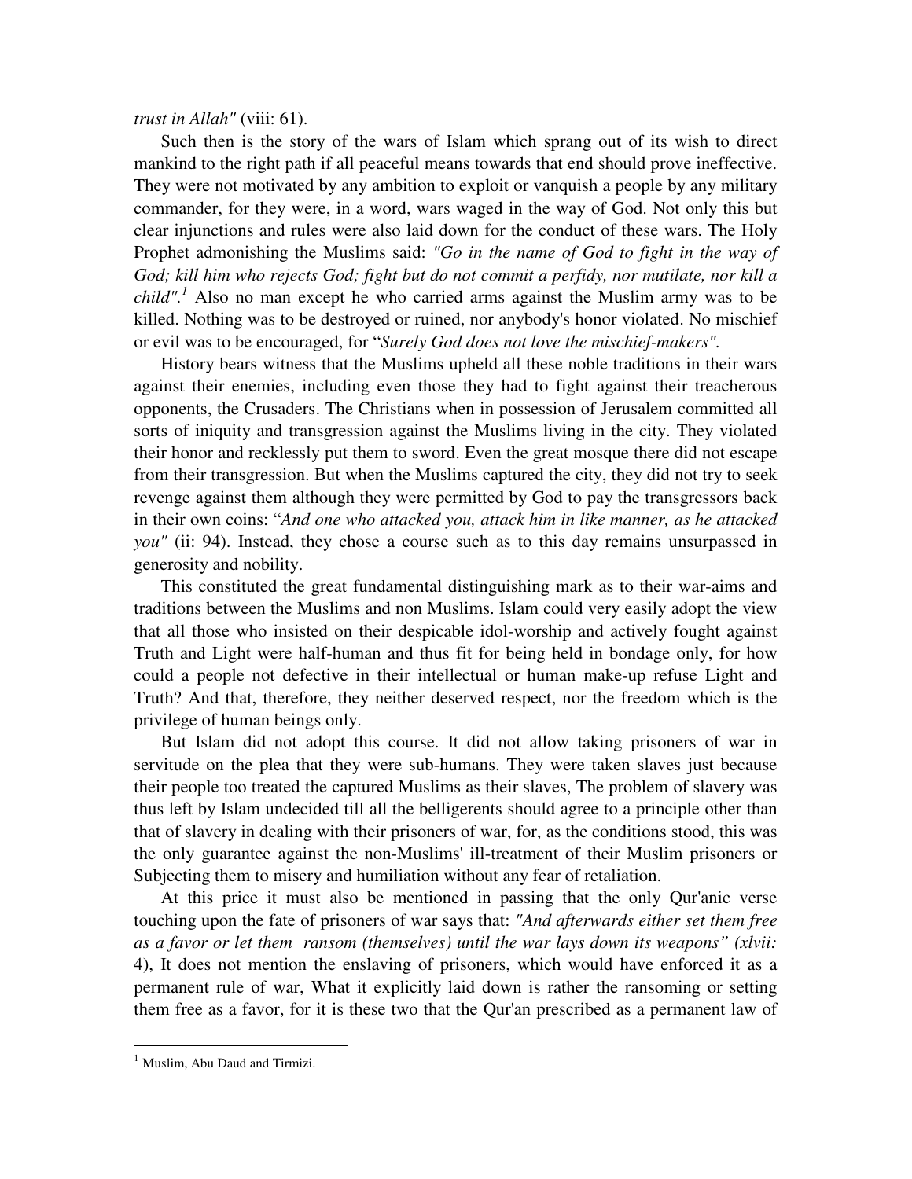*trust in Allah"* (viii: 61).

Such then is the story of the wars of Islam which sprang out of its wish to direct mankind to the right path if all peaceful means towards that end should prove ineffective. They were not motivated by any ambition to exploit or vanquish a people by any military commander, for they were, in a word, wars waged in the way of God. Not only this but clear injunctions and rules were also laid down for the conduct of these wars. The Holy Prophet admonishing the Muslims said: *"Go in the name of God to fight in the way of God; kill him who rejects God; fight but do not commit a perfidy, nor mutilate, nor kill a child".*[1] Also no man except he who carried arms against the Muslim army was to be killed. Nothing was to be destroyed or ruined, nor anybody's honor violated. No mischief or evil was to be encouraged, for "*Surely God does not love the mischief-makers"*.

History bears witness that the Muslims upheld all these noble traditions in their wars against their enemies, including even those they had to fight against their treacherous opponents, the Crusaders. The Christians when in possession of Jerusalem committed all sorts of iniquity and transgression against the Muslims living in the city. They violated their honor and recklessly put them to sword. Even the great mosque there did not escape from their transgression. But when the Muslims captured the city, they did not try to seek revenge against them although they were permitted by God to pay the transgressors back in their own coins: "*And one who attacked you, attack him in like manner, as he attacked you"* (ii: 94). Instead, they chose a course such as to this day remains unsurpassed in generosity and nobility.

This constituted the great fundamental distinguishing mark as to their war-aims and traditions between the Muslims and non Muslims. Islam could very easily adopt the view that all those who insisted on their despicable idol-worship and actively fought against Truth and Light were half-human and thus fit for being held in bondage only, for how could a people not defective in their intellectual or human make-up refuse Light and Truth? And that, therefore, they neither deserved respect, nor the freedom which is the privilege of human beings only.

But Islam did not adopt this course. It did not allow taking prisoners of war in servitude on the plea that they were sub-humans. They were taken slaves just because their people too treated the captured Muslims as their slaves, The problem of slavery was thus left by Islam undecided till all the belligerents should agree to a principle other than that of slavery in dealing with their prisoners of war, for, as the conditions stood, this was the only guarantee against the non-Muslims' ill-treatment of their Muslim prisoners or Subjecting them to misery and humiliation without any fear of retaliation.

At this price it must also be mentioned in passing that the only Qur'anic verse touching upon the fate of prisoners of war says that: *"And afterwards either set them free as a favor or let them ransom (themselves) until the war lays down its weapons" (xlvii:* 4), It does not mention the enslaving of prisoners, which would have enforced it as a permanent rule of war, What it explicitly laid down is rather the ransoming or setting them free as a favor, for it is these two that the Qur'an prescribed as a permanent law of

[1] Muslim, Abu Daud and Tirmizi.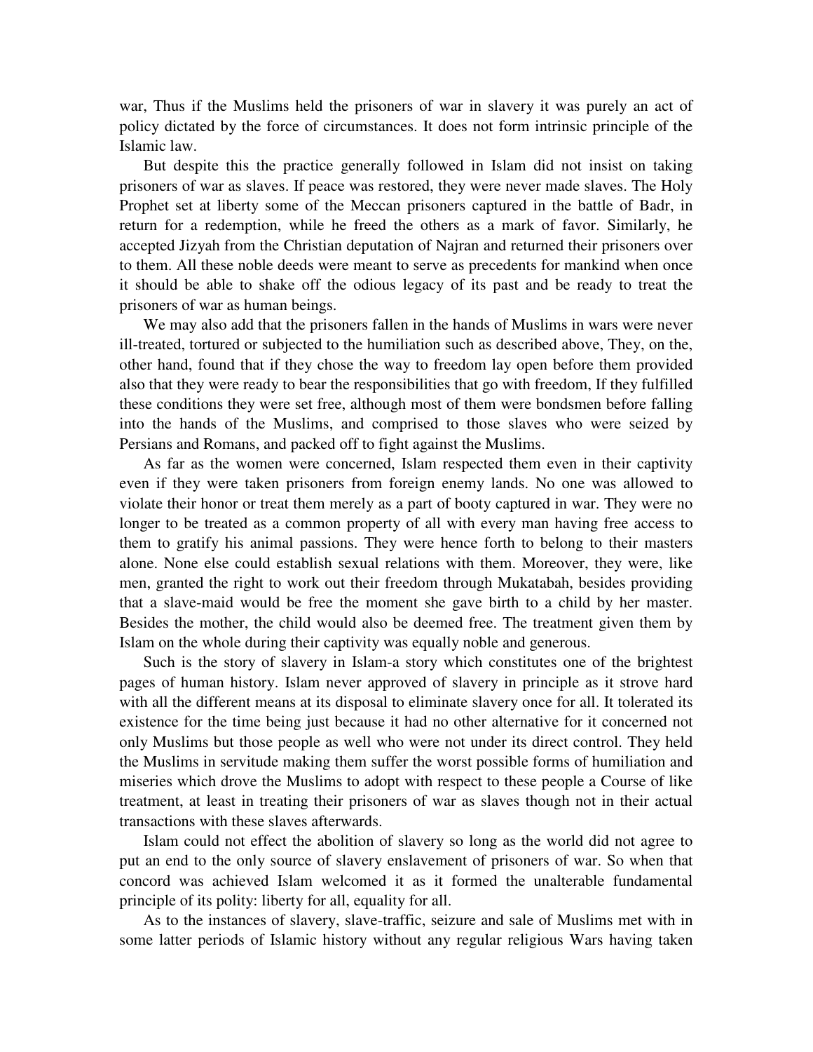war, Thus if the Muslims held the prisoners of war in slavery it was purely an act of policy dictated by the force of circumstances. It does not form intrinsic principle of the Islamic law.

But despite this the practice generally followed in Islam did not insist on taking prisoners of war as slaves. If peace was restored, they were never made slaves. The Holy Prophet set at liberty some of the Meccan prisoners captured in the battle of Badr, in return for a redemption, while he freed the others as a mark of favor. Similarly, he accepted Jizyah from the Christian deputation of Najran and returned their prisoners over to them. All these noble deeds were meant to serve as precedents for mankind when once it should be able to shake off the odious legacy of its past and be ready to treat the prisoners of war as human beings.

We may also add that the prisoners fallen in the hands of Muslims in wars were never ill-treated, tortured or subjected to the humiliation such as described above, They, on the, other hand, found that if they chose the way to freedom lay open before them provided also that they were ready to bear the responsibilities that go with freedom, If they fulfilled these conditions they were set free, although most of them were bondsmen before falling into the hands of the Muslims, and comprised to those slaves who were seized by Persians and Romans, and packed off to fight against the Muslims.

As far as the women were concerned, Islam respected them even in their captivity even if they were taken prisoners from foreign enemy lands. No one was allowed to violate their honor or treat them merely as a part of booty captured in war. They were no longer to be treated as a common property of all with every man having free access to them to gratify his animal passions. They were hence forth to belong to their masters alone. None else could establish sexual relations with them. Moreover, they were, like men, granted the right to work out their freedom through Mukatabah, besides providing that a slave-maid would be free the moment she gave birth to a child by her master. Besides the mother, the child would also be deemed free. The treatment given them by Islam on the whole during their captivity was equally noble and generous.

Such is the story of slavery in Islam-a story which constitutes one of the brightest pages of human history. Islam never approved of slavery in principle as it strove hard with all the different means at its disposal to eliminate slavery once for all. It tolerated its existence for the time being just because it had no other alternative for it concerned not only Muslims but those people as well who were not under its direct control. They held the Muslims in servitude making them suffer the worst possible forms of humiliation and miseries which drove the Muslims to adopt with respect to these people a Course of like treatment, at least in treating their prisoners of war as slaves though not in their actual transactions with these slaves afterwards.

Islam could not effect the abolition of slavery so long as the world did not agree to put an end to the only source of slavery enslavement of prisoners of war. So when that concord was achieved Islam welcomed it as it formed the unalterable fundamental principle of its polity: liberty for all, equality for all.

As to the instances of slavery, slave-traffic, seizure and sale of Muslims met with in some latter periods of Islamic history without any regular religious Wars having taken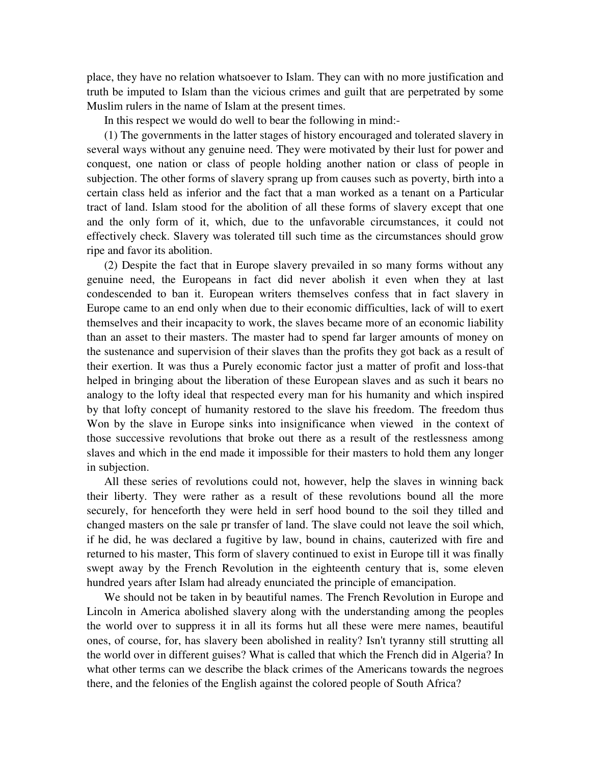place, they have no relation whatsoever to Islam. They can with no more justification and truth be imputed to Islam than the vicious crimes and guilt that are perpetrated by some Muslim rulers in the name of Islam at the present times.

In this respect we would do well to bear the following in mind:-

(1) The governments in the latter stages of history encouraged and tolerated slavery in several ways without any genuine need. They were motivated by their lust for power and conquest, one nation or class of people holding another nation or class of people in subjection. The other forms of slavery sprang up from causes such as poverty, birth into a certain class held as inferior and the fact that a man worked as a tenant on a Particular tract of land. Islam stood for the abolition of all these forms of slavery except that one and the only form of it, which, due to the unfavorable circumstances, it could not effectively check. Slavery was tolerated till such time as the circumstances should grow ripe and favor its abolition.

(2) Despite the fact that in Europe slavery prevailed in so many forms without any genuine need, the Europeans in fact did never abolish it even when they at last condescended to ban it. European writers themselves confess that in fact slavery in Europe came to an end only when due to their economic difficulties, lack of will to exert themselves and their incapacity to work, the slaves became more of an economic liability than an asset to their masters. The master had to spend far larger amounts of money on the sustenance and supervision of their slaves than the profits they got back as a result of their exertion. It was thus a Purely economic factor just a matter of profit and loss-that helped in bringing about the liberation of these European slaves and as such it bears no analogy to the lofty ideal that respected every man for his humanity and which inspired by that lofty concept of humanity restored to the slave his freedom. The freedom thus Won by the slave in Europe sinks into insignificance when viewed in the context of those successive revolutions that broke out there as a result of the restlessness among slaves and which in the end made it impossible for their masters to hold them any longer in subjection.

All these series of revolutions could not, however, help the slaves in winning back their liberty. They were rather as a result of these revolutions bound all the more securely, for henceforth they were held in serf hood bound to the soil they tilled and changed masters on the sale pr transfer of land. The slave could not leave the soil which, if he did, he was declared a fugitive by law, bound in chains, cauterized with fire and returned to his master, This form of slavery continued to exist in Europe till it was finally swept away by the French Revolution in the eighteenth century that is, some eleven hundred years after Islam had already enunciated the principle of emancipation.

We should not be taken in by beautiful names. The French Revolution in Europe and Lincoln in America abolished slavery along with the understanding among the peoples the world over to suppress it in all its forms hut all these were mere names, beautiful ones, of course, for, has slavery been abolished in reality? Isn't tyranny still strutting all the world over in different guises? What is called that which the French did in Algeria? In what other terms can we describe the black crimes of the Americans towards the negroes there, and the felonies of the English against the colored people of South Africa?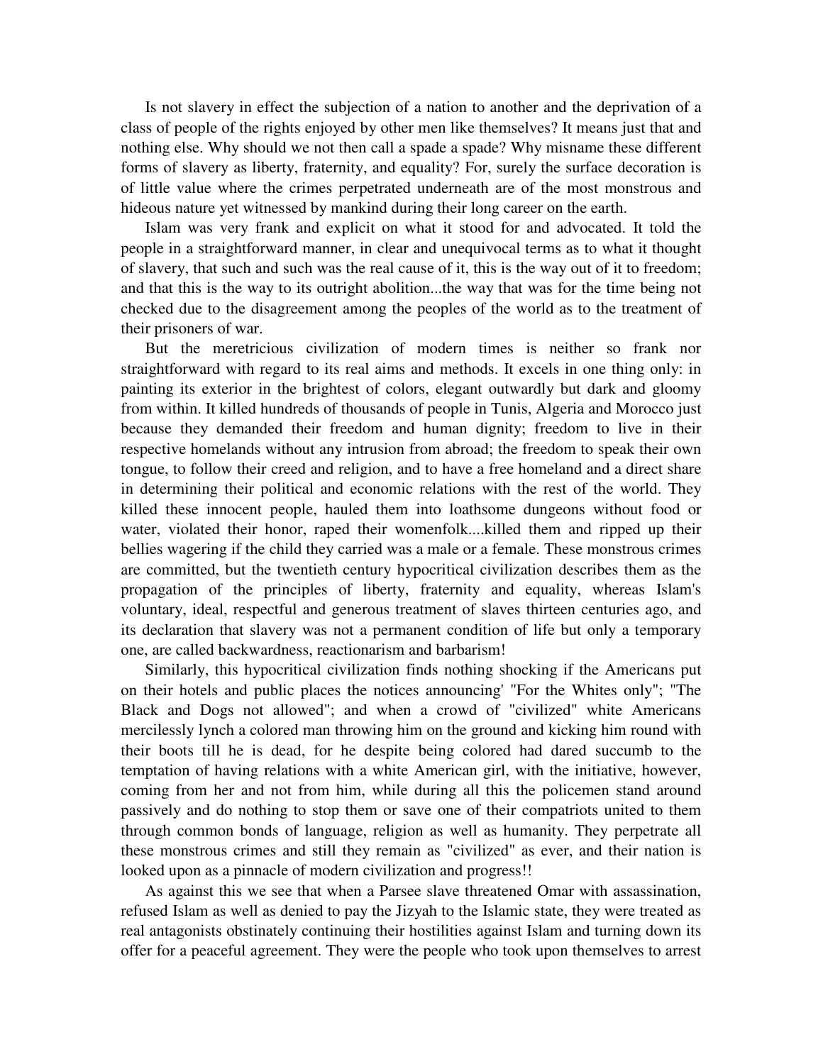Is not slavery in effect the subjection of a nation to another and the deprivation of a class of people of the rights enjoyed by other men like themselves? It means just that and nothing else. Why should we not then call a spade a spade? Why misname these different forms of slavery as liberty, fraternity, and equality? For, surely the surface decoration is of little value where the crimes perpetrated underneath are of the most monstrous and hideous nature yet witnessed by mankind during their long career on the earth.

Islam was very frank and explicit on what it stood for and advocated. It told the people in a straightforward manner, in clear and unequivocal terms as to what it thought of slavery, that such and such was the real cause of it, this is the way out of it to freedom; and that this is the way to its outright abolition...the way that was for the time being not checked due to the disagreement among the peoples of the world as to the treatment of their prisoners of war.

But the meretricious civilization of modern times is neither so frank nor straightforward with regard to its real aims and methods. It excels in one thing only: in painting its exterior in the brightest of colors, elegant outwardly but dark and gloomy from within. It killed hundreds of thousands of people in Tunis, Algeria and Morocco just because they demanded their freedom and human dignity; freedom to live in their respective homelands without any intrusion from abroad; the freedom to speak their own tongue, to follow their creed and religion, and to have a free homeland and a direct share in determining their political and economic relations with the rest of the world. They killed these innocent people, hauled them into loathsome dungeons without food or water, violated their honor, raped their womenfolk....killed them and ripped up their bellies wagering if the child they carried was a male or a female. These monstrous crimes are committed, but the twentieth century hypocritical civilization describes them as the propagation of the principles of liberty, fraternity and equality, whereas Islam's voluntary, ideal, respectful and generous treatment of slaves thirteen centuries ago, and its declaration that slavery was not a permanent condition of life but only a temporary one, are called backwardness, reactionarism and barbarism!

Similarly, this hypocritical civilization finds nothing shocking if the Americans put on their hotels and public places the notices announcing' "For the Whites only"; "The Black and Dogs not allowed"; and when a crowd of "civilized" white Americans mercilessly lynch a colored man throwing him on the ground and kicking him round with their boots till he is dead, for he despite being colored had dared succumb to the temptation of having relations with a white American girl, with the initiative, however, coming from her and not from him, while during all this the policemen stand around passively and do nothing to stop them or save one of their compatriots united to them through common bonds of language, religion as well as humanity. They perpetrate all these monstrous crimes and still they remain as "civilized" as ever, and their nation is looked upon as a pinnacle of modern civilization and progress!!

As against this we see that when a Parsee slave threatened Omar with assassination, refused Islam as well as denied to pay the Jizyah to the Islamic state, they were treated as real antagonists obstinately continuing their hostilities against Islam and turning down its offer for a peaceful agreement. They were the people who took upon themselves to arrest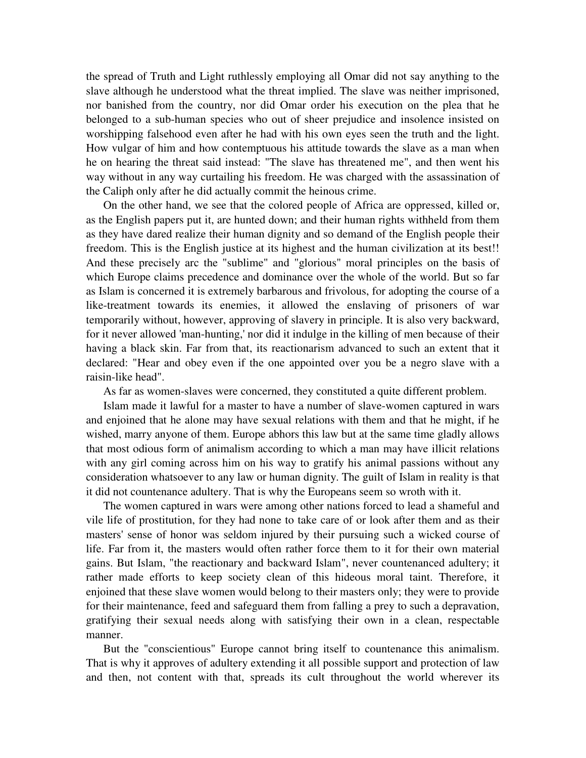the spread of Truth and Light ruthlessly employing all Omar did not say anything to the slave although he understood what the threat implied. The slave was neither imprisoned, nor banished from the country, nor did Omar order his execution on the plea that he belonged to a sub-human species who out of sheer prejudice and insolence insisted on worshipping falsehood even after he had with his own eyes seen the truth and the light. How vulgar of him and how contemptuous his attitude towards the slave as a man when he on hearing the threat said instead: "The slave has threatened me", and then went his way without in any way curtailing his freedom. He was charged with the assassination of the Caliph only after he did actually commit the heinous crime.

On the other hand, we see that the colored people of Africa are oppressed, killed or, as the English papers put it, are hunted down; and their human rights withheld from them as they have dared realize their human dignity and so demand of the English people their freedom. This is the English justice at its highest and the human civilization at its best!! And these precisely arc the "sublime" and "glorious" moral principles on the basis of which Europe claims precedence and dominance over the whole of the world. But so far as Islam is concerned it is extremely barbarous and frivolous, for adopting the course of a like-treatment towards its enemies, it allowed the enslaving of prisoners of war temporarily without, however, approving of slavery in principle. It is also very backward, for it never allowed 'man-hunting,' nor did it indulge in the killing of men because of their having a black skin. Far from that, its reactionarism advanced to such an extent that it declared: "Hear and obey even if the one appointed over you be a negro slave with a raisin-like head".

As far as women-slaves were concerned, they constituted a quite different problem.

Islam made it lawful for a master to have a number of slave-women captured in wars and enjoined that he alone may have sexual relations with them and that he might, if he wished, marry anyone of them. Europe abhors this law but at the same time gladly allows that most odious form of animalism according to which a man may have illicit relations with any girl coming across him on his way to gratify his animal passions without any consideration whatsoever to any law or human dignity. The guilt of Islam in reality is that it did not countenance adultery. That is why the Europeans seem so wroth with it.

The women captured in wars were among other nations forced to lead a shameful and vile life of prostitution, for they had none to take care of or look after them and as their masters' sense of honor was seldom injured by their pursuing such a wicked course of life. Far from it, the masters would often rather force them to it for their own material gains. But Islam, "the reactionary and backward Islam", never countenanced adultery; it rather made efforts to keep society clean of this hideous moral taint. Therefore, it enjoined that these slave women would belong to their masters only; they were to provide for their maintenance, feed and safeguard them from falling a prey to such a depravation, gratifying their sexual needs along with satisfying their own in a clean, respectable manner.

But the "conscientious" Europe cannot bring itself to countenance this animalism. That is why it approves of adultery extending it all possible support and protection of law and then, not content with that, spreads its cult throughout the world wherever its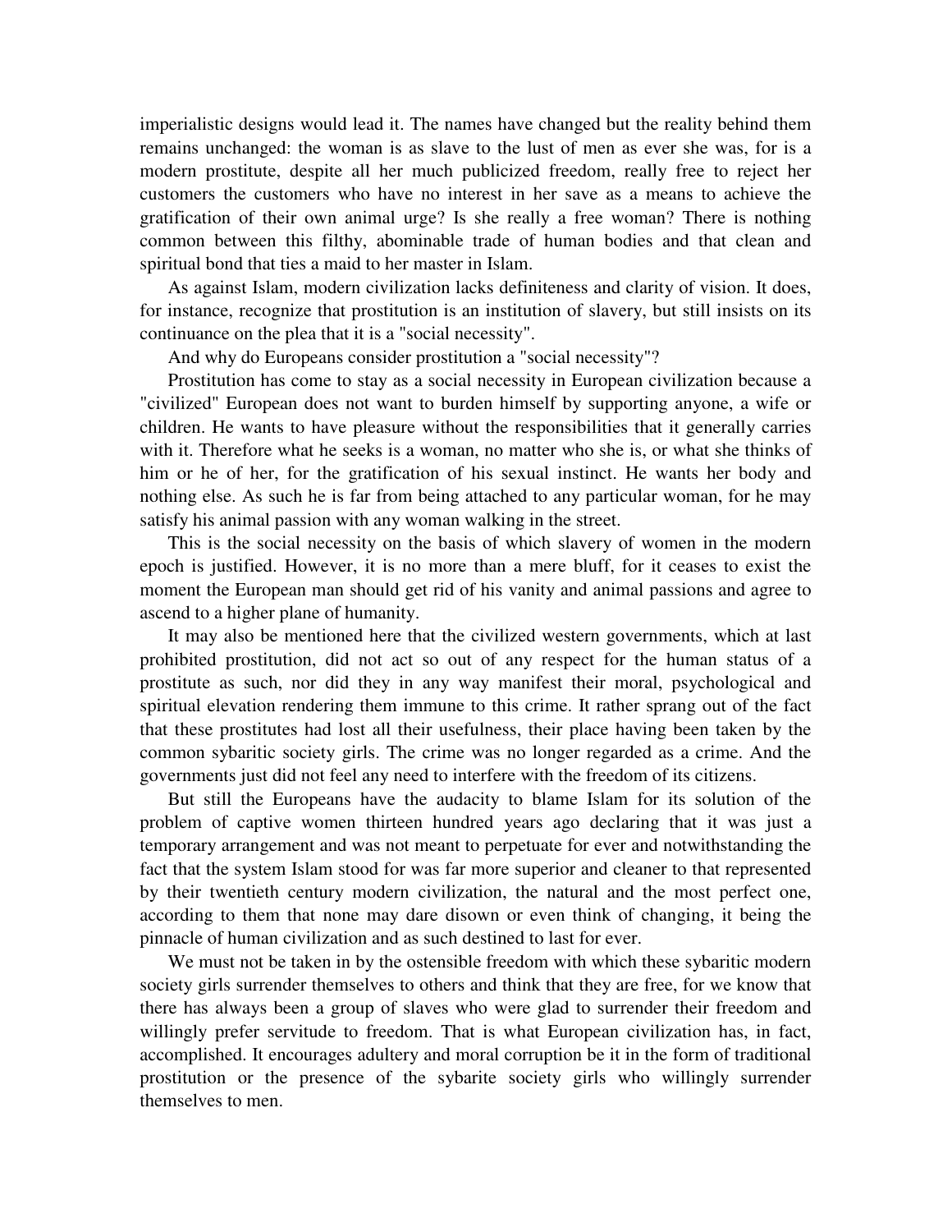imperialistic designs would lead it. The names have changed but the reality behind them remains unchanged: the woman is as slave to the lust of men as ever she was, for is a modern prostitute, despite all her much publicized freedom, really free to reject her customers the customers who have no interest in her save as a means to achieve the gratification of their own animal urge? Is she really a free woman? There is nothing common between this filthy, abominable trade of human bodies and that clean and spiritual bond that ties a maid to her master in Islam.

As against Islam, modern civilization lacks definiteness and clarity of vision. It does, for instance, recognize that prostitution is an institution of slavery, but still insists on its continuance on the plea that it is a "social necessity".

And why do Europeans consider prostitution a "social necessity"?

Prostitution has come to stay as a social necessity in European civilization because a "civilized" European does not want to burden himself by supporting anyone, a wife or children. He wants to have pleasure without the responsibilities that it generally carries with it. Therefore what he seeks is a woman, no matter who she is, or what she thinks of him or he of her, for the gratification of his sexual instinct. He wants her body and nothing else. As such he is far from being attached to any particular woman, for he may satisfy his animal passion with any woman walking in the street.

This is the social necessity on the basis of which slavery of women in the modern epoch is justified. However, it is no more than a mere bluff, for it ceases to exist the moment the European man should get rid of his vanity and animal passions and agree to ascend to a higher plane of humanity.

It may also be mentioned here that the civilized western governments, which at last prohibited prostitution, did not act so out of any respect for the human status of a prostitute as such, nor did they in any way manifest their moral, psychological and spiritual elevation rendering them immune to this crime. It rather sprang out of the fact that these prostitutes had lost all their usefulness, their place having been taken by the common sybaritic society girls. The crime was no longer regarded as a crime. And the governments just did not feel any need to interfere with the freedom of its citizens.

But still the Europeans have the audacity to blame Islam for its solution of the problem of captive women thirteen hundred years ago declaring that it was just a temporary arrangement and was not meant to perpetuate for ever and notwithstanding the fact that the system Islam stood for was far more superior and cleaner to that represented by their twentieth century modern civilization, the natural and the most perfect one, according to them that none may dare disown or even think of changing, it being the pinnacle of human civilization and as such destined to last for ever.

We must not be taken in by the ostensible freedom with which these sybaritic modern society girls surrender themselves to others and think that they are free, for we know that there has always been a group of slaves who were glad to surrender their freedom and willingly prefer servitude to freedom. That is what European civilization has, in fact, accomplished. It encourages adultery and moral corruption be it in the form of traditional prostitution or the presence of the sybarite society girls who willingly surrender themselves to men.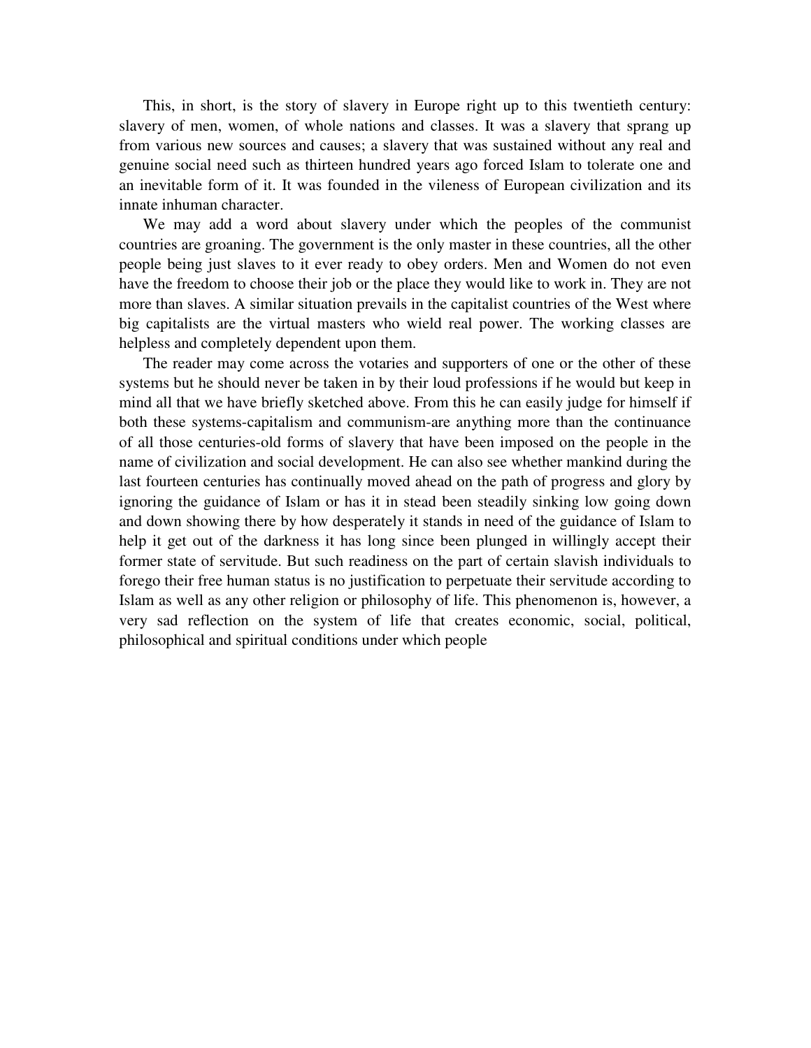This, in short, is the story of slavery in Europe right up to this twentieth century: slavery of men, women, of whole nations and classes. It was a slavery that sprang up from various new sources and causes; a slavery that was sustained without any real and genuine social need such as thirteen hundred years ago forced Islam to tolerate one and an inevitable form of it. It was founded in the vileness of European civilization and its innate inhuman character.

We may add a word about slavery under which the peoples of the communist countries are groaning. The government is the only master in these countries, all the other people being just slaves to it ever ready to obey orders. Men and Women do not even have the freedom to choose their job or the place they would like to work in. They are not more than slaves. A similar situation prevails in the capitalist countries of the West where big capitalists are the virtual masters who wield real power. The working classes are helpless and completely dependent upon them.

The reader may come across the votaries and supporters of one or the other of these systems but he should never be taken in by their loud professions if he would but keep in mind all that we have briefly sketched above. From this he can easily judge for himself if both these systems-capitalism and communism-are anything more than the continuance of all those centuries-old forms of slavery that have been imposed on the people in the name of civilization and social development. He can also see whether mankind during the last fourteen centuries has continually moved ahead on the path of progress and glory by ignoring the guidance of Islam or has it in stead been steadily sinking low going down and down showing there by how desperately it stands in need of the guidance of Islam to help it get out of the darkness it has long since been plunged in willingly accept their former state of servitude. But such readiness on the part of certain slavish individuals to forego their free human status is no justification to perpetuate their servitude according to Islam as well as any other religion or philosophy of life. This phenomenon is, however, a very sad reflection on the system of life that creates economic, social, political, philosophical and spiritual conditions under which people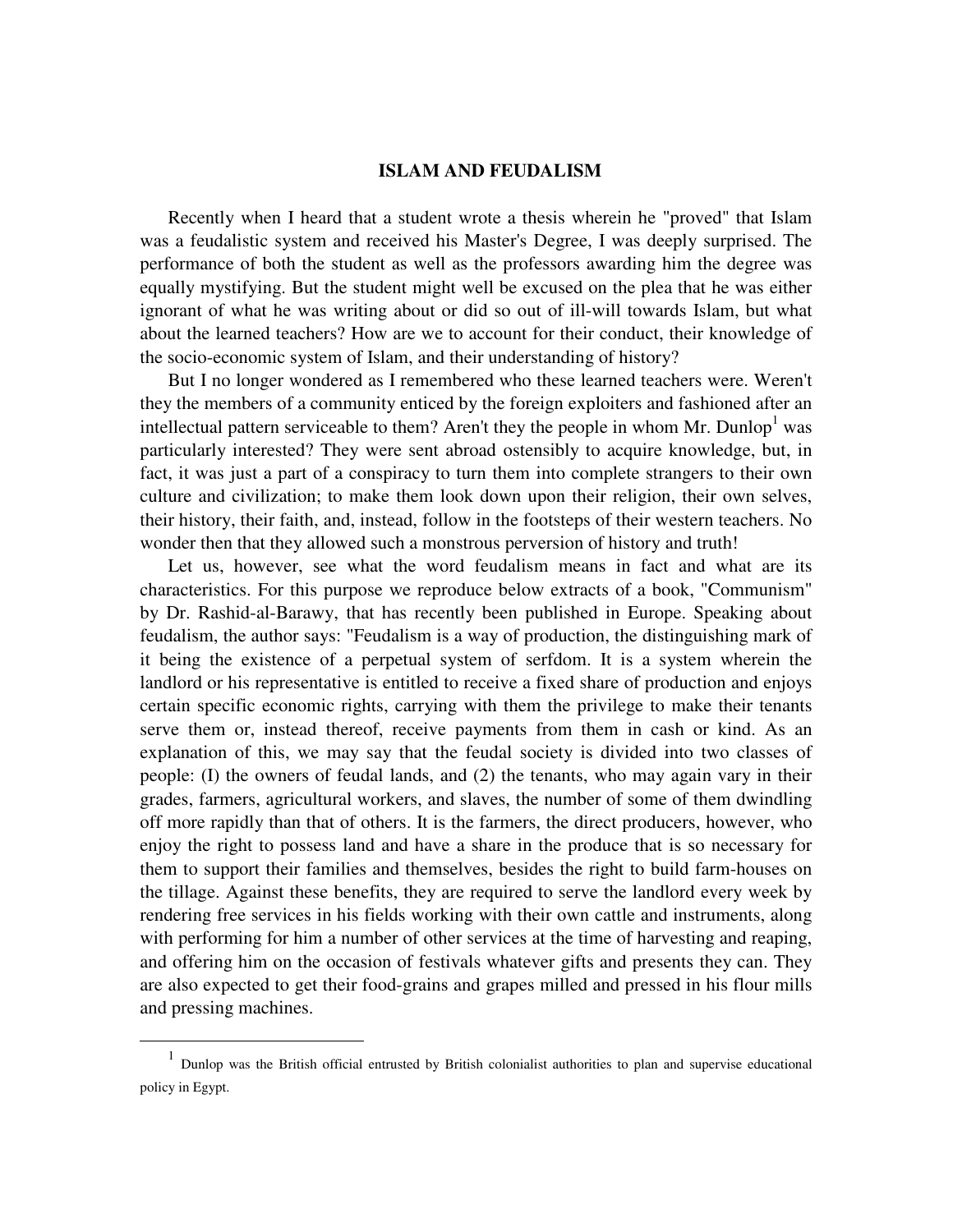## ISLAM AND FEUDALISM

Recently when I heard that a student wrote a thesis wherein he "proved" that Islam was a feudalistic system and received his Master's Degree, I was deeply surprised. The performance of both the student as well as the professors awarding him the degree was equally mystifying. But the student might well be excused on the plea that he was either ignorant of what he was writing about or did so out of ill-will towards Islam, but what about the learned teachers? How are we to account for their conduct, their knowledge of the socio-economic system of Islam, and their understanding of history?

But I no longer wondered as I remembered who these learned teachers were. Weren't they the members of a community enticed by the foreign exploiters and fashioned after an intellectual pattern serviceable to them? Aren't they the people in whom Mr. Dunlop[1] was particularly interested? They were sent abroad ostensibly to acquire knowledge, but, in fact, it was just a part of a conspiracy to turn them into complete strangers to their own culture and civilization; to make them look down upon their religion, their own selves, their history, their faith, and, instead, follow in the footsteps of their western teachers. No wonder then that they allowed such a monstrous perversion of history and truth!

Let us, however, see what the word feudalism means in fact and what are its characteristics. For this purpose we reproduce below extracts of a book, "Communism" by Dr. Rashid-al-Barawy, that has recently been published in Europe. Speaking about feudalism, the author says: "Feudalism is a way of production, the distinguishing mark of it being the existence of a perpetual system of serfdom. It is a system wherein the landlord or his representative is entitled to receive a fixed share of production and enjoys certain specific economic rights, carrying with them the privilege to make their tenants serve them or, instead thereof, receive payments from them in cash or kind. As an explanation of this, we may say that the feudal society is divided into two classes of people: (I) the owners of feudal lands, and (2) the tenants, who may again vary in their grades, farmers, agricultural workers, and slaves, the number of some of them dwindling off more rapidly than that of others. It is the farmers, the direct producers, however, who enjoy the right to possess land and have a share in the produce that is so necessary for them to support their families and themselves, besides the right to build farm-houses on the tillage. Against these benefits, they are required to serve the landlord every week by rendering free services in his fields working with their own cattle and instruments, along with performing for him a number of other services at the time of harvesting and reaping, and offering him on the occasion of festivals whatever gifts and presents they can. They are also expected to get their food-grains and grapes milled and pressed in his flour mills and pressing machines.

---

[1] Dunlop was the British official entrusted by British colonialist authorities to plan and supervise educational policy in Egypt.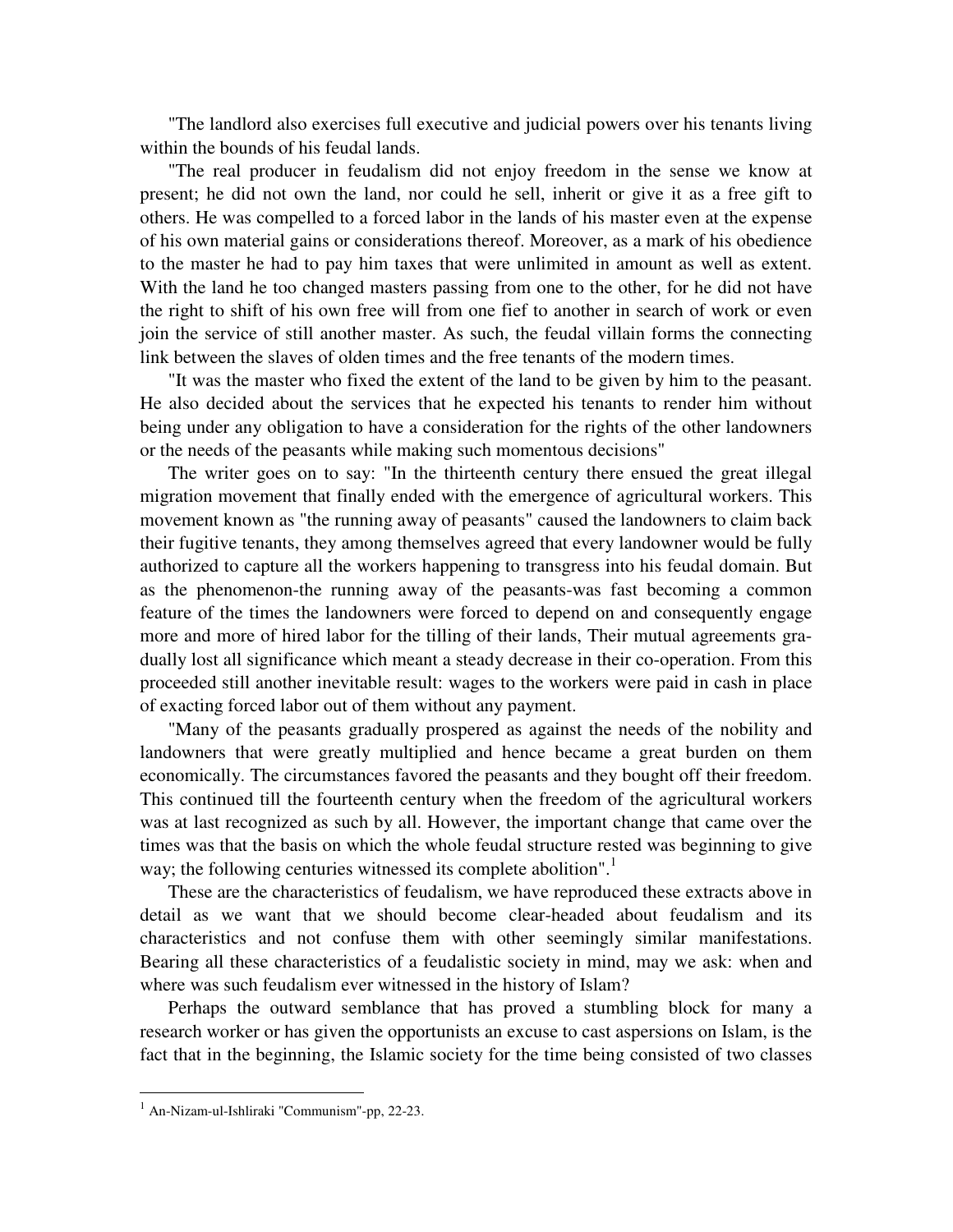"The landlord also exercises full executive and judicial powers over his tenants living within the bounds of his feudal lands.

"The real producer in feudalism did not enjoy freedom in the sense we know at present; he did not own the land, nor could he sell, inherit or give it as a free gift to others. He was compelled to a forced labor in the lands of his master even at the expense of his own material gains or considerations thereof. Moreover, as a mark of his obedience to the master he had to pay him taxes that were unlimited in amount as well as extent. With the land he too changed masters passing from one to the other, for he did not have the right to shift of his own free will from one fief to another in search of work or even join the service of still another master. As such, the feudal villain forms the connecting link between the slaves of olden times and the free tenants of the modern times.

"It was the master who fixed the extent of the land to be given by him to the peasant. He also decided about the services that he expected his tenants to render him without being under any obligation to have a consideration for the rights of the other landowners or the needs of the peasants while making such momentous decisions"

The writer goes on to say: "In the thirteenth century there ensued the great illegal migration movement that finally ended with the emergence of agricultural workers. This movement known as "the running away of peasants" caused the landowners to claim back their fugitive tenants, they among themselves agreed that every landowner would be fully authorized to capture all the workers happening to transgress into his feudal domain. But as the phenomenon-the running away of the peasants-was fast becoming a common feature of the times the landowners were forced to depend on and consequently engage more and more of hired labor for the tilling of their lands, Their mutual agreements gradually lost all significance which meant a steady decrease in their co-operation. From this proceeded still another inevitable result: wages to the workers were paid in cash in place of exacting forced labor out of them without any payment.

"Many of the peasants gradually prospered as against the needs of the nobility and landowners that were greatly multiplied and hence became a great burden on them economically. The circumstances favored the peasants and they bought off their freedom. This continued till the fourteenth century when the freedom of the agricultural workers was at last recognized as such by all. However, the important change that came over the times was that the basis on which the whole feudal structure rested was beginning to give way; the following centuries witnessed its complete abolition".[1]

These are the characteristics of feudalism, we have reproduced these extracts above in detail as we want that we should become clear-headed about feudalism and its characteristics and not confuse them with other seemingly similar manifestations. Bearing all these characteristics of a feudalistic society in mind, may we ask: when and where was such feudalism ever witnessed in the history of Islam?

Perhaps the outward semblance that has proved a stumbling block for many a research worker or has given the opportunists an excuse to cast aspersions on Islam, is the fact that in the beginning, the Islamic society for the time being consisted of two classes

---

[1] An-Nizam-ul-Ishliraki "Communism"-pp, 22-23.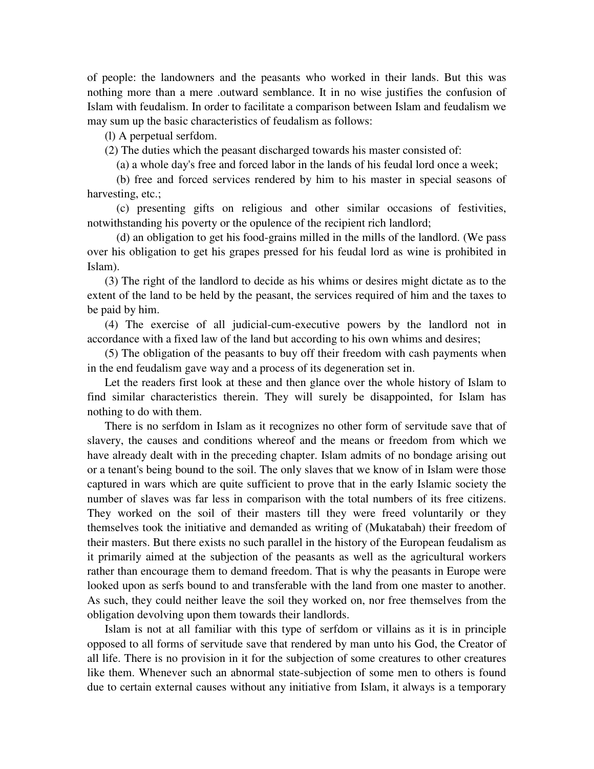of people: the landowners and the peasants who worked in their lands. But this was nothing more than a mere .outward semblance. It in no wise justifies the confusion of Islam with feudalism. In order to facilitate a comparison between Islam and feudalism we may sum up the basic characteristics of feudalism as follows:

(l) A perpetual serfdom.

(2) The duties which the peasant discharged towards his master consisted of:

(a) a whole day's free and forced labor in the lands of his feudal lord once a week;

(b) free and forced services rendered by him to his master in special seasons of harvesting, etc.;

(c) presenting gifts on religious and other similar occasions of festivities, notwithstanding his poverty or the opulence of the recipient rich landlord;

(d) an obligation to get his food-grains milled in the mills of the landlord. (We pass over his obligation to get his grapes pressed for his feudal lord as wine is prohibited in Islam).

(3) The right of the landlord to decide as his whims or desires might dictate as to the extent of the land to be held by the peasant, the services required of him and the taxes to be paid by him.

(4) The exercise of all judicial-cum-executive powers by the landlord not in accordance with a fixed law of the land but according to his own whims and desires;

(5) The obligation of the peasants to buy off their freedom with cash payments when in the end feudalism gave way and a process of its degeneration set in.

Let the readers first look at these and then glance over the whole history of Islam to find similar characteristics therein. They will surely be disappointed, for Islam has nothing to do with them.

There is no serfdom in Islam as it recognizes no other form of servitude save that of slavery, the causes and conditions whereof and the means or freedom from which we have already dealt with in the preceding chapter. Islam admits of no bondage arising out or a tenant's being bound to the soil. The only slaves that we know of in Islam were those captured in wars which are quite sufficient to prove that in the early Islamic society the number of slaves was far less in comparison with the total numbers of its free citizens. They worked on the soil of their masters till they were freed voluntarily or they themselves took the initiative and demanded as writing of (Mukatabah) their freedom of their masters. But there exists no such parallel in the history of the European feudalism as it primarily aimed at the subjection of the peasants as well as the agricultural workers rather than encourage them to demand freedom. That is why the peasants in Europe were looked upon as serfs bound to and transferable with the land from one master to another. As such, they could neither leave the soil they worked on, nor free themselves from the obligation devolving upon them towards their landlords.

Islam is not at all familiar with this type of serfdom or villains as it is in principle opposed to all forms of servitude save that rendered by man unto his God, the Creator of all life. There is no provision in it for the subjection of some creatures to other creatures like them. Whenever such an abnormal state-subjection of some men to others is found due to certain external causes without any initiative from Islam, it always is a temporary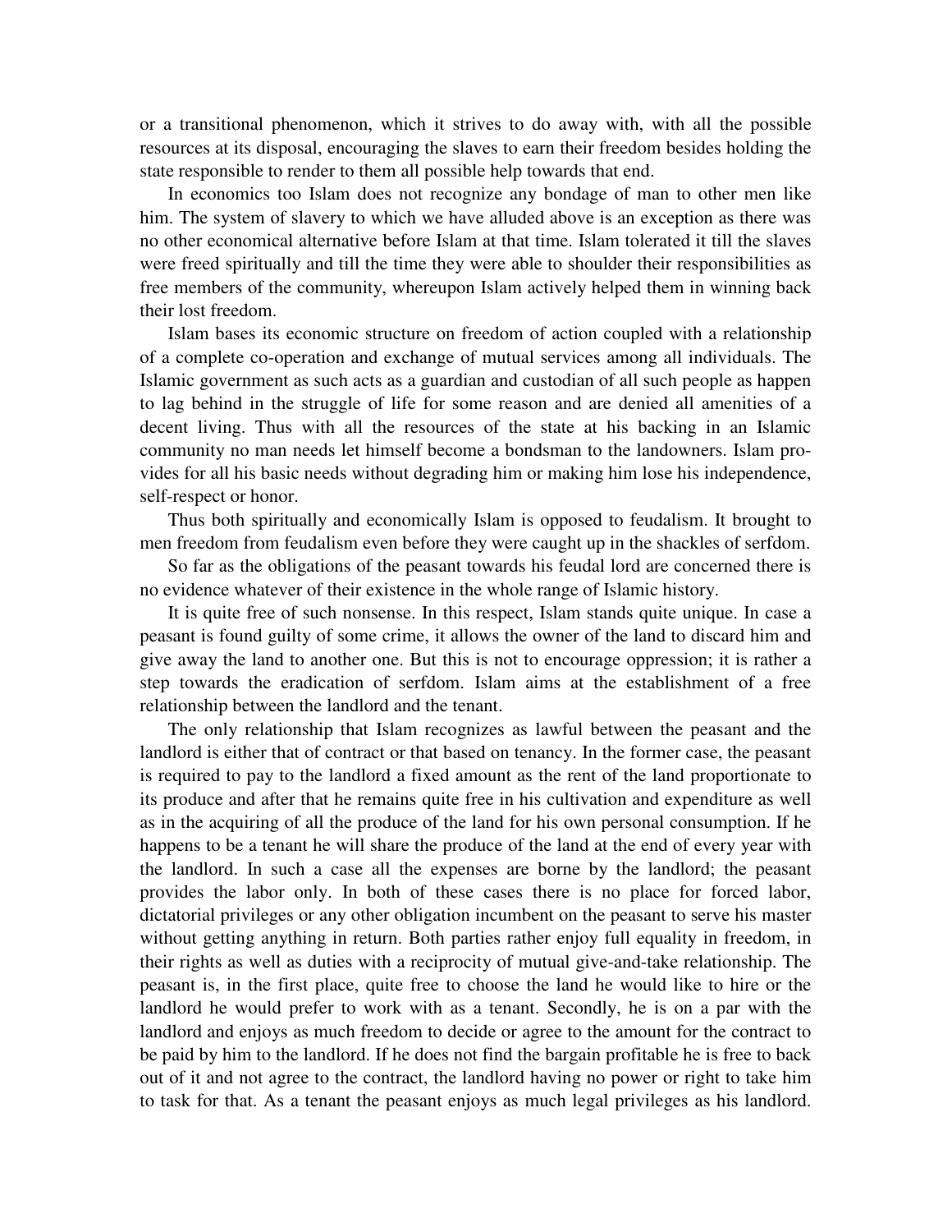or a transitional phenomenon, which it strives to do away with, with all the possible resources at its disposal, encouraging the slaves to earn their freedom besides holding the state responsible to render to them all possible help towards that end.

In economics too Islam does not recognize any bondage of man to other men like him. The system of slavery to which we have alluded above is an exception as there was no other economical alternative before Islam at that time. Islam tolerated it till the slaves were freed spiritually and till the time they were able to shoulder their responsibilities as free members of the community, whereupon Islam actively helped them in winning back their lost freedom.

Islam bases its economic structure on freedom of action coupled with a relationship of a complete co-operation and exchange of mutual services among all individuals. The Islamic government as such acts as a guardian and custodian of all such people as happen to lag behind in the struggle of life for some reason and are denied all amenities of a decent living. Thus with all the resources of the state at his backing in an Islamic community no man needs let himself become a bondsman to the landowners. Islam provides for all his basic needs without degrading him or making him lose his independence, self-respect or honor.

Thus both spiritually and economically Islam is opposed to feudalism. It brought to men freedom from feudalism even before they were caught up in the shackles of serfdom.

So far as the obligations of the peasant towards his feudal lord are concerned there is no evidence whatever of their existence in the whole range of Islamic history.

It is quite free of such nonsense. In this respect, Islam stands quite unique. In case a peasant is found guilty of some crime, it allows the owner of the land to discard him and give away the land to another one. But this is not to encourage oppression; it is rather a step towards the eradication of serfdom. Islam aims at the establishment of a free relationship between the landlord and the tenant.

The only relationship that Islam recognizes as lawful between the peasant and the landlord is either that of contract or that based on tenancy. In the former case, the peasant is required to pay to the landlord a fixed amount as the rent of the land proportionate to its produce and after that he remains quite free in his cultivation and expenditure as well as in the acquiring of all the produce of the land for his own personal consumption. If he happens to be a tenant he will share the produce of the land at the end of every year with the landlord. In such a case all the expenses are borne by the landlord; the peasant provides the labor only. In both of these cases there is no place for forced labor, dictatorial privileges or any other obligation incumbent on the peasant to serve his master without getting anything in return. Both parties rather enjoy full equality in freedom, in their rights as well as duties with a reciprocity of mutual give-and-take relationship. The peasant is, in the first place, quite free to choose the land he would like to hire or the landlord he would prefer to work with as a tenant. Secondly, he is on a par with the landlord and enjoys as much freedom to decide or agree to the amount for the contract to be paid by him to the landlord. If he does not find the bargain profitable he is free to back out of it and not agree to the contract, the landlord having no power or right to take him to task for that. As a tenant the peasant enjoys as much legal privileges as his landlord.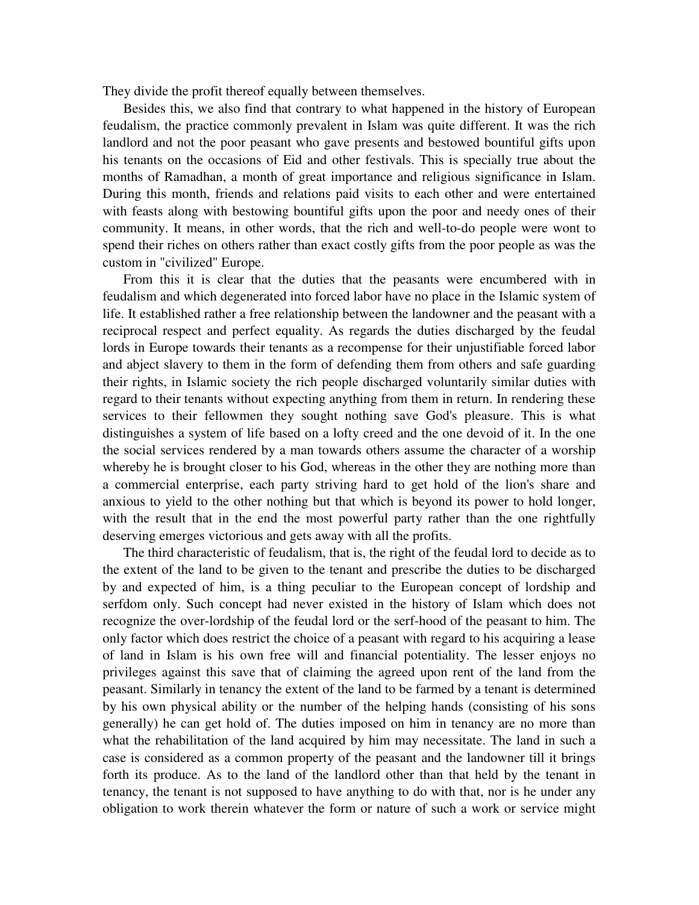They divide the profit thereof equally between themselves.

Besides this, we also find that contrary to what happened in the history of European feudalism, the practice commonly prevalent in Islam was quite different. It was the rich landlord and not the poor peasant who gave presents and bestowed bountiful gifts upon his tenants on the occasions of Eid and other festivals. This is specially true about the months of Ramadhan, a month of great importance and religious significance in Islam. During this month, friends and relations paid visits to each other and were entertained with feasts along with bestowing bountiful gifts upon the poor and needy ones of their community. It means, in other words, that the rich and well-to-do people were wont to spend their riches on others rather than exact costly gifts from the poor people as was the custom in "civilized" Europe.

From this it is clear that the duties that the peasants were encumbered with in feudalism and which degenerated into forced labor have no place in the Islamic system of life. It established rather a free relationship between the landowner and the peasant with a reciprocal respect and perfect equality. As regards the duties discharged by the feudal lords in Europe towards their tenants as a recompense for their unjustifiable forced labor and abject slavery to them in the form of defending them from others and safe guarding their rights, in Islamic society the rich people discharged voluntarily similar duties with regard to their tenants without expecting anything from them in return. In rendering these services to their fellowmen they sought nothing save God's pleasure. This is what distinguishes a system of life based on a lofty creed and the one devoid of it. In the one the social services rendered by a man towards others assume the character of a worship whereby he is brought closer to his God, whereas in the other they are nothing more than a commercial enterprise, each party striving hard to get hold of the lion's share and anxious to yield to the other nothing but that which is beyond its power to hold longer, with the result that in the end the most powerful party rather than the one rightfully deserving emerges victorious and gets away with all the profits.

The third characteristic of feudalism, that is, the right of the feudal lord to decide as to the extent of the land to be given to the tenant and prescribe the duties to be discharged by and expected of him, is a thing peculiar to the European concept of lordship and serfdom only. Such concept had never existed in the history of Islam which does not recognize the over-lordship of the feudal lord or the serf-hood of the peasant to him. The only factor which does restrict the choice of a peasant with regard to his acquiring a lease of land in Islam is his own free will and financial potentiality. The lesser enjoys no privileges against this save that of claiming the agreed upon rent of the land from the peasant. Similarly in tenancy the extent of the land to be farmed by a tenant is determined by his own physical ability or the number of the helping hands (consisting of his sons generally) he can get hold of. The duties imposed on him in tenancy are no more than what the rehabilitation of the land acquired by him may necessitate. The land in such a case is considered as a common property of the peasant and the landowner till it brings forth its produce. As to the land of the landlord other than that held by the tenant in tenancy, the tenant is not supposed to have anything to do with that, nor is he under any obligation to work therein whatever the form or nature of such a work or service might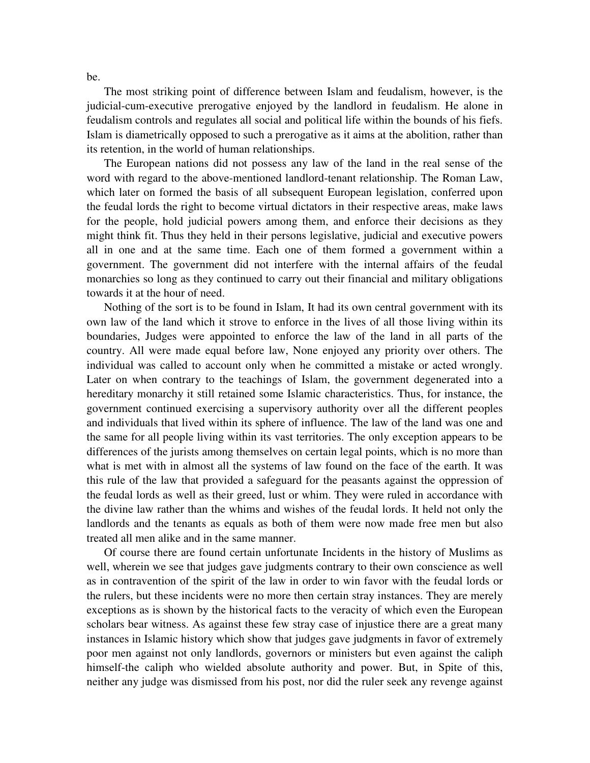be.

The most striking point of difference between Islam and feudalism, however, is the judicial-cum-executive prerogative enjoyed by the landlord in feudalism. He alone in feudalism controls and regulates all social and political life within the bounds of his fiefs. Islam is diametrically opposed to such a prerogative as it aims at the abolition, rather than its retention, in the world of human relationships.

The European nations did not possess any law of the land in the real sense of the word with regard to the above-mentioned landlord-tenant relationship. The Roman Law, which later on formed the basis of all subsequent European legislation, conferred upon the feudal lords the right to become virtual dictators in their respective areas, make laws for the people, hold judicial powers among them, and enforce their decisions as they might think fit. Thus they held in their persons legislative, judicial and executive powers all in one and at the same time. Each one of them formed a government within a government. The government did not interfere with the internal affairs of the feudal monarchies so long as they continued to carry out their financial and military obligations towards it at the hour of need.

Nothing of the sort is to be found in Islam, It had its own central government with its own law of the land which it strove to enforce in the lives of all those living within its boundaries, Judges were appointed to enforce the law of the land in all parts of the country. All were made equal before law, None enjoyed any priority over others. The individual was called to account only when he committed a mistake or acted wrongly. Later on when contrary to the teachings of Islam, the government degenerated into a hereditary monarchy it still retained some Islamic characteristics. Thus, for instance, the government continued exercising a supervisory authority over all the different peoples and individuals that lived within its sphere of influence. The law of the land was one and the same for all people living within its vast territories. The only exception appears to be differences of the jurists among themselves on certain legal points, which is no more than what is met with in almost all the systems of law found on the face of the earth. It was this rule of the law that provided a safeguard for the peasants against the oppression of the feudal lords as well as their greed, lust or whim. They were ruled in accordance with the divine law rather than the whims and wishes of the feudal lords. It held not only the landlords and the tenants as equals as both of them were now made free men but also treated all men alike and in the same manner.

Of course there are found certain unfortunate Incidents in the history of Muslims as well, wherein we see that judges gave judgments contrary to their own conscience as well as in contravention of the spirit of the law in order to win favor with the feudal lords or the rulers, but these incidents were no more then certain stray instances. They are merely exceptions as is shown by the historical facts to the veracity of which even the European scholars bear witness. As against these few stray case of injustice there are a great many instances in Islamic history which show that judges gave judgments in favor of extremely poor men against not only landlords, governors or ministers but even against the caliph himself-the caliph who wielded absolute authority and power. But, in Spite of this, neither any judge was dismissed from his post, nor did the ruler seek any revenge against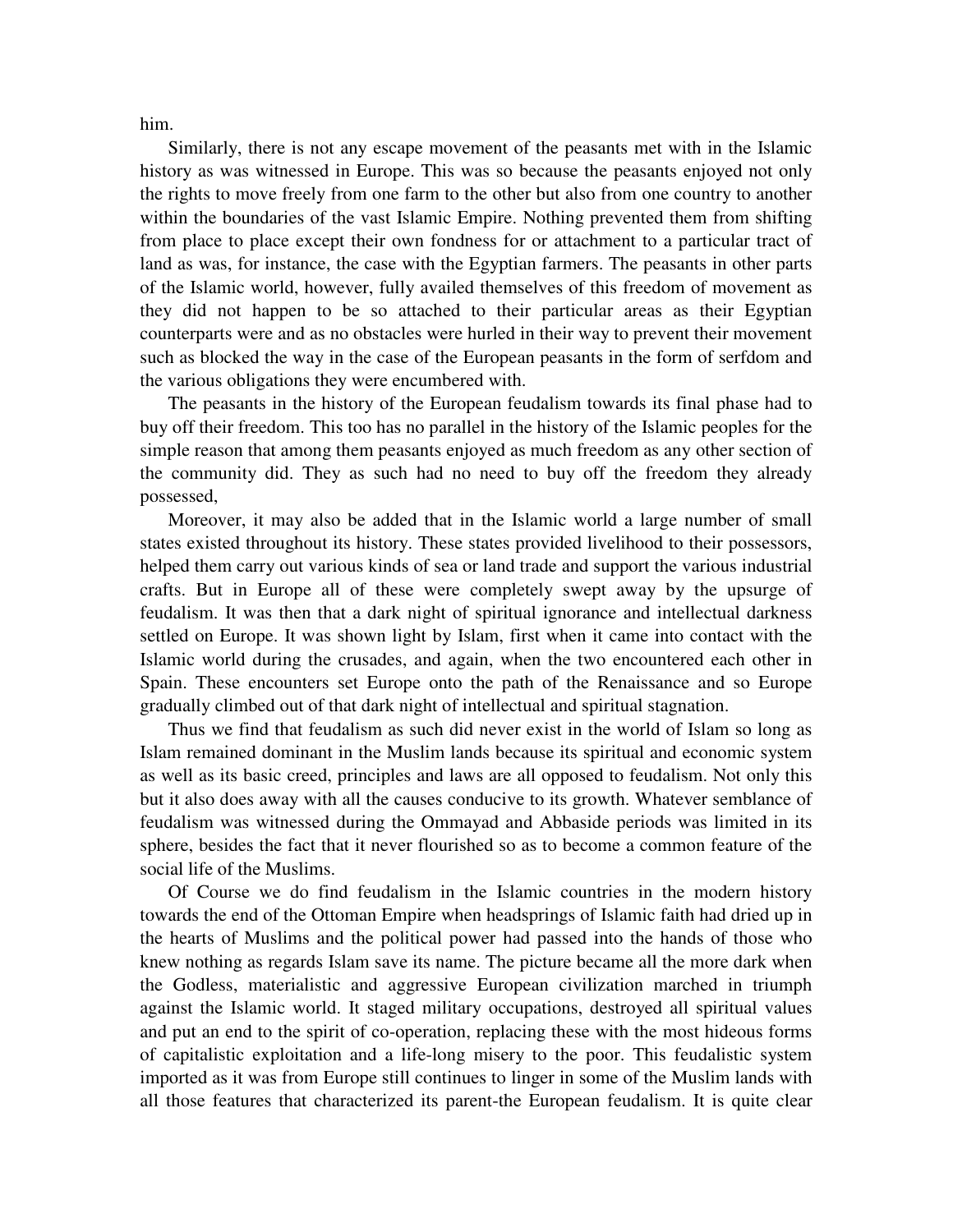him.

Similarly, there is not any escape movement of the peasants met with in the Islamic history as was witnessed in Europe. This was so because the peasants enjoyed not only the rights to move freely from one farm to the other but also from one country to another within the boundaries of the vast Islamic Empire. Nothing prevented them from shifting from place to place except their own fondness for or attachment to a particular tract of land as was, for instance, the case with the Egyptian farmers. The peasants in other parts of the Islamic world, however, fully availed themselves of this freedom of movement as they did not happen to be so attached to their particular areas as their Egyptian counterparts were and as no obstacles were hurled in their way to prevent their movement such as blocked the way in the case of the European peasants in the form of serfdom and the various obligations they were encumbered with.

The peasants in the history of the European feudalism towards its final phase had to buy off their freedom. This too has no parallel in the history of the Islamic peoples for the simple reason that among them peasants enjoyed as much freedom as any other section of the community did. They as such had no need to buy off the freedom they already possessed,

Moreover, it may also be added that in the Islamic world a large number of small states existed throughout its history. These states provided livelihood to their possessors, helped them carry out various kinds of sea or land trade and support the various industrial crafts. But in Europe all of these were completely swept away by the upsurge of feudalism. It was then that a dark night of spiritual ignorance and intellectual darkness settled on Europe. It was shown light by Islam, first when it came into contact with the Islamic world during the crusades, and again, when the two encountered each other in Spain. These encounters set Europe onto the path of the Renaissance and so Europe gradually climbed out of that dark night of intellectual and spiritual stagnation.

Thus we find that feudalism as such did never exist in the world of Islam so long as Islam remained dominant in the Muslim lands because its spiritual and economic system as well as its basic creed, principles and laws are all opposed to feudalism. Not only this but it also does away with all the causes conducive to its growth. Whatever semblance of feudalism was witnessed during the Ommayad and Abbaside periods was limited in its sphere, besides the fact that it never flourished so as to become a common feature of the social life of the Muslims.

Of Course we do find feudalism in the Islamic countries in the modern history towards the end of the Ottoman Empire when headsprings of Islamic faith had dried up in the hearts of Muslims and the political power had passed into the hands of those who knew nothing as regards Islam save its name. The picture became all the more dark when the Godless, materialistic and aggressive European civilization marched in triumph against the Islamic world. It staged military occupations, destroyed all spiritual values and put an end to the spirit of co-operation, replacing these with the most hideous forms of capitalistic exploitation and a life-long misery to the poor. This feudalistic system imported as it was from Europe still continues to linger in some of the Muslim lands with all those features that characterized its parent-the European feudalism. It is quite clear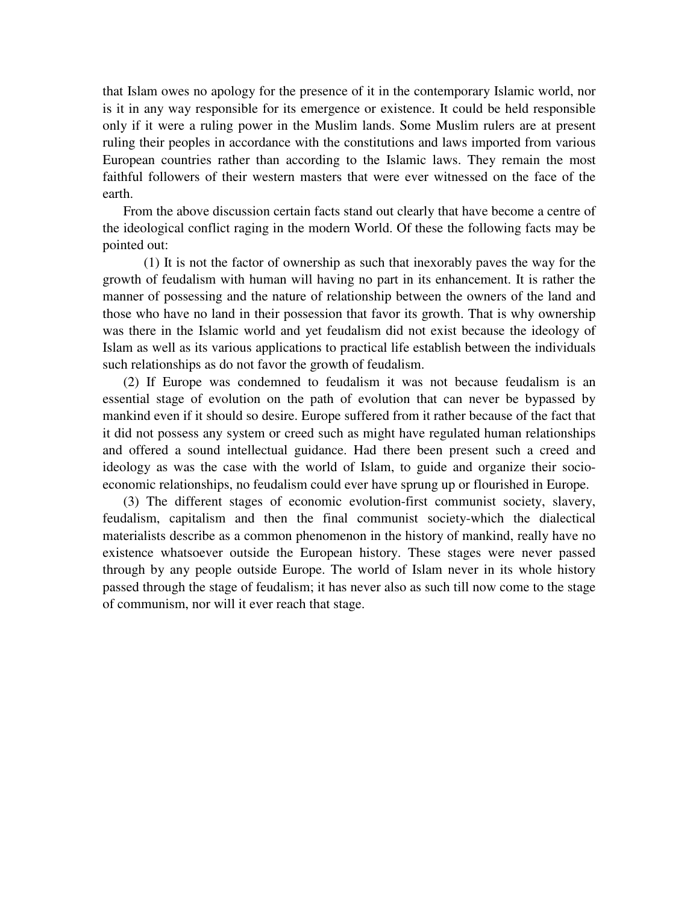that Islam owes no apology for the presence of it in the contemporary Islamic world, nor is it in any way responsible for its emergence or existence. It could be held responsible only if it were a ruling power in the Muslim lands. Some Muslim rulers are at present ruling their peoples in accordance with the constitutions and laws imported from various European countries rather than according to the Islamic laws. They remain the most faithful followers of their western masters that were ever witnessed on the face of the earth.

From the above discussion certain facts stand out clearly that have become a centre of the ideological conflict raging in the modern World. Of these the following facts may be pointed out:

(1) It is not the factor of ownership as such that inexorably paves the way for the growth of feudalism with human will having no part in its enhancement. It is rather the manner of possessing and the nature of relationship between the owners of the land and those who have no land in their possession that favor its growth. That is why ownership was there in the Islamic world and yet feudalism did not exist because the ideology of Islam as well as its various applications to practical life establish between the individuals such relationships as do not favor the growth of feudalism.

(2) If Europe was condemned to feudalism it was not because feudalism is an essential stage of evolution on the path of evolution that can never be bypassed by mankind even if it should so desire. Europe suffered from it rather because of the fact that it did not possess any system or creed such as might have regulated human relationships and offered a sound intellectual guidance. Had there been present such a creed and ideology as was the case with the world of Islam, to guide and organize their socio-economic relationships, no feudalism could ever have sprung up or flourished in Europe.

(3) The different stages of economic evolution-first communist society, slavery, feudalism, capitalism and then the final communist society-which the dialectical materialists describe as a common phenomenon in the history of mankind, really have no existence whatsoever outside the European history. These stages were never passed through by any people outside Europe. The world of Islam never in its whole history passed through the stage of feudalism; it has never also as such till now come to the stage of communism, nor will it ever reach that stage.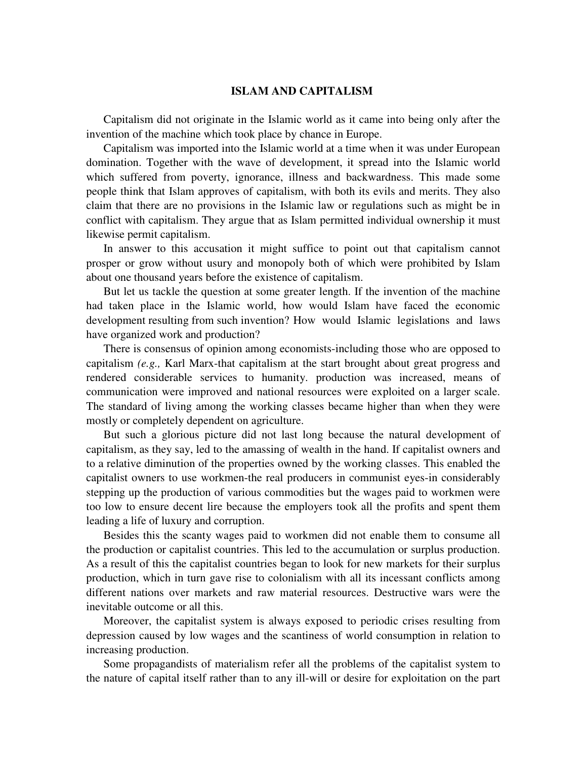## ISLAM AND CAPITALISM

Capitalism did not originate in the Islamic world as it came into being only after the invention of the machine which took place by chance in Europe.

Capitalism was imported into the Islamic world at a time when it was under European domination. Together with the wave of development, it spread into the Islamic world which suffered from poverty, ignorance, illness and backwardness. This made some people think that Islam approves of capitalism, with both its evils and merits. They also claim that there are no provisions in the Islamic law or regulations such as might be in conflict with capitalism. They argue that as Islam permitted individual ownership it must likewise permit capitalism.

In answer to this accusation it might suffice to point out that capitalism cannot prosper or grow without usury and monopoly both of which were prohibited by Islam about one thousand years before the existence of capitalism.

But let us tackle the question at some greater length. If the invention of the machine had taken place in the Islamic world, how would Islam have faced the economic development resulting from such invention? How would Islamic legislations and laws have organized work and production?

There is consensus of opinion among economists-including those who are opposed to capitalism *(e.g.,* Karl Marx-that capitalism at the start brought about great progress and rendered considerable services to humanity. production was increased, means of communication were improved and national resources were exploited on a larger scale. The standard of living among the working classes became higher than when they were mostly or completely dependent on agriculture.

But such a glorious picture did not last long because the natural development of capitalism, as they say, led to the amassing of wealth in the hand. If capitalist owners and to a relative diminution of the properties owned by the working classes. This enabled the capitalist owners to use workmen-the real producers in communist eyes-in considerably stepping up the production of various commodities but the wages paid to workmen were too low to ensure decent lire because the employers took all the profits and spent them leading a life of luxury and corruption.

Besides this the scanty wages paid to workmen did not enable them to consume all the production or capitalist countries. This led to the accumulation or surplus production. As a result of this the capitalist countries began to look for new markets for their surplus production, which in turn gave rise to colonialism with all its incessant conflicts among different nations over markets and raw material resources. Destructive wars were the inevitable outcome or all this.

Moreover, the capitalist system is always exposed to periodic crises resulting from depression caused by low wages and the scantiness of world consumption in relation to increasing production.

Some propagandists of materialism refer all the problems of the capitalist system to the nature of capital itself rather than to any ill-will or desire for exploitation on the part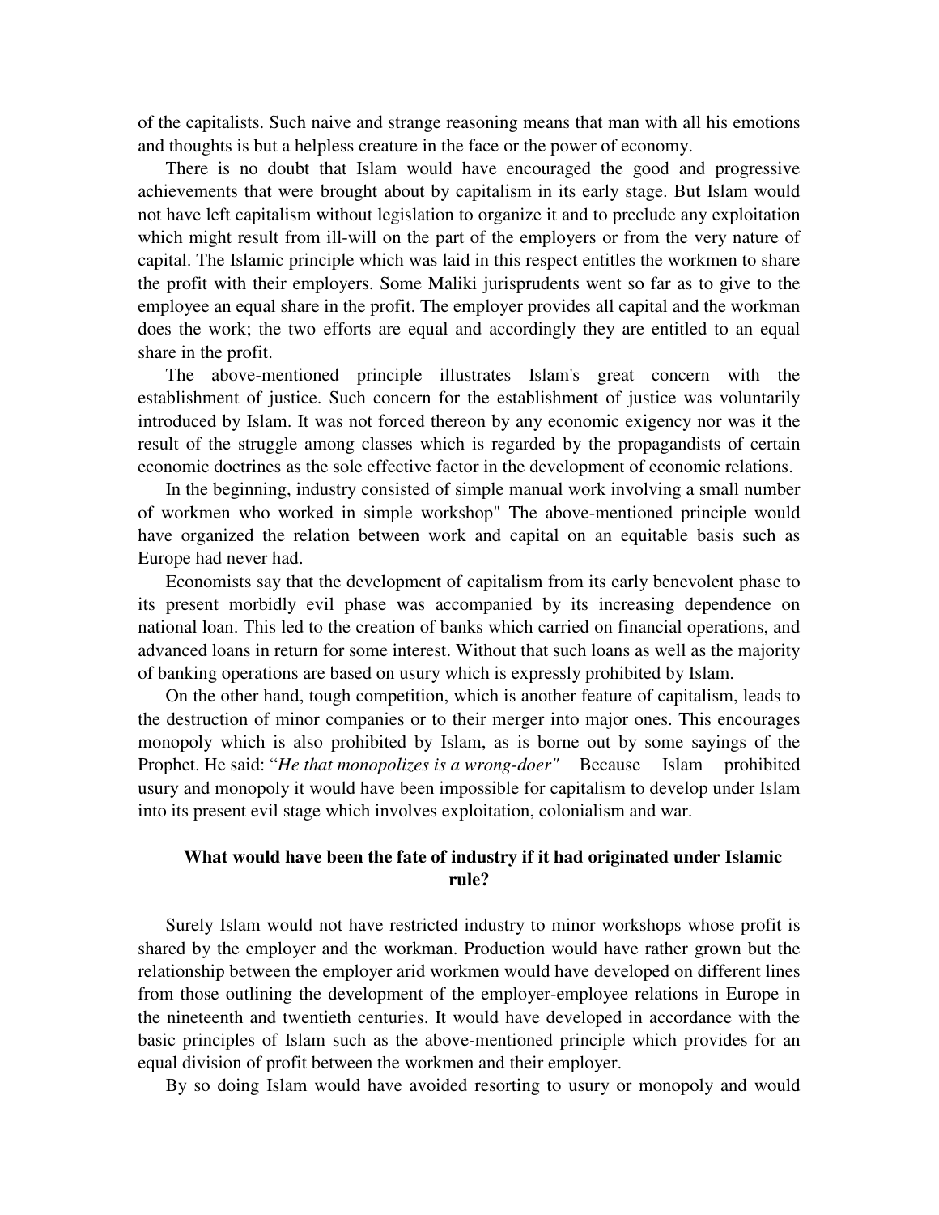of the capitalists. Such naive and strange reasoning means that man with all his emotions and thoughts is but a helpless creature in the face or the power of economy.

There is no doubt that Islam would have encouraged the good and progressive achievements that were brought about by capitalism in its early stage. But Islam would not have left capitalism without legislation to organize it and to preclude any exploitation which might result from ill-will on the part of the employers or from the very nature of capital. The Islamic principle which was laid in this respect entitles the workmen to share the profit with their employers. Some Maliki jurisprudents went so far as to give to the employee an equal share in the profit. The employer provides all capital and the workman does the work; the two efforts are equal and accordingly they are entitled to an equal share in the profit.

The above-mentioned principle illustrates Islam's great concern with the establishment of justice. Such concern for the establishment of justice was voluntarily introduced by Islam. It was not forced thereon by any economic exigency nor was it the result of the struggle among classes which is regarded by the propagandists of certain economic doctrines as the sole effective factor in the development of economic relations.

In the beginning, industry consisted of simple manual work involving a small number of workmen who worked in simple workshop" The above-mentioned principle would have organized the relation between work and capital on an equitable basis such as Europe had never had.

Economists say that the development of capitalism from its early benevolent phase to its present morbidly evil phase was accompanied by its increasing dependence on national loan. This led to the creation of banks which carried on financial operations, and advanced loans in return for some interest. Without that such loans as well as the majority of banking operations are based on usury which is expressly prohibited by Islam.

On the other hand, tough competition, which is another feature of capitalism, leads to the destruction of minor companies or to their merger into major ones. This encourages monopoly which is also prohibited by Islam, as is borne out by some sayings of the Prophet. He said: "*He that monopolizes is a wrong-doer"* Because Islam prohibited usury and monopoly it would have been impossible for capitalism to develop under Islam into its present evil stage which involves exploitation, colonialism and war.

### What would have been the fate of industry if it had originated under Islamic rule?

Surely Islam would not have restricted industry to minor workshops whose profit is shared by the employer and the workman. Production would have rather grown but the relationship between the employer arid workmen would have developed on different lines from those outlining the development of the employer-employee relations in Europe in the nineteenth and twentieth centuries. It would have developed in accordance with the basic principles of Islam such as the above-mentioned principle which provides for an equal division of profit between the workmen and their employer.

By so doing Islam would have avoided resorting to usury or monopoly and would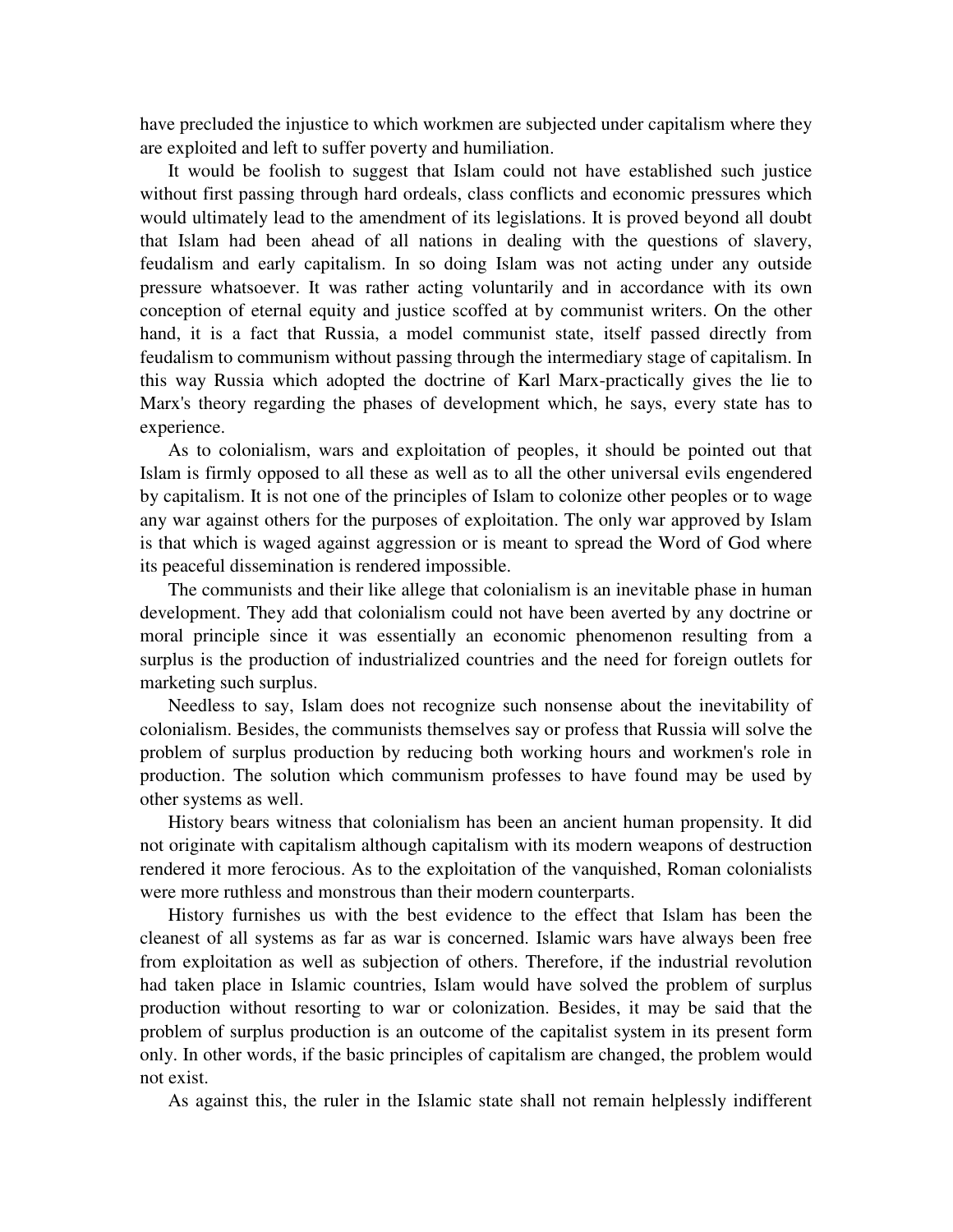have precluded the injustice to which workmen are subjected under capitalism where they are exploited and left to suffer poverty and humiliation.

It would be foolish to suggest that Islam could not have established such justice without first passing through hard ordeals, class conflicts and economic pressures which would ultimately lead to the amendment of its legislations. It is proved beyond all doubt that Islam had been ahead of all nations in dealing with the questions of slavery, feudalism and early capitalism. In so doing Islam was not acting under any outside pressure whatsoever. It was rather acting voluntarily and in accordance with its own conception of eternal equity and justice scoffed at by communist writers. On the other hand, it is a fact that Russia, a model communist state, itself passed directly from feudalism to communism without passing through the intermediary stage of capitalism. In this way Russia which adopted the doctrine of Karl Marx-practically gives the lie to Marx's theory regarding the phases of development which, he says, every state has to experience.

As to colonialism, wars and exploitation of peoples, it should be pointed out that Islam is firmly opposed to all these as well as to all the other universal evils engendered by capitalism. It is not one of the principles of Islam to colonize other peoples or to wage any war against others for the purposes of exploitation. The only war approved by Islam is that which is waged against aggression or is meant to spread the Word of God where its peaceful dissemination is rendered impossible.

The communists and their like allege that colonialism is an inevitable phase in human development. They add that colonialism could not have been averted by any doctrine or moral principle since it was essentially an economic phenomenon resulting from a surplus is the production of industrialized countries and the need for foreign outlets for marketing such surplus.

Needless to say, Islam does not recognize such nonsense about the inevitability of colonialism. Besides, the communists themselves say or profess that Russia will solve the problem of surplus production by reducing both working hours and workmen's role in production. The solution which communism professes to have found may be used by other systems as well.

History bears witness that colonialism has been an ancient human propensity. It did not originate with capitalism although capitalism with its modern weapons of destruction rendered it more ferocious. As to the exploitation of the vanquished, Roman colonialists were more ruthless and monstrous than their modern counterparts.

History furnishes us with the best evidence to the effect that Islam has been the cleanest of all systems as far as war is concerned. Islamic wars have always been free from exploitation as well as subjection of others. Therefore, if the industrial revolution had taken place in Islamic countries, Islam would have solved the problem of surplus production without resorting to war or colonization. Besides, it may be said that the problem of surplus production is an outcome of the capitalist system in its present form only. In other words, if the basic principles of capitalism are changed, the problem would not exist.

As against this, the ruler in the Islamic state shall not remain helplessly indifferent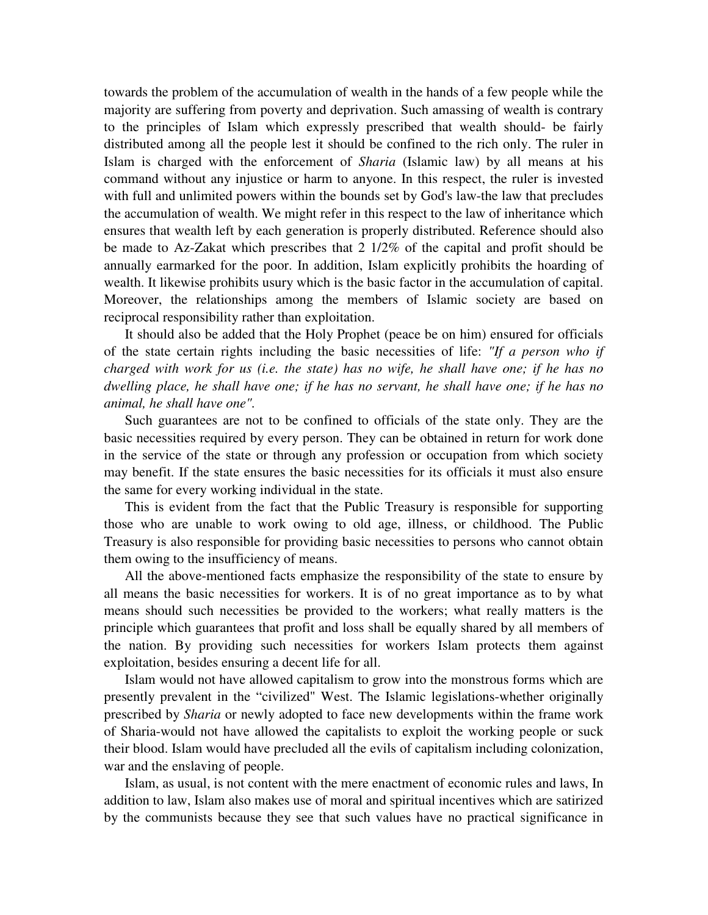towards the problem of the accumulation of wealth in the hands of a few people while the majority are suffering from poverty and deprivation. Such amassing of wealth is contrary to the principles of Islam which expressly prescribed that wealth should- be fairly distributed among all the people lest it should be confined to the rich only. The ruler in Islam is charged with the enforcement of *Sharia* (Islamic law) by all means at his command without any injustice or harm to anyone. In this respect, the ruler is invested with full and unlimited powers within the bounds set by God's law-the law that precludes the accumulation of wealth. We might refer in this respect to the law of inheritance which ensures that wealth left by each generation is properly distributed. Reference should also be made to Az-Zakat which prescribes that 2 1/2% of the capital and profit should be annually earmarked for the poor. In addition, Islam explicitly prohibits the hoarding of wealth. It likewise prohibits usury which is the basic factor in the accumulation of capital. Moreover, the relationships among the members of Islamic society are based on reciprocal responsibility rather than exploitation.

It should also be added that the Holy Prophet (peace be on him) ensured for officials of the state certain rights including the basic necessities of life: *"If a person who if charged with work for us (i.e. the state) has no wife, he shall have one; if he has no dwelling place, he shall have one; if he has no servant, he shall have one; if he has no animal, he shall have one".*

Such guarantees are not to be confined to officials of the state only. They are the basic necessities required by every person. They can be obtained in return for work done in the service of the state or through any profession or occupation from which society may benefit. If the state ensures the basic necessities for its officials it must also ensure the same for every working individual in the state.

This is evident from the fact that the Public Treasury is responsible for supporting those who are unable to work owing to old age, illness, or childhood. The Public Treasury is also responsible for providing basic necessities to persons who cannot obtain them owing to the insufficiency of means.

All the above-mentioned facts emphasize the responsibility of the state to ensure by all means the basic necessities for workers. It is of no great importance as to by what means should such necessities be provided to the workers; what really matters is the principle which guarantees that profit and loss shall be equally shared by all members of the nation. By providing such necessities for workers Islam protects them against exploitation, besides ensuring a decent life for all.

Islam would not have allowed capitalism to grow into the monstrous forms which are presently prevalent in the "civilized" West. The Islamic legislations-whether originally prescribed by *Sharia* or newly adopted to face new developments within the frame work of Sharia-would not have allowed the capitalists to exploit the working people or suck their blood. Islam would have precluded all the evils of capitalism including colonization, war and the enslaving of people.

Islam, as usual, is not content with the mere enactment of economic rules and laws, In addition to law, Islam also makes use of moral and spiritual incentives which are satirized by the communists because they see that such values have no practical significance in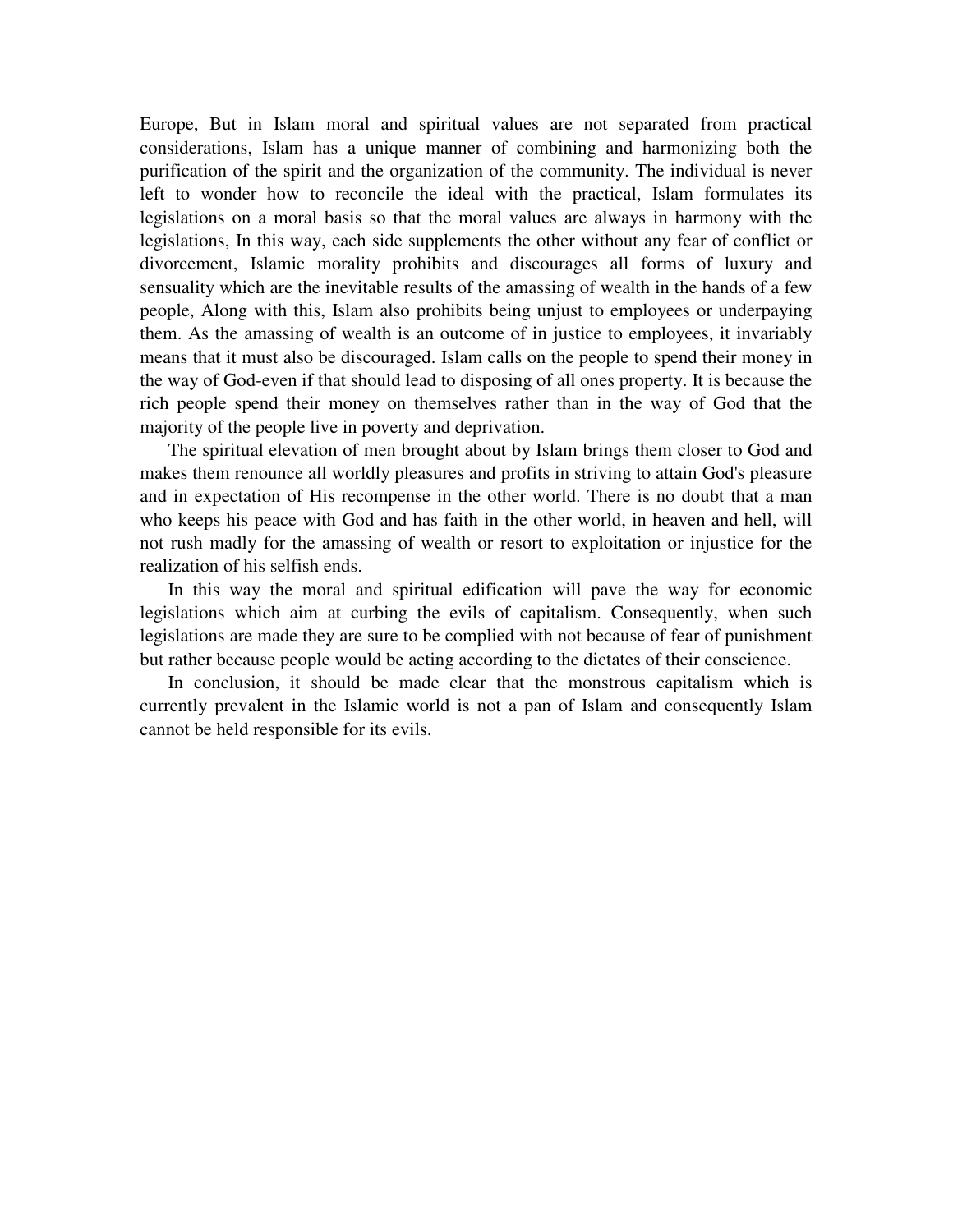Europe, But in Islam moral and spiritual values are not separated from practical considerations, Islam has a unique manner of combining and harmonizing both the purification of the spirit and the organization of the community. The individual is never left to wonder how to reconcile the ideal with the practical, Islam formulates its legislations on a moral basis so that the moral values are always in harmony with the legislations, In this way, each side supplements the other without any fear of conflict or divorcement, Islamic morality prohibits and discourages all forms of luxury and sensuality which are the inevitable results of the amassing of wealth in the hands of a few people, Along with this, Islam also prohibits being unjust to employees or underpaying them. As the amassing of wealth is an outcome of in justice to employees, it invariably means that it must also be discouraged. Islam calls on the people to spend their money in the way of God-even if that should lead to disposing of all ones property. It is because the rich people spend their money on themselves rather than in the way of God that the majority of the people live in poverty and deprivation.

The spiritual elevation of men brought about by Islam brings them closer to God and makes them renounce all worldly pleasures and profits in striving to attain God's pleasure and in expectation of His recompense in the other world. There is no doubt that a man who keeps his peace with God and has faith in the other world, in heaven and hell, will not rush madly for the amassing of wealth or resort to exploitation or injustice for the realization of his selfish ends.

In this way the moral and spiritual edification will pave the way for economic legislations which aim at curbing the evils of capitalism. Consequently, when such legislations are made they are sure to be complied with not because of fear of punishment but rather because people would be acting according to the dictates of their conscience.

In conclusion, it should be made clear that the monstrous capitalism which is currently prevalent in the Islamic world is not a pan of Islam and consequently Islam cannot be held responsible for its evils.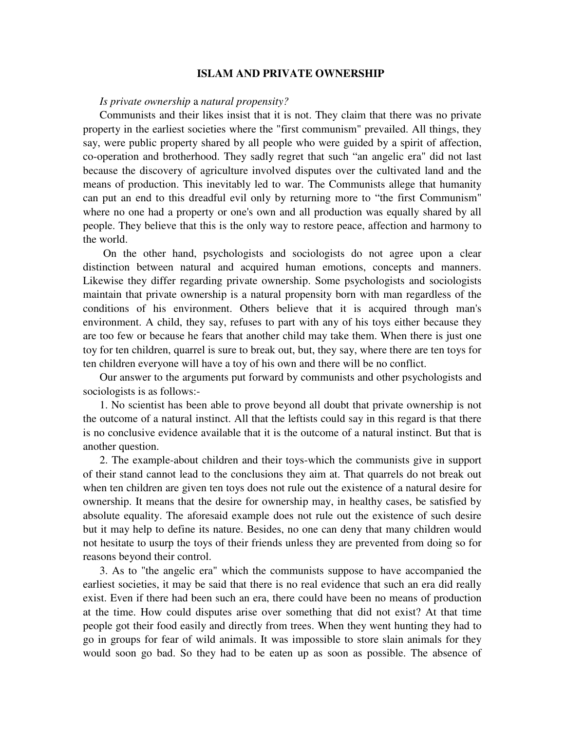## ISLAM AND PRIVATE OWNERSHIP

*Is private ownership* a *natural propensity?*

Communists and their likes insist that it is not. They claim that there was no private property in the earliest societies where the "first communism" prevailed. All things, they say, were public property shared by all people who were guided by a spirit of affection, co-operation and brotherhood. They sadly regret that such "an angelic era" did not last because the discovery of agriculture involved disputes over the cultivated land and the means of production. This inevitably led to war. The Communists allege that humanity can put an end to this dreadful evil only by returning more to "the first Communism" where no one had a property or one's own and all production was equally shared by all people. They believe that this is the only way to restore peace, affection and harmony to the world.

On the other hand, psychologists and sociologists do not agree upon a clear distinction between natural and acquired human emotions, concepts and manners. Likewise they differ regarding private ownership. Some psychologists and sociologists maintain that private ownership is a natural propensity born with man regardless of the conditions of his environment. Others believe that it is acquired through man's environment. A child, they say, refuses to part with any of his toys either because they are too few or because he fears that another child may take them. When there is just one toy for ten children, quarrel is sure to break out, but, they say, where there are ten toys for ten children everyone will have a toy of his own and there will be no conflict.

Our answer to the arguments put forward by communists and other psychologists and sociologists is as follows:-

1. No scientist has been able to prove beyond all doubt that private ownership is not the outcome of a natural instinct. All that the leftists could say in this regard is that there is no conclusive evidence available that it is the outcome of a natural instinct. But that is another question.

2. The example-about children and their toys-which the communists give in support of their stand cannot lead to the conclusions they aim at. That quarrels do not break out when ten children are given ten toys does not rule out the existence of a natural desire for ownership. It means that the desire for ownership may, in healthy cases, be satisfied by absolute equality. The aforesaid example does not rule out the existence of such desire but it may help to define its nature. Besides, no one can deny that many children would not hesitate to usurp the toys of their friends unless they are prevented from doing so for reasons beyond their control.

3. As to "the angelic era" which the communists suppose to have accompanied the earliest societies, it may be said that there is no real evidence that such an era did really exist. Even if there had been such an era, there could have been no means of production at the time. How could disputes arise over something that did not exist? At that time people got their food easily and directly from trees. When they went hunting they had to go in groups for fear of wild animals. It was impossible to store slain animals for they would soon go bad. So they had to be eaten up as soon as possible. The absence of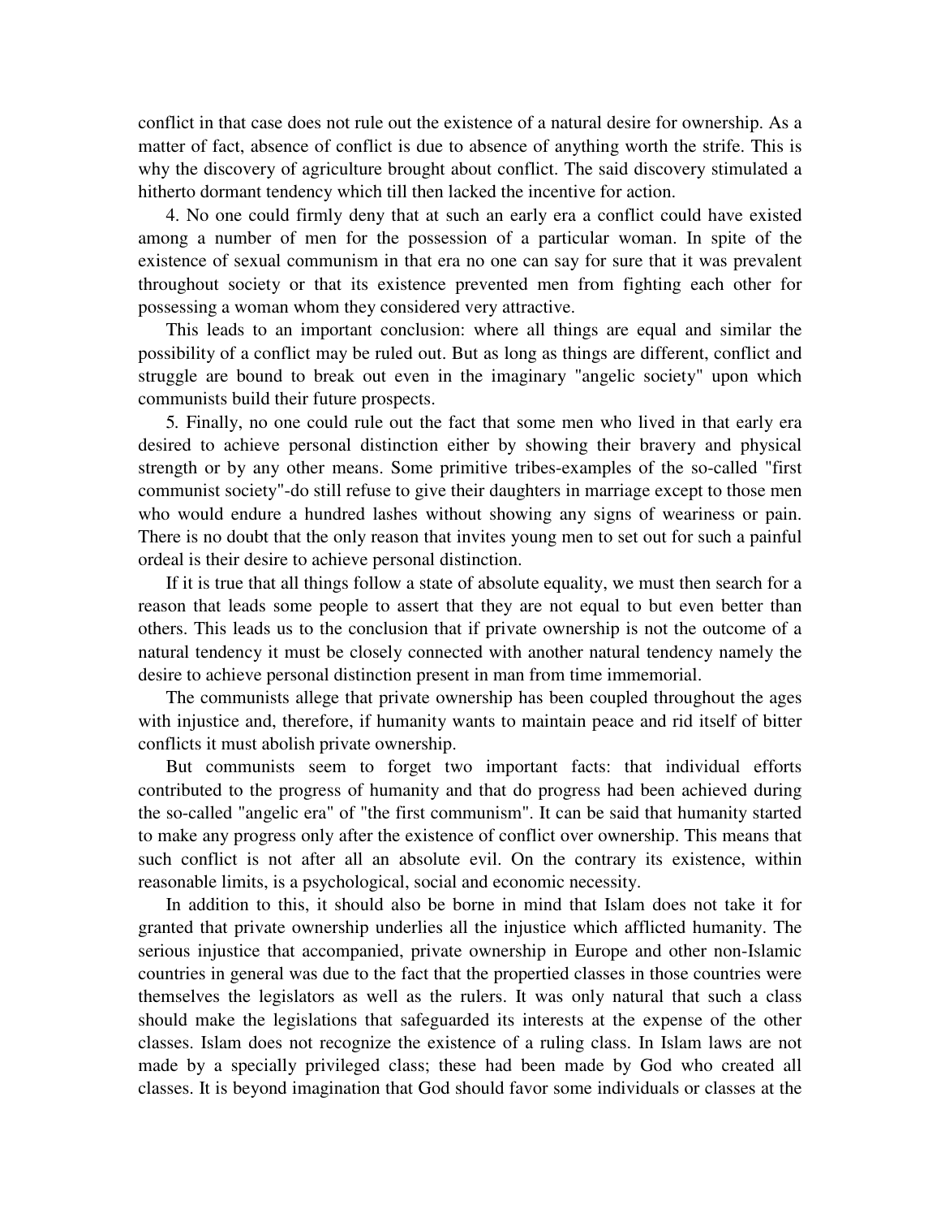conflict in that case does not rule out the existence of a natural desire for ownership. As a matter of fact, absence of conflict is due to absence of anything worth the strife. This is why the discovery of agriculture brought about conflict. The said discovery stimulated a hitherto dormant tendency which till then lacked the incentive for action.

4. No one could firmly deny that at such an early era a conflict could have existed among a number of men for the possession of a particular woman. In spite of the existence of sexual communism in that era no one can say for sure that it was prevalent throughout society or that its existence prevented men from fighting each other for possessing a woman whom they considered very attractive.

This leads to an important conclusion: where all things are equal and similar the possibility of a conflict may be ruled out. But as long as things are different, conflict and struggle are bound to break out even in the imaginary "angelic society" upon which communists build their future prospects.

5. Finally, no one could rule out the fact that some men who lived in that early era desired to achieve personal distinction either by showing their bravery and physical strength or by any other means. Some primitive tribes-examples of the so-called "first communist society"-do still refuse to give their daughters in marriage except to those men who would endure a hundred lashes without showing any signs of weariness or pain. There is no doubt that the only reason that invites young men to set out for such a painful ordeal is their desire to achieve personal distinction.

If it is true that all things follow a state of absolute equality, we must then search for a reason that leads some people to assert that they are not equal to but even better than others. This leads us to the conclusion that if private ownership is not the outcome of a natural tendency it must be closely connected with another natural tendency namely the desire to achieve personal distinction present in man from time immemorial.

The communists allege that private ownership has been coupled throughout the ages with injustice and, therefore, if humanity wants to maintain peace and rid itself of bitter conflicts it must abolish private ownership.

But communists seem to forget two important facts: that individual efforts contributed to the progress of humanity and that do progress had been achieved during the so-called "angelic era" of "the first communism". It can be said that humanity started to make any progress only after the existence of conflict over ownership. This means that such conflict is not after all an absolute evil. On the contrary its existence, within reasonable limits, is a psychological, social and economic necessity.

In addition to this, it should also be borne in mind that Islam does not take it for granted that private ownership underlies all the injustice which afflicted humanity. The serious injustice that accompanied, private ownership in Europe and other non-Islamic countries in general was due to the fact that the propertied classes in those countries were themselves the legislators as well as the rulers. It was only natural that such a class should make the legislations that safeguarded its interests at the expense of the other classes. Islam does not recognize the existence of a ruling class. In Islam laws are not made by a specially privileged class; these had been made by God who created all classes. It is beyond imagination that God should favor some individuals or classes at the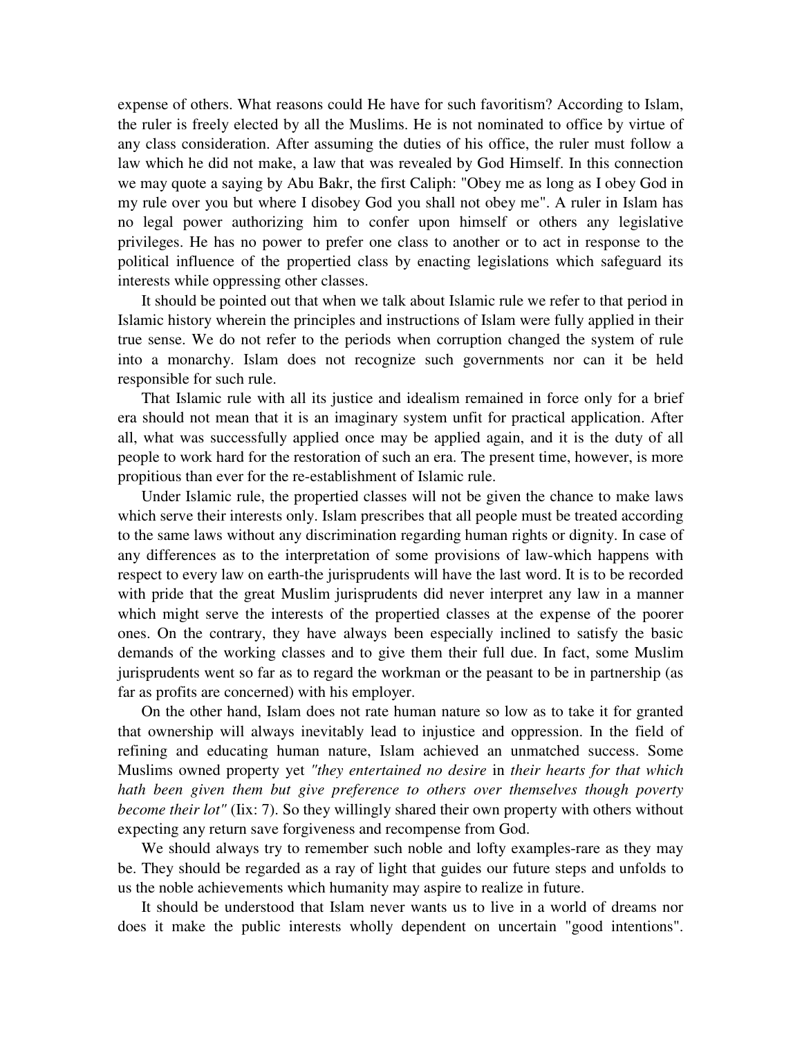expense of others. What reasons could He have for such favoritism? According to Islam, the ruler is freely elected by all the Muslims. He is not nominated to office by virtue of any class consideration. After assuming the duties of his office, the ruler must follow a law which he did not make, a law that was revealed by God Himself. In this connection we may quote a saying by Abu Bakr, the first Caliph: "Obey me as long as I obey God in my rule over you but where I disobey God you shall not obey me". A ruler in Islam has no legal power authorizing him to confer upon himself or others any legislative privileges. He has no power to prefer one class to another or to act in response to the political influence of the propertied class by enacting legislations which safeguard its interests while oppressing other classes.

It should be pointed out that when we talk about Islamic rule we refer to that period in Islamic history wherein the principles and instructions of Islam were fully applied in their true sense. We do not refer to the periods when corruption changed the system of rule into a monarchy. Islam does not recognize such governments nor can it be held responsible for such rule.

That Islamic rule with all its justice and idealism remained in force only for a brief era should not mean that it is an imaginary system unfit for practical application. After all, what was successfully applied once may be applied again, and it is the duty of all people to work hard for the restoration of such an era. The present time, however, is more propitious than ever for the re-establishment of Islamic rule.

Under Islamic rule, the propertied classes will not be given the chance to make laws which serve their interests only. Islam prescribes that all people must be treated according to the same laws without any discrimination regarding human rights or dignity. In case of any differences as to the interpretation of some provisions of law-which happens with respect to every law on earth-the jurisprudents will have the last word. It is to be recorded with pride that the great Muslim jurisprudents did never interpret any law in a manner which might serve the interests of the propertied classes at the expense of the poorer ones. On the contrary, they have always been especially inclined to satisfy the basic demands of the working classes and to give them their full due. In fact, some Muslim jurisprudents went so far as to regard the workman or the peasant to be in partnership (as far as profits are concerned) with his employer.

On the other hand, Islam does not rate human nature so low as to take it for granted that ownership will always inevitably lead to injustice and oppression. In the field of refining and educating human nature, Islam achieved an unmatched success. Some Muslims owned property yet *"they entertained no desire* in *their hearts for that which hath been given them but give preference to others over themselves though poverty become their lot"* (Iix: 7). So they willingly shared their own property with others without expecting any return save forgiveness and recompense from God.

We should always try to remember such noble and lofty examples-rare as they may be. They should be regarded as a ray of light that guides our future steps and unfolds to us the noble achievements which humanity may aspire to realize in future.

It should be understood that Islam never wants us to live in a world of dreams nor does it make the public interests wholly dependent on uncertain "good intentions".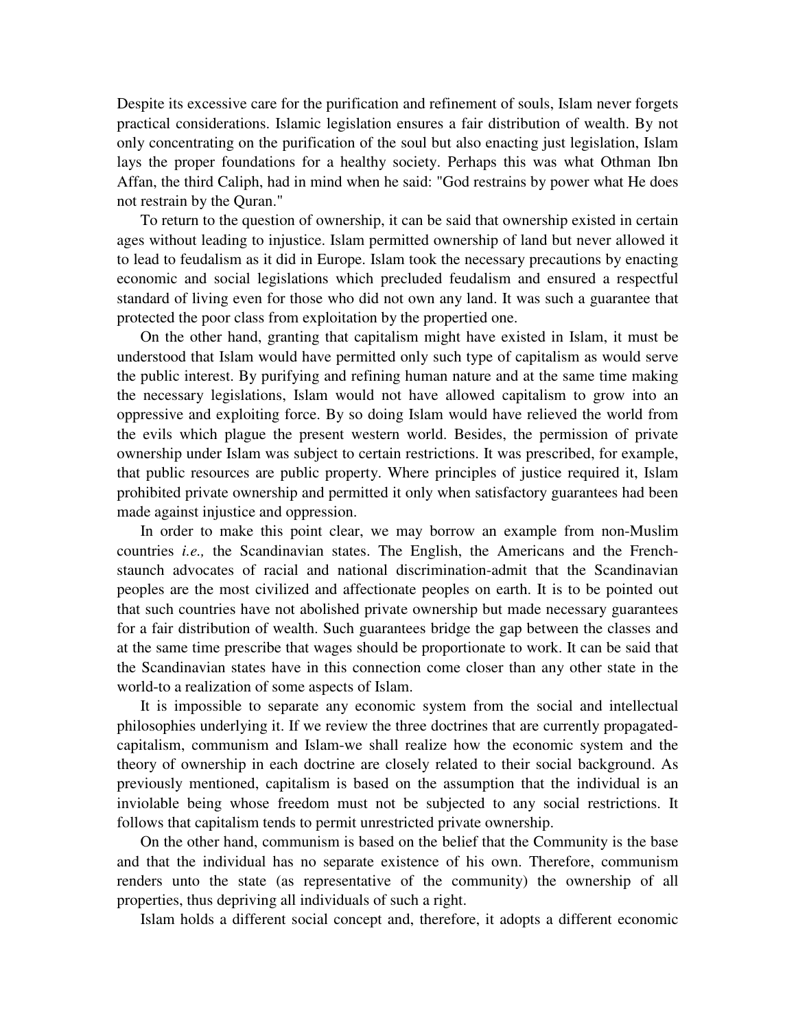Despite its excessive care for the purification and refinement of souls, Islam never forgets practical considerations. Islamic legislation ensures a fair distribution of wealth. By not only concentrating on the purification of the soul but also enacting just legislation, Islam lays the proper foundations for a healthy society. Perhaps this was what Othman Ibn Affan, the third Caliph, had in mind when he said: "God restrains by power what He does not restrain by the Quran."

To return to the question of ownership, it can be said that ownership existed in certain ages without leading to injustice. Islam permitted ownership of land but never allowed it to lead to feudalism as it did in Europe. Islam took the necessary precautions by enacting economic and social legislations which precluded feudalism and ensured a respectful standard of living even for those who did not own any land. It was such a guarantee that protected the poor class from exploitation by the propertied one.

On the other hand, granting that capitalism might have existed in Islam, it must be understood that Islam would have permitted only such type of capitalism as would serve the public interest. By purifying and refining human nature and at the same time making the necessary legislations, Islam would not have allowed capitalism to grow into an oppressive and exploiting force. By so doing Islam would have relieved the world from the evils which plague the present western world. Besides, the permission of private ownership under Islam was subject to certain restrictions. It was prescribed, for example, that public resources are public property. Where principles of justice required it, Islam prohibited private ownership and permitted it only when satisfactory guarantees had been made against injustice and oppression.

In order to make this point clear, we may borrow an example from non-Muslim countries *i.e.,* the Scandinavian states. The English, the Americans and the French-staunch advocates of racial and national discrimination-admit that the Scandinavian peoples are the most civilized and affectionate peoples on earth. It is to be pointed out that such countries have not abolished private ownership but made necessary guarantees for a fair distribution of wealth. Such guarantees bridge the gap between the classes and at the same time prescribe that wages should be proportionate to work. It can be said that the Scandinavian states have in this connection come closer than any other state in the world-to a realization of some aspects of Islam.

It is impossible to separate any economic system from the social and intellectual philosophies underlying it. If we review the three doctrines that are currently propagated-capitalism, communism and Islam-we shall realize how the economic system and the theory of ownership in each doctrine are closely related to their social background. As previously mentioned, capitalism is based on the assumption that the individual is an inviolable being whose freedom must not be subjected to any social restrictions. It follows that capitalism tends to permit unrestricted private ownership.

On the other hand, communism is based on the belief that the Community is the base and that the individual has no separate existence of his own. Therefore, communism renders unto the state (as representative of the community) the ownership of all properties, thus depriving all individuals of such a right.

Islam holds a different social concept and, therefore, it adopts a different economic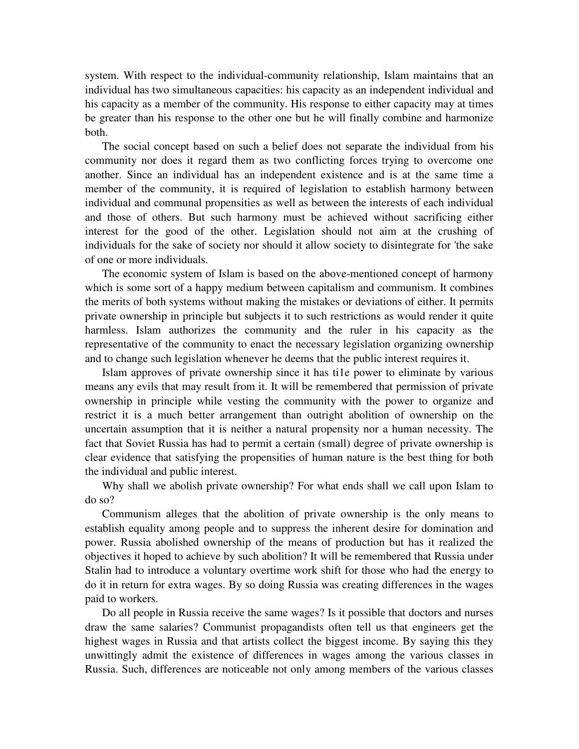system. With respect to the individual-community relationship, Islam maintains that an individual has two simultaneous capacities: his capacity as an independent individual and his capacity as a member of the community. His response to either capacity may at times be greater than his response to the other one but he will finally combine and harmonize both.

The social concept based on such a belief does not separate the individual from his community nor does it regard them as two conflicting forces trying to overcome one another. Since an individual has an independent existence and is at the same time a member of the community, it is required of legislation to establish harmony between individual and communal propensities as well as between the interests of each individual and those of others. But such harmony must be achieved without sacrificing either interest for the good of the other. Legislation should not aim at the crushing of individuals for the sake of society nor should it allow society to disintegrate for 'the sake of one or more individuals.

The economic system of Islam is based on the above-mentioned concept of harmony which is some sort of a happy medium between capitalism and communism. It combines the merits of both systems without making the mistakes or deviations of either. It permits private ownership in principle but subjects it to such restrictions as would render it quite harmless. Islam authorizes the community and the ruler in his capacity as the representative of the community to enact the necessary legislation organizing ownership and to change such legislation whenever he deems that the public interest requires it.

Islam approves of private ownership since it has ti1e power to eliminate by various means any evils that may result from it. It will be remembered that permission of private ownership in principle while vesting the community with the power to organize and restrict it is a much better arrangement than outright abolition of ownership on the uncertain assumption that it is neither a natural propensity nor a human necessity. The fact that Soviet Russia has had to permit a certain (small) degree of private ownership is clear evidence that satisfying the propensities of human nature is the best thing for both the individual and public interest.

Why shall we abolish private ownership? For what ends shall we call upon Islam to do so?

Communism alleges that the abolition of private ownership is the only means to establish equality among people and to suppress the inherent desire for domination and power. Russia abolished ownership of the means of production but has it realized the objectives it hoped to achieve by such abolition? It will be remembered that Russia under Stalin had to introduce a voluntary overtime work shift for those who had the energy to do it in return for extra wages. By so doing Russia was creating differences in the wages paid to workers.

Do all people in Russia receive the same wages? Is it possible that doctors and nurses draw the same salaries? Communist propagandists often tell us that engineers get the highest wages in Russia and that artists collect the biggest income. By saying this they unwittingly admit the existence of differences in wages among the various classes in Russia. Such, differences are noticeable not only among members of the various classes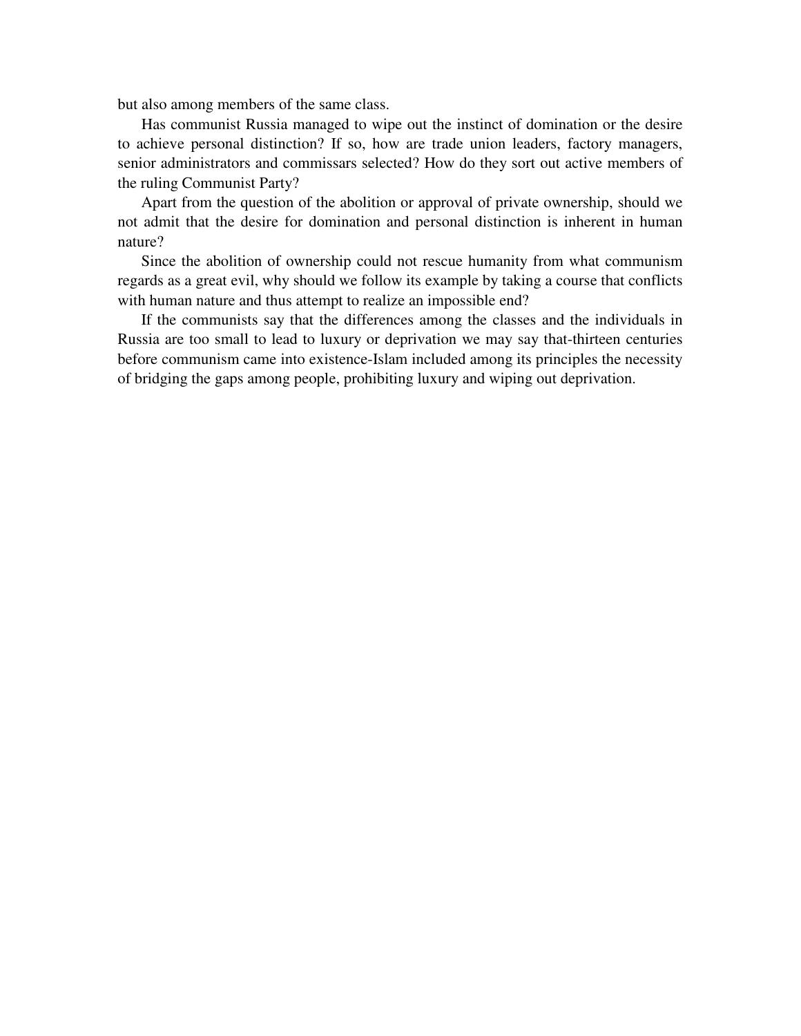but also among members of the same class.

Has communist Russia managed to wipe out the instinct of domination or the desire to achieve personal distinction? If so, how are trade union leaders, factory managers, senior administrators and commissars selected? How do they sort out active members of the ruling Communist Party?

Apart from the question of the abolition or approval of private ownership, should we not admit that the desire for domination and personal distinction is inherent in human nature?

Since the abolition of ownership could not rescue humanity from what communism regards as a great evil, why should we follow its example by taking a course that conflicts with human nature and thus attempt to realize an impossible end?

If the communists say that the differences among the classes and the individuals in Russia are too small to lead to luxury or deprivation we may say that-thirteen centuries before communism came into existence-Islam included among its principles the necessity of bridging the gaps among people, prohibiting luxury and wiping out deprivation.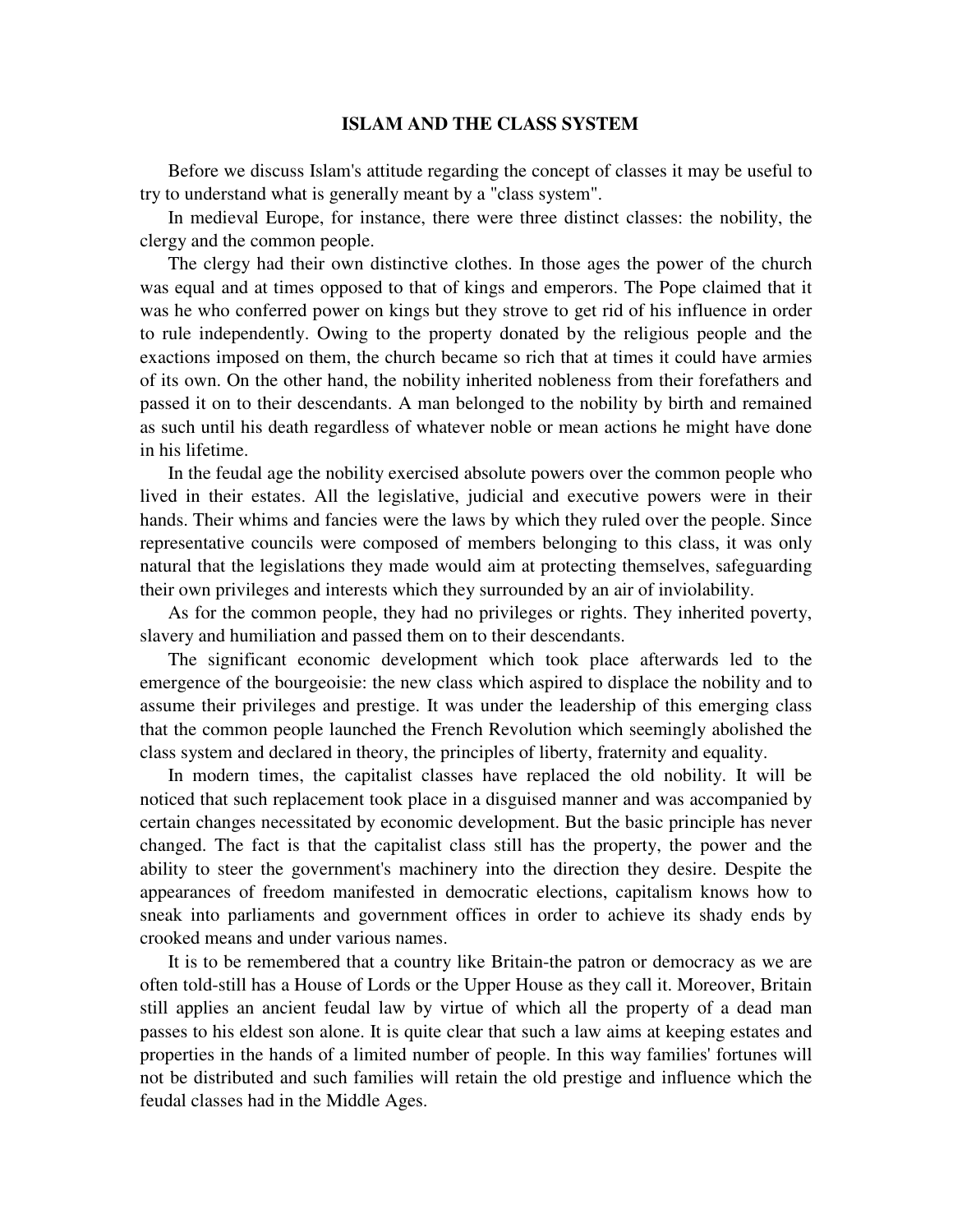## ISLAM AND THE CLASS SYSTEM

Before we discuss Islam's attitude regarding the concept of classes it may be useful to try to understand what is generally meant by a "class system".

In medieval Europe, for instance, there were three distinct classes: the nobility, the clergy and the common people.

The clergy had their own distinctive clothes. In those ages the power of the church was equal and at times opposed to that of kings and emperors. The Pope claimed that it was he who conferred power on kings but they strove to get rid of his influence in order to rule independently. Owing to the property donated by the religious people and the exactions imposed on them, the church became so rich that at times it could have armies of its own. On the other hand, the nobility inherited nobleness from their forefathers and passed it on to their descendants. A man belonged to the nobility by birth and remained as such until his death regardless of whatever noble or mean actions he might have done in his lifetime.

In the feudal age the nobility exercised absolute powers over the common people who lived in their estates. All the legislative, judicial and executive powers were in their hands. Their whims and fancies were the laws by which they ruled over the people. Since representative councils were composed of members belonging to this class, it was only natural that the legislations they made would aim at protecting themselves, safeguarding their own privileges and interests which they surrounded by an air of inviolability.

As for the common people, they had no privileges or rights. They inherited poverty, slavery and humiliation and passed them on to their descendants.

The significant economic development which took place afterwards led to the emergence of the bourgeoisie: the new class which aspired to displace the nobility and to assume their privileges and prestige. It was under the leadership of this emerging class that the common people launched the French Revolution which seemingly abolished the class system and declared in theory, the principles of liberty, fraternity and equality.

In modern times, the capitalist classes have replaced the old nobility. It will be noticed that such replacement took place in a disguised manner and was accompanied by certain changes necessitated by economic development. But the basic principle has never changed. The fact is that the capitalist class still has the property, the power and the ability to steer the government's machinery into the direction they desire. Despite the appearances of freedom manifested in democratic elections, capitalism knows how to sneak into parliaments and government offices in order to achieve its shady ends by crooked means and under various names.

It is to be remembered that a country like Britain-the patron or democracy as we are often told-still has a House of Lords or the Upper House as they call it. Moreover, Britain still applies an ancient feudal law by virtue of which all the property of a dead man passes to his eldest son alone. It is quite clear that such a law aims at keeping estates and properties in the hands of a limited number of people. In this way families' fortunes will not be distributed and such families will retain the old prestige and influence which the feudal classes had in the Middle Ages.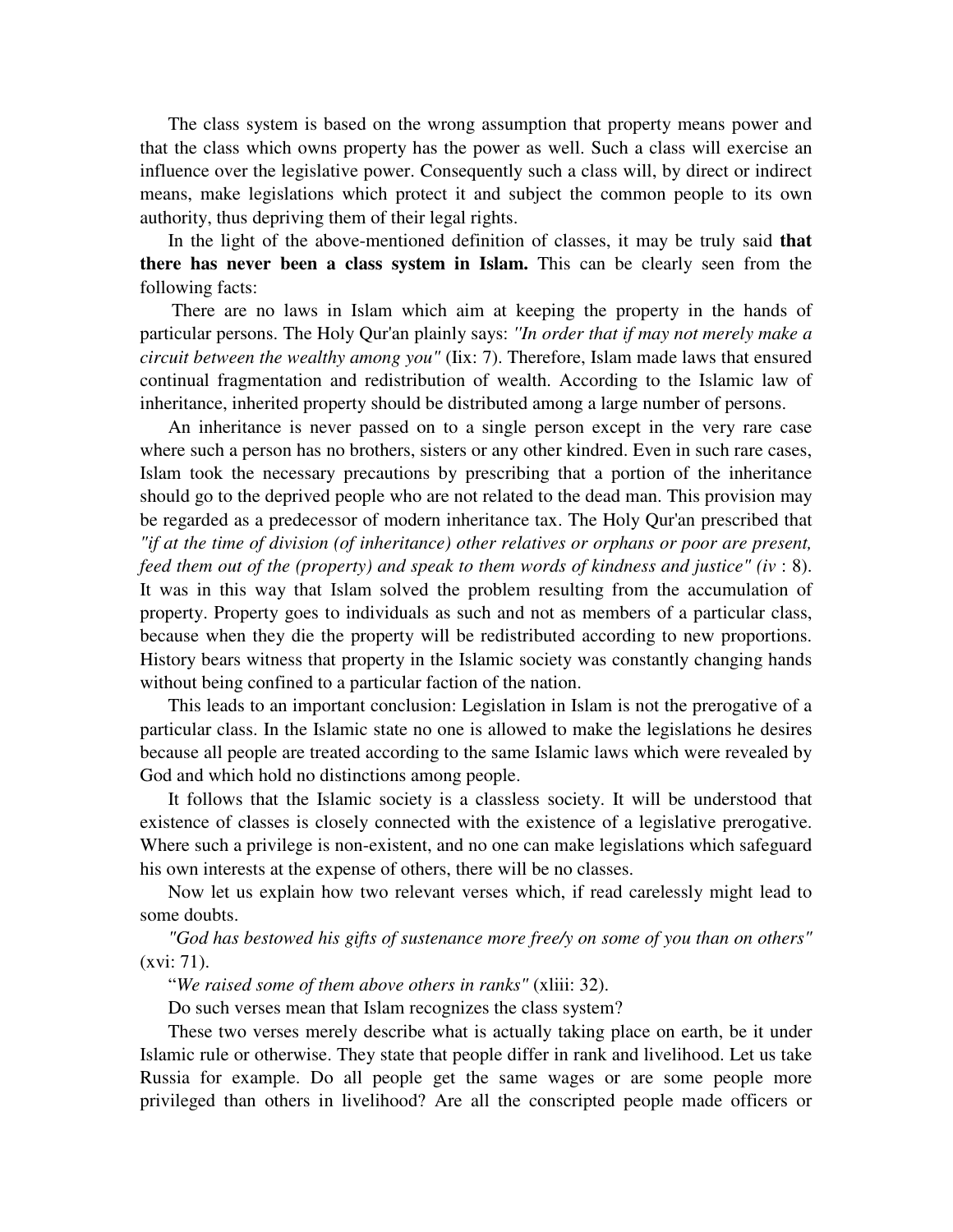The class system is based on the wrong assumption that property means power and that the class which owns property has the power as well. Such a class will exercise an influence over the legislative power. Consequently such a class will, by direct or indirect means, make legislations which protect it and subject the common people to its own authority, thus depriving them of their legal rights.

In the light of the above-mentioned definition of classes, it may be truly said **that there has never been a class system in Islam.** This can be clearly seen from the following facts:

There are no laws in Islam which aim at keeping the property in the hands of particular persons. The Holy Qur'an plainly says: *"In order that if may not merely make a circuit between the wealthy among you"* (lix: 7). Therefore, Islam made laws that ensured continual fragmentation and redistribution of wealth. According to the Islamic law of inheritance, inherited property should be distributed among a large number of persons.

An inheritance is never passed on to a single person except in the very rare case where such a person has no brothers, sisters or any other kindred. Even in such rare cases, Islam took the necessary precautions by prescribing that a portion of the inheritance should go to the deprived people who are not related to the dead man. This provision may be regarded as a predecessor of modern inheritance tax. The Holy Qur'an prescribed that *"if at the time of division (of inheritance) other relatives or orphans or poor are present, feed them out of the (property) and speak to them words of kindness and justice" (iv* : 8). It was in this way that Islam solved the problem resulting from the accumulation of property. Property goes to individuals as such and not as members of a particular class, because when they die the property will be redistributed according to new proportions. History bears witness that property in the Islamic society was constantly changing hands without being confined to a particular faction of the nation.

This leads to an important conclusion: Legislation in Islam is not the prerogative of a particular class. In the Islamic state no one is allowed to make the legislations he desires because all people are treated according to the same Islamic laws which were revealed by God and which hold no distinctions among people.

It follows that the Islamic society is a classless society. It will be understood that existence of classes is closely connected with the existence of a legislative prerogative. Where such a privilege is non-existent, and no one can make legislations which safeguard his own interests at the expense of others, there will be no classes.

Now let us explain how two relevant verses which, if read carelessly might lead to some doubts.

*"God has bestowed his gifts of sustenance more free/y on some of you than on others"* (xvi: 71).

"*We raised some of them above others in ranks"* (xliii: 32).

Do such verses mean that Islam recognizes the class system?

These two verses merely describe what is actually taking place on earth, be it under Islamic rule or otherwise. They state that people differ in rank and livelihood. Let us take Russia for example. Do all people get the same wages or are some people more privileged than others in livelihood? Are all the conscripted people made officers or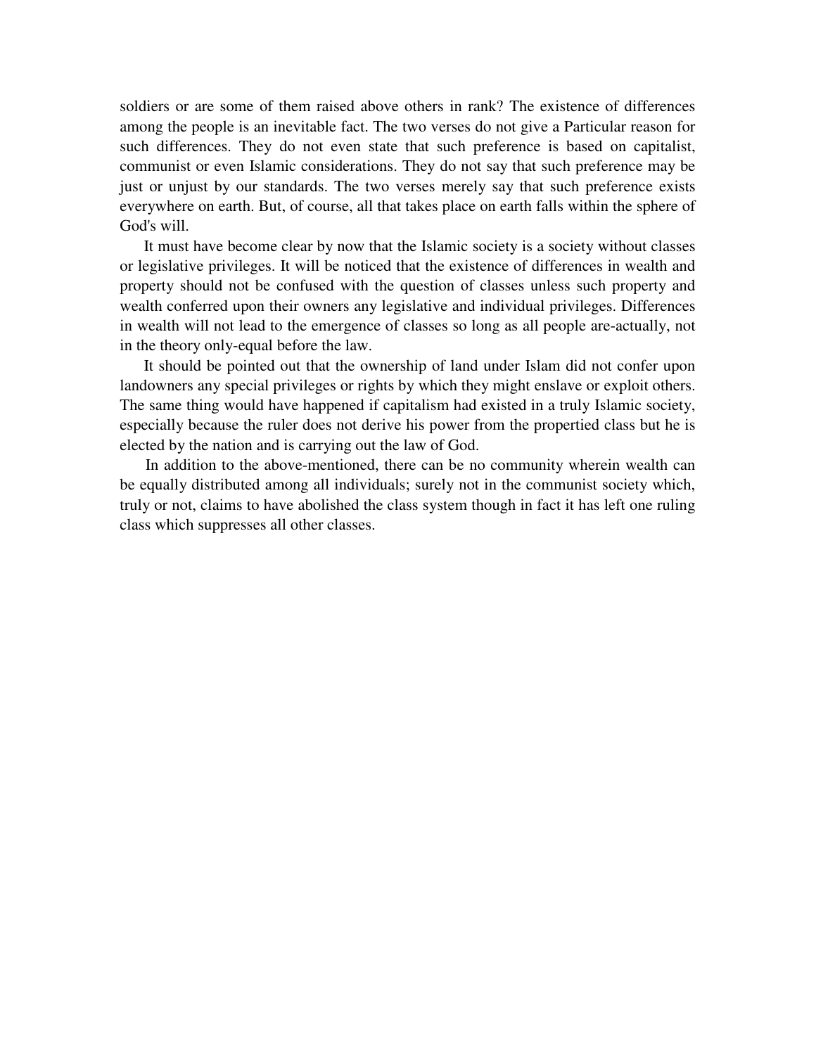soldiers or are some of them raised above others in rank? The existence of differences among the people is an inevitable fact. The two verses do not give a Particular reason for such differences. They do not even state that such preference is based on capitalist, communist or even Islamic considerations. They do not say that such preference may be just or unjust by our standards. The two verses merely say that such preference exists everywhere on earth. But, of course, all that takes place on earth falls within the sphere of God's will.

It must have become clear by now that the Islamic society is a society without classes or legislative privileges. It will be noticed that the existence of differences in wealth and property should not be confused with the question of classes unless such property and wealth conferred upon their owners any legislative and individual privileges. Differences in wealth will not lead to the emergence of classes so long as all people are-actually, not in the theory only-equal before the law.

It should be pointed out that the ownership of land under Islam did not confer upon landowners any special privileges or rights by which they might enslave or exploit others. The same thing would have happened if capitalism had existed in a truly Islamic society, especially because the ruler does not derive his power from the propertied class but he is elected by the nation and is carrying out the law of God.

In addition to the above-mentioned, there can be no community wherein wealth can be equally distributed among all individuals; surely not in the communist society which, truly or not, claims to have abolished the class system though in fact it has left one ruling class which suppresses all other classes.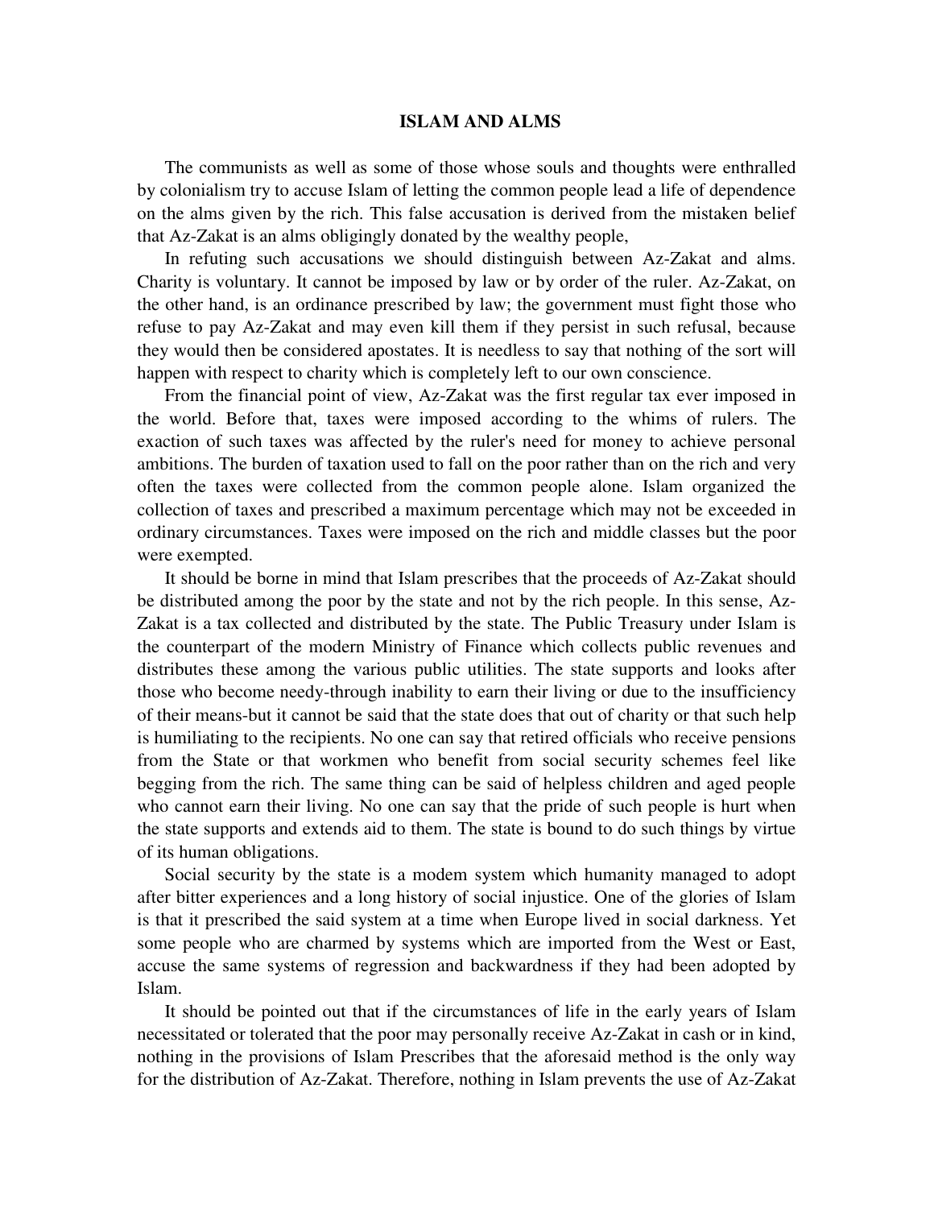## ISLAM AND ALMS

The communists as well as some of those whose souls and thoughts were enthralled by colonialism try to accuse Islam of letting the common people lead a life of dependence on the alms given by the rich. This false accusation is derived from the mistaken belief that Az-Zakat is an alms obligingly donated by the wealthy people,

In refuting such accusations we should distinguish between Az-Zakat and alms. Charity is voluntary. It cannot be imposed by law or by order of the ruler. Az-Zakat, on the other hand, is an ordinance prescribed by law; the government must fight those who refuse to pay Az-Zakat and may even kill them if they persist in such refusal, because they would then be considered apostates. It is needless to say that nothing of the sort will happen with respect to charity which is completely left to our own conscience.

From the financial point of view, Az-Zakat was the first regular tax ever imposed in the world. Before that, taxes were imposed according to the whims of rulers. The exaction of such taxes was affected by the ruler's need for money to achieve personal ambitions. The burden of taxation used to fall on the poor rather than on the rich and very often the taxes were collected from the common people alone. Islam organized the collection of taxes and prescribed a maximum percentage which may not be exceeded in ordinary circumstances. Taxes were imposed on the rich and middle classes but the poor were exempted.

It should be borne in mind that Islam prescribes that the proceeds of Az-Zakat should be distributed among the poor by the state and not by the rich people. In this sense, Az-Zakat is a tax collected and distributed by the state. The Public Treasury under Islam is the counterpart of the modern Ministry of Finance which collects public revenues and distributes these among the various public utilities. The state supports and looks after those who become needy-through inability to earn their living or due to the insufficiency of their means-but it cannot be said that the state does that out of charity or that such help is humiliating to the recipients. No one can say that retired officials who receive pensions from the State or that workmen who benefit from social security schemes feel like begging from the rich. The same thing can be said of helpless children and aged people who cannot earn their living. No one can say that the pride of such people is hurt when the state supports and extends aid to them. The state is bound to do such things by virtue of its human obligations.

Social security by the state is a modem system which humanity managed to adopt after bitter experiences and a long history of social injustice. One of the glories of Islam is that it prescribed the said system at a time when Europe lived in social darkness. Yet some people who are charmed by systems which are imported from the West or East, accuse the same systems of regression and backwardness if they had been adopted by Islam.

It should be pointed out that if the circumstances of life in the early years of Islam necessitated or tolerated that the poor may personally receive Az-Zakat in cash or in kind, nothing in the provisions of Islam Prescribes that the aforesaid method is the only way for the distribution of Az-Zakat. Therefore, nothing in Islam prevents the use of Az-Zakat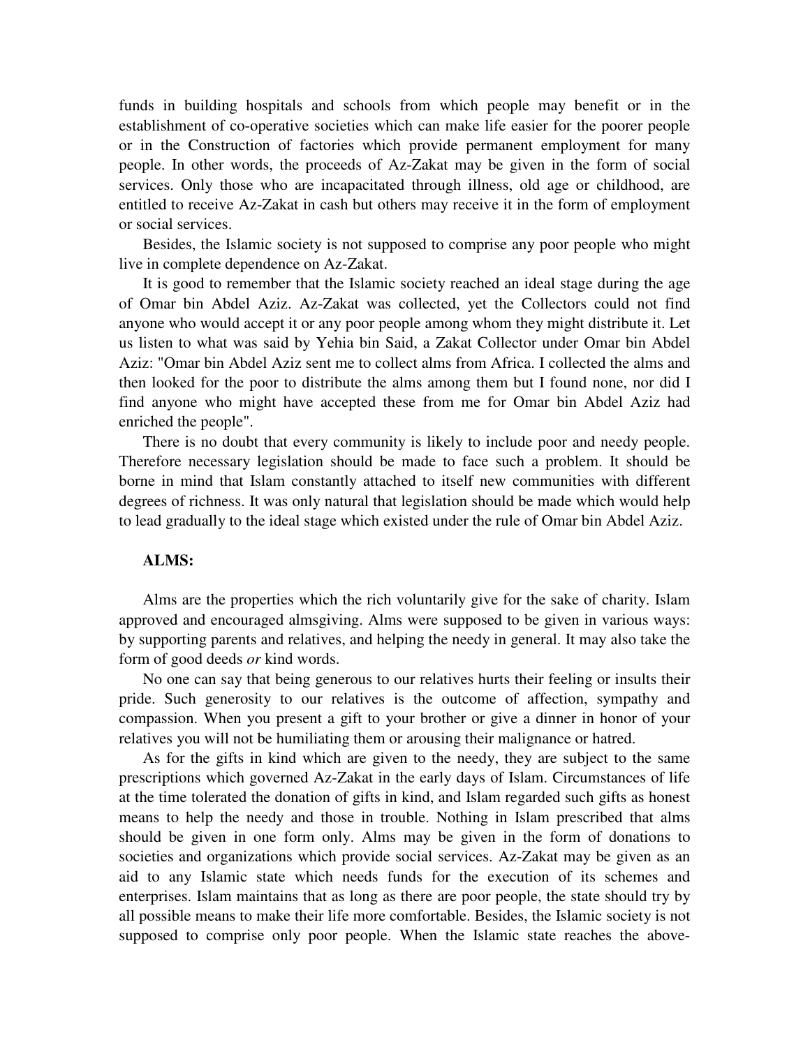funds in building hospitals and schools from which people may benefit or in the establishment of co-operative societies which can make life easier for the poorer people or in the Construction of factories which provide permanent employment for many people. In other words, the proceeds of Az-Zakat may be given in the form of social services. Only those who are incapacitated through illness, old age or childhood, are entitled to receive Az-Zakat in cash but others may receive it in the form of employment or social services.

Besides, the Islamic society is not supposed to comprise any poor people who might live in complete dependence on Az-Zakat.

It is good to remember that the Islamic society reached an ideal stage during the age of Omar bin Abdel Aziz. Az-Zakat was collected, yet the Collectors could not find anyone who would accept it or any poor people among whom they might distribute it. Let us listen to what was said by Yehia bin Said, a Zakat Collector under Omar bin Abdel Aziz: "Omar bin Abdel Aziz sent me to collect alms from Africa. I collected the alms and then looked for the poor to distribute the alms among them but I found none, nor did I find anyone who might have accepted these from me for Omar bin Abdel Aziz had enriched the people".

There is no doubt that every community is likely to include poor and needy people. Therefore necessary legislation should be made to face such a problem. It should be borne in mind that Islam constantly attached to itself new communities with different degrees of richness. It was only natural that legislation should be made which would help to lead gradually to the ideal stage which existed under the rule of Omar bin Abdel Aziz.

**ALMS:**

Alms are the properties which the rich voluntarily give for the sake of charity. Islam approved and encouraged almsgiving. Alms were supposed to be given in various ways: by supporting parents and relatives, and helping the needy in general. It may also take the form of good deeds *or* kind words.

No one can say that being generous to our relatives hurts their feeling or insults their pride. Such generosity to our relatives is the outcome of affection, sympathy and compassion. When you present a gift to your brother or give a dinner in honor of your relatives you will not be humiliating them or arousing their malignance or hatred.

As for the gifts in kind which are given to the needy, they are subject to the same prescriptions which governed Az-Zakat in the early days of Islam. Circumstances of life at the time tolerated the donation of gifts in kind, and Islam regarded such gifts as honest means to help the needy and those in trouble. Nothing in Islam prescribed that alms should be given in one form only. Alms may be given in the form of donations to societies and organizations which provide social services. Az-Zakat may be given as an aid to any Islamic state which needs funds for the execution of its schemes and enterprises. Islam maintains that as long as there are poor people, the state should try by all possible means to make their life more comfortable. Besides, the Islamic society is not supposed to comprise only poor people. When the Islamic state reaches the above-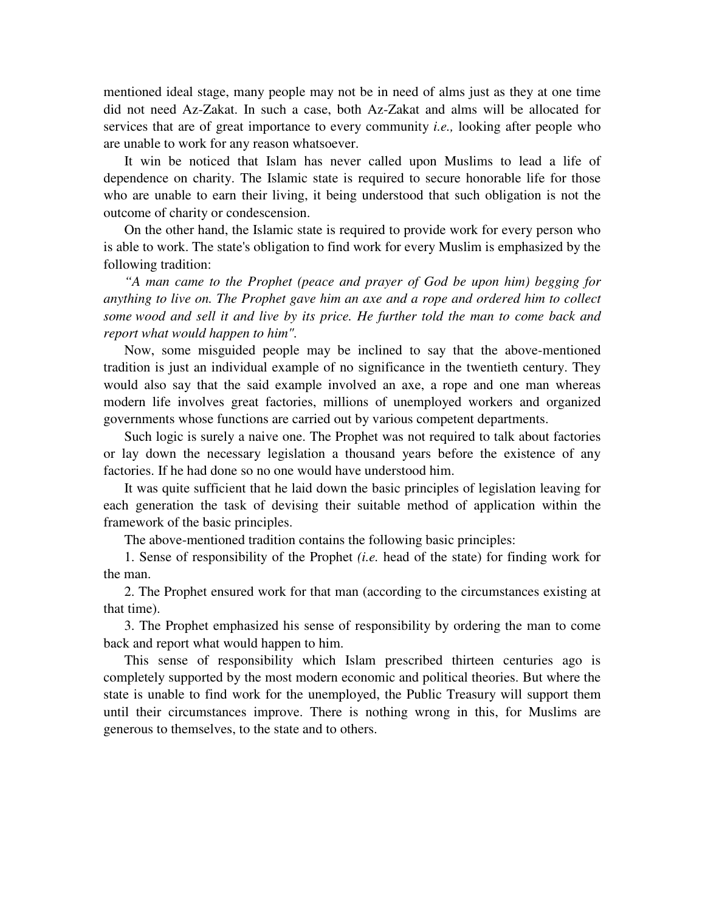mentioned ideal stage, many people may not be in need of alms just as they at one time did not need Az-Zakat. In such a case, both Az-Zakat and alms will be allocated for services that are of great importance to every community *i.e.,* looking after people who are unable to work for any reason whatsoever.

It win be noticed that Islam has never called upon Muslims to lead a life of dependence on charity. The Islamic state is required to secure honorable life for those who are unable to earn their living, it being understood that such obligation is not the outcome of charity or condescension.

On the other hand, the Islamic state is required to provide work for every person who is able to work. The state's obligation to find work for every Muslim is emphasized by the following tradition:

*"A man came to the Prophet (peace and prayer of God be upon him) begging for anything to live on. The Prophet gave him an axe and a rope and ordered him to collect some wood and sell it and live by its price. He further told the man to come back and report what would happen to him".*

Now, some misguided people may be inclined to say that the above-mentioned tradition is just an individual example of no significance in the twentieth century. They would also say that the said example involved an axe, a rope and one man whereas modern life involves great factories, millions of unemployed workers and organized governments whose functions are carried out by various competent departments.

Such logic is surely a naive one. The Prophet was not required to talk about factories or lay down the necessary legislation a thousand years before the existence of any factories. If he had done so no one would have understood him.

It was quite sufficient that he laid down the basic principles of legislation leaving for each generation the task of devising their suitable method of application within the framework of the basic principles.

The above-mentioned tradition contains the following basic principles:

1. Sense of responsibility of the Prophet *(i.e.* head of the state) for finding work for the man.

2. The Prophet ensured work for that man (according to the circumstances existing at that time).

3. The Prophet emphasized his sense of responsibility by ordering the man to come back and report what would happen to him.

This sense of responsibility which Islam prescribed thirteen centuries ago is completely supported by the most modern economic and political theories. But where the state is unable to find work for the unemployed, the Public Treasury will support them until their circumstances improve. There is nothing wrong in this, for Muslims are generous to themselves, to the state and to others.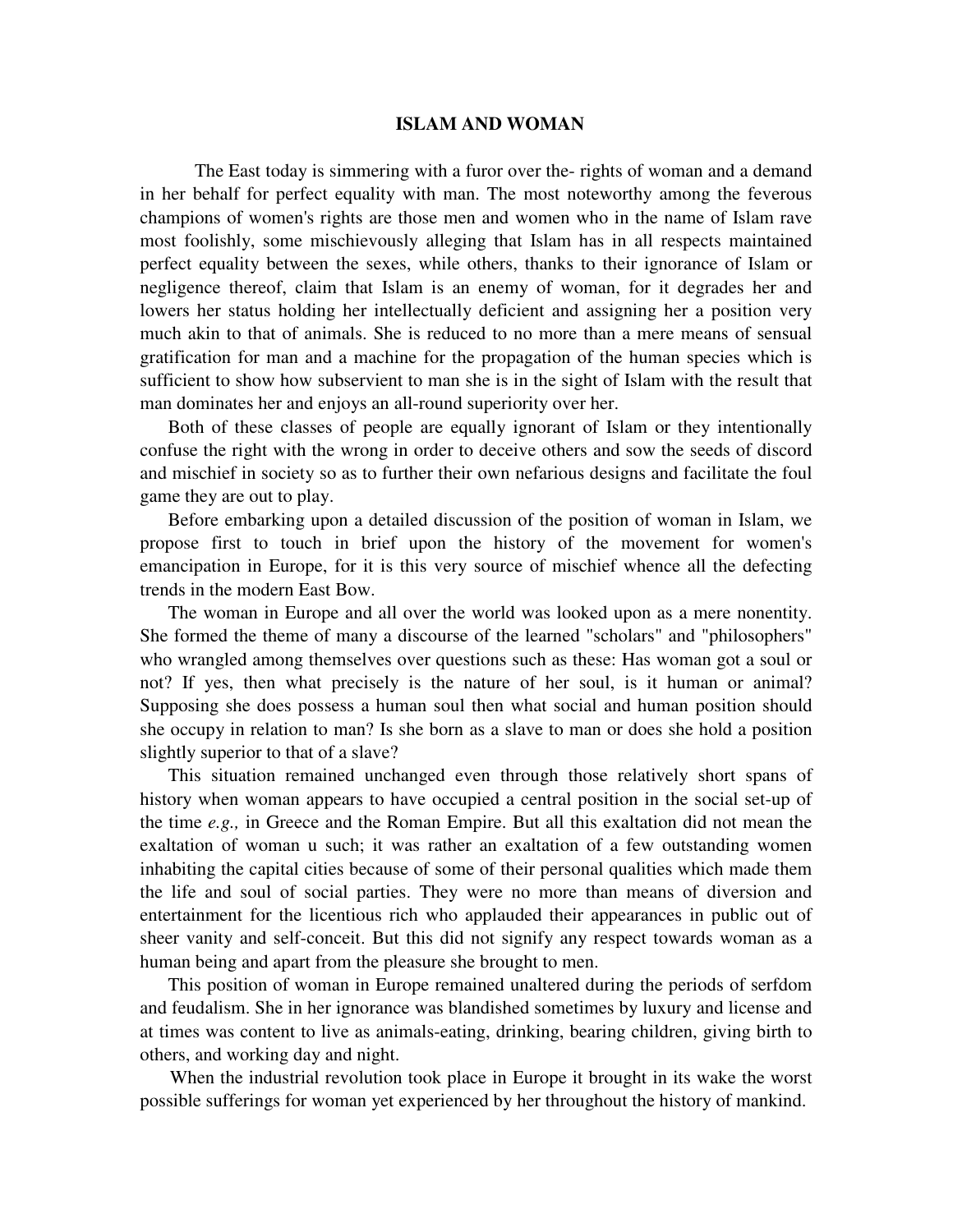# ISLAM AND WOMAN

The East today is simmering with a furor over the- rights of woman and a demand in her behalf for perfect equality with man. The most noteworthy among the feverous champions of women's rights are those men and women who in the name of Islam rave most foolishly, some mischievously alleging that Islam has in all respects maintained perfect equality between the sexes, while others, thanks to their ignorance of Islam or negligence thereof, claim that Islam is an enemy of woman, for it degrades her and lowers her status holding her intellectually deficient and assigning her a position very much akin to that of animals. She is reduced to no more than a mere means of sensual gratification for man and a machine for the propagation of the human species which is sufficient to show how subservient to man she is in the sight of Islam with the result that man dominates her and enjoys an all-round superiority over her.

Both of these classes of people are equally ignorant of Islam or they intentionally confuse the right with the wrong in order to deceive others and sow the seeds of discord and mischief in society so as to further their own nefarious designs and facilitate the foul game they are out to play.

Before embarking upon a detailed discussion of the position of woman in Islam, we propose first to touch in brief upon the history of the movement for women's emancipation in Europe, for it is this very source of mischief whence all the defecting trends in the modern East Bow.

The woman in Europe and all over the world was looked upon as a mere nonentity. She formed the theme of many a discourse of the learned "scholars" and "philosophers" who wrangled among themselves over questions such as these: Has woman got a soul or not? If yes, then what precisely is the nature of her soul, is it human or animal? Supposing she does possess a human soul then what social and human position should she occupy in relation to man? Is she born as a slave to man or does she hold a position slightly superior to that of a slave?

This situation remained unchanged even through those relatively short spans of history when woman appears to have occupied a central position in the social set-up of the time *e.g.,* in Greece and the Roman Empire. But all this exaltation did not mean the exaltation of woman u such; it was rather an exaltation of a few outstanding women inhabiting the capital cities because of some of their personal qualities which made them the life and soul of social parties. They were no more than means of diversion and entertainment for the licentious rich who applauded their appearances in public out of sheer vanity and self-conceit. But this did not signify any respect towards woman as a human being and apart from the pleasure she brought to men.

This position of woman in Europe remained unaltered during the periods of serfdom and feudalism. She in her ignorance was blandished sometimes by luxury and license and at times was content to live as animals-eating, drinking, bearing children, giving birth to others, and working day and night.

When the industrial revolution took place in Europe it brought in its wake the worst possible sufferings for woman yet experienced by her throughout the history of mankind.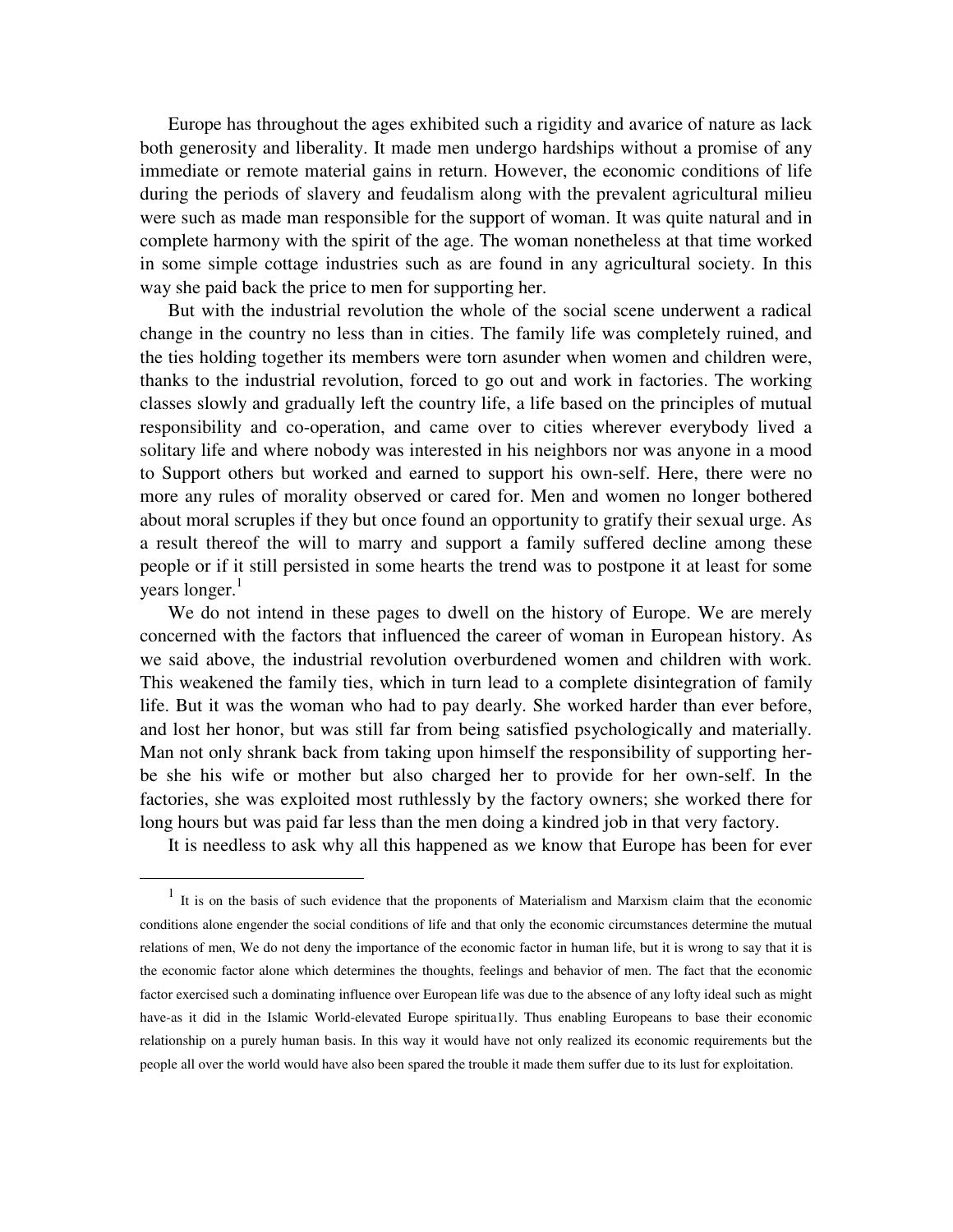Europe has throughout the ages exhibited such a rigidity and avarice of nature as lack both generosity and liberality. It made men undergo hardships without a promise of any immediate or remote material gains in return. However, the economic conditions of life during the periods of slavery and feudalism along with the prevalent agricultural milieu were such as made man responsible for the support of woman. It was quite natural and in complete harmony with the spirit of the age. The woman nonetheless at that time worked in some simple cottage industries such as are found in any agricultural society. In this way she paid back the price to men for supporting her.

But with the industrial revolution the whole of the social scene underwent a radical change in the country no less than in cities. The family life was completely ruined, and the ties holding together its members were torn asunder when women and children were, thanks to the industrial revolution, forced to go out and work in factories. The working classes slowly and gradually left the country life, a life based on the principles of mutual responsibility and co-operation, and came over to cities wherever everybody lived a solitary life and where nobody was interested in his neighbors nor was anyone in a mood to Support others but worked and earned to support his own-self. Here, there were no more any rules of morality observed or cared for. Men and women no longer bothered about moral scruples if they but once found an opportunity to gratify their sexual urge. As a result thereof the will to marry and support a family suffered decline among these people or if it still persisted in some hearts the trend was to postpone it at least for some years longer.[1]

We do not intend in these pages to dwell on the history of Europe. We are merely concerned with the factors that influenced the career of woman in European history. As we said above, the industrial revolution overburdened women and children with work. This weakened the family ties, which in turn lead to a complete disintegration of family life. But it was the woman who had to pay dearly. She worked harder than ever before, and lost her honor, but was still far from being satisfied psychologically and materially. Man not only shrank back from taking upon himself the responsibility of supporting her-be she his wife or mother but also charged her to provide for her own-self. In the factories, she was exploited most ruthlessly by the factory owners; she worked there for long hours but was paid far less than the men doing a kindred job in that very factory.

It is needless to ask why all this happened as we know that Europe has been for ever

---

[1] It is on the basis of such evidence that the proponents of Materialism and Marxism claim that the economic conditions alone engender the social conditions of life and that only the economic circumstances determine the mutual relations of men, We do not deny the importance of the economic factor in human life, but it is wrong to say that it is the economic factor alone which determines the thoughts, feelings and behavior of men. The fact that the economic factor exercised such a dominating influence over European life was due to the absence of any lofty ideal such as might have-as it did in the Islamic World-elevated Europe spiritua1ly. Thus enabling Europeans to base their economic relationship on a purely human basis. In this way it would have not only realized its economic requirements but the people all over the world would have also been spared the trouble it made them suffer due to its lust for exploitation.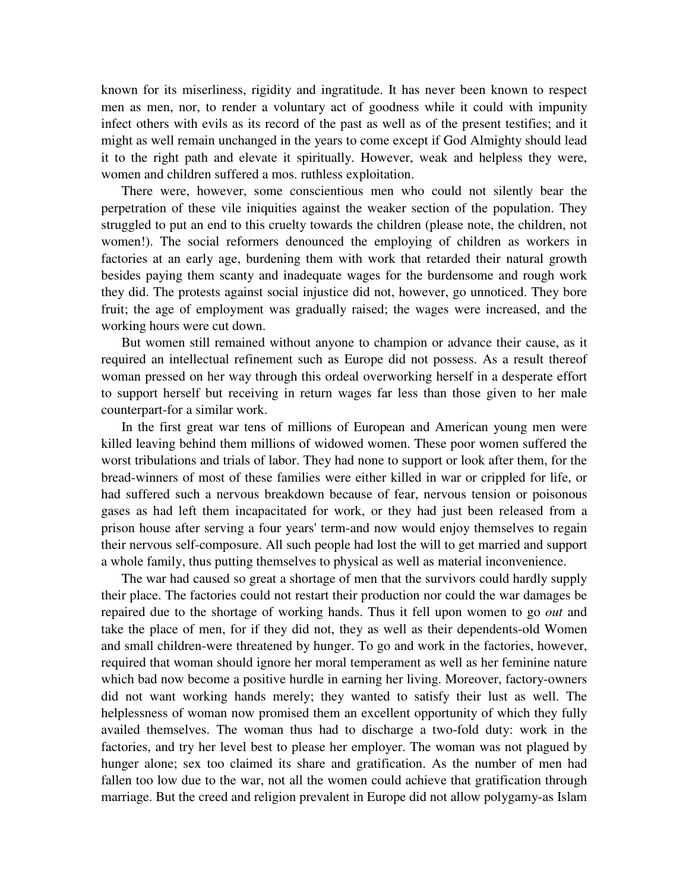known for its miserliness, rigidity and ingratitude. It has never been known to respect men as men, nor, to render a voluntary act of goodness while it could with impunity infect others with evils as its record of the past as well as of the present testifies; and it might as well remain unchanged in the years to come except if God Almighty should lead it to the right path and elevate it spiritually. However, weak and helpless they were, women and children suffered a mos. ruthless exploitation.

There were, however, some conscientious men who could not silently bear the perpetration of these vile iniquities against the weaker section of the population. They struggled to put an end to this cruelty towards the children (please note, the children, not women!). The social reformers denounced the employing of children as workers in factories at an early age, burdening them with work that retarded their natural growth besides paying them scanty and inadequate wages for the burdensome and rough work they did. The protests against social injustice did not, however, go unnoticed. They bore fruit; the age of employment was gradually raised; the wages were increased, and the working hours were cut down.

But women still remained without anyone to champion or advance their cause, as it required an intellectual refinement such as Europe did not possess. As a result thereof woman pressed on her way through this ordeal overworking herself in a desperate effort to support herself but receiving in return wages far less than those given to her male counterpart-for a similar work.

In the first great war tens of millions of European and American young men were killed leaving behind them millions of widowed women. These poor women suffered the worst tribulations and trials of labor. They had none to support or look after them, for the bread-winners of most of these families were either killed in war or crippled for life, or had suffered such a nervous breakdown because of fear, nervous tension or poisonous gases as had left them incapacitated for work, or they had just been released from a prison house after serving a four years' term-and now would enjoy themselves to regain their nervous self-composure. All such people had lost the will to get married and support a whole family, thus putting themselves to physical as well as material inconvenience.

The war had caused so great a shortage of men that the survivors could hardly supply their place. The factories could not restart their production nor could the war damages be repaired due to the shortage of working hands. Thus it fell upon women to go *out* and take the place of men, for if they did not, they as well as their dependents-old Women and small children-were threatened by hunger. To go and work in the factories, however, required that woman should ignore her moral temperament as well as her feminine nature which bad now become a positive hurdle in earning her living. Moreover, factory-owners did not want working hands merely; they wanted to satisfy their lust as well. The helplessness of woman now promised them an excellent opportunity of which they fully availed themselves. The woman thus had to discharge a two-fold duty: work in the factories, and try her level best to please her employer. The woman was not plagued by hunger alone; sex too claimed its share and gratification. As the number of men had fallen too low due to the war, not all the women could achieve that gratification through marriage. But the creed and religion prevalent in Europe did not allow polygamy-as Islam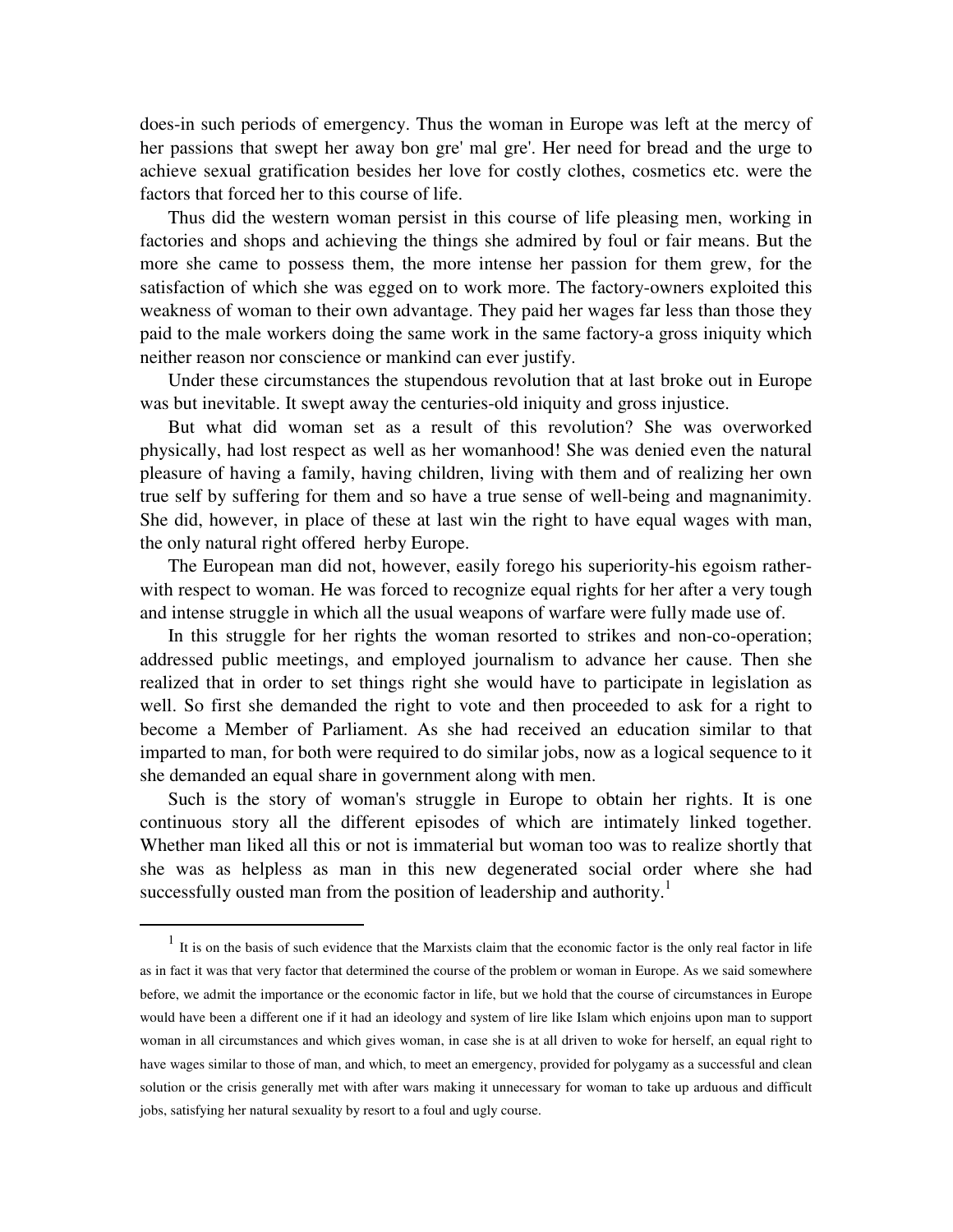does-in such periods of emergency. Thus the woman in Europe was left at the mercy of her passions that swept her away bon gre' mal gre'. Her need for bread and the urge to achieve sexual gratification besides her love for costly clothes, cosmetics etc. were the factors that forced her to this course of life.

Thus did the western woman persist in this course of life pleasing men, working in factories and shops and achieving the things she admired by foul or fair means. But the more she came to possess them, the more intense her passion for them grew, for the satisfaction of which she was egged on to work more. The factory-owners exploited this weakness of woman to their own advantage. They paid her wages far less than those they paid to the male workers doing the same work in the same factory-a gross iniquity which neither reason nor conscience or mankind can ever justify.

Under these circumstances the stupendous revolution that at last broke out in Europe was but inevitable. It swept away the centuries-old iniquity and gross injustice.

But what did woman set as a result of this revolution? She was overworked physically, had lost respect as well as her womanhood! She was denied even the natural pleasure of having a family, having children, living with them and of realizing her own true self by suffering for them and so have a true sense of well-being and magnanimity. She did, however, in place of these at last win the right to have equal wages with man, the only natural right offered herby Europe.

The European man did not, however, easily forego his superiority-his egoism rather-with respect to woman. He was forced to recognize equal rights for her after a very tough and intense struggle in which all the usual weapons of warfare were fully made use of.

In this struggle for her rights the woman resorted to strikes and non-co-operation; addressed public meetings, and employed journalism to advance her cause. Then she realized that in order to set things right she would have to participate in legislation as well. So first she demanded the right to vote and then proceeded to ask for a right to become a Member of Parliament. As she had received an education similar to that imparted to man, for both were required to do similar jobs, now as a logical sequence to it she demanded an equal share in government along with men.

Such is the story of woman's struggle in Europe to obtain her rights. It is one continuous story all the different episodes of which are intimately linked together. Whether man liked all this or not is immaterial but woman too was to realize shortly that she was as helpless as man in this new degenerated social order where she had successfully ousted man from the position of leadership and authority.[1]

---

[1] It is on the basis of such evidence that the Marxists claim that the economic factor is the only real factor in life as in fact it was that very factor that determined the course of the problem or woman in Europe. As we said somewhere before, we admit the importance or the economic factor in life, but we hold that the course of circumstances in Europe would have been a different one if it had an ideology and system of lire like Islam which enjoins upon man to support woman in all circumstances and which gives woman, in case she is at all driven to woke for herself, an equal right to have wages similar to those of man, and which, to meet an emergency, provided for polygamy as a successful and clean solution or the crisis generally met with after wars making it unnecessary for woman to take up arduous and difficult jobs, satisfying her natural sexuality by resort to a foul and ugly course.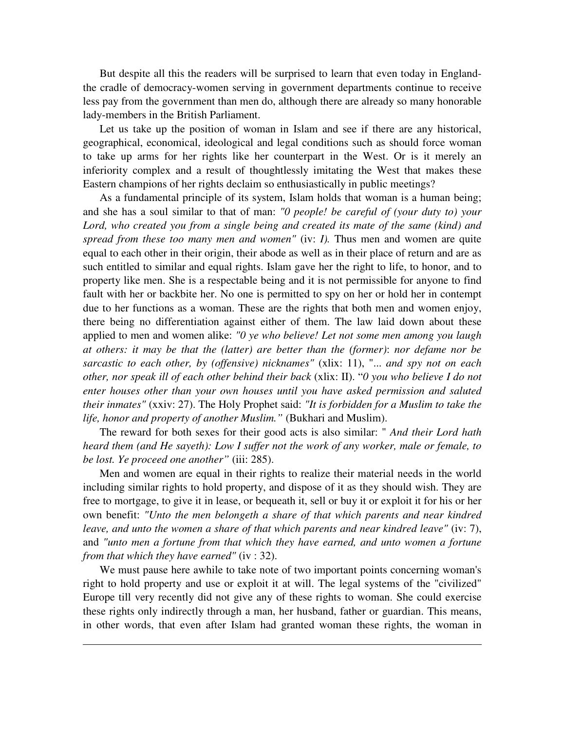But despite all this the readers will be surprised to learn that even today in England-the cradle of democracy-women serving in government departments continue to receive less pay from the government than men do, although there are already so many honorable lady-members in the British Parliament.

Let us take up the position of woman in Islam and see if there are any historical, geographical, economical, ideological and legal conditions such as should force woman to take up arms for her rights like her counterpart in the West. Or is it merely an inferiority complex and a result of thoughtlessly imitating the West that makes these Eastern champions of her rights declaim so enthusiastically in public meetings?

As a fundamental principle of its system, Islam holds that woman is a human being; and she has a soul similar to that of man: *"0 people! be careful of (your duty to) your Lord, who created you from a single being and created its mate of the same (kind) and spread from these too many men and women"* (iv: *I).* Thus men and women are quite equal to each other in their origin, their abode as well as in their place of return and are as such entitled to similar and equal rights. Islam gave her the right to life, to honor, and to property like men. She is a respectable being and it is not permissible for anyone to find fault with her or backbite her. No one is permitted to spy on her or hold her in contempt due to her functions as a woman. These are the rights that both men and women enjoy, there being no differentiation against either of them. The law laid down about these applied to men and women alike: *"0 ye who believe! Let not some men among you laugh at others: it may be that the (latter) are better than the (former)*: *nor defame nor be sarcastic to each other, by (offensive) nicknames"* (xlix: 11), "*... and spy not on each other, nor speak ill of each other behind their back* (xlix: II). "*0 you who believe I do not enter houses other than your own houses until you have asked permission and saluted their inmates"* (xxiv: 27). The Holy Prophet said: *"It is forbidden for a Muslim to take the life, honor and property of another Muslim."* (Bukhari and Muslim).

The reward for both sexes for their good acts is also similar: " *And their Lord hath heard them (and He sayeth): Low I suffer not the work of any worker, male or female, to be lost. Ye proceed one another"* (iii: 285).

Men and women are equal in their rights to realize their material needs in the world including similar rights to hold property, and dispose of it as they should wish. They are free to mortgage, to give it in lease, or bequeath it, sell or buy it or exploit it for his or her own benefit: *"Unto the men belongeth a share of that which parents and near kindred leave, and unto the women a share of that which parents and near kindred leave"* (iv: 7), and *"unto men a fortune from that which they have earned, and unto women a fortune from that which they have earned"* (iv : 32).

We must pause here awhile to take note of two important points concerning woman's right to hold property and use or exploit it at will. The legal systems of the "civilized" Europe till very recently did not give any of these rights to woman. She could exercise these rights only indirectly through a man, her husband, father or guardian. This means, in other words, that even after Islam had granted woman these rights, the woman in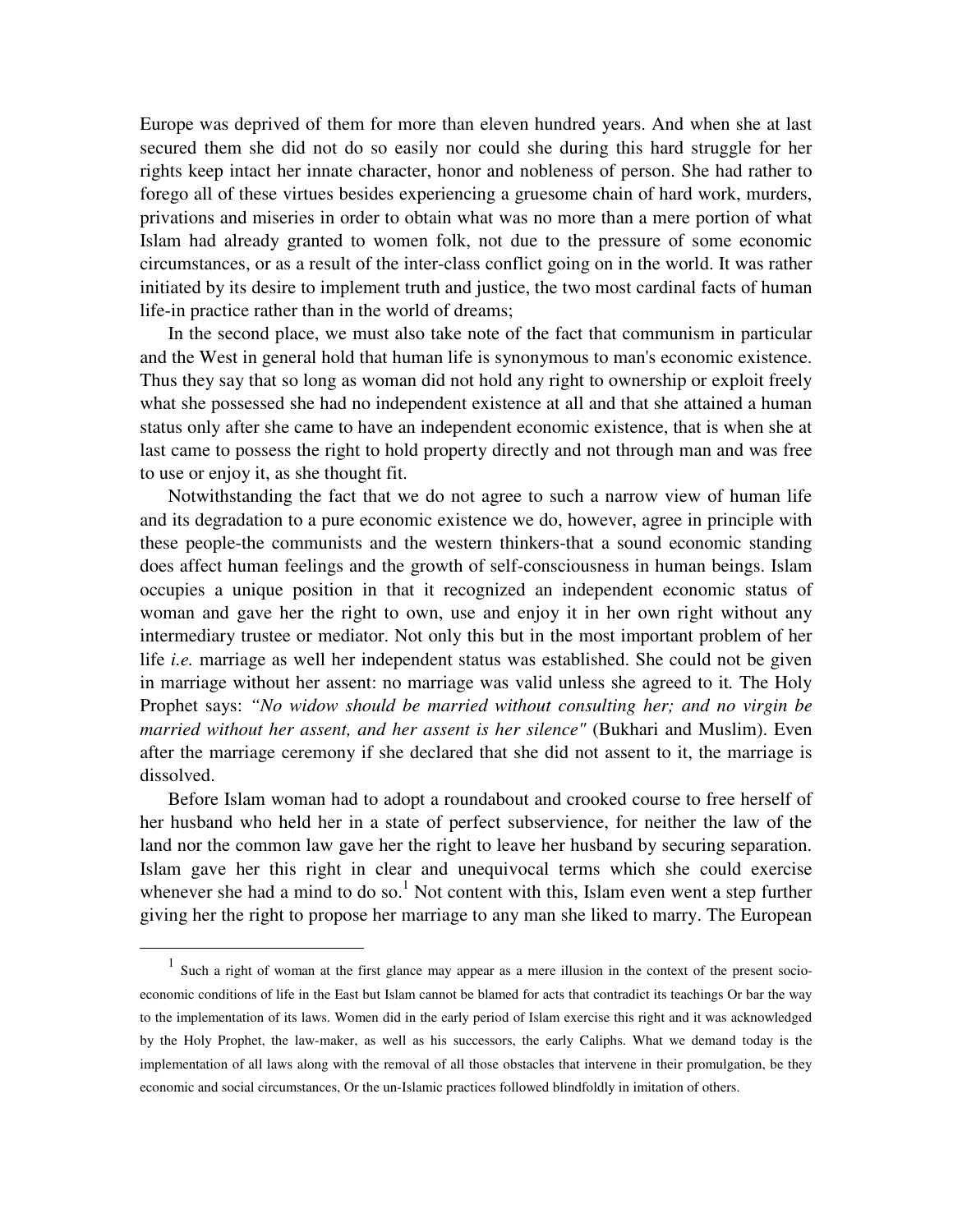Europe was deprived of them for more than eleven hundred years. And when she at last secured them she did not do so easily nor could she during this hard struggle for her rights keep intact her innate character, honor and nobleness of person. She had rather to forego all of these virtues besides experiencing a gruesome chain of hard work, murders, privations and miseries in order to obtain what was no more than a mere portion of what Islam had already granted to women folk, not due to the pressure of some economic circumstances, or as a result of the inter-class conflict going on in the world. It was rather initiated by its desire to implement truth and justice, the two most cardinal facts of human life-in practice rather than in the world of dreams;

In the second place, we must also take note of the fact that communism in particular and the West in general hold that human life is synonymous to man's economic existence. Thus they say that so long as woman did not hold any right to ownership or exploit freely what she possessed she had no independent existence at all and that she attained a human status only after she came to have an independent economic existence, that is when she at last came to possess the right to hold property directly and not through man and was free to use or enjoy it, as she thought fit.

Notwithstanding the fact that we do not agree to such a narrow view of human life and its degradation to a pure economic existence we do, however, agree in principle with these people-the communists and the western thinkers-that a sound economic standing does affect human feelings and the growth of self-consciousness in human beings. Islam occupies a unique position in that it recognized an independent economic status of woman and gave her the right to own, use and enjoy it in her own right without any intermediary trustee or mediator. Not only this but in the most important problem of her life *i.e.* marriage as well her independent status was established. She could not be given in marriage without her assent: no marriage was valid unless she agreed to it. The Holy Prophet says: *"No widow should be married without consulting her; and no virgin be married without her assent, and her assent is her silence"* (Bukhari and Muslim). Even after the marriage ceremony if she declared that she did not assent to it, the marriage is dissolved.

Before Islam woman had to adopt a roundabout and crooked course to free herself of her husband who held her in a state of perfect subservience, for neither the law of the land nor the common law gave her the right to leave her husband by securing separation. Islam gave her this right in clear and unequivocal terms which she could exercise whenever she had a mind to do so.[1] Not content with this, Islam even went a step further giving her the right to propose her marriage to any man she liked to marry. The European

[1] Such a right of woman at the first glance may appear as a mere illusion in the context of the present socio-economic conditions of life in the East but Islam cannot be blamed for acts that contradict its teachings Or bar the way to the implementation of its laws. Women did in the early period of Islam exercise this right and it was acknowledged by the Holy Prophet, the law-maker, as well as his successors, the early Caliphs. What we demand today is the implementation of all laws along with the removal of all those obstacles that intervene in their promulgation, be they economic and social circumstances, Or the un-Islamic practices followed blindfoldly in imitation of others.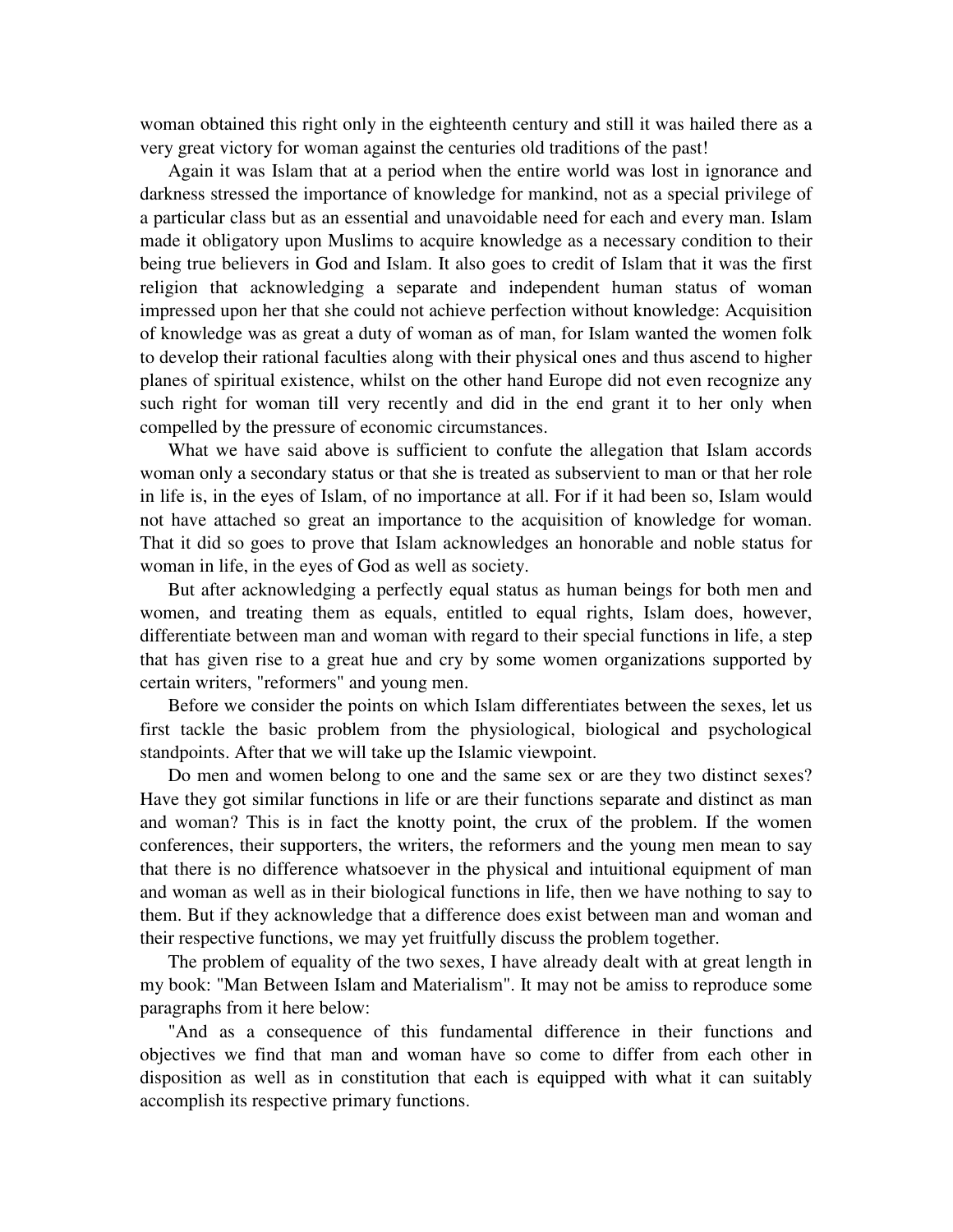woman obtained this right only in the eighteenth century and still it was hailed there as a very great victory for woman against the centuries old traditions of the past!

Again it was Islam that at a period when the entire world was lost in ignorance and darkness stressed the importance of knowledge for mankind, not as a special privilege of a particular class but as an essential and unavoidable need for each and every man. Islam made it obligatory upon Muslims to acquire knowledge as a necessary condition to their being true believers in God and Islam. It also goes to credit of Islam that it was the first religion that acknowledging a separate and independent human status of woman impressed upon her that she could not achieve perfection without knowledge: Acquisition of knowledge was as great a duty of woman as of man, for Islam wanted the women folk to develop their rational faculties along with their physical ones and thus ascend to higher planes of spiritual existence, whilst on the other hand Europe did not even recognize any such right for woman till very recently and did in the end grant it to her only when compelled by the pressure of economic circumstances.

What we have said above is sufficient to confute the allegation that Islam accords woman only a secondary status or that she is treated as subservient to man or that her role in life is, in the eyes of Islam, of no importance at all. For if it had been so, Islam would not have attached so great an importance to the acquisition of knowledge for woman. That it did so goes to prove that Islam acknowledges an honorable and noble status for woman in life, in the eyes of God as well as society.

But after acknowledging a perfectly equal status as human beings for both men and women, and treating them as equals, entitled to equal rights, Islam does, however, differentiate between man and woman with regard to their special functions in life, a step that has given rise to a great hue and cry by some women organizations supported by certain writers, "reformers" and young men.

Before we consider the points on which Islam differentiates between the sexes, let us first tackle the basic problem from the physiological, biological and psychological standpoints. After that we will take up the Islamic viewpoint.

Do men and women belong to one and the same sex or are they two distinct sexes? Have they got similar functions in life or are their functions separate and distinct as man and woman? This is in fact the knotty point, the crux of the problem. If the women conferences, their supporters, the writers, the reformers and the young men mean to say that there is no difference whatsoever in the physical and intuitional equipment of man and woman as well as in their biological functions in life, then we have nothing to say to them. But if they acknowledge that a difference does exist between man and woman and their respective functions, we may yet fruitfully discuss the problem together.

The problem of equality of the two sexes, I have already dealt with at great length in my book: "Man Between Islam and Materialism". It may not be amiss to reproduce some paragraphs from it here below:

"And as a consequence of this fundamental difference in their functions and objectives we find that man and woman have so come to differ from each other in disposition as well as in constitution that each is equipped with what it can suitably accomplish its respective primary functions.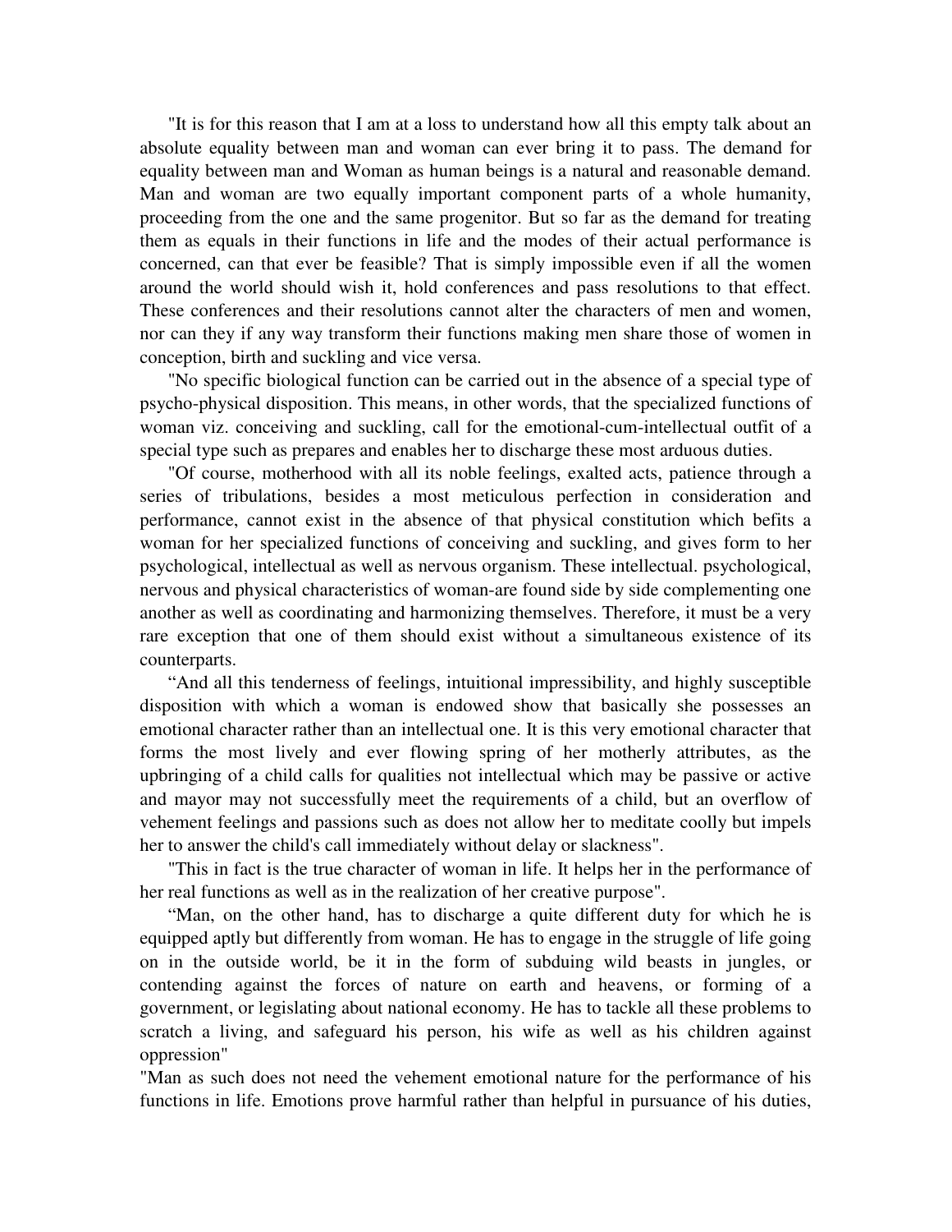"It is for this reason that I am at a loss to understand how all this empty talk about an absolute equality between man and woman can ever bring it to pass. The demand for equality between man and Woman as human beings is a natural and reasonable demand. Man and woman are two equally important component parts of a whole humanity, proceeding from the one and the same progenitor. But so far as the demand for treating them as equals in their functions in life and the modes of their actual performance is concerned, can that ever be feasible? That is simply impossible even if all the women around the world should wish it, hold conferences and pass resolutions to that effect. These conferences and their resolutions cannot alter the characters of men and women, nor can they if any way transform their functions making men share those of women in conception, birth and suckling and vice versa.

"No specific biological function can be carried out in the absence of a special type of psycho-physical disposition. This means, in other words, that the specialized functions of woman viz. conceiving and suckling, call for the emotional-cum-intellectual outfit of a special type such as prepares and enables her to discharge these most arduous duties.

"Of course, motherhood with all its noble feelings, exalted acts, patience through a series of tribulations, besides a most meticulous perfection in consideration and performance, cannot exist in the absence of that physical constitution which befits a woman for her specialized functions of conceiving and suckling, and gives form to her psychological, intellectual as well as nervous organism. These intellectual. psychological, nervous and physical characteristics of woman-are found side by side complementing one another as well as coordinating and harmonizing themselves. Therefore, it must be a very rare exception that one of them should exist without a simultaneous existence of its counterparts.

“And all this tenderness of feelings, intuitional impressibility, and highly susceptible disposition with which a woman is endowed show that basically she possesses an emotional character rather than an intellectual one. It is this very emotional character that forms the most lively and ever flowing spring of her motherly attributes, as the upbringing of a child calls for qualities not intellectual which may be passive or active and mayor may not successfully meet the requirements of a child, but an overflow of vehement feelings and passions such as does not allow her to meditate coolly but impels her to answer the child's call immediately without delay or slackness".

"This in fact is the true character of woman in life. It helps her in the performance of her real functions as well as in the realization of her creative purpose".

“Man, on the other hand, has to discharge a quite different duty for which he is equipped aptly but differently from woman. He has to engage in the struggle of life going on in the outside world, be it in the form of subduing wild beasts in jungles, or contending against the forces of nature on earth and heavens, or forming of a government, or legislating about national economy. He has to tackle all these problems to scratch a living, and safeguard his person, his wife as well as his children against oppression"

"Man as such does not need the vehement emotional nature for the performance of his functions in life. Emotions prove harmful rather than helpful in pursuance of his duties,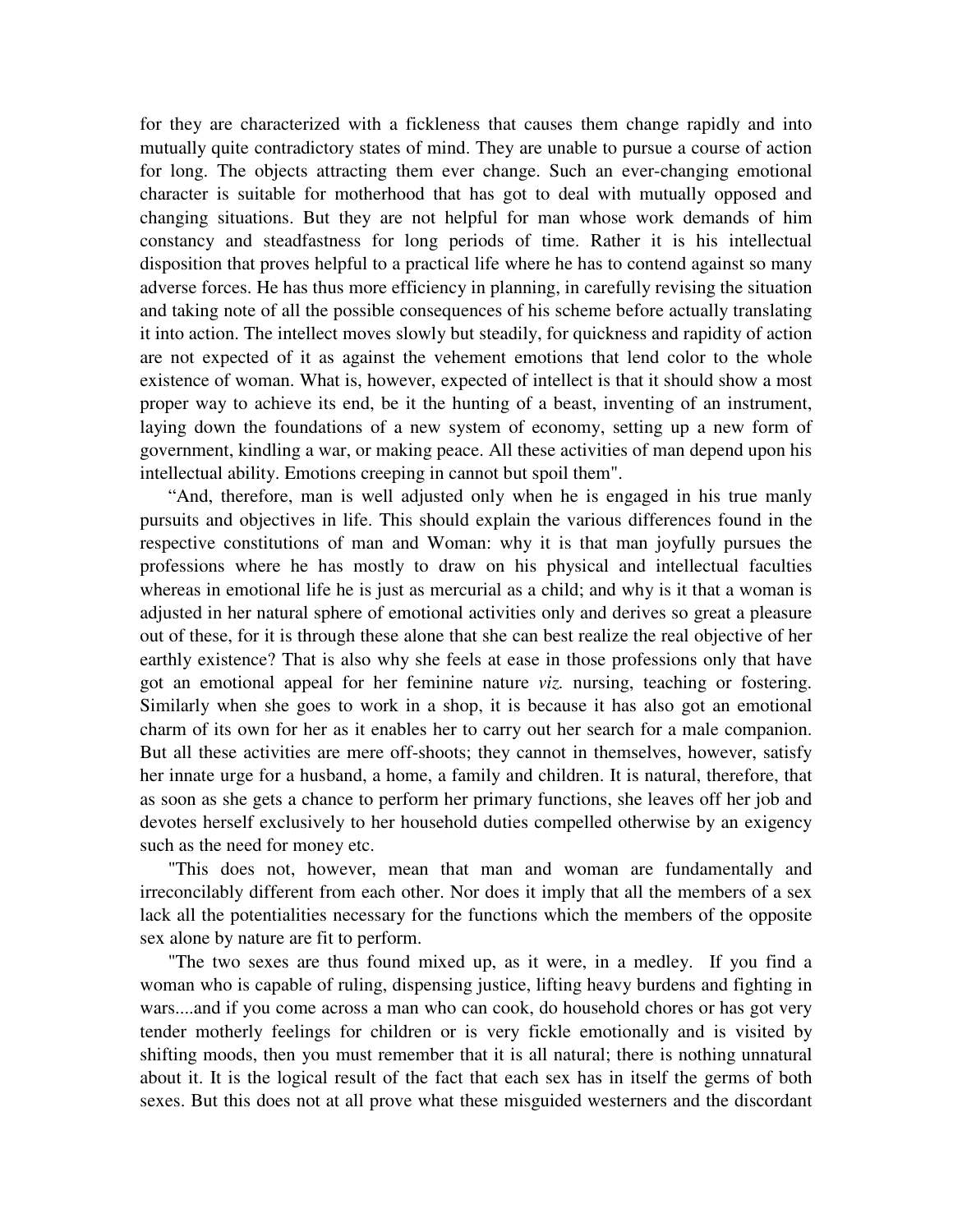for they are characterized with a fickleness that causes them change rapidly and into mutually quite contradictory states of mind. They are unable to pursue a course of action for long. The objects attracting them ever change. Such an ever-changing emotional character is suitable for motherhood that has got to deal with mutually opposed and changing situations. But they are not helpful for man whose work demands of him constancy and steadfastness for long periods of time. Rather it is his intellectual disposition that proves helpful to a practical life where he has to contend against so many adverse forces. He has thus more efficiency in planning, in carefully revising the situation and taking note of all the possible consequences of his scheme before actually translating it into action. The intellect moves slowly but steadily, for quickness and rapidity of action are not expected of it as against the vehement emotions that lend color to the whole existence of woman. What is, however, expected of intellect is that it should show a most proper way to achieve its end, be it the hunting of a beast, inventing of an instrument, laying down the foundations of a new system of economy, setting up a new form of government, kindling a war, or making peace. All these activities of man depend upon his intellectual ability. Emotions creeping in cannot but spoil them".

"And, therefore, man is well adjusted only when he is engaged in his true manly pursuits and objectives in life. This should explain the various differences found in the respective constitutions of man and Woman: why it is that man joyfully pursues the professions where he has mostly to draw on his physical and intellectual faculties whereas in emotional life he is just as mercurial as a child; and why is it that a woman is adjusted in her natural sphere of emotional activities only and derives so great a pleasure out of these, for it is through these alone that she can best realize the real objective of her earthly existence? That is also why she feels at ease in those professions only that have got an emotional appeal for her feminine nature *viz.* nursing, teaching or fostering. Similarly when she goes to work in a shop, it is because it has also got an emotional charm of its own for her as it enables her to carry out her search for a male companion. But all these activities are mere off-shoots; they cannot in themselves, however, satisfy her innate urge for a husband, a home, a family and children. It is natural, therefore, that as soon as she gets a chance to perform her primary functions, she leaves off her job and devotes herself exclusively to her household duties compelled otherwise by an exigency such as the need for money etc.

"This does not, however, mean that man and woman are fundamentally and irreconcilably different from each other. Nor does it imply that all the members of a sex lack all the potentialities necessary for the functions which the members of the opposite sex alone by nature are fit to perform.

"The two sexes are thus found mixed up, as it were, in a medley. If you find a woman who is capable of ruling, dispensing justice, lifting heavy burdens and fighting in wars....and if you come across a man who can cook, do household chores or has got very tender motherly feelings for children or is very fickle emotionally and is visited by shifting moods, then you must remember that it is all natural; there is nothing unnatural about it. It is the logical result of the fact that each sex has in itself the germs of both sexes. But this does not at all prove what these misguided westerners and the discordant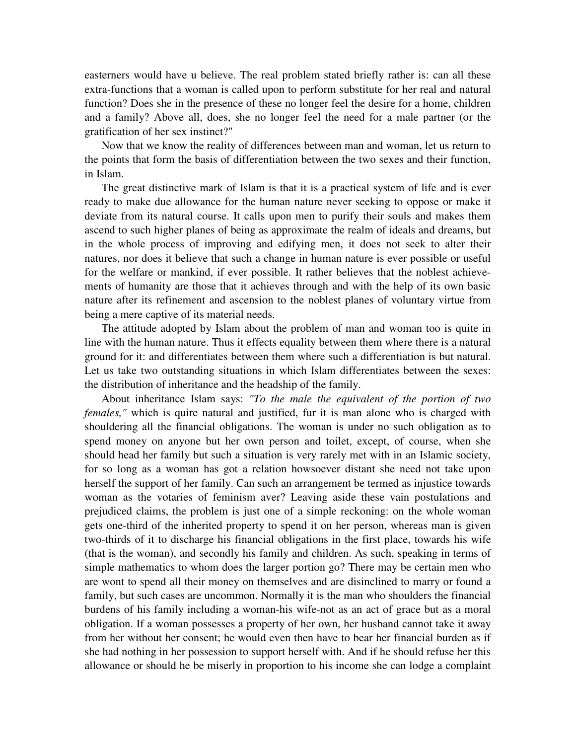easterners would have u believe. The real problem stated briefly rather is: can all these extra-functions that a woman is called upon to perform substitute for her real and natural function? Does she in the presence of these no longer feel the desire for a home, children and a family? Above all, does, she no longer feel the need for a male partner (or the gratification of her sex instinct?"

Now that we know the reality of differences between man and woman, let us return to the points that form the basis of differentiation between the two sexes and their function, in Islam.

The great distinctive mark of Islam is that it is a practical system of life and is ever ready to make due allowance for the human nature never seeking to oppose or make it deviate from its natural course. It calls upon men to purify their souls and makes them ascend to such higher planes of being as approximate the realm of ideals and dreams, but in the whole process of improving and edifying men, it does not seek to alter their natures, nor does it believe that such a change in human nature is ever possible or useful for the welfare or mankind, if ever possible. It rather believes that the noblest achievements of humanity are those that it achieves through and with the help of its own basic nature after its refinement and ascension to the noblest planes of voluntary virtue from being a mere captive of its material needs.

The attitude adopted by Islam about the problem of man and woman too is quite in line with the human nature. Thus it effects equality between them where there is a natural ground for it: and differentiates between them where such a differentiation is but natural. Let us take two outstanding situations in which Islam differentiates between the sexes: the distribution of inheritance and the headship of the family.

About inheritance Islam says: *"To the male the equivalent of the portion of two females,"* which is quire natural and justified, fur it is man alone who is charged with shouldering all the financial obligations. The woman is under no such obligation as to spend money on anyone but her own person and toilet, except, of course, when she should head her family but such a situation is very rarely met with in an Islamic society, for so long as a woman has got a relation howsoever distant she need not take upon herself the support of her family. Can such an arrangement be termed as injustice towards woman as the votaries of feminism aver? Leaving aside these vain postulations and prejudiced claims, the problem is just one of a simple reckoning: on the whole woman gets one-third of the inherited property to spend it on her person, whereas man is given two-thirds of it to discharge his financial obligations in the first place, towards his wife (that is the woman), and secondly his family and children. As such, speaking in terms of simple mathematics to whom does the larger portion go? There may be certain men who are wont to spend all their money on themselves and are disinclined to marry or found a family, but such cases are uncommon. Normally it is the man who shoulders the financial burdens of his family including a woman-his wife-not as an act of grace but as a moral obligation. If a woman possesses a property of her own, her husband cannot take it away from her without her consent; he would even then have to bear her financial burden as if she had nothing in her possession to support herself with. And if he should refuse her this allowance or should he be miserly in proportion to his income she can lodge a complaint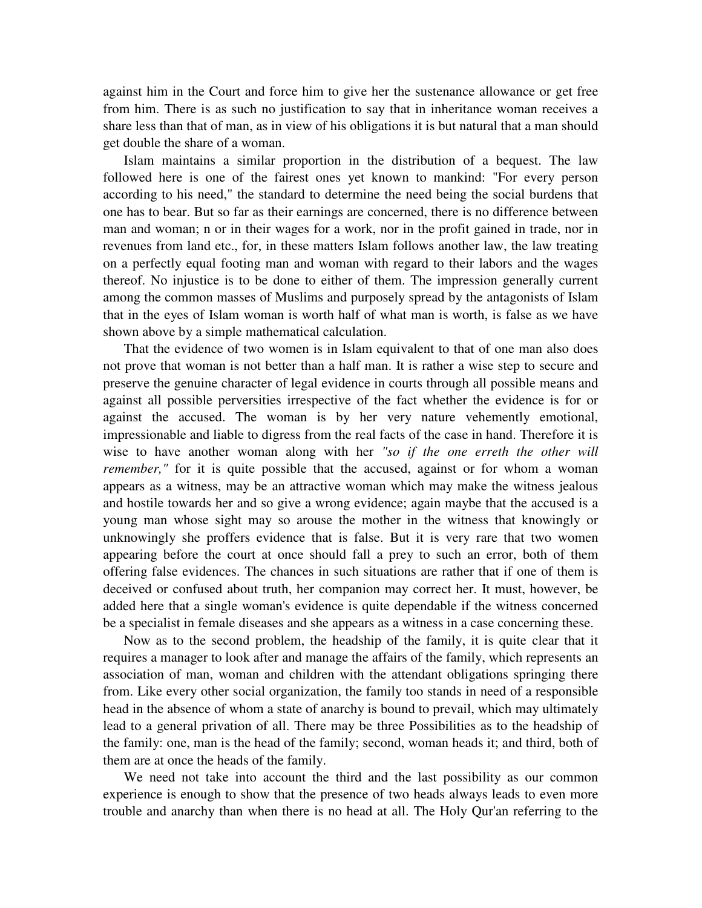against him in the Court and force him to give her the sustenance allowance or get free from him. There is as such no justification to say that in inheritance woman receives a share less than that of man, as in view of his obligations it is but natural that a man should get double the share of a woman.

Islam maintains a similar proportion in the distribution of a bequest. The law followed here is one of the fairest ones yet known to mankind: "For every person according to his need," the standard to determine the need being the social burdens that one has to bear. But so far as their earnings are concerned, there is no difference between man and woman; n or in their wages for a work, nor in the profit gained in trade, nor in revenues from land etc., for, in these matters Islam follows another law, the law treating on a perfectly equal footing man and woman with regard to their labors and the wages thereof. No injustice is to be done to either of them. The impression generally current among the common masses of Muslims and purposely spread by the antagonists of Islam that in the eyes of Islam woman is worth half of what man is worth, is false as we have shown above by a simple mathematical calculation.

That the evidence of two women is in Islam equivalent to that of one man also does not prove that woman is not better than a half man. It is rather a wise step to secure and preserve the genuine character of legal evidence in courts through all possible means and against all possible perversities irrespective of the fact whether the evidence is for or against the accused. The woman is by her very nature vehemently emotional, impressionable and liable to digress from the real facts of the case in hand. Therefore it is wise to have another woman along with her *"so if the one erreth the other will remember,"* for it is quite possible that the accused, against or for whom a woman appears as a witness, may be an attractive woman which may make the witness jealous and hostile towards her and so give a wrong evidence; again maybe that the accused is a young man whose sight may so arouse the mother in the witness that knowingly or unknowingly she proffers evidence that is false. But it is very rare that two women appearing before the court at once should fall a prey to such an error, both of them offering false evidences. The chances in such situations are rather that if one of them is deceived or confused about truth, her companion may correct her. It must, however, be added here that a single woman's evidence is quite dependable if the witness concerned be a specialist in female diseases and she appears as a witness in a case concerning these.

Now as to the second problem, the headship of the family, it is quite clear that it requires a manager to look after and manage the affairs of the family, which represents an association of man, woman and children with the attendant obligations springing there from. Like every other social organization, the family too stands in need of a responsible head in the absence of whom a state of anarchy is bound to prevail, which may ultimately lead to a general privation of all. There may be three Possibilities as to the headship of the family: one, man is the head of the family; second, woman heads it; and third, both of them are at once the heads of the family.

We need not take into account the third and the last possibility as our common experience is enough to show that the presence of two heads always leads to even more trouble and anarchy than when there is no head at all. The Holy Qur'an referring to the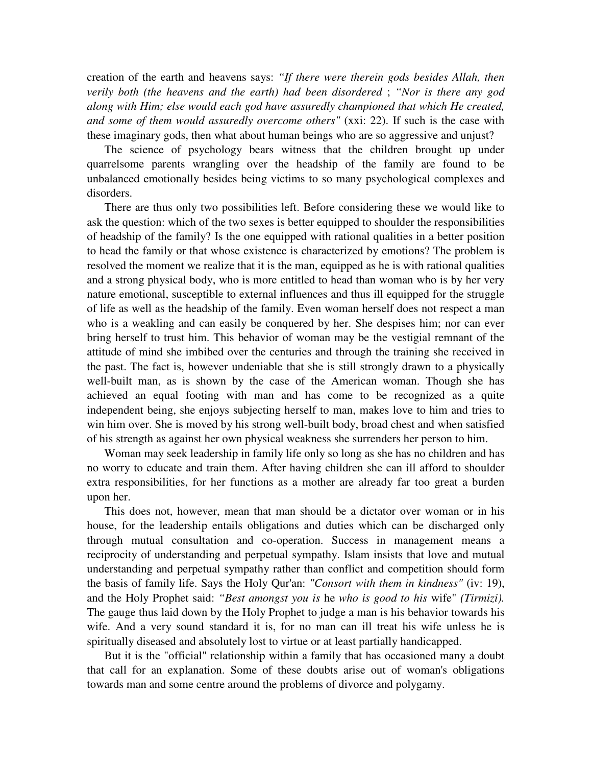creation of the earth and heavens says: *"If there were therein gods besides Allah, then verily both (the heavens and the earth) had been disordered* ; *"Nor is there any god along with Him; else would each god have assuredly championed that which He created, and some of them would assuredly overcome others"* (xxi: 22). If such is the case with these imaginary gods, then what about human beings who are so aggressive and unjust?

The science of psychology bears witness that the children brought up under quarrelsome parents wrangling over the headship of the family are found to be unbalanced emotionally besides being victims to so many psychological complexes and disorders.

There are thus only two possibilities left. Before considering these we would like to ask the question: which of the two sexes is better equipped to shoulder the responsibilities of headship of the family? Is the one equipped with rational qualities in a better position to head the family or that whose existence is characterized by emotions? The problem is resolved the moment we realize that it is the man, equipped as he is with rational qualities and a strong physical body, who is more entitled to head than woman who is by her very nature emotional, susceptible to external influences and thus ill equipped for the struggle of life as well as the headship of the family. Even woman herself does not respect a man who is a weakling and can easily be conquered by her. She despises him; nor can ever bring herself to trust him. This behavior of woman may be the vestigial remnant of the attitude of mind she imbibed over the centuries and through the training she received in the past. The fact is, however undeniable that she is still strongly drawn to a physically well-built man, as is shown by the case of the American woman. Though she has achieved an equal footing with man and has come to be recognized as a quite independent being, she enjoys subjecting herself to man, makes love to him and tries to win him over. She is moved by his strong well-built body, broad chest and when satisfied of his strength as against her own physical weakness she surrenders her person to him.

Woman may seek leadership in family life only so long as she has no children and has no worry to educate and train them. After having children she can ill afford to shoulder extra responsibilities, for her functions as a mother are already far too great a burden upon her.

This does not, however, mean that man should be a dictator over woman or in his house, for the leadership entails obligations and duties which can be discharged only through mutual consultation and co-operation. Success in management means a reciprocity of understanding and perpetual sympathy. Islam insists that love and mutual understanding and perpetual sympathy rather than conflict and competition should form the basis of family life. Says the Holy Qur'an: *"Consort with them in kindness"* (iv: 19), and the Holy Prophet said: *"Best amongst you is* he *who is good to his* wife" *(Tirmizi).* The gauge thus laid down by the Holy Prophet to judge a man is his behavior towards his wife. And a very sound standard it is, for no man can ill treat his wife unless he is spiritually diseased and absolutely lost to virtue or at least partially handicapped.

But it is the "official" relationship within a family that has occasioned many a doubt that call for an explanation. Some of these doubts arise out of woman's obligations towards man and some centre around the problems of divorce and polygamy.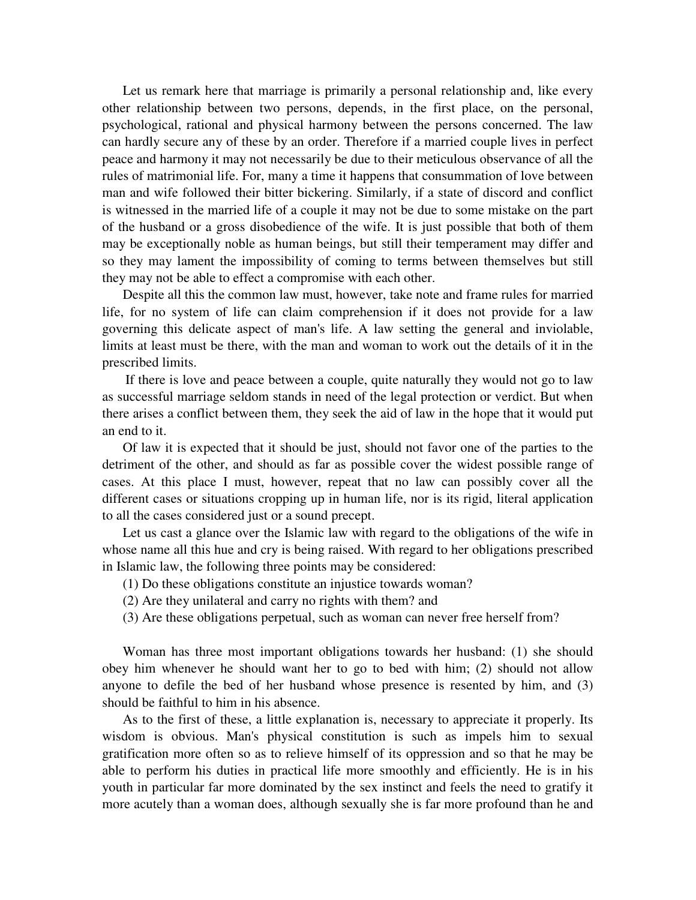Let us remark here that marriage is primarily a personal relationship and, like every other relationship between two persons, depends, in the first place, on the personal, psychological, rational and physical harmony between the persons concerned. The law can hardly secure any of these by an order. Therefore if a married couple lives in perfect peace and harmony it may not necessarily be due to their meticulous observance of all the rules of matrimonial life. For, many a time it happens that consummation of love between man and wife followed their bitter bickering. Similarly, if a state of discord and conflict is witnessed in the married life of a couple it may not be due to some mistake on the part of the husband or a gross disobedience of the wife. It is just possible that both of them may be exceptionally noble as human beings, but still their temperament may differ and so they may lament the impossibility of coming to terms between themselves but still they may not be able to effect a compromise with each other.

Despite all this the common law must, however, take note and frame rules for married life, for no system of life can claim comprehension if it does not provide for a law governing this delicate aspect of man's life. A law setting the general and inviolable, limits at least must be there, with the man and woman to work out the details of it in the prescribed limits.

If there is love and peace between a couple, quite naturally they would not go to law as successful marriage seldom stands in need of the legal protection or verdict. But when there arises a conflict between them, they seek the aid of law in the hope that it would put an end to it.

Of law it is expected that it should be just, should not favor one of the parties to the detriment of the other, and should as far as possible cover the widest possible range of cases. At this place I must, however, repeat that no law can possibly cover all the different cases or situations cropping up in human life, nor is its rigid, literal application to all the cases considered just or a sound precept.

Let us cast a glance over the Islamic law with regard to the obligations of the wife in whose name all this hue and cry is being raised. With regard to her obligations prescribed in Islamic law, the following three points may be considered:

(1) Do these obligations constitute an injustice towards woman?

(2) Are they unilateral and carry no rights with them? and

(3) Are these obligations perpetual, such as woman can never free herself from?

Woman has three most important obligations towards her husband: (1) she should obey him whenever he should want her to go to bed with him; (2) should not allow anyone to defile the bed of her husband whose presence is resented by him, and (3) should be faithful to him in his absence.

As to the first of these, a little explanation is, necessary to appreciate it properly. Its wisdom is obvious. Man's physical constitution is such as impels him to sexual gratification more often so as to relieve himself of its oppression and so that he may be able to perform his duties in practical life more smoothly and efficiently. He is in his youth in particular far more dominated by the sex instinct and feels the need to gratify it more acutely than a woman does, although sexually she is far more profound than he and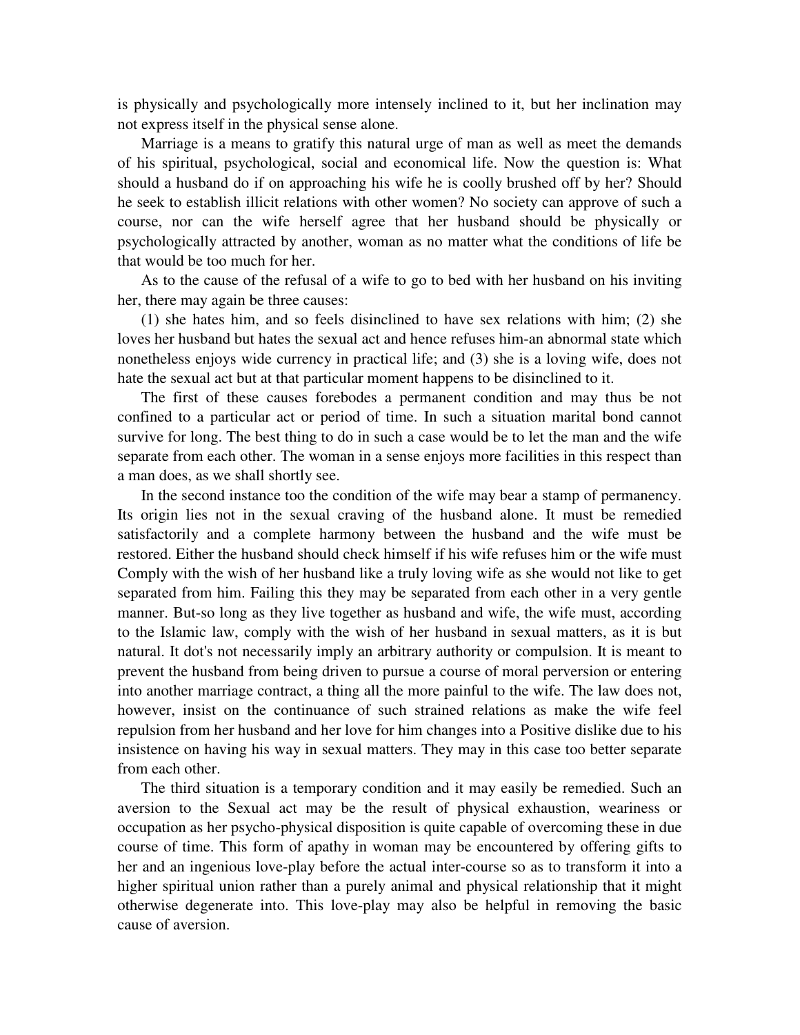is physically and psychologically more intensely inclined to it, but her inclination may not express itself in the physical sense alone.

Marriage is a means to gratify this natural urge of man as well as meet the demands of his spiritual, psychological, social and economical life. Now the question is: What should a husband do if on approaching his wife he is coolly brushed off by her? Should he seek to establish illicit relations with other women? No society can approve of such a course, nor can the wife herself agree that her husband should be physically or psychologically attracted by another, woman as no matter what the conditions of life be that would be too much for her.

As to the cause of the refusal of a wife to go to bed with her husband on his inviting her, there may again be three causes:

(1) she hates him, and so feels disinclined to have sex relations with him; (2) she loves her husband but hates the sexual act and hence refuses him-an abnormal state which nonetheless enjoys wide currency in practical life; and (3) she is a loving wife, does not hate the sexual act but at that particular moment happens to be disinclined to it.

The first of these causes forebodes a permanent condition and may thus be not confined to a particular act or period of time. In such a situation marital bond cannot survive for long. The best thing to do in such a case would be to let the man and the wife separate from each other. The woman in a sense enjoys more facilities in this respect than a man does, as we shall shortly see.

In the second instance too the condition of the wife may bear a stamp of permanency. Its origin lies not in the sexual craving of the husband alone. It must be remedied satisfactorily and a complete harmony between the husband and the wife must be restored. Either the husband should check himself if his wife refuses him or the wife must Comply with the wish of her husband like a truly loving wife as she would not like to get separated from him. Failing this they may be separated from each other in a very gentle manner. But-so long as they live together as husband and wife, the wife must, according to the Islamic law, comply with the wish of her husband in sexual matters, as it is but natural. It dot's not necessarily imply an arbitrary authority or compulsion. It is meant to prevent the husband from being driven to pursue a course of moral perversion or entering into another marriage contract, a thing all the more painful to the wife. The law does not, however, insist on the continuance of such strained relations as make the wife feel repulsion from her husband and her love for him changes into a Positive dislike due to his insistence on having his way in sexual matters. They may in this case too better separate from each other.

The third situation is a temporary condition and it may easily be remedied. Such an aversion to the Sexual act may be the result of physical exhaustion, weariness or occupation as her psycho-physical disposition is quite capable of overcoming these in due course of time. This form of apathy in woman may be encountered by offering gifts to her and an ingenious love-play before the actual inter-course so as to transform it into a higher spiritual union rather than a purely animal and physical relationship that it might otherwise degenerate into. This love-play may also be helpful in removing the basic cause of aversion.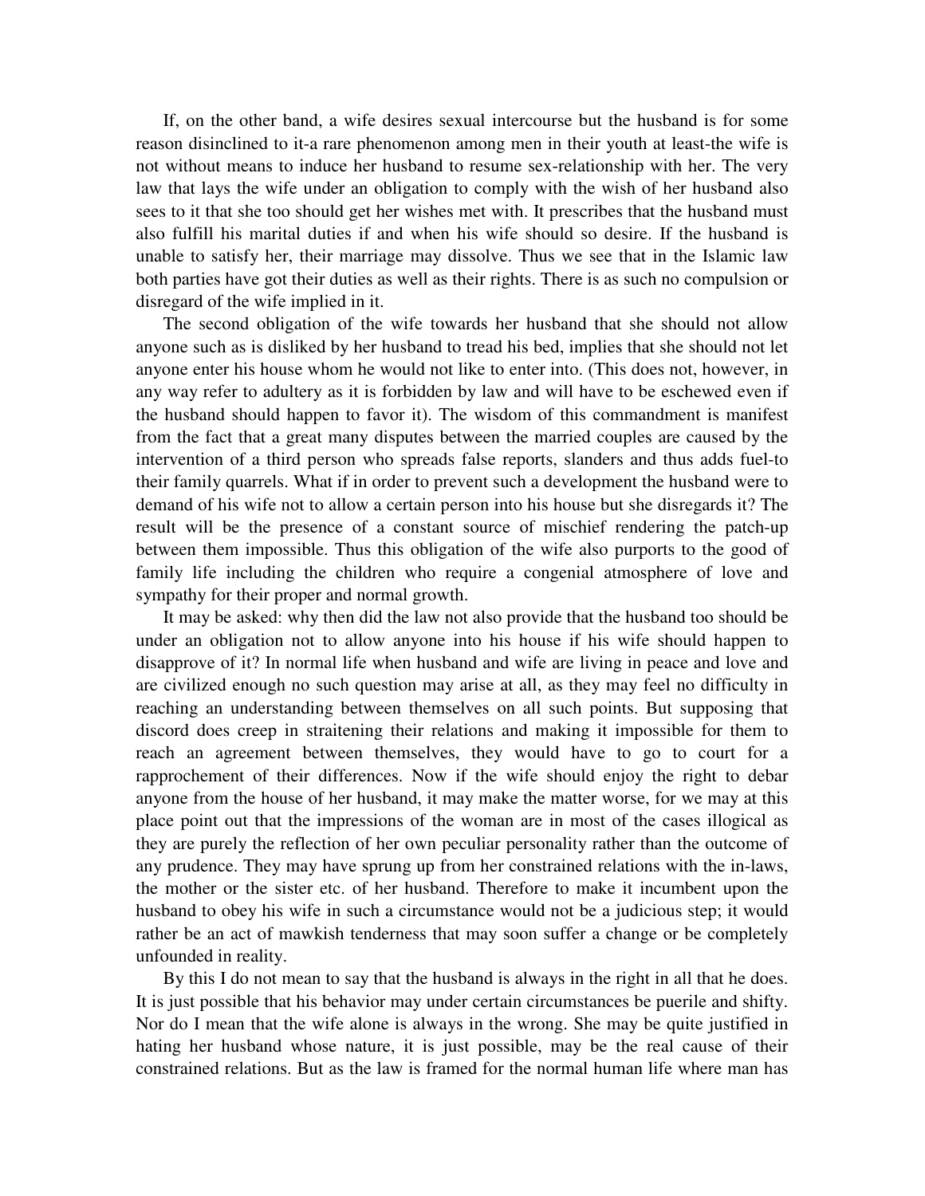If, on the other band, a wife desires sexual intercourse but the husband is for some reason disinclined to it-a rare phenomenon among men in their youth at least-the wife is not without means to induce her husband to resume sex-relationship with her. The very law that lays the wife under an obligation to comply with the wish of her husband also sees to it that she too should get her wishes met with. It prescribes that the husband must also fulfill his marital duties if and when his wife should so desire. If the husband is unable to satisfy her, their marriage may dissolve. Thus we see that in the Islamic law both parties have got their duties as well as their rights. There is as such no compulsion or disregard of the wife implied in it.

The second obligation of the wife towards her husband that she should not allow anyone such as is disliked by her husband to tread his bed, implies that she should not let anyone enter his house whom he would not like to enter into. (This does not, however, in any way refer to adultery as it is forbidden by law and will have to be eschewed even if the husband should happen to favor it). The wisdom of this commandment is manifest from the fact that a great many disputes between the married couples are caused by the intervention of a third person who spreads false reports, slanders and thus adds fuel-to their family quarrels. What if in order to prevent such a development the husband were to demand of his wife not to allow a certain person into his house but she disregards it? The result will be the presence of a constant source of mischief rendering the patch-up between them impossible. Thus this obligation of the wife also purports to the good of family life including the children who require a congenial atmosphere of love and sympathy for their proper and normal growth.

It may be asked: why then did the law not also provide that the husband too should be under an obligation not to allow anyone into his house if his wife should happen to disapprove of it? In normal life when husband and wife are living in peace and love and are civilized enough no such question may arise at all, as they may feel no difficulty in reaching an understanding between themselves on all such points. But supposing that discord does creep in straitening their relations and making it impossible for them to reach an agreement between themselves, they would have to go to court for a rapprochement of their differences. Now if the wife should enjoy the right to debar anyone from the house of her husband, it may make the matter worse, for we may at this place point out that the impressions of the woman are in most of the cases illogical as they are purely the reflection of her own peculiar personality rather than the outcome of any prudence. They may have sprung up from her constrained relations with the in-laws, the mother or the sister etc. of her husband. Therefore to make it incumbent upon the husband to obey his wife in such a circumstance would not be a judicious step; it would rather be an act of mawkish tenderness that may soon suffer a change or be completely unfounded in reality.

By this I do not mean to say that the husband is always in the right in all that he does. It is just possible that his behavior may under certain circumstances be puerile and shifty. Nor do I mean that the wife alone is always in the wrong. She may be quite justified in hating her husband whose nature, it is just possible, may be the real cause of their constrained relations. But as the law is framed for the normal human life where man has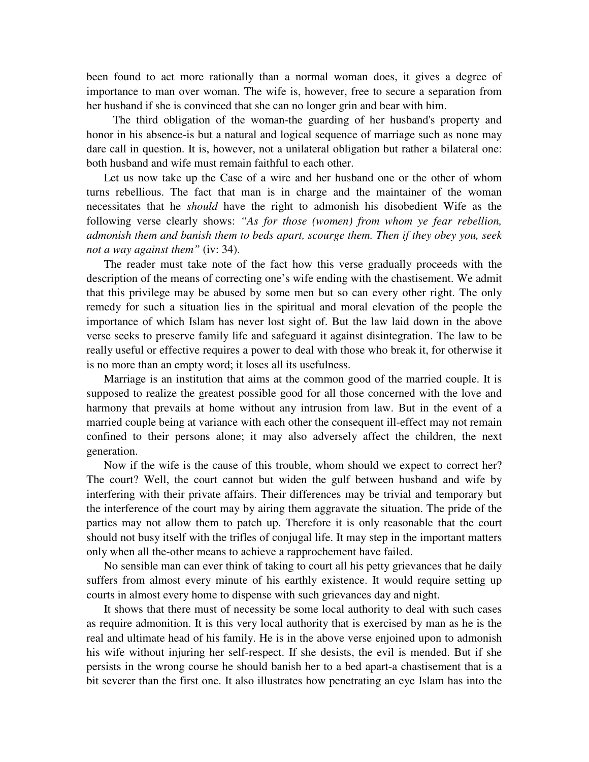been found to act more rationally than a normal woman does, it gives a degree of importance to man over woman. The wife is, however, free to secure a separation from her husband if she is convinced that she can no longer grin and bear with him.

The third obligation of the woman-the guarding of her husband's property and honor in his absence-is but a natural and logical sequence of marriage such as none may dare call in question. It is, however, not a unilateral obligation but rather a bilateral one: both husband and wife must remain faithful to each other.

Let us now take up the Case of a wire and her husband one or the other of whom turns rebellious. The fact that man is in charge and the maintainer of the woman necessitates that he *should* have the right to admonish his disobedient Wife as the following verse clearly shows: *"As for those (women) from whom ye fear rebellion, admonish them and banish them to beds apart, scourge them. Then if they obey you, seek not a way against them"* (iv: 34).

The reader must take note of the fact how this verse gradually proceeds with the description of the means of correcting one's wife ending with the chastisement. We admit that this privilege may be abused by some men but so can every other right. The only remedy for such a situation lies in the spiritual and moral elevation of the people the importance of which Islam has never lost sight of. But the law laid down in the above verse seeks to preserve family life and safeguard it against disintegration. The law to be really useful or effective requires a power to deal with those who break it, for otherwise it is no more than an empty word; it loses all its usefulness.

Marriage is an institution that aims at the common good of the married couple. It is supposed to realize the greatest possible good for all those concerned with the love and harmony that prevails at home without any intrusion from law. But in the event of a married couple being at variance with each other the consequent ill-effect may not remain confined to their persons alone; it may also adversely affect the children, the next generation.

Now if the wife is the cause of this trouble, whom should we expect to correct her? The court? Well, the court cannot but widen the gulf between husband and wife by interfering with their private affairs. Their differences may be trivial and temporary but the interference of the court may by airing them aggravate the situation. The pride of the parties may not allow them to patch up. Therefore it is only reasonable that the court should not busy itself with the trifles of conjugal life. It may step in the important matters only when all the-other means to achieve a rapprochement have failed.

No sensible man can ever think of taking to court all his petty grievances that he daily suffers from almost every minute of his earthly existence. It would require setting up courts in almost every home to dispense with such grievances day and night.

It shows that there must of necessity be some local authority to deal with such cases as require admonition. It is this very local authority that is exercised by man as he is the real and ultimate head of his family. He is in the above verse enjoined upon to admonish his wife without injuring her self-respect. If she desists, the evil is mended. But if she persists in the wrong course he should banish her to a bed apart-a chastisement that is a bit severer than the first one. It also illustrates how penetrating an eye Islam has into the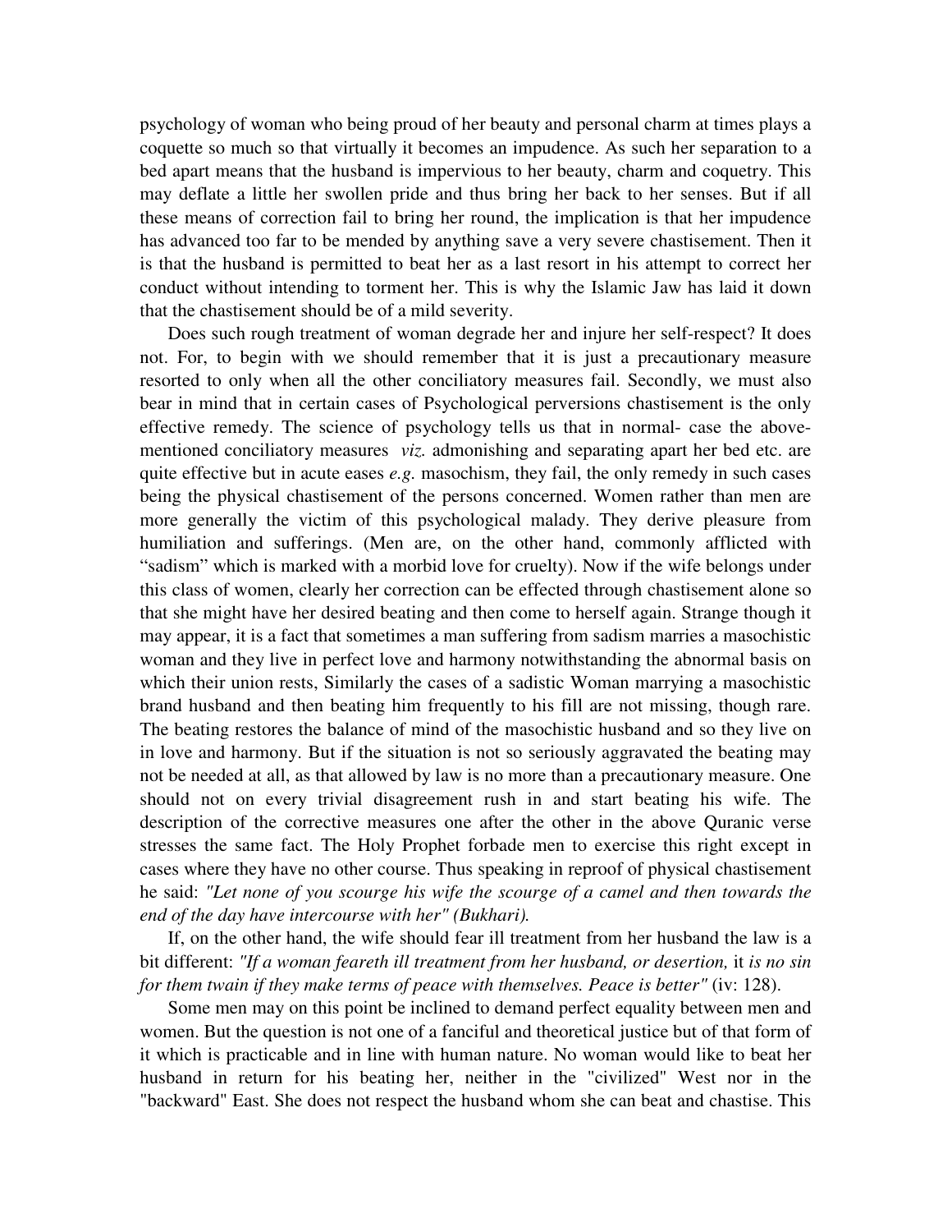psychology of woman who being proud of her beauty and personal charm at times plays a coquette so much so that virtually it becomes an impudence. As such her separation to a bed apart means that the husband is impervious to her beauty, charm and coquetry. This may deflate a little her swollen pride and thus bring her back to her senses. But if all these means of correction fail to bring her round, the implication is that her impudence has advanced too far to be mended by anything save a very severe chastisement. Then it is that the husband is permitted to beat her as a last resort in his attempt to correct her conduct without intending to torment her. This is why the Islamic Jaw has laid it down that the chastisement should be of a mild severity.

Does such rough treatment of woman degrade her and injure her self-respect? It does not. For, to begin with we should remember that it is just a precautionary measure resorted to only when all the other conciliatory measures fail. Secondly, we must also bear in mind that in certain cases of Psychological perversions chastisement is the only effective remedy. The science of psychology tells us that in normal- case the above-mentioned conciliatory measures *viz.* admonishing and separating apart her bed etc. are quite effective but in acute eases *e.g.* masochism, they fail, the only remedy in such cases being the physical chastisement of the persons concerned. Women rather than men are more generally the victim of this psychological malady. They derive pleasure from humiliation and sufferings. (Men are, on the other hand, commonly afflicted with "sadism" which is marked with a morbid love for cruelty). Now if the wife belongs under this class of women, clearly her correction can be effected through chastisement alone so that she might have her desired beating and then come to herself again. Strange though it may appear, it is a fact that sometimes a man suffering from sadism marries a masochistic woman and they live in perfect love and harmony notwithstanding the abnormal basis on which their union rests, Similarly the cases of a sadistic Woman marrying a masochistic brand husband and then beating him frequently to his fill are not missing, though rare. The beating restores the balance of mind of the masochistic husband and so they live on in love and harmony. But if the situation is not so seriously aggravated the beating may not be needed at all, as that allowed by law is no more than a precautionary measure. One should not on every trivial disagreement rush in and start beating his wife. The description of the corrective measures one after the other in the above Quranic verse stresses the same fact. The Holy Prophet forbade men to exercise this right except in cases where they have no other course. Thus speaking in reproof of physical chastisement he said: *"Let none of you scourge his wife the scourge of a camel and then towards the end of the day have intercourse with her" (Bukhari).*

If, on the other hand, the wife should fear ill treatment from her husband the law is a bit different: *"If a woman feareth ill treatment from her husband, or desertion,* it *is no sin for them twain if they make terms of peace with themselves. Peace is better"* (iv: 128).

Some men may on this point be inclined to demand perfect equality between men and women. But the question is not one of a fanciful and theoretical justice but of that form of it which is practicable and in line with human nature. No woman would like to beat her husband in return for his beating her, neither in the "civilized" West nor in the "backward" East. She does not respect the husband whom she can beat and chastise. This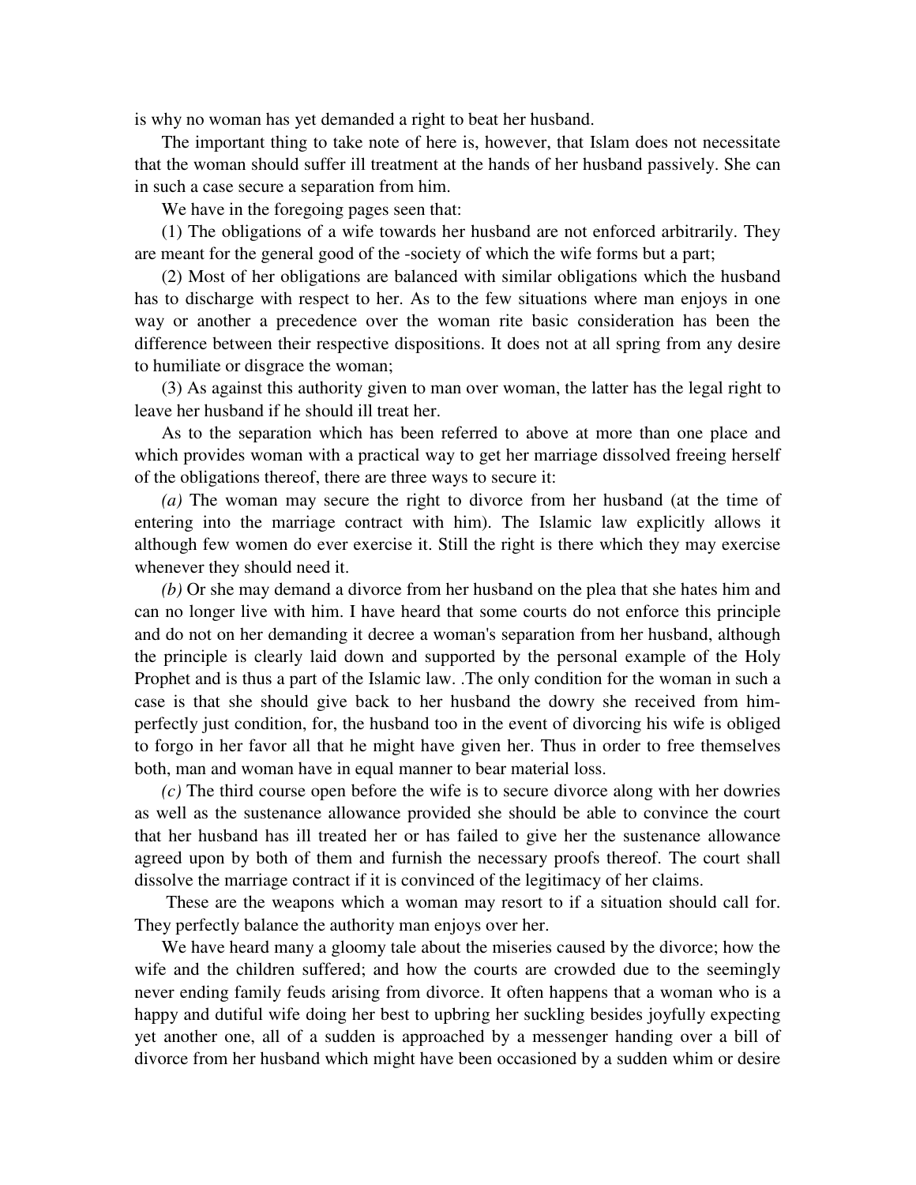is why no woman has yet demanded a right to beat her husband.

The important thing to take note of here is, however, that Islam does not necessitate that the woman should suffer ill treatment at the hands of her husband passively. She can in such a case secure a separation from him.

We have in the foregoing pages seen that:

(1) The obligations of a wife towards her husband are not enforced arbitrarily. They are meant for the general good of the -society of which the wife forms but a part;

(2) Most of her obligations are balanced with similar obligations which the husband has to discharge with respect to her. As to the few situations where man enjoys in one way or another a precedence over the woman rite basic consideration has been the difference between their respective dispositions. It does not at all spring from any desire to humiliate or disgrace the woman;

(3) As against this authority given to man over woman, the latter has the legal right to leave her husband if he should ill treat her.

As to the separation which has been referred to above at more than one place and which provides woman with a practical way to get her marriage dissolved freeing herself of the obligations thereof, there are three ways to secure it:

*(a)* The woman may secure the right to divorce from her husband (at the time of entering into the marriage contract with him). The Islamic law explicitly allows it although few women do ever exercise it. Still the right is there which they may exercise whenever they should need it.

*(b)* Or she may demand a divorce from her husband on the plea that she hates him and can no longer live with him. I have heard that some courts do not enforce this principle and do not on her demanding it decree a woman's separation from her husband, although the principle is clearly laid down and supported by the personal example of the Holy Prophet and is thus a part of the Islamic law. .The only condition for the woman in such a case is that she should give back to her husband the dowry she received from him-perfectly just condition, for, the husband too in the event of divorcing his wife is obliged to forgo in her favor all that he might have given her. Thus in order to free themselves both, man and woman have in equal manner to bear material loss.

*(c)* The third course open before the wife is to secure divorce along with her dowries as well as the sustenance allowance provided she should be able to convince the court that her husband has ill treated her or has failed to give her the sustenance allowance agreed upon by both of them and furnish the necessary proofs thereof. The court shall dissolve the marriage contract if it is convinced of the legitimacy of her claims.

These are the weapons which a woman may resort to if a situation should call for. They perfectly balance the authority man enjoys over her.

We have heard many a gloomy tale about the miseries caused by the divorce; how the wife and the children suffered; and how the courts are crowded due to the seemingly never ending family feuds arising from divorce. It often happens that a woman who is a happy and dutiful wife doing her best to upbring her suckling besides joyfully expecting yet another one, all of a sudden is approached by a messenger handing over a bill of divorce from her husband which might have been occasioned by a sudden whim or desire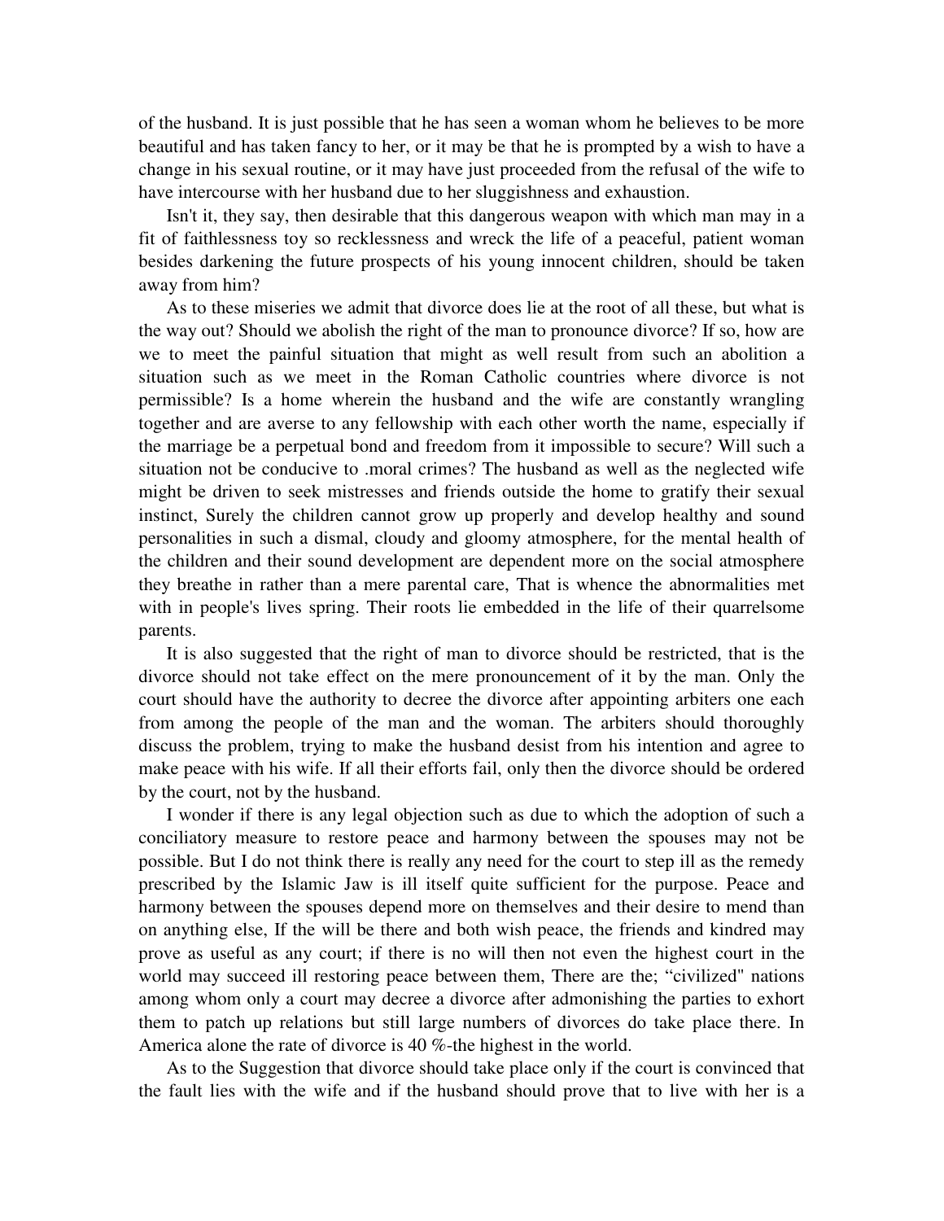of the husband. It is just possible that he has seen a woman whom he believes to be more beautiful and has taken fancy to her, or it may be that he is prompted by a wish to have a change in his sexual routine, or it may have just proceeded from the refusal of the wife to have intercourse with her husband due to her sluggishness and exhaustion.

Isn't it, they say, then desirable that this dangerous weapon with which man may in a fit of faithlessness toy so recklessness and wreck the life of a peaceful, patient woman besides darkening the future prospects of his young innocent children, should be taken away from him?

As to these miseries we admit that divorce does lie at the root of all these, but what is the way out? Should we abolish the right of the man to pronounce divorce? If so, how are we to meet the painful situation that might as well result from such an abolition a situation such as we meet in the Roman Catholic countries where divorce is not permissible? Is a home wherein the husband and the wife are constantly wrangling together and are averse to any fellowship with each other worth the name, especially if the marriage be a perpetual bond and freedom from it impossible to secure? Will such a situation not be conducive to .moral crimes? The husband as well as the neglected wife might be driven to seek mistresses and friends outside the home to gratify their sexual instinct, Surely the children cannot grow up properly and develop healthy and sound personalities in such a dismal, cloudy and gloomy atmosphere, for the mental health of the children and their sound development are dependent more on the social atmosphere they breathe in rather than a mere parental care, That is whence the abnormalities met with in people's lives spring. Their roots lie embedded in the life of their quarrelsome parents.

It is also suggested that the right of man to divorce should be restricted, that is the divorce should not take effect on the mere pronouncement of it by the man. Only the court should have the authority to decree the divorce after appointing arbiters one each from among the people of the man and the woman. The arbiters should thoroughly discuss the problem, trying to make the husband desist from his intention and agree to make peace with his wife. If all their efforts fail, only then the divorce should be ordered by the court, not by the husband.

I wonder if there is any legal objection such as due to which the adoption of such a conciliatory measure to restore peace and harmony between the spouses may not be possible. But I do not think there is really any need for the court to step ill as the remedy prescribed by the Islamic Jaw is ill itself quite sufficient for the purpose. Peace and harmony between the spouses depend more on themselves and their desire to mend than on anything else, If the will be there and both wish peace, the friends and kindred may prove as useful as any court; if there is no will then not even the highest court in the world may succeed ill restoring peace between them, There are the; "civilized" nations among whom only a court may decree a divorce after admonishing the parties to exhort them to patch up relations but still large numbers of divorces do take place there. In America alone the rate of divorce is 40 %-the highest in the world.

As to the Suggestion that divorce should take place only if the court is convinced that the fault lies with the wife and if the husband should prove that to live with her is a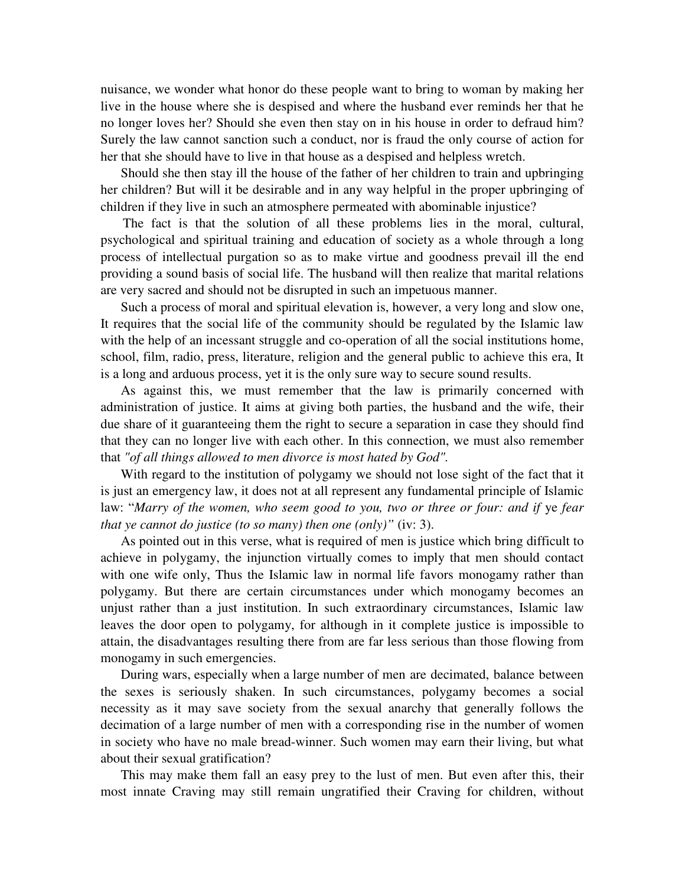nuisance, we wonder what honor do these people want to bring to woman by making her live in the house where she is despised and where the husband ever reminds her that he no longer loves her? Should she even then stay on in his house in order to defraud him? Surely the law cannot sanction such a conduct, nor is fraud the only course of action for her that she should have to live in that house as a despised and helpless wretch.

Should she then stay ill the house of the father of her children to train and upbringing her children? But will it be desirable and in any way helpful in the proper upbringing of children if they live in such an atmosphere permeated with abominable injustice?

The fact is that the solution of all these problems lies in the moral, cultural, psychological and spiritual training and education of society as a whole through a long process of intellectual purgation so as to make virtue and goodness prevail ill the end providing a sound basis of social life. The husband will then realize that marital relations are very sacred and should not be disrupted in such an impetuous manner.

Such a process of moral and spiritual elevation is, however, a very long and slow one, It requires that the social life of the community should be regulated by the Islamic law with the help of an incessant struggle and co-operation of all the social institutions home, school, film, radio, press, literature, religion and the general public to achieve this era, It is a long and arduous process, yet it is the only sure way to secure sound results.

As against this, we must remember that the law is primarily concerned with administration of justice. It aims at giving both parties, the husband and the wife, their due share of it guaranteeing them the right to secure a separation in case they should find that they can no longer live with each other. In this connection, we must also remember that *"of all things allowed to men divorce is most hated by God".*

With regard to the institution of polygamy we should not lose sight of the fact that it is just an emergency law, it does not at all represent any fundamental principle of Islamic law: "*Marry of the women, who seem good to you, two or three or four: and if* ye *fear that ye cannot do justice (to so many) then one (only)"* (iv: 3).

As pointed out in this verse, what is required of men is justice which bring difficult to achieve in polygamy, the injunction virtually comes to imply that men should contact with one wife only, Thus the Islamic law in normal life favors monogamy rather than polygamy. But there are certain circumstances under which monogamy becomes an unjust rather than a just institution. In such extraordinary circumstances, Islamic law leaves the door open to polygamy, for although in it complete justice is impossible to attain, the disadvantages resulting there from are far less serious than those flowing from monogamy in such emergencies.

During wars, especially when a large number of men are decimated, balance between the sexes is seriously shaken. In such circumstances, polygamy becomes a social necessity as it may save society from the sexual anarchy that generally follows the decimation of a large number of men with a corresponding rise in the number of women in society who have no male bread-winner. Such women may earn their living, but what about their sexual gratification?

This may make them fall an easy prey to the lust of men. But even after this, their most innate Craving may still remain ungratified their Craving for children, without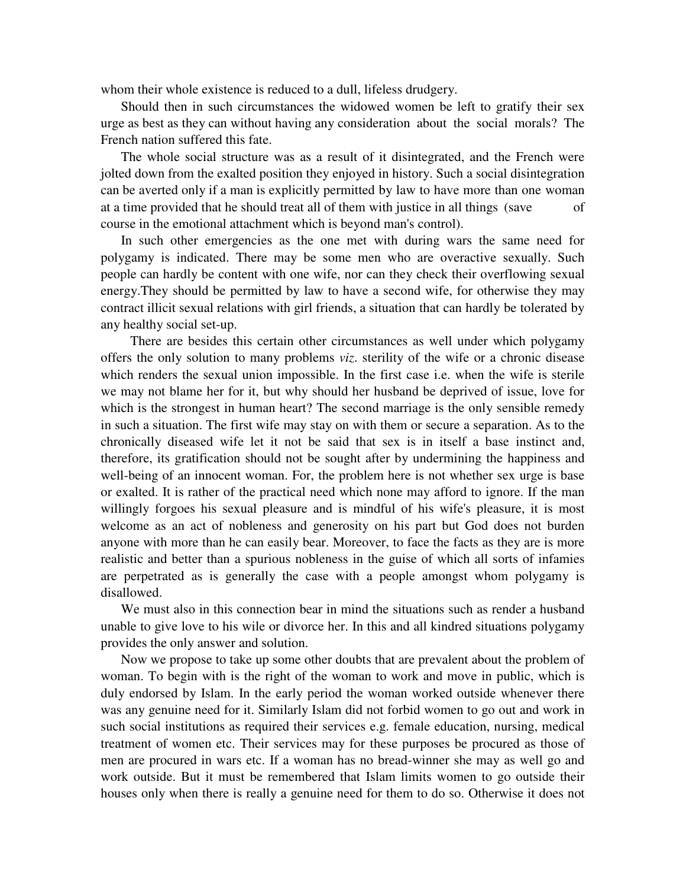whom their whole existence is reduced to a dull, lifeless drudgery.

Should then in such circumstances the widowed women be left to gratify their sex urge as best as they can without having any consideration about the social morals? The French nation suffered this fate.

The whole social structure was as a result of it disintegrated, and the French were jolted down from the exalted position they enjoyed in history. Such a social disintegration can be averted only if a man is explicitly permitted by law to have more than one woman at a time provided that he should treat all of them with justice in all things (save of course in the emotional attachment which is beyond man's control).

In such other emergencies as the one met with during wars the same need for polygamy is indicated. There may be some men who are overactive sexually. Such people can hardly be content with one wife, nor can they check their overflowing sexual energy.They should be permitted by law to have a second wife, for otherwise they may contract illicit sexual relations with girl friends, a situation that can hardly be tolerated by any healthy social set-up.

There are besides this certain other circumstances as well under which polygamy offers the only solution to many problems *viz*. sterility of the wife or a chronic disease which renders the sexual union impossible. In the first case i.e. when the wife is sterile we may not blame her for it, but why should her husband be deprived of issue, love for which is the strongest in human heart? The second marriage is the only sensible remedy in such a situation. The first wife may stay on with them or secure a separation. As to the chronically diseased wife let it not be said that sex is in itself a base instinct and, therefore, its gratification should not be sought after by undermining the happiness and well-being of an innocent woman. For, the problem here is not whether sex urge is base or exalted. It is rather of the practical need which none may afford to ignore. If the man willingly forgoes his sexual pleasure and is mindful of his wife's pleasure, it is most welcome as an act of nobleness and generosity on his part but God does not burden anyone with more than he can easily bear. Moreover, to face the facts as they are is more realistic and better than a spurious nobleness in the guise of which all sorts of infamies are perpetrated as is generally the case with a people amongst whom polygamy is disallowed.

We must also in this connection bear in mind the situations such as render a husband unable to give love to his wile or divorce her. In this and all kindred situations polygamy provides the only answer and solution.

Now we propose to take up some other doubts that are prevalent about the problem of woman. To begin with is the right of the woman to work and move in public, which is duly endorsed by Islam. In the early period the woman worked outside whenever there was any genuine need for it. Similarly Islam did not forbid women to go out and work in such social institutions as required their services e.g. female education, nursing, medical treatment of women etc. Their services may for these purposes be procured as those of men are procured in wars etc. If a woman has no bread-winner she may as well go and work outside. But it must be remembered that Islam limits women to go outside their houses only when there is really a genuine need for them to do so. Otherwise it does not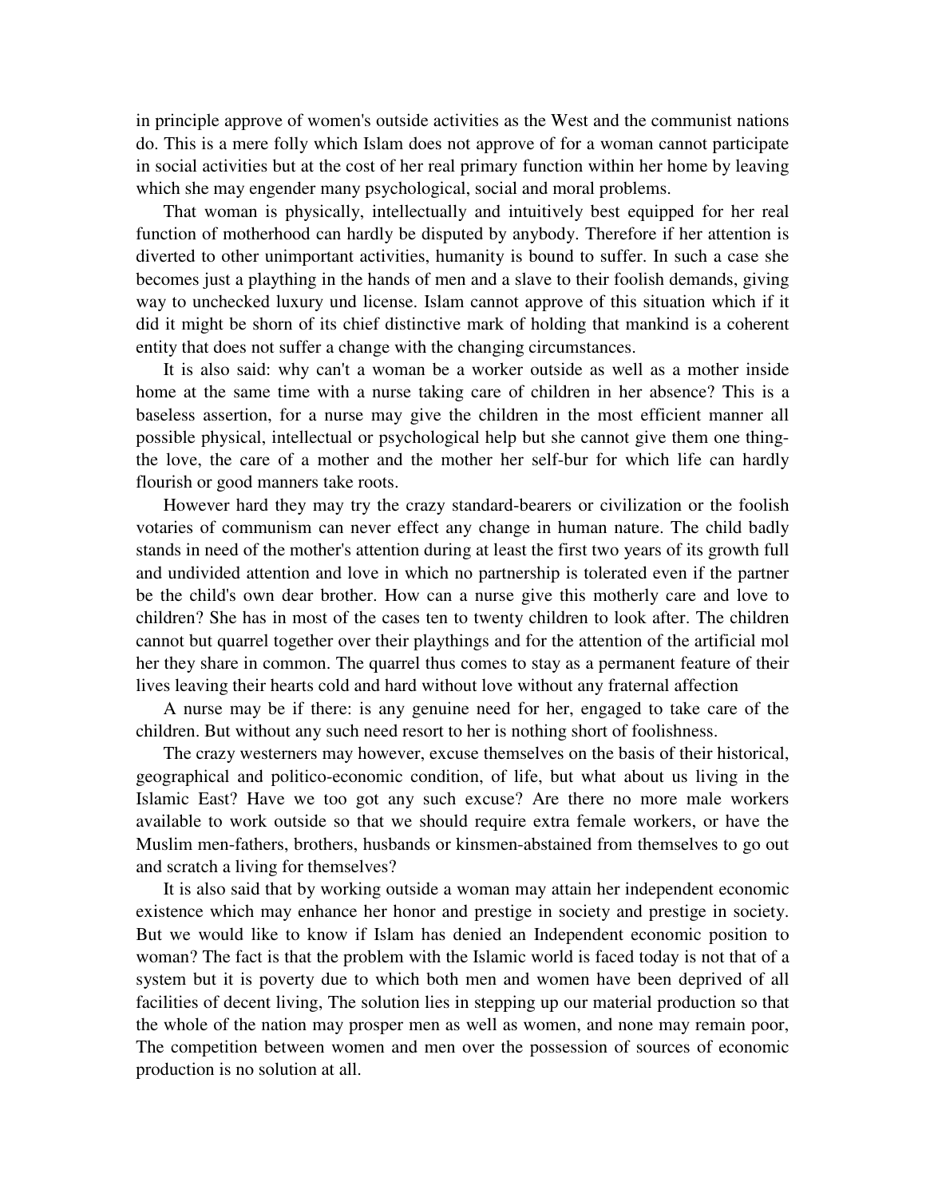in principle approve of women's outside activities as the West and the communist nations do. This is a mere folly which Islam does not approve of for a woman cannot participate in social activities but at the cost of her real primary function within her home by leaving which she may engender many psychological, social and moral problems.

That woman is physically, intellectually and intuitively best equipped for her real function of motherhood can hardly be disputed by anybody. Therefore if her attention is diverted to other unimportant activities, humanity is bound to suffer. In such a case she becomes just a plaything in the hands of men and a slave to their foolish demands, giving way to unchecked luxury und license. Islam cannot approve of this situation which if it did it might be shorn of its chief distinctive mark of holding that mankind is a coherent entity that does not suffer a change with the changing circumstances.

It is also said: why can't a woman be a worker outside as well as a mother inside home at the same time with a nurse taking care of children in her absence? This is a baseless assertion, for a nurse may give the children in the most efficient manner all possible physical, intellectual or psychological help but she cannot give them one thing-the love, the care of a mother and the mother her self-bur for which life can hardly flourish or good manners take roots.

However hard they may try the crazy standard-bearers or civilization or the foolish votaries of communism can never effect any change in human nature. The child badly stands in need of the mother's attention during at least the first two years of its growth full and undivided attention and love in which no partnership is tolerated even if the partner be the child's own dear brother. How can a nurse give this motherly care and love to children? She has in most of the cases ten to twenty children to look after. The children cannot but quarrel together over their playthings and for the attention of the artificial mol her they share in common. The quarrel thus comes to stay as a permanent feature of their lives leaving their hearts cold and hard without love without any fraternal affection

A nurse may be if there: is any genuine need for her, engaged to take care of the children. But without any such need resort to her is nothing short of foolishness.

The crazy westerners may however, excuse themselves on the basis of their historical, geographical and politico-economic condition, of life, but what about us living in the Islamic East? Have we too got any such excuse? Are there no more male workers available to work outside so that we should require extra female workers, or have the Muslim men-fathers, brothers, husbands or kinsmen-abstained from themselves to go out and scratch a living for themselves?

It is also said that by working outside a woman may attain her independent economic existence which may enhance her honor and prestige in society and prestige in society. But we would like to know if Islam has denied an Independent economic position to woman? The fact is that the problem with the Islamic world is faced today is not that of a system but it is poverty due to which both men and women have been deprived of all facilities of decent living, The solution lies in stepping up our material production so that the whole of the nation may prosper men as well as women, and none may remain poor, The competition between women and men over the possession of sources of economic production is no solution at all.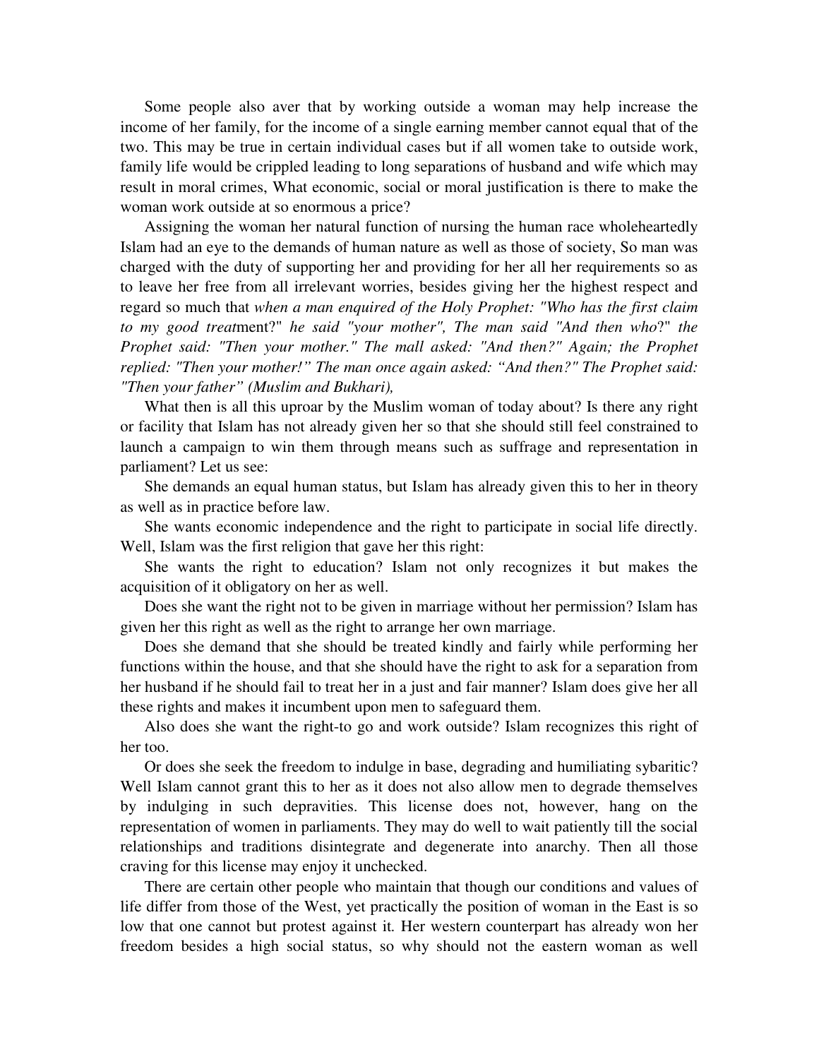Some people also aver that by working outside a woman may help increase the income of her family, for the income of a single earning member cannot equal that of the two. This may be true in certain individual cases but if all women take to outside work, family life would be crippled leading to long separations of husband and wife which may result in moral crimes, What economic, social or moral justification is there to make the woman work outside at so enormous a price?

Assigning the woman her natural function of nursing the human race wholeheartedly Islam had an eye to the demands of human nature as well as those of society, So man was charged with the duty of supporting her and providing for her all her requirements so as to leave her free from all irrelevant worries, besides giving her the highest respect and regard so much that *when a man enquired of the Holy Prophet: "Who has the first claim to my good treat*ment?" *he said "your mother", The man said "And then who*?" *the Prophet said: "Then your mother." The mall asked: "And then?" Again; the Prophet replied: "Then your mother!" The man once again asked: "And then?" The Prophet said: "Then your father" (Muslim and Bukhari),*

What then is all this uproar by the Muslim woman of today about? Is there any right or facility that Islam has not already given her so that she should still feel constrained to launch a campaign to win them through means such as suffrage and representation in parliament? Let us see:

She demands an equal human status, but Islam has already given this to her in theory as well as in practice before law.

She wants economic independence and the right to participate in social life directly. Well, Islam was the first religion that gave her this right:

She wants the right to education? Islam not only recognizes it but makes the acquisition of it obligatory on her as well.

Does she want the right not to be given in marriage without her permission? Islam has given her this right as well as the right to arrange her own marriage.

Does she demand that she should be treated kindly and fairly while performing her functions within the house, and that she should have the right to ask for a separation from her husband if he should fail to treat her in a just and fair manner? Islam does give her all these rights and makes it incumbent upon men to safeguard them.

Also does she want the right-to go and work outside? Islam recognizes this right of her too.

Or does she seek the freedom to indulge in base, degrading and humiliating sybaritic? Well Islam cannot grant this to her as it does not also allow men to degrade themselves by indulging in such depravities. This license does not, however, hang on the representation of women in parliaments. They may do well to wait patiently till the social relationships and traditions disintegrate and degenerate into anarchy. Then all those craving for this license may enjoy it unchecked.

There are certain other people who maintain that though our conditions and values of life differ from those of the West, yet practically the position of woman in the East is so low that one cannot but protest against it. Her western counterpart has already won her freedom besides a high social status, so why should not the eastern woman as well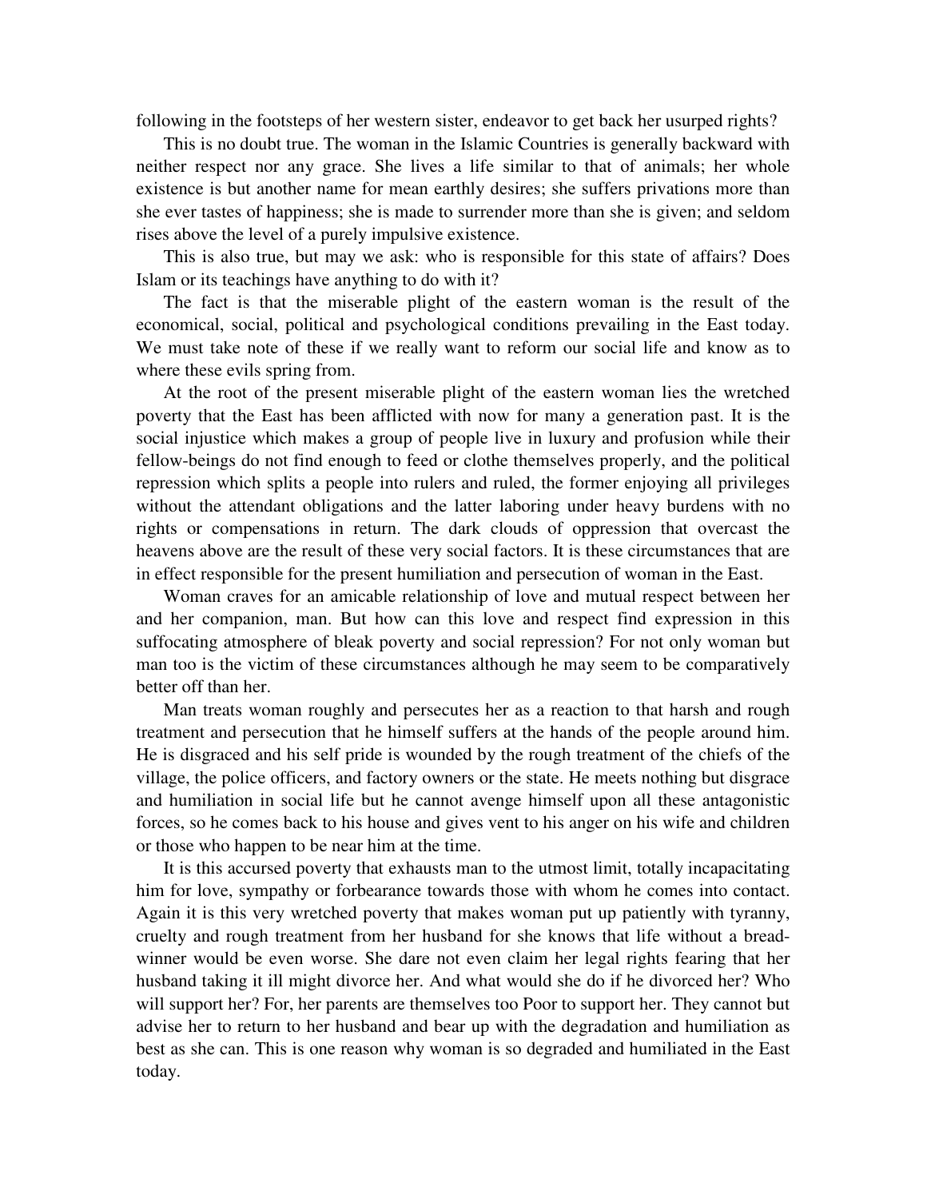following in the footsteps of her western sister, endeavor to get back her usurped rights?

This is no doubt true. The woman in the Islamic Countries is generally backward with neither respect nor any grace. She lives a life similar to that of animals; her whole existence is but another name for mean earthly desires; she suffers privations more than she ever tastes of happiness; she is made to surrender more than she is given; and seldom rises above the level of a purely impulsive existence.

This is also true, but may we ask: who is responsible for this state of affairs? Does Islam or its teachings have anything to do with it?

The fact is that the miserable plight of the eastern woman is the result of the economical, social, political and psychological conditions prevailing in the East today. We must take note of these if we really want to reform our social life and know as to where these evils spring from.

At the root of the present miserable plight of the eastern woman lies the wretched poverty that the East has been afflicted with now for many a generation past. It is the social injustice which makes a group of people live in luxury and profusion while their fellow-beings do not find enough to feed or clothe themselves properly, and the political repression which splits a people into rulers and ruled, the former enjoying all privileges without the attendant obligations and the latter laboring under heavy burdens with no rights or compensations in return. The dark clouds of oppression that overcast the heavens above are the result of these very social factors. It is these circumstances that are in effect responsible for the present humiliation and persecution of woman in the East.

Woman craves for an amicable relationship of love and mutual respect between her and her companion, man. But how can this love and respect find expression in this suffocating atmosphere of bleak poverty and social repression? For not only woman but man too is the victim of these circumstances although he may seem to be comparatively better off than her.

Man treats woman roughly and persecutes her as a reaction to that harsh and rough treatment and persecution that he himself suffers at the hands of the people around him. He is disgraced and his self pride is wounded by the rough treatment of the chiefs of the village, the police officers, and factory owners or the state. He meets nothing but disgrace and humiliation in social life but he cannot avenge himself upon all these antagonistic forces, so he comes back to his house and gives vent to his anger on his wife and children or those who happen to be near him at the time.

It is this accursed poverty that exhausts man to the utmost limit, totally incapacitating him for love, sympathy or forbearance towards those with whom he comes into contact. Again it is this very wretched poverty that makes woman put up patiently with tyranny, cruelty and rough treatment from her husband for she knows that life without a bread-winner would be even worse. She dare not even claim her legal rights fearing that her husband taking it ill might divorce her. And what would she do if he divorced her? Who will support her? For, her parents are themselves too Poor to support her. They cannot but advise her to return to her husband and bear up with the degradation and humiliation as best as she can. This is one reason why woman is so degraded and humiliated in the East today.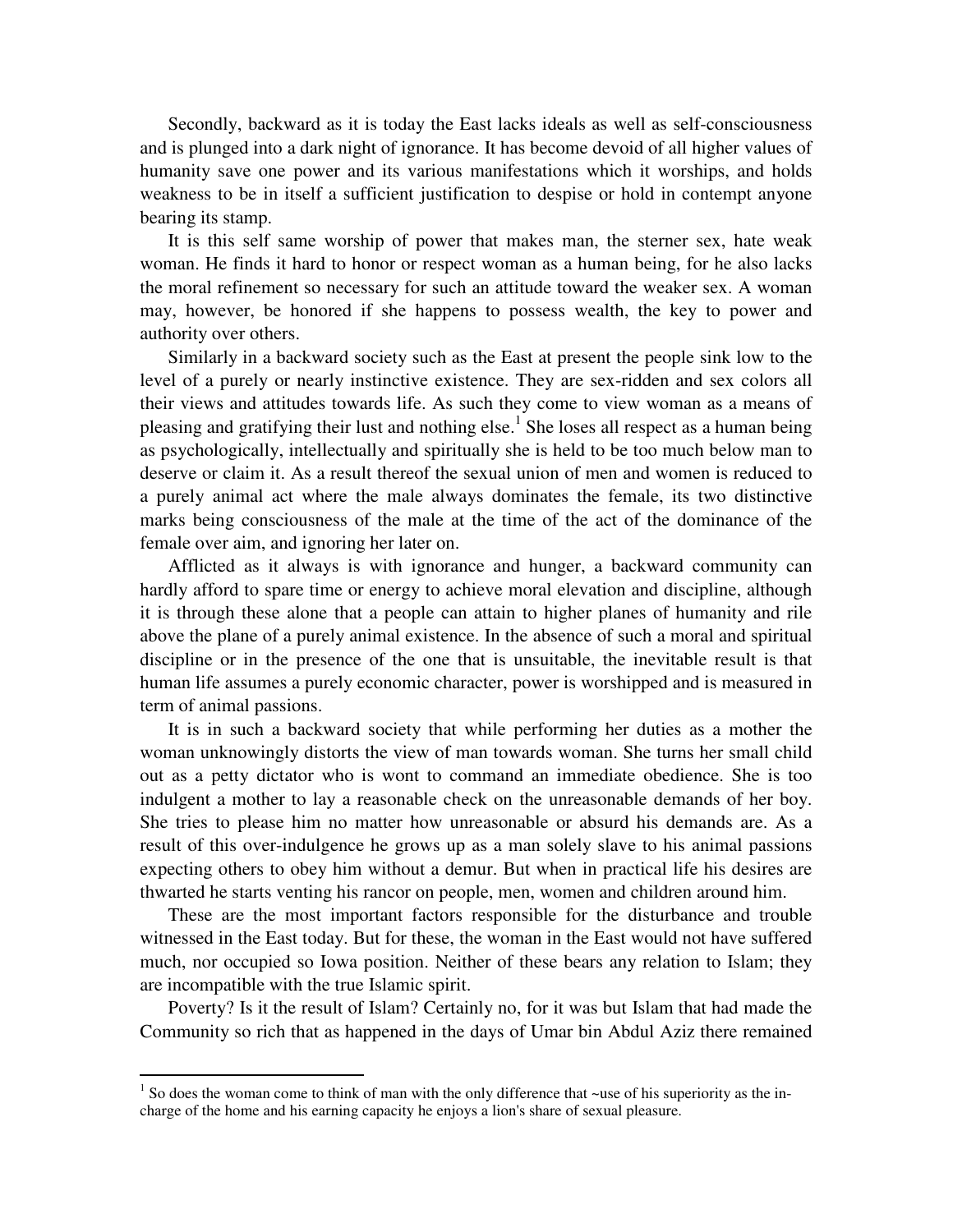Secondly, backward as it is today the East lacks ideals as well as self-consciousness and is plunged into a dark night of ignorance. It has become devoid of all higher values of humanity save one power and its various manifestations which it worships, and holds weakness to be in itself a sufficient justification to despise or hold in contempt anyone bearing its stamp.

It is this self same worship of power that makes man, the sterner sex, hate weak woman. He finds it hard to honor or respect woman as a human being, for he also lacks the moral refinement so necessary for such an attitude toward the weaker sex. A woman may, however, be honored if she happens to possess wealth, the key to power and authority over others.

Similarly in a backward society such as the East at present the people sink low to the level of a purely or nearly instinctive existence. They are sex-ridden and sex colors all their views and attitudes towards life. As such they come to view woman as a means of pleasing and gratifying their lust and nothing else.[1] She loses all respect as a human being as psychologically, intellectually and spiritually she is held to be too much below man to deserve or claim it. As a result thereof the sexual union of men and women is reduced to a purely animal act where the male always dominates the female, its two distinctive marks being consciousness of the male at the time of the act of the dominance of the female over aim, and ignoring her later on.

Afflicted as it always is with ignorance and hunger, a backward community can hardly afford to spare time or energy to achieve moral elevation and discipline, although it is through these alone that a people can attain to higher planes of humanity and rile above the plane of a purely animal existence. In the absence of such a moral and spiritual discipline or in the presence of the one that is unsuitable, the inevitable result is that human life assumes a purely economic character, power is worshipped and is measured in term of animal passions.

It is in such a backward society that while performing her duties as a mother the woman unknowingly distorts the view of man towards woman. She turns her small child out as a petty dictator who is wont to command an immediate obedience. She is too indulgent a mother to lay a reasonable check on the unreasonable demands of her boy. She tries to please him no matter how unreasonable or absurd his demands are. As a result of this over-indulgence he grows up as a man solely slave to his animal passions expecting others to obey him without a demur. But when in practical life his desires are thwarted he starts venting his rancor on people, men, women and children around him.

These are the most important factors responsible for the disturbance and trouble witnessed in the East today. But for these, the woman in the East would not have suffered much, nor occupied so Iowa position. Neither of these bears any relation to Islam; they are incompatible with the true Islamic spirit.

Poverty? Is it the result of Islam? Certainly no, for it was but Islam that had made the Community so rich that as happened in the days of Umar bin Abdul Aziz there remained

---

[1] So does the woman come to think of man with the only difference that ~use of his superiority as the in-charge of the home and his earning capacity he enjoys a lion's share of sexual pleasure.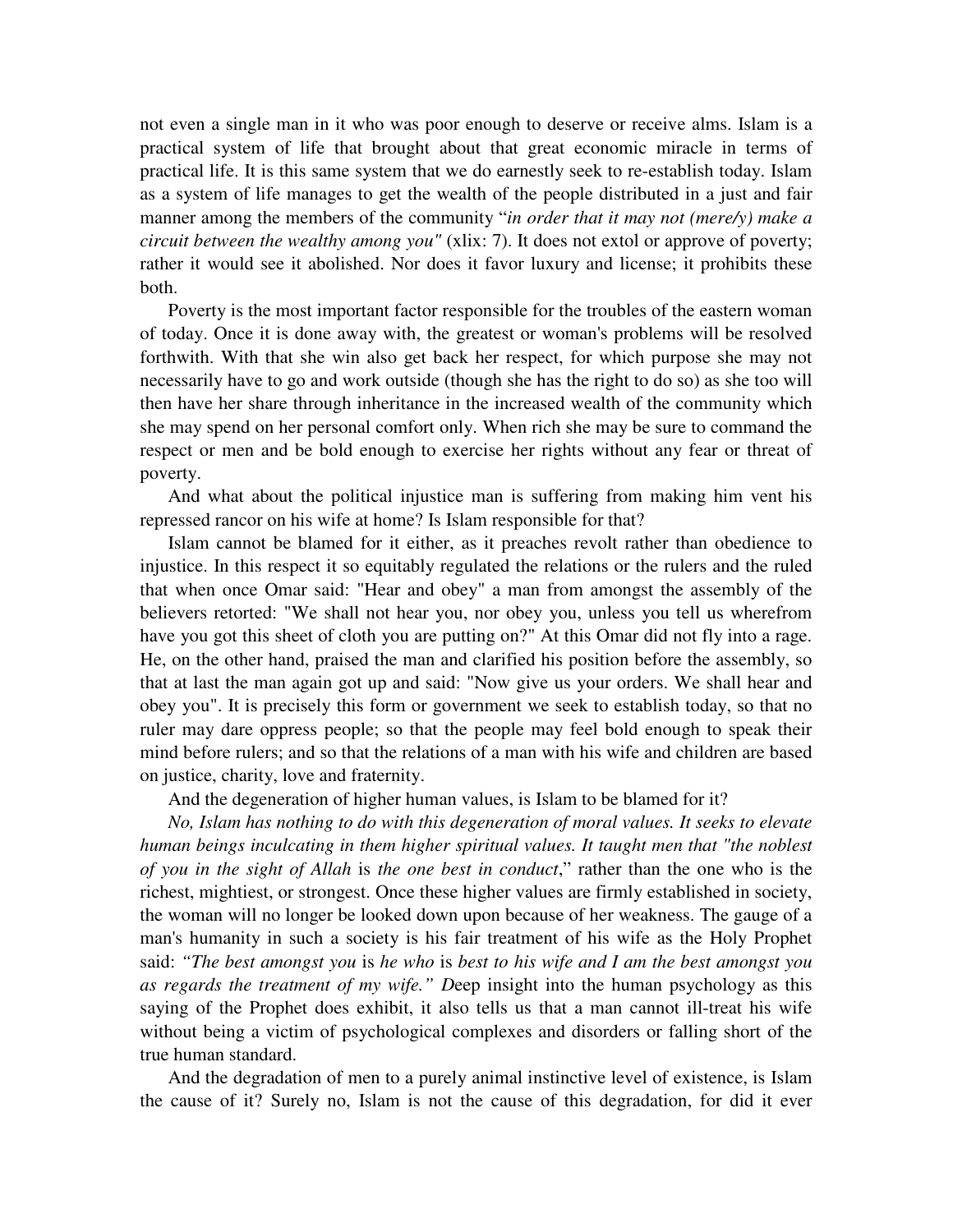not even a single man in it who was poor enough to deserve or receive alms. Islam is a practical system of life that brought about that great economic miracle in terms of practical life. It is this same system that we do earnestly seek to re-establish today. Islam as a system of life manages to get the wealth of the people distributed in a just and fair manner among the members of the community "*in order that it may not (mere/y) make a circuit between the wealthy among you"* (xlix: 7). It does not extol or approve of poverty; rather it would see it abolished. Nor does it favor luxury and license; it prohibits these both.

Poverty is the most important factor responsible for the troubles of the eastern woman of today. Once it is done away with, the greatest or woman's problems will be resolved forthwith. With that she win also get back her respect, for which purpose she may not necessarily have to go and work outside (though she has the right to do so) as she too will then have her share through inheritance in the increased wealth of the community which she may spend on her personal comfort only. When rich she may be sure to command the respect or men and be bold enough to exercise her rights without any fear or threat of poverty.

And what about the political injustice man is suffering from making him vent his repressed rancor on his wife at home? Is Islam responsible for that?

Islam cannot be blamed for it either, as it preaches revolt rather than obedience to injustice. In this respect it so equitably regulated the relations or the rulers and the ruled that when once Omar said: "Hear and obey" a man from amongst the assembly of the believers retorted: "We shall not hear you, nor obey you, unless you tell us wherefrom have you got this sheet of cloth you are putting on?" At this Omar did not fly into a rage. He, on the other hand, praised the man and clarified his position before the assembly, so that at last the man again got up and said: "Now give us your orders. We shall hear and obey you". It is precisely this form or government we seek to establish today, so that no ruler may dare oppress people; so that the people may feel bold enough to speak their mind before rulers; and so that the relations of a man with his wife and children are based on justice, charity, love and fraternity.

And the degeneration of higher human values, is Islam to be blamed for it?

*No, Islam has nothing to do with this degeneration of moral values. It seeks to elevate human beings inculcating in them higher spiritual values. It taught men that "the noblest of you in the sight of Allah* is *the one best in conduct*," rather than the one who is the richest, mightiest, or strongest. Once these higher values are firmly established in society, the woman will no longer be looked down upon because of her weakness. The gauge of a man's humanity in such a society is his fair treatment of his wife as the Holy Prophet said: *"The best amongst you* is *he who* is *best to his wife and I am the best amongst you as regards the treatment of my wife." D*eep insight into the human psychology as this saying of the Prophet does exhibit, it also tells us that a man cannot ill-treat his wife without being a victim of psychological complexes and disorders or falling short of the true human standard.

And the degradation of men to a purely animal instinctive level of existence, is Islam the cause of it? Surely no, Islam is not the cause of this degradation, for did it ever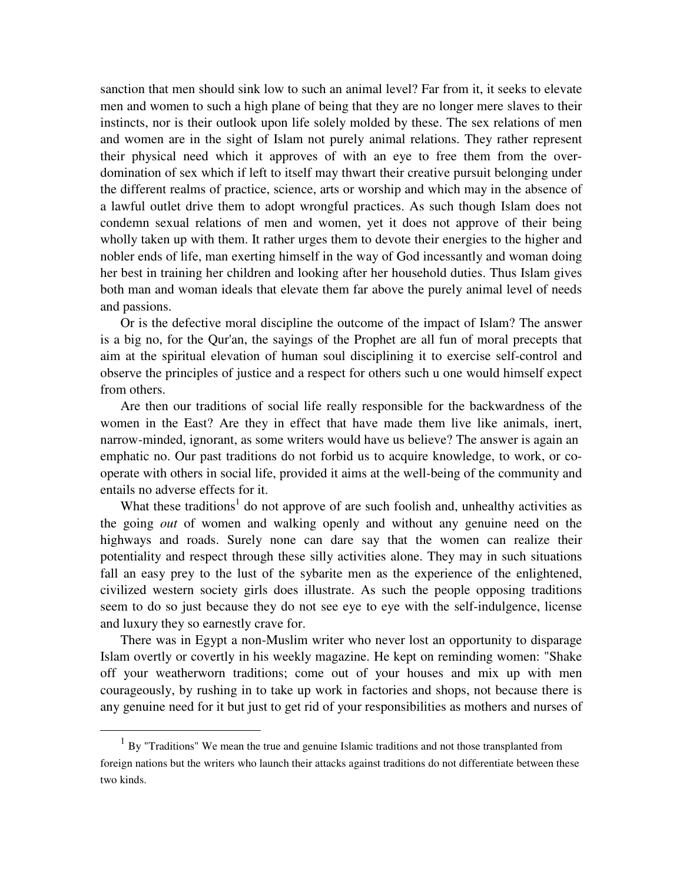sanction that men should sink low to such an animal level? Far from it, it seeks to elevate men and women to such a high plane of being that they are no longer mere slaves to their instincts, nor is their outlook upon life solely molded by these. The sex relations of men and women are in the sight of Islam not purely animal relations. They rather represent their physical need which it approves of with an eye to free them from the over-domination of sex which if left to itself may thwart their creative pursuit belonging under the different realms of practice, science, arts or worship and which may in the absence of a lawful outlet drive them to adopt wrongful practices. As such though Islam does not condemn sexual relations of men and women, yet it does not approve of their being wholly taken up with them. It rather urges them to devote their energies to the higher and nobler ends of life, man exerting himself in the way of God incessantly and woman doing her best in training her children and looking after her household duties. Thus Islam gives both man and woman ideals that elevate them far above the purely animal level of needs and passions.

Or is the defective moral discipline the outcome of the impact of Islam? The answer is a big no, for the Qur'an, the sayings of the Prophet are all fun of moral precepts that aim at the spiritual elevation of human soul disciplining it to exercise self-control and observe the principles of justice and a respect for others such u one would himself expect from others.

Are then our traditions of social life really responsible for the backwardness of the women in the East? Are they in effect that have made them live like animals, inert, narrow-minded, ignorant, as some writers would have us believe? The answer is again an emphatic no. Our past traditions do not forbid us to acquire knowledge, to work, or co-operate with others in social life, provided it aims at the well-being of the community and entails no adverse effects for it.

What these traditions[1] do not approve of are such foolish and, unhealthy activities as the going *out* of women and walking openly and without any genuine need on the highways and roads. Surely none can dare say that the women can realize their potentiality and respect through these silly activities alone. They may in such situations fall an easy prey to the lust of the sybarite men as the experience of the enlightened, civilized western society girls does illustrate. As such the people opposing traditions seem to do so just because they do not see eye to eye with the self-indulgence, license and luxury they so earnestly crave for.

There was in Egypt a non-Muslim writer who never lost an opportunity to disparage Islam overtly or covertly in his weekly magazine. He kept on reminding women: "Shake off your weatherworn traditions; come out of your houses and mix up with men courageously, by rushing in to take up work in factories and shops, not because there is any genuine need for it but just to get rid of your responsibilities as mothers and nurses of

---

[1] By "Traditions" We mean the true and genuine Islamic traditions and not those transplanted from foreign nations but the writers who launch their attacks against traditions do not differentiate between these two kinds.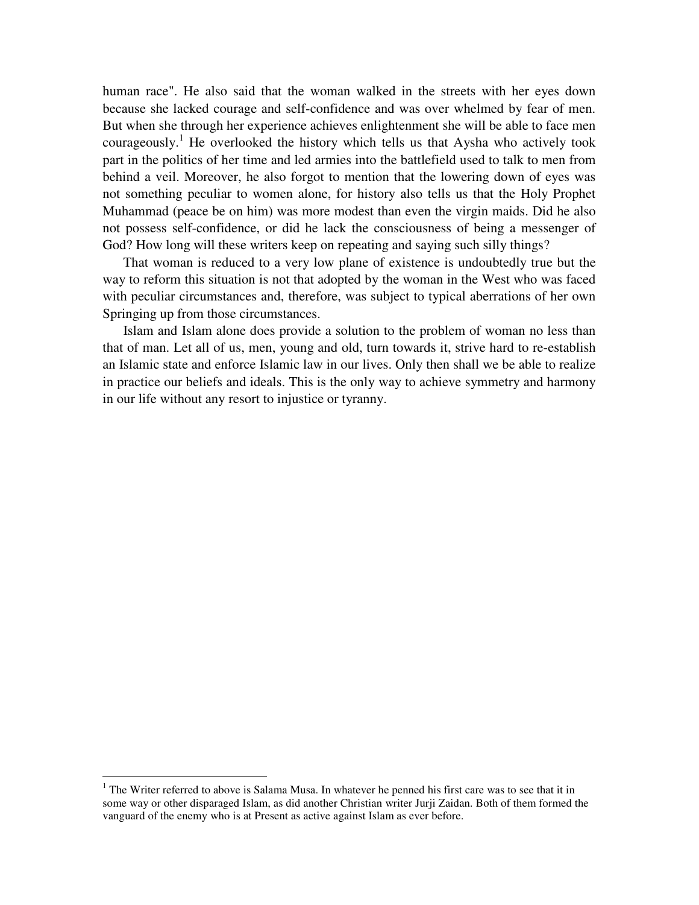human race". He also said that the woman walked in the streets with her eyes down because she lacked courage and self-confidence and was over whelmed by fear of men. But when she through her experience achieves enlightenment she will be able to face men courageously.[1] He overlooked the history which tells us that Aysha who actively took part in the politics of her time and led armies into the battlefield used to talk to men from behind a veil. Moreover, he also forgot to mention that the lowering down of eyes was not something peculiar to women alone, for history also tells us that the Holy Prophet Muhammad (peace be on him) was more modest than even the virgin maids. Did he also not possess self-confidence, or did he lack the consciousness of being a messenger of God? How long will these writers keep on repeating and saying such silly things?

That woman is reduced to a very low plane of existence is undoubtedly true but the way to reform this situation is not that adopted by the woman in the West who was faced with peculiar circumstances and, therefore, was subject to typical aberrations of her own Springing up from those circumstances.

Islam and Islam alone does provide a solution to the problem of woman no less than that of man. Let all of us, men, young and old, turn towards it, strive hard to re-establish an Islamic state and enforce Islamic law in our lives. Only then shall we be able to realize in practice our beliefs and ideals. This is the only way to achieve symmetry and harmony in our life without any resort to injustice or tyranny.

---

[1] The Writer referred to above is Salama Musa. In whatever he penned his first care was to see that it in some way or other disparaged Islam, as did another Christian writer Jurji Zaidan. Both of them formed the vanguard of the enemy who is at Present as active against Islam as ever before.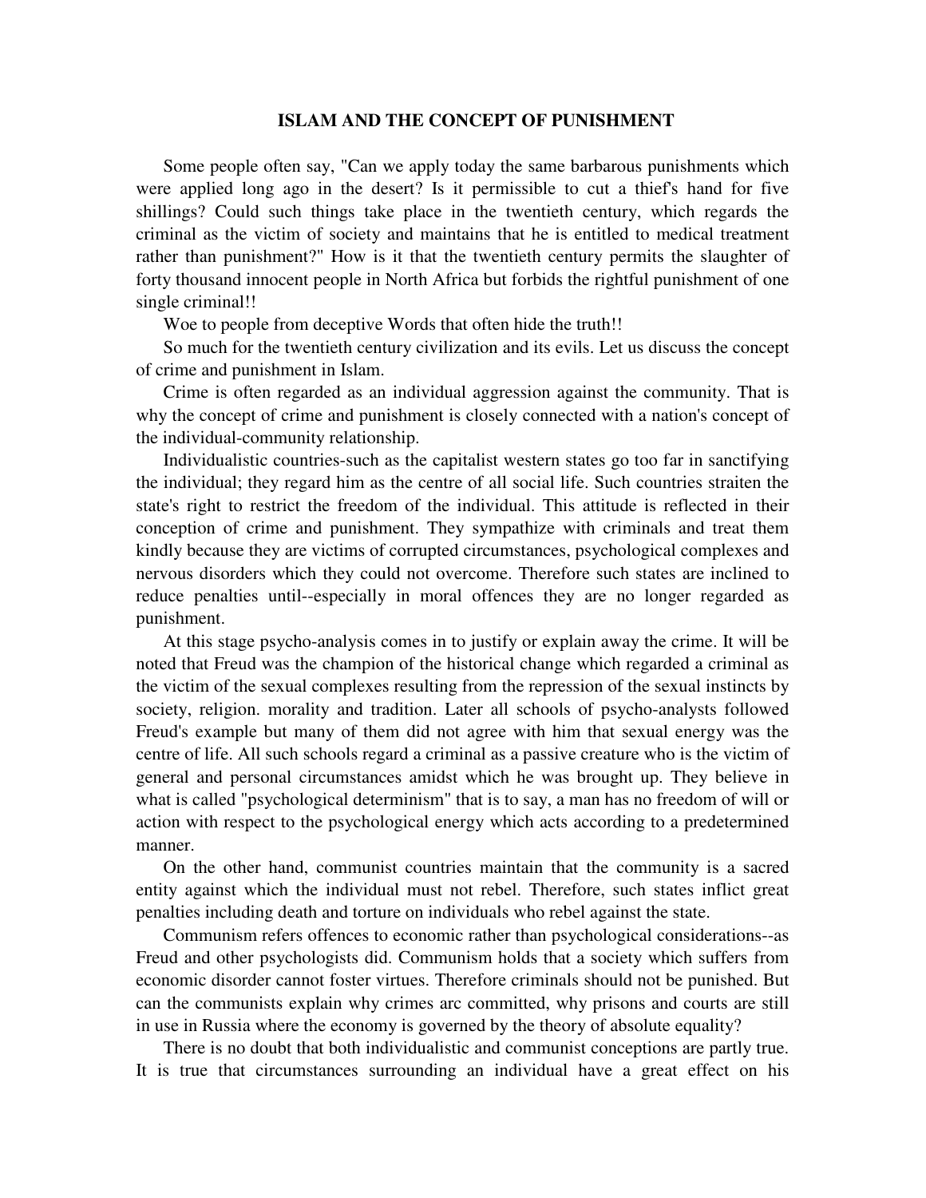# ISLAM AND THE CONCEPT OF PUNISHMENT

Some people often say, "Can we apply today the same barbarous punishments which were applied long ago in the desert? Is it permissible to cut a thief's hand for five shillings? Could such things take place in the twentieth century, which regards the criminal as the victim of society and maintains that he is entitled to medical treatment rather than punishment?" How is it that the twentieth century permits the slaughter of forty thousand innocent people in North Africa but forbids the rightful punishment of one single criminal!!

Woe to people from deceptive Words that often hide the truth!!

So much for the twentieth century civilization and its evils. Let us discuss the concept of crime and punishment in Islam.

Crime is often regarded as an individual aggression against the community. That is why the concept of crime and punishment is closely connected with a nation's concept of the individual-community relationship.

Individualistic countries-such as the capitalist western states go too far in sanctifying the individual; they regard him as the centre of all social life. Such countries straiten the state's right to restrict the freedom of the individual. This attitude is reflected in their conception of crime and punishment. They sympathize with criminals and treat them kindly because they are victims of corrupted circumstances, psychological complexes and nervous disorders which they could not overcome. Therefore such states are inclined to reduce penalties until--especially in moral offences they are no longer regarded as punishment.

At this stage psycho-analysis comes in to justify or explain away the crime. It will be noted that Freud was the champion of the historical change which regarded a criminal as the victim of the sexual complexes resulting from the repression of the sexual instincts by society, religion. morality and tradition. Later all schools of psycho-analysts followed Freud's example but many of them did not agree with him that sexual energy was the centre of life. All such schools regard a criminal as a passive creature who is the victim of general and personal circumstances amidst which he was brought up. They believe in what is called "psychological determinism" that is to say, a man has no freedom of will or action with respect to the psychological energy which acts according to a predetermined manner.

On the other hand, communist countries maintain that the community is a sacred entity against which the individual must not rebel. Therefore, such states inflict great penalties including death and torture on individuals who rebel against the state.

Communism refers offences to economic rather than psychological considerations--as Freud and other psychologists did. Communism holds that a society which suffers from economic disorder cannot foster virtues. Therefore criminals should not be punished. But can the communists explain why crimes arc committed, why prisons and courts are still in use in Russia where the economy is governed by the theory of absolute equality?

There is no doubt that both individualistic and communist conceptions are partly true. It is true that circumstances surrounding an individual have a great effect on his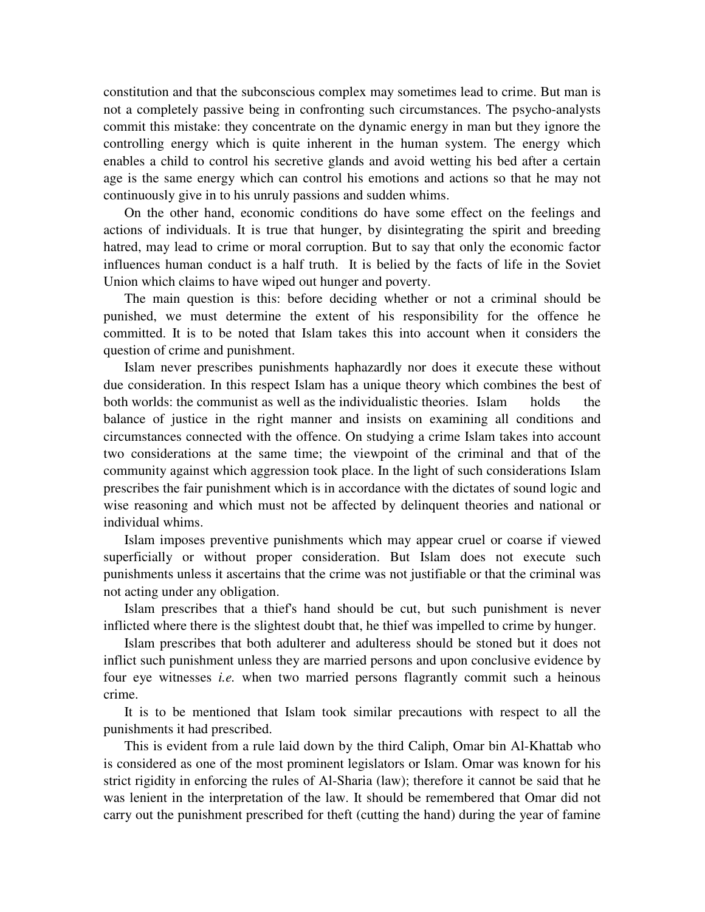constitution and that the subconscious complex may sometimes lead to crime. But man is not a completely passive being in confronting such circumstances. The psycho-analysts commit this mistake: they concentrate on the dynamic energy in man but they ignore the controlling energy which is quite inherent in the human system. The energy which enables a child to control his secretive glands and avoid wetting his bed after a certain age is the same energy which can control his emotions and actions so that he may not continuously give in to his unruly passions and sudden whims.

On the other hand, economic conditions do have some effect on the feelings and actions of individuals. It is true that hunger, by disintegrating the spirit and breeding hatred, may lead to crime or moral corruption. But to say that only the economic factor influences human conduct is a half truth. It is belied by the facts of life in the Soviet Union which claims to have wiped out hunger and poverty.

The main question is this: before deciding whether or not a criminal should be punished, we must determine the extent of his responsibility for the offence he committed. It is to be noted that Islam takes this into account when it considers the question of crime and punishment.

Islam never prescribes punishments haphazardly nor does it execute these without due consideration. In this respect Islam has a unique theory which combines the best of both worlds: the communist as well as the individualistic theories. Islam holds the balance of justice in the right manner and insists on examining all conditions and circumstances connected with the offence. On studying a crime Islam takes into account two considerations at the same time; the viewpoint of the criminal and that of the community against which aggression took place. In the light of such considerations Islam prescribes the fair punishment which is in accordance with the dictates of sound logic and wise reasoning and which must not be affected by delinquent theories and national or individual whims.

Islam imposes preventive punishments which may appear cruel or coarse if viewed superficially or without proper consideration. But Islam does not execute such punishments unless it ascertains that the crime was not justifiable or that the criminal was not acting under any obligation.

Islam prescribes that a thief's hand should be cut, but such punishment is never inflicted where there is the slightest doubt that, he thief was impelled to crime by hunger.

Islam prescribes that both adulterer and adulteress should be stoned but it does not inflict such punishment unless they are married persons and upon conclusive evidence by four eye witnesses *i.e.* when two married persons flagrantly commit such a heinous crime.

It is to be mentioned that Islam took similar precautions with respect to all the punishments it had prescribed.

This is evident from a rule laid down by the third Caliph, Omar bin Al-Khattab who is considered as one of the most prominent legislators or Islam. Omar was known for his strict rigidity in enforcing the rules of Al-Sharia (law); therefore it cannot be said that he was lenient in the interpretation of the law. It should be remembered that Omar did not carry out the punishment prescribed for theft (cutting the hand) during the year of famine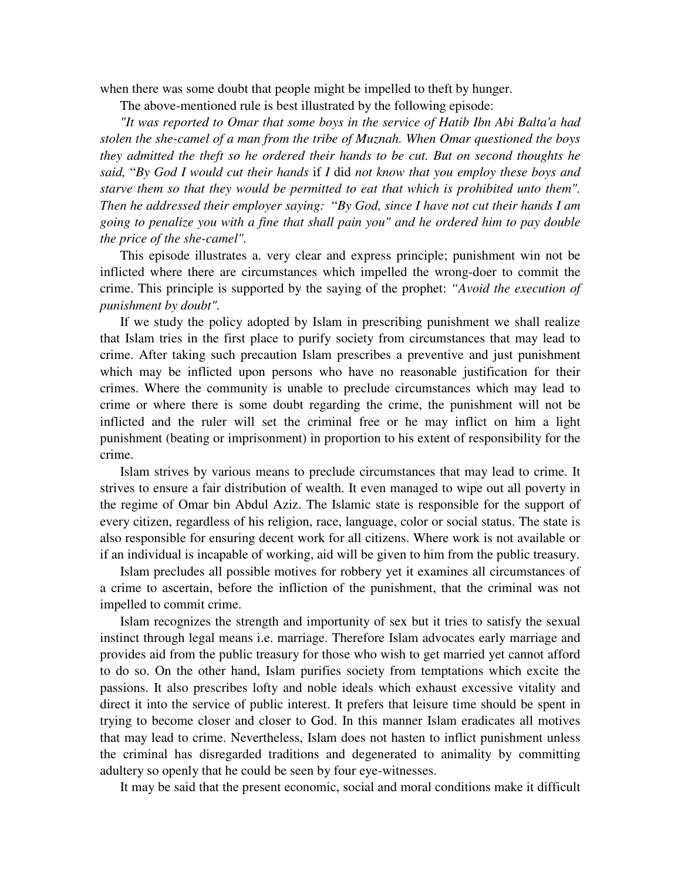when there was some doubt that people might be impelled to theft by hunger.

The above-mentioned rule is best illustrated by the following episode:

*"It was reported to Omar that some boys in the service of Hatib Ibn Abi Balta'a had stolen the she-camel of a man from the tribe of Muznah. When Omar questioned the boys they admitted the theft so he ordered their hands to be cut. But on second thoughts he said,* "*By God I would cut their hands* if *I* did *not know that you employ these boys and starve them so that they would be permitted to eat that which is prohibited unto them". Then he addressed their employer saying:* "*By God, since I have not cut their hands I am going to penalize you with a fine that shall pain you" and he ordered him to pay double the price of the she-camel".*

This episode illustrates a. very clear and express principle; punishment win not be inflicted where there are circumstances which impelled the wrong-doer to commit the crime. This principle is supported by the saying of the prophet: *"Avoid the execution of punishment by doubt".*

If we study the policy adopted by Islam in prescribing punishment we shall realize that Islam tries in the first place to purify society from circumstances that may lead to crime. After taking such precaution Islam prescribes a preventive and just punishment which may be inflicted upon persons who have no reasonable justification for their crimes. Where the community is unable to preclude circumstances which may lead to crime or where there is some doubt regarding the crime, the punishment will not be inflicted and the ruler will set the criminal free or he may inflict on him a light punishment (beating or imprisonment) in proportion to his extent of responsibility for the crime.

Islam strives by various means to preclude circumstances that may lead to crime. It strives to ensure a fair distribution of wealth. It even managed to wipe out all poverty in the regime of Omar bin Abdul Aziz. The Islamic state is responsible for the support of every citizen, regardless of his religion, race, language, color or social status. The state is also responsible for ensuring decent work for all citizens. Where work is not available or if an individual is incapable of working, aid will be given to him from the public treasury.

Islam precludes all possible motives for robbery yet it examines all circumstances of a crime to ascertain, before the infliction of the punishment, that the criminal was not impelled to commit crime.

Islam recognizes the strength and importunity of sex but it tries to satisfy the sexual instinct through legal means i.e. marriage. Therefore Islam advocates early marriage and provides aid from the public treasury for those who wish to get married yet cannot afford to do so. On the other hand, Islam purifies society from temptations which excite the passions. It also prescribes lofty and noble ideals which exhaust excessive vitality and direct it into the service of public interest. It prefers that leisure time should be spent in trying to become closer and closer to God. In this manner Islam eradicates all motives that may lead to crime. Nevertheless, Islam does not hasten to inflict punishment unless the criminal has disregarded traditions and degenerated to animality by committing adultery so openly that he could be seen by four eye-witnesses.

It may be said that the present economic, social and moral conditions make it difficult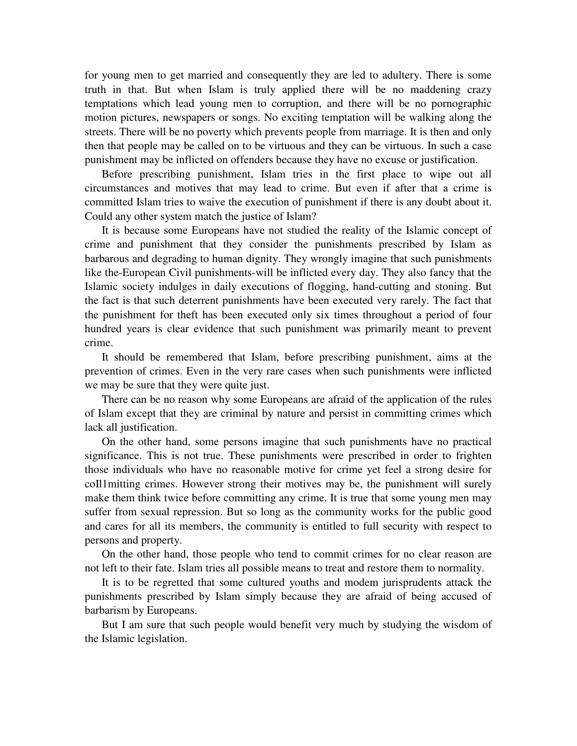for young men to get married and consequently they are led to adultery. There is some truth in that. But when Islam is truly applied there will be no maddening crazy temptations which lead young men to corruption, and there will be no pornographic motion pictures, newspapers or songs. No exciting temptation will be walking along the streets. There will be no poverty which prevents people from marriage. It is then and only then that people may be called on to be virtuous and they can be virtuous. In such a case punishment may be inflicted on offenders because they have no excuse or justification.

Before prescribing punishment, Islam tries in the first place to wipe out all circumstances and motives that may lead to crime. But even if after that a crime is committed Islam tries to waive the execution of punishment if there is any doubt about it. Could any other system match the justice of Islam?

It is because some Europeans have not studied the reality of the Islamic concept of crime and punishment that they consider the punishments prescribed by Islam as barbarous and degrading to human dignity. They wrongly imagine that such punishments like the-European Civil punishments-will be inflicted every day. They also fancy that the Islamic society indulges in daily executions of flogging, hand-cutting and stoning. But the fact is that such deterrent punishments have been executed very rarely. The fact that the punishment for theft has been executed only six times throughout a period of four hundred years is clear evidence that such punishment was primarily meant to prevent crime.

It should be remembered that Islam, before prescribing punishment, aims at the prevention of crimes. Even in the very rare cases when such punishments were inflicted we may be sure that they were quite just.

There can be no reason why some Europeans are afraid of the application of the rules of Islam except that they are criminal by nature and persist in committing crimes which lack all justification.

On the other hand, some persons imagine that such punishments have no practical significance. This is not true. These punishments were prescribed in order to frighten those individuals who have no reasonable motive for crime yet feel a strong desire for coIl1mitting crimes. However strong their motives may be, the punishment will surely make them think twice before committing any crime. It is true that some young men may suffer from sexual repression. But so long as the community works for the public good and cares for all its members, the community is entitled to full security with respect to persons and property.

On the other hand, those people who tend to commit crimes for no clear reason are not left to their fate. Islam tries all possible means to treat and restore them to normality.

It is to be regretted that some cultured youths and modem jurisprudents attack the punishments prescribed by Islam simply because they are afraid of being accused of barbarism by Europeans.

But I am sure that such people would benefit very much by studying the wisdom of the Islamic legislation.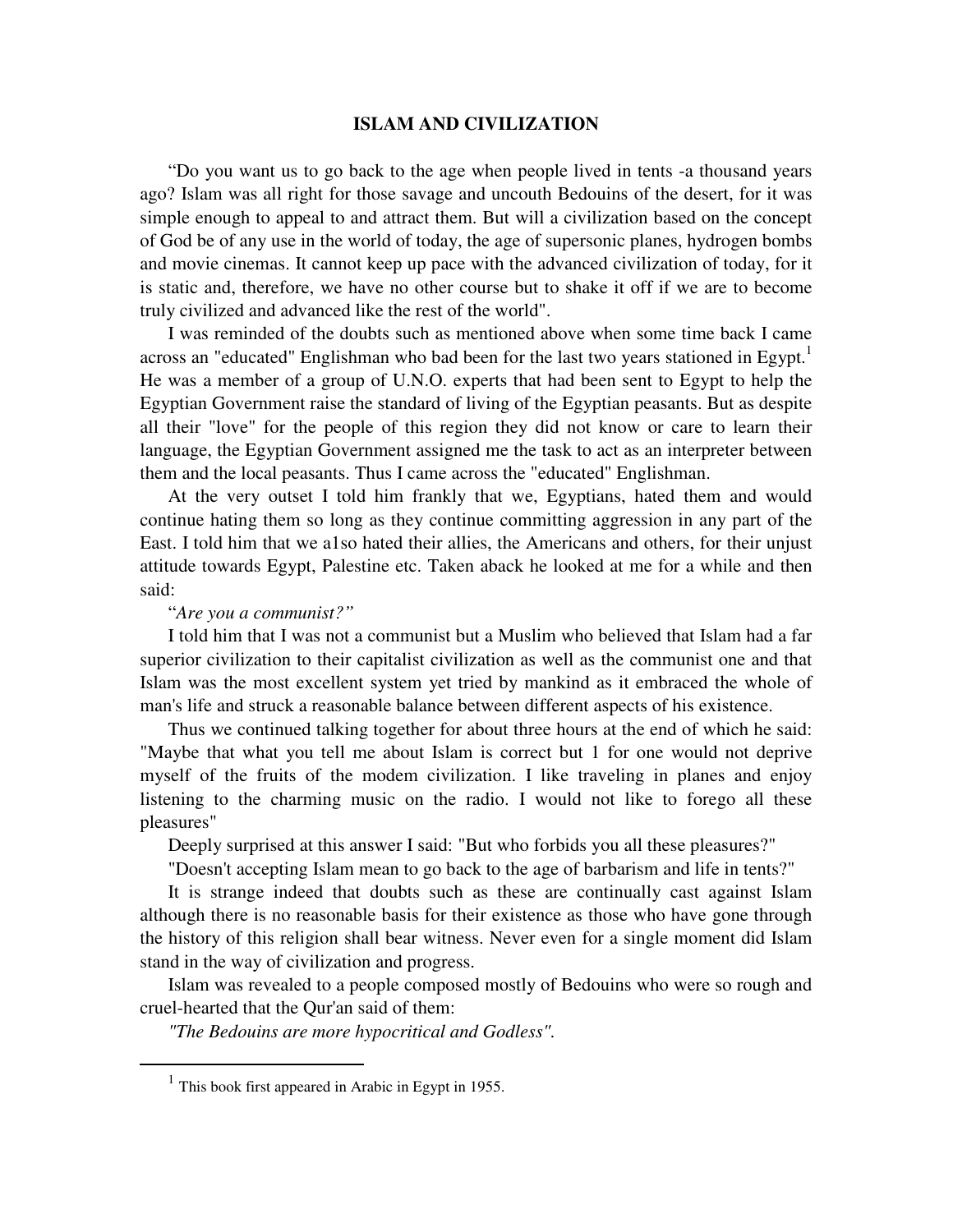## ISLAM AND CIVILIZATION

"Do you want us to go back to the age when people lived in tents -a thousand years ago? Islam was all right for those savage and uncouth Bedouins of the desert, for it was simple enough to appeal to and attract them. But will a civilization based on the concept of God be of any use in the world of today, the age of supersonic planes, hydrogen bombs and movie cinemas. It cannot keep up pace with the advanced civilization of today, for it is static and, therefore, we have no other course but to shake it off if we are to become truly civilized and advanced like the rest of the world".

I was reminded of the doubts such as mentioned above when some time back I came across an "educated" Englishman who bad been for the last two years stationed in Egypt.[1] He was a member of a group of U.N.O. experts that had been sent to Egypt to help the Egyptian Government raise the standard of living of the Egyptian peasants. But as despite all their "love" for the people of this region they did not know or care to learn their language, the Egyptian Government assigned me the task to act as an interpreter between them and the local peasants. Thus I came across the "educated" Englishman.

At the very outset I told him frankly that we, Egyptians, hated them and would continue hating them so long as they continue committing aggression in any part of the East. I told him that we a1so hated their allies, the Americans and others, for their unjust attitude towards Egypt, Palestine etc. Taken aback he looked at me for a while and then said:

"*Are you a communist?"*

I told him that I was not a communist but a Muslim who believed that Islam had a far superior civilization to their capitalist civilization as well as the communist one and that Islam was the most excellent system yet tried by mankind as it embraced the whole of man's life and struck a reasonable balance between different aspects of his existence.

Thus we continued talking together for about three hours at the end of which he said: "Maybe that what you tell me about Islam is correct but 1 for one would not deprive myself of the fruits of the modem civilization. I like traveling in planes and enjoy listening to the charming music on the radio. I would not like to forego all these pleasures"

Deeply surprised at this answer I said: "But who forbids you all these pleasures?"

"Doesn't accepting Islam mean to go back to the age of barbarism and life in tents?"

It is strange indeed that doubts such as these are continually cast against Islam although there is no reasonable basis for their existence as those who have gone through the history of this religion shall bear witness. Never even for a single moment did Islam stand in the way of civilization and progress.

Islam was revealed to a people composed mostly of Bedouins who were so rough and cruel-hearted that the Qur'an said of them:

*"The Bedouins are more hypocritical and Godless".*

---

[1] This book first appeared in Arabic in Egypt in 1955.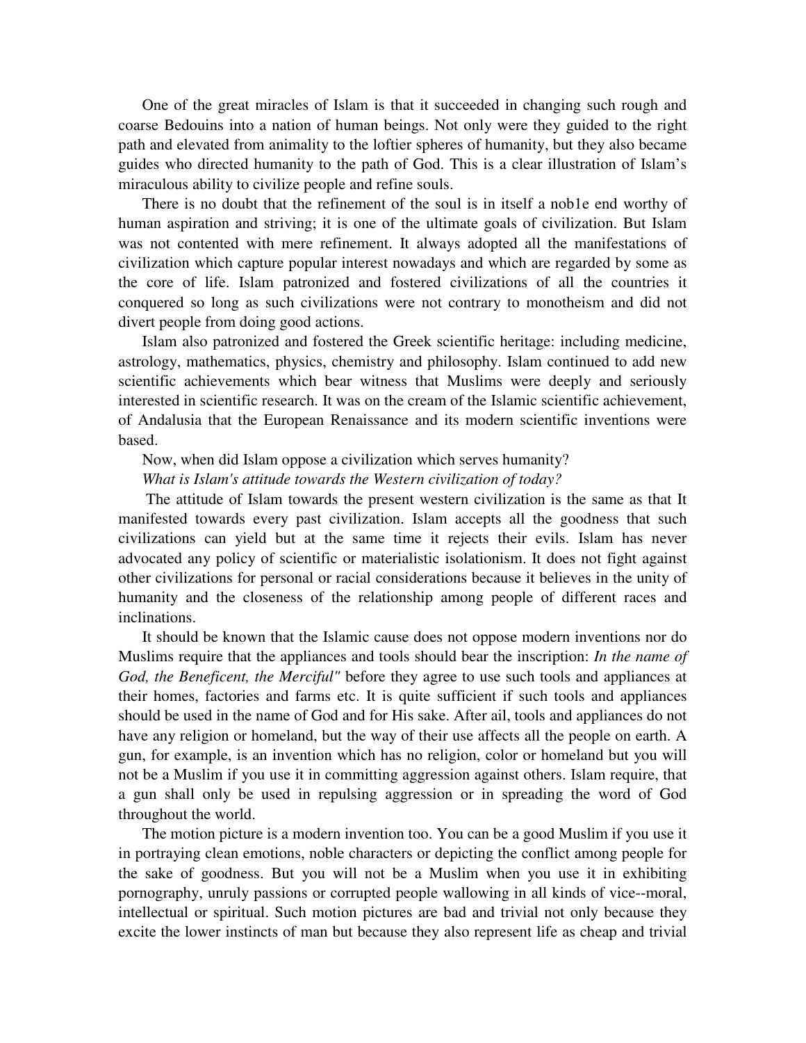One of the great miracles of Islam is that it succeeded in changing such rough and coarse Bedouins into a nation of human beings. Not only were they guided to the right path and elevated from animality to the loftier spheres of humanity, but they also became guides who directed humanity to the path of God. This is a clear illustration of Islam's miraculous ability to civilize people and refine souls.

There is no doubt that the refinement of the soul is in itself a nob1e end worthy of human aspiration and striving; it is one of the ultimate goals of civilization. But Islam was not contented with mere refinement. It always adopted all the manifestations of civilization which capture popular interest nowadays and which are regarded by some as the core of life. Islam patronized and fostered civilizations of all the countries it conquered so long as such civilizations were not contrary to monotheism and did not divert people from doing good actions.

Islam also patronized and fostered the Greek scientific heritage: including medicine, astrology, mathematics, physics, chemistry and philosophy. Islam continued to add new scientific achievements which bear witness that Muslims were deeply and seriously interested in scientific research. It was on the cream of the Islamic scientific achievement, of Andalusia that the European Renaissance and its modern scientific inventions were based.

Now, when did Islam oppose a civilization which serves humanity?

*What is Islam's attitude towards the Western civilization of today?*

The attitude of Islam towards the present western civilization is the same as that It manifested towards every past civilization. Islam accepts all the goodness that such civilizations can yield but at the same time it rejects their evils. Islam has never advocated any policy of scientific or materialistic isolationism. It does not fight against other civilizations for personal or racial considerations because it believes in the unity of humanity and the closeness of the relationship among people of different races and inclinations.

It should be known that the Islamic cause does not oppose modern inventions nor do Muslims require that the appliances and tools should bear the inscription: *In the name of God, the Beneficent, the Merciful"* before they agree to use such tools and appliances at their homes, factories and farms etc. It is quite sufficient if such tools and appliances should be used in the name of God and for His sake. After ail, tools and appliances do not have any religion or homeland, but the way of their use affects all the people on earth. A gun, for example, is an invention which has no religion, color or homeland but you will not be a Muslim if you use it in committing aggression against others. Islam require, that a gun shall only be used in repulsing aggression or in spreading the word of God throughout the world.

The motion picture is a modern invention too. You can be a good Muslim if you use it in portraying clean emotions, noble characters or depicting the conflict among people for the sake of goodness. But you will not be a Muslim when you use it in exhibiting pornography, unruly passions or corrupted people wallowing in all kinds of vice--moral, intellectual or spiritual. Such motion pictures are bad and trivial not only because they excite the lower instincts of man but because they also represent life as cheap and trivial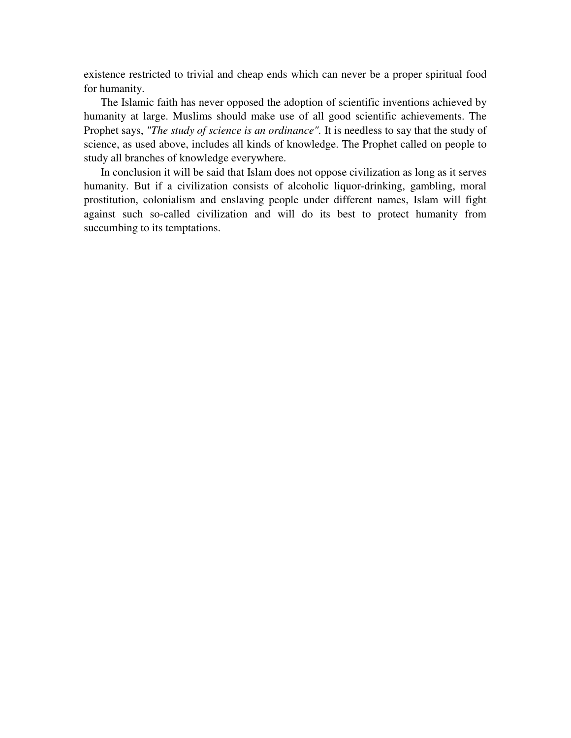existence restricted to trivial and cheap ends which can never be a proper spiritual food for humanity.

The Islamic faith has never opposed the adoption of scientific inventions achieved by humanity at large. Muslims should make use of all good scientific achievements. The Prophet says, *"The study of science is an ordinance".* It is needless to say that the study of science, as used above, includes all kinds of knowledge. The Prophet called on people to study all branches of knowledge everywhere.

In conclusion it will be said that Islam does not oppose civilization as long as it serves humanity. But if a civilization consists of alcoholic liquor-drinking, gambling, moral prostitution, colonialism and enslaving people under different names, Islam will fight against such so-called civilization and will do its best to protect humanity from succumbing to its temptations.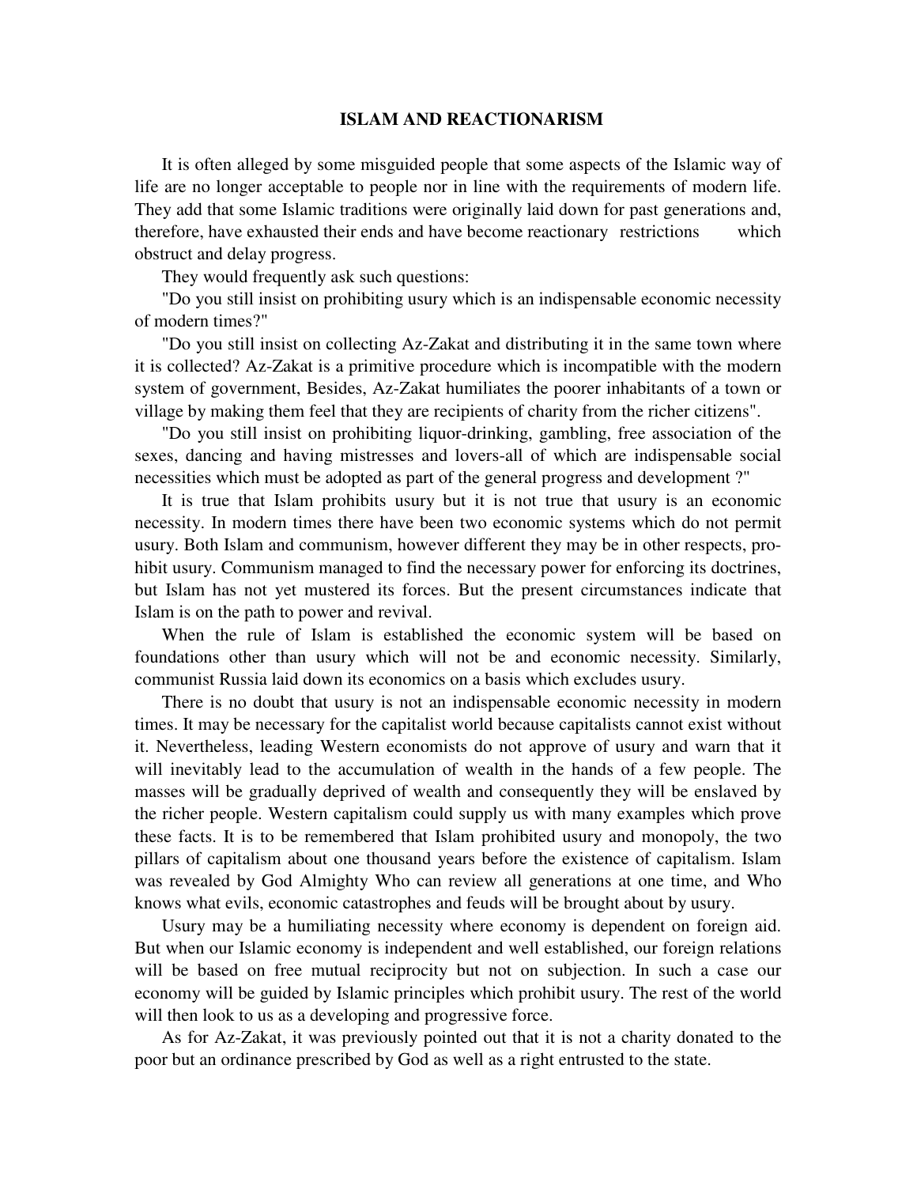## ISLAM AND REACTIONARISM

It is often alleged by some misguided people that some aspects of the Islamic way of life are no longer acceptable to people nor in line with the requirements of modern life. They add that some Islamic traditions were originally laid down for past generations and, therefore, have exhausted their ends and have become reactionary restrictions which obstruct and delay progress.

They would frequently ask such questions:

"Do you still insist on prohibiting usury which is an indispensable economic necessity of modern times?"

"Do you still insist on collecting Az-Zakat and distributing it in the same town where it is collected? Az-Zakat is a primitive procedure which is incompatible with the modern system of government, Besides, Az-Zakat humiliates the poorer inhabitants of a town or village by making them feel that they are recipients of charity from the richer citizens".

"Do you still insist on prohibiting liquor-drinking, gambling, free association of the sexes, dancing and having mistresses and lovers-all of which are indispensable social necessities which must be adopted as part of the general progress and development ?"

It is true that Islam prohibits usury but it is not true that usury is an economic necessity. In modern times there have been two economic systems which do not permit usury. Both Islam and communism, however different they may be in other respects, prohibit usury. Communism managed to find the necessary power for enforcing its doctrines, but Islam has not yet mustered its forces. But the present circumstances indicate that Islam is on the path to power and revival.

When the rule of Islam is established the economic system will be based on foundations other than usury which will not be and economic necessity. Similarly, communist Russia laid down its economics on a basis which excludes usury.

There is no doubt that usury is not an indispensable economic necessity in modern times. It may be necessary for the capitalist world because capitalists cannot exist without it. Nevertheless, leading Western economists do not approve of usury and warn that it will inevitably lead to the accumulation of wealth in the hands of a few people. The masses will be gradually deprived of wealth and consequently they will be enslaved by the richer people. Western capitalism could supply us with many examples which prove these facts. It is to be remembered that Islam prohibited usury and monopoly, the two pillars of capitalism about one thousand years before the existence of capitalism. Islam was revealed by God Almighty Who can review all generations at one time, and Who knows what evils, economic catastrophes and feuds will be brought about by usury.

Usury may be a humiliating necessity where economy is dependent on foreign aid. But when our Islamic economy is independent and well established, our foreign relations will be based on free mutual reciprocity but not on subjection. In such a case our economy will be guided by Islamic principles which prohibit usury. The rest of the world will then look to us as a developing and progressive force.

As for Az-Zakat, it was previously pointed out that it is not a charity donated to the poor but an ordinance prescribed by God as well as a right entrusted to the state.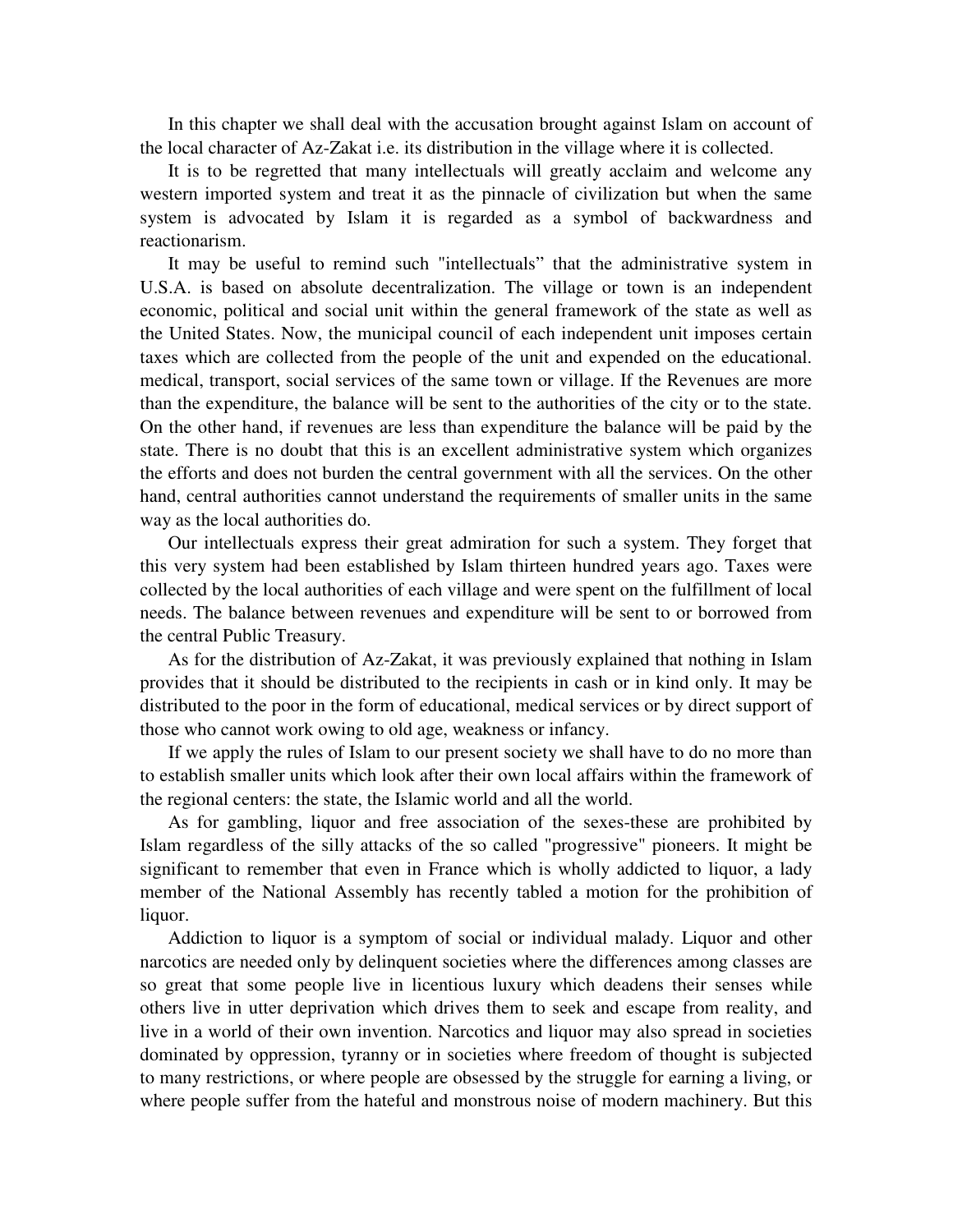In this chapter we shall deal with the accusation brought against Islam on account of the local character of Az-Zakat i.e. its distribution in the village where it is collected.

It is to be regretted that many intellectuals will greatly acclaim and welcome any western imported system and treat it as the pinnacle of civilization but when the same system is advocated by Islam it is regarded as a symbol of backwardness and reactionarism.

It may be useful to remind such "intellectuals" that the administrative system in U.S.A. is based on absolute decentralization. The village or town is an independent economic, political and social unit within the general framework of the state as well as the United States. Now, the municipal council of each independent unit imposes certain taxes which are collected from the people of the unit and expended on the educational. medical, transport, social services of the same town or village. If the Revenues are more than the expenditure, the balance will be sent to the authorities of the city or to the state. On the other hand, if revenues are less than expenditure the balance will be paid by the state. There is no doubt that this is an excellent administrative system which organizes the efforts and does not burden the central government with all the services. On the other hand, central authorities cannot understand the requirements of smaller units in the same way as the local authorities do.

Our intellectuals express their great admiration for such a system. They forget that this very system had been established by Islam thirteen hundred years ago. Taxes were collected by the local authorities of each village and were spent on the fulfillment of local needs. The balance between revenues and expenditure will be sent to or borrowed from the central Public Treasury.

As for the distribution of Az-Zakat, it was previously explained that nothing in Islam provides that it should be distributed to the recipients in cash or in kind only. It may be distributed to the poor in the form of educational, medical services or by direct support of those who cannot work owing to old age, weakness or infancy.

If we apply the rules of Islam to our present society we shall have to do no more than to establish smaller units which look after their own local affairs within the framework of the regional centers: the state, the Islamic world and all the world.

As for gambling, liquor and free association of the sexes-these are prohibited by Islam regardless of the silly attacks of the so called "progressive" pioneers. It might be significant to remember that even in France which is wholly addicted to liquor, a lady member of the National Assembly has recently tabled a motion for the prohibition of liquor.

Addiction to liquor is a symptom of social or individual malady. Liquor and other narcotics are needed only by delinquent societies where the differences among classes are so great that some people live in licentious luxury which deadens their senses while others live in utter deprivation which drives them to seek and escape from reality, and live in a world of their own invention. Narcotics and liquor may also spread in societies dominated by oppression, tyranny or in societies where freedom of thought is subjected to many restrictions, or where people are obsessed by the struggle for earning a living, or where people suffer from the hateful and monstrous noise of modern machinery. But this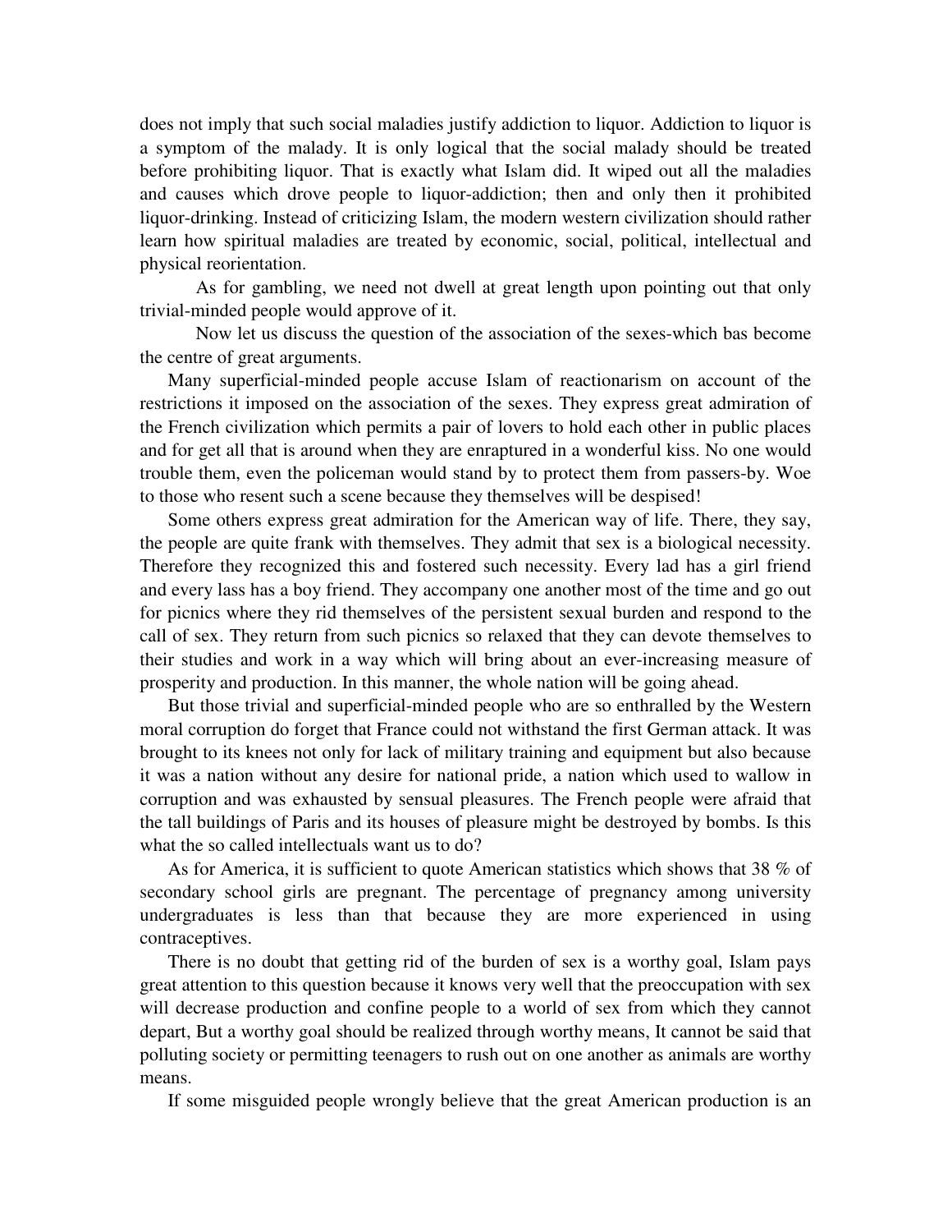does not imply that such social maladies justify addiction to liquor. Addiction to liquor is a symptom of the malady. It is only logical that the social malady should be treated before prohibiting liquor. That is exactly what Islam did. It wiped out all the maladies and causes which drove people to liquor-addiction; then and only then it prohibited liquor-drinking. Instead of criticizing Islam, the modern western civilization should rather learn how spiritual maladies are treated by economic, social, political, intellectual and physical reorientation.

As for gambling, we need not dwell at great length upon pointing out that only trivial-minded people would approve of it.

Now let us discuss the question of the association of the sexes-which bas become the centre of great arguments.

Many superficial-minded people accuse Islam of reactionarism on account of the restrictions it imposed on the association of the sexes. They express great admiration of the French civilization which permits a pair of lovers to hold each other in public places and for get all that is around when they are enraptured in a wonderful kiss. No one would trouble them, even the policeman would stand by to protect them from passers-by. Woe to those who resent such a scene because they themselves will be despised!

Some others express great admiration for the American way of life. There, they say, the people are quite frank with themselves. They admit that sex is a biological necessity. Therefore they recognized this and fostered such necessity. Every lad has a girl friend and every lass has a boy friend. They accompany one another most of the time and go out for picnics where they rid themselves of the persistent sexual burden and respond to the call of sex. They return from such picnics so relaxed that they can devote themselves to their studies and work in a way which will bring about an ever-increasing measure of prosperity and production. In this manner, the whole nation will be going ahead.

But those trivial and superficial-minded people who are so enthralled by the Western moral corruption do forget that France could not withstand the first German attack. It was brought to its knees not only for lack of military training and equipment but also because it was a nation without any desire for national pride, a nation which used to wallow in corruption and was exhausted by sensual pleasures. The French people were afraid that the tall buildings of Paris and its houses of pleasure might be destroyed by bombs. Is this what the so called intellectuals want us to do?

As for America, it is sufficient to quote American statistics which shows that 38 % of secondary school girls are pregnant. The percentage of pregnancy among university undergraduates is less than that because they are more experienced in using contraceptives.

There is no doubt that getting rid of the burden of sex is a worthy goal, Islam pays great attention to this question because it knows very well that the preoccupation with sex will decrease production and confine people to a world of sex from which they cannot depart, But a worthy goal should be realized through worthy means, It cannot be said that polluting society or permitting teenagers to rush out on one another as animals are worthy means.

If some misguided people wrongly believe that the great American production is an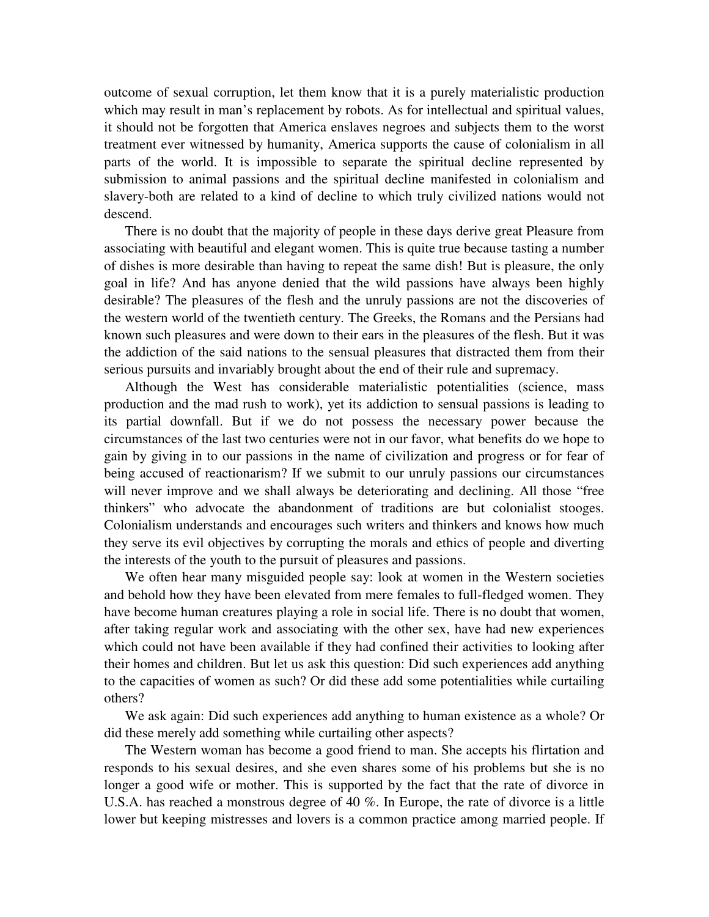outcome of sexual corruption, let them know that it is a purely materialistic production which may result in man's replacement by robots. As for intellectual and spiritual values, it should not be forgotten that America enslaves negroes and subjects them to the worst treatment ever witnessed by humanity, America supports the cause of colonialism in all parts of the world. It is impossible to separate the spiritual decline represented by submission to animal passions and the spiritual decline manifested in colonialism and slavery-both are related to a kind of decline to which truly civilized nations would not descend.

There is no doubt that the majority of people in these days derive great Pleasure from associating with beautiful and elegant women. This is quite true because tasting a number of dishes is more desirable than having to repeat the same dish! But is pleasure, the only goal in life? And has anyone denied that the wild passions have always been highly desirable? The pleasures of the flesh and the unruly passions are not the discoveries of the western world of the twentieth century. The Greeks, the Romans and the Persians had known such pleasures and were down to their ears in the pleasures of the flesh. But it was the addiction of the said nations to the sensual pleasures that distracted them from their serious pursuits and invariably brought about the end of their rule and supremacy.

Although the West has considerable materialistic potentialities (science, mass production and the mad rush to work), yet its addiction to sensual passions is leading to its partial downfall. But if we do not possess the necessary power because the circumstances of the last two centuries were not in our favor, what benefits do we hope to gain by giving in to our passions in the name of civilization and progress or for fear of being accused of reactionarism? If we submit to our unruly passions our circumstances will never improve and we shall always be deteriorating and declining. All those "free thinkers" who advocate the abandonment of traditions are but colonialist stooges. Colonialism understands and encourages such writers and thinkers and knows how much they serve its evil objectives by corrupting the morals and ethics of people and diverting the interests of the youth to the pursuit of pleasures and passions.

We often hear many misguided people say: look at women in the Western societies and behold how they have been elevated from mere females to full-fledged women. They have become human creatures playing a role in social life. There is no doubt that women, after taking regular work and associating with the other sex, have had new experiences which could not have been available if they had confined their activities to looking after their homes and children. But let us ask this question: Did such experiences add anything to the capacities of women as such? Or did these add some potentialities while curtailing others?

We ask again: Did such experiences add anything to human existence as a whole? Or did these merely add something while curtailing other aspects?

The Western woman has become a good friend to man. She accepts his flirtation and responds to his sexual desires, and she even shares some of his problems but she is no longer a good wife or mother. This is supported by the fact that the rate of divorce in U.S.A. has reached a monstrous degree of 40 %. In Europe, the rate of divorce is a little lower but keeping mistresses and lovers is a common practice among married people. If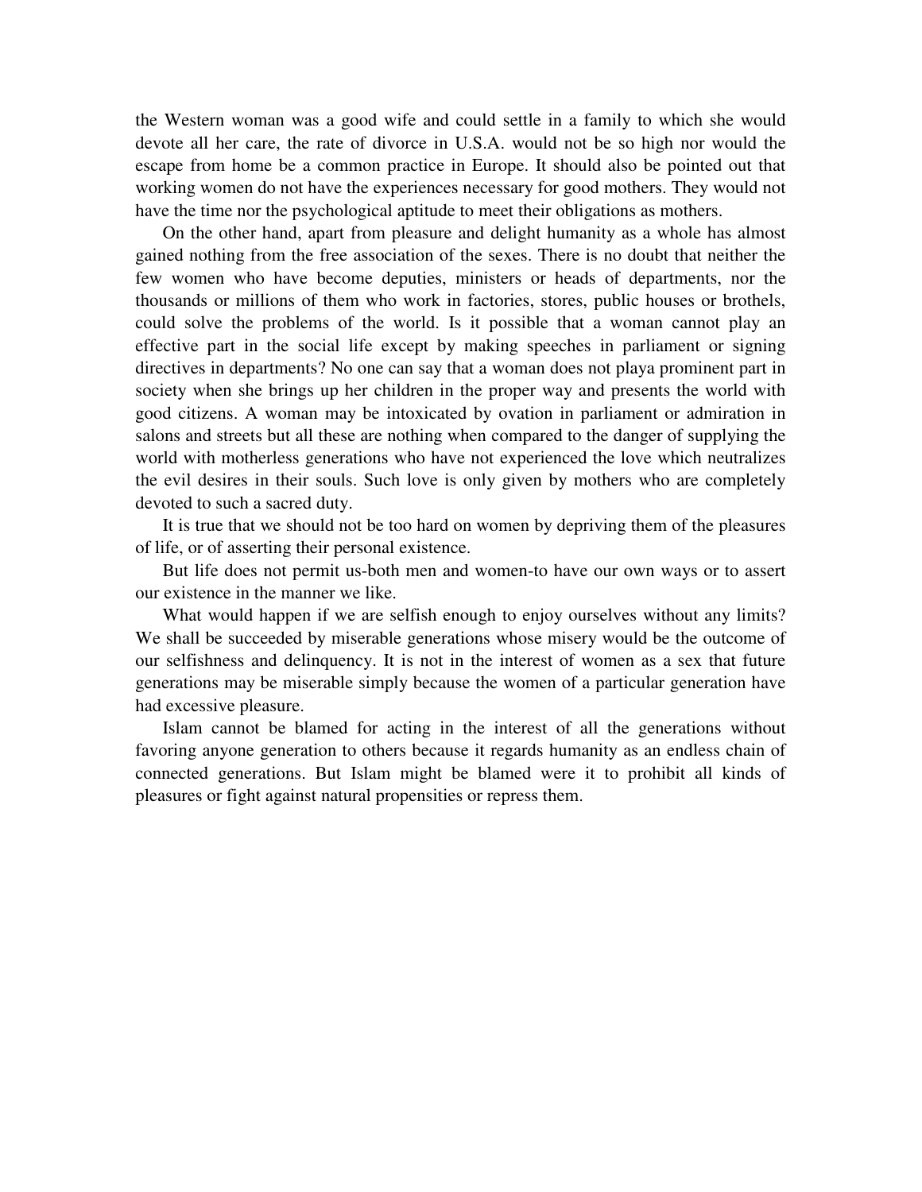the Western woman was a good wife and could settle in a family to which she would devote all her care, the rate of divorce in U.S.A. would not be so high nor would the escape from home be a common practice in Europe. It should also be pointed out that working women do not have the experiences necessary for good mothers. They would not have the time nor the psychological aptitude to meet their obligations as mothers.

On the other hand, apart from pleasure and delight humanity as a whole has almost gained nothing from the free association of the sexes. There is no doubt that neither the few women who have become deputies, ministers or heads of departments, nor the thousands or millions of them who work in factories, stores, public houses or brothels, could solve the problems of the world. Is it possible that a woman cannot play an effective part in the social life except by making speeches in parliament or signing directives in departments? No one can say that a woman does not playa prominent part in society when she brings up her children in the proper way and presents the world with good citizens. A woman may be intoxicated by ovation in parliament or admiration in salons and streets but all these are nothing when compared to the danger of supplying the world with motherless generations who have not experienced the love which neutralizes the evil desires in their souls. Such love is only given by mothers who are completely devoted to such a sacred duty.

It is true that we should not be too hard on women by depriving them of the pleasures of life, or of asserting their personal existence.

But life does not permit us-both men and women-to have our own ways or to assert our existence in the manner we like.

What would happen if we are selfish enough to enjoy ourselves without any limits? We shall be succeeded by miserable generations whose misery would be the outcome of our selfishness and delinquency. It is not in the interest of women as a sex that future generations may be miserable simply because the women of a particular generation have had excessive pleasure.

Islam cannot be blamed for acting in the interest of all the generations without favoring anyone generation to others because it regards humanity as an endless chain of connected generations. But Islam might be blamed were it to prohibit all kinds of pleasures or fight against natural propensities or repress them.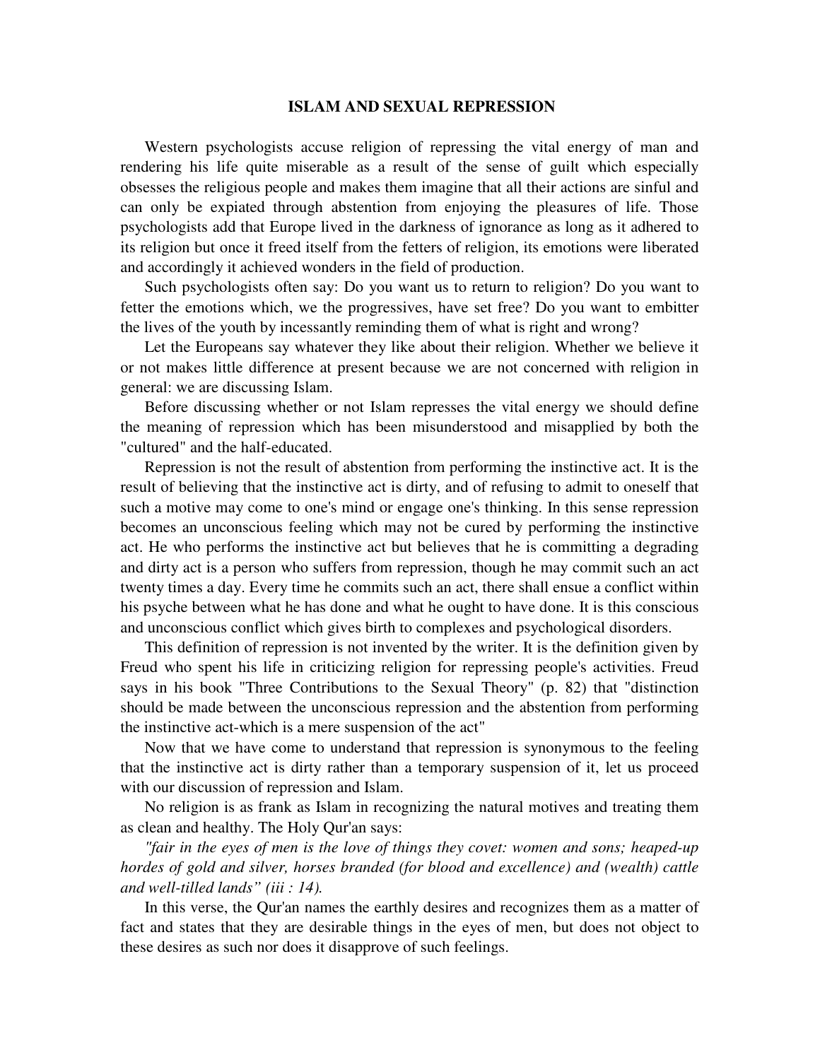# ISLAM AND SEXUAL REPRESSION

Western psychologists accuse religion of repressing the vital energy of man and rendering his life quite miserable as a result of the sense of guilt which especially obsesses the religious people and makes them imagine that all their actions are sinful and can only be expiated through abstention from enjoying the pleasures of life. Those psychologists add that Europe lived in the darkness of ignorance as long as it adhered to its religion but once it freed itself from the fetters of religion, its emotions were liberated and accordingly it achieved wonders in the field of production.

Such psychologists often say: Do you want us to return to religion? Do you want to fetter the emotions which, we the progressives, have set free? Do you want to embitter the lives of the youth by incessantly reminding them of what is right and wrong?

Let the Europeans say whatever they like about their religion. Whether we believe it or not makes little difference at present because we are not concerned with religion in general: we are discussing Islam.

Before discussing whether or not Islam represses the vital energy we should define the meaning of repression which has been misunderstood and misapplied by both the "cultured" and the half-educated.

Repression is not the result of abstention from performing the instinctive act. It is the result of believing that the instinctive act is dirty, and of refusing to admit to oneself that such a motive may come to one's mind or engage one's thinking. In this sense repression becomes an unconscious feeling which may not be cured by performing the instinctive act. He who performs the instinctive act but believes that he is committing a degrading and dirty act is a person who suffers from repression, though he may commit such an act twenty times a day. Every time he commits such an act, there shall ensue a conflict within his psyche between what he has done and what he ought to have done. It is this conscious and unconscious conflict which gives birth to complexes and psychological disorders.

This definition of repression is not invented by the writer. It is the definition given by Freud who spent his life in criticizing religion for repressing people's activities. Freud says in his book "Three Contributions to the Sexual Theory" (p. 82) that "distinction should be made between the unconscious repression and the abstention from performing the instinctive act-which is a mere suspension of the act"

Now that we have come to understand that repression is synonymous to the feeling that the instinctive act is dirty rather than a temporary suspension of it, let us proceed with our discussion of repression and Islam.

No religion is as frank as Islam in recognizing the natural motives and treating them as clean and healthy. The Holy Qur'an says:

*"fair in the eyes of men is the love of things they covet: women and sons; heaped-up hordes of gold and silver, horses branded (for blood and excellence) and (wealth) cattle and well-tilled lands" (iii : 14).*

In this verse, the Qur'an names the earthly desires and recognizes them as a matter of fact and states that they are desirable things in the eyes of men, but does not object to these desires as such nor does it disapprove of such feelings.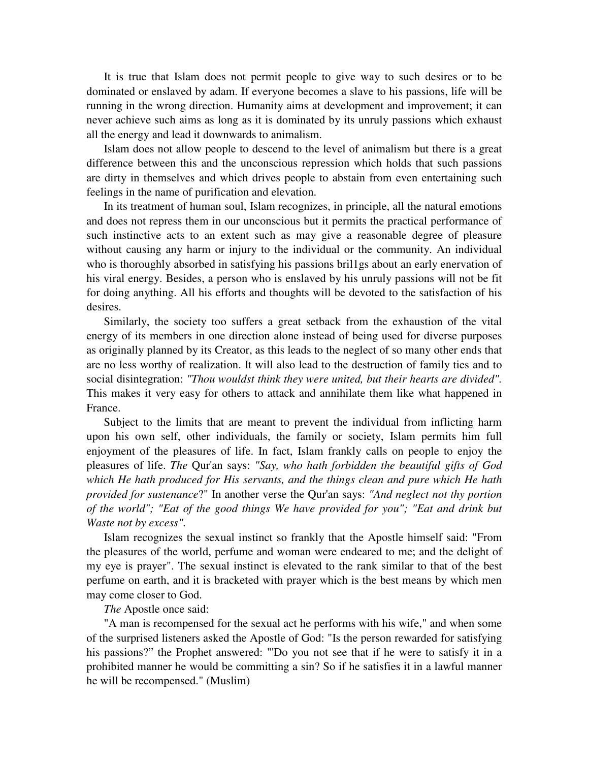It is true that Islam does not permit people to give way to such desires or to be dominated or enslaved by adam. If everyone becomes a slave to his passions, life will be running in the wrong direction. Humanity aims at development and improvement; it can never achieve such aims as long as it is dominated by its unruly passions which exhaust all the energy and lead it downwards to animalism.

Islam does not allow people to descend to the level of animalism but there is a great difference between this and the unconscious repression which holds that such passions are dirty in themselves and which drives people to abstain from even entertaining such feelings in the name of purification and elevation.

In its treatment of human soul, Islam recognizes, in principle, all the natural emotions and does not repress them in our unconscious but it permits the practical performance of such instinctive acts to an extent such as may give a reasonable degree of pleasure without causing any harm or injury to the individual or the community. An individual who is thoroughly absorbed in satisfying his passions bri1lgs about an early enervation of his viral energy. Besides, a person who is enslaved by his unruly passions will not be fit for doing anything. All his efforts and thoughts will be devoted to the satisfaction of his desires.

Similarly, the society too suffers a great setback from the exhaustion of the vital energy of its members in one direction alone instead of being used for diverse purposes as originally planned by its Creator, as this leads to the neglect of so many other ends that are no less worthy of realization. It will also lead to the destruction of family ties and to social disintegration: *"Thou wouldst think they were united, but their hearts are divided".* This makes it very easy for others to attack and annihilate them like what happened in France.

Subject to the limits that are meant to prevent the individual from inflicting harm upon his own self, other individuals, the family or society, Islam permits him full enjoyment of the pleasures of life. In fact, Islam frankly calls on people to enjoy the pleasures of life. *The* Qur'an says: *"Say, who hath forbidden the beautiful gifts of God which He hath produced for His servants, and the things clean and pure which He hath provided for sustenance*?" In another verse the Qur'an says: *"And neglect not thy portion of the world"; "Eat of the good things We have provided for you"; "Eat and drink but Waste not by excess".*

Islam recognizes the sexual instinct so frankly that the Apostle himself said: "From the pleasures of the world, perfume and woman were endeared to me; and the delight of my eye is prayer". The sexual instinct is elevated to the rank similar to that of the best perfume on earth, and it is bracketed with prayer which is the best means by which men may come closer to God.

*The* Apostle once said:

"A man is recompensed for the sexual act he performs with his wife," and when some of the surprised listeners asked the Apostle of God: "Is the person rewarded for satisfying his passions?" the Prophet answered: "'Do you not see that if he were to satisfy it in a prohibited manner he would be committing a sin? So if he satisfies it in a lawful manner he will be recompensed." (Muslim)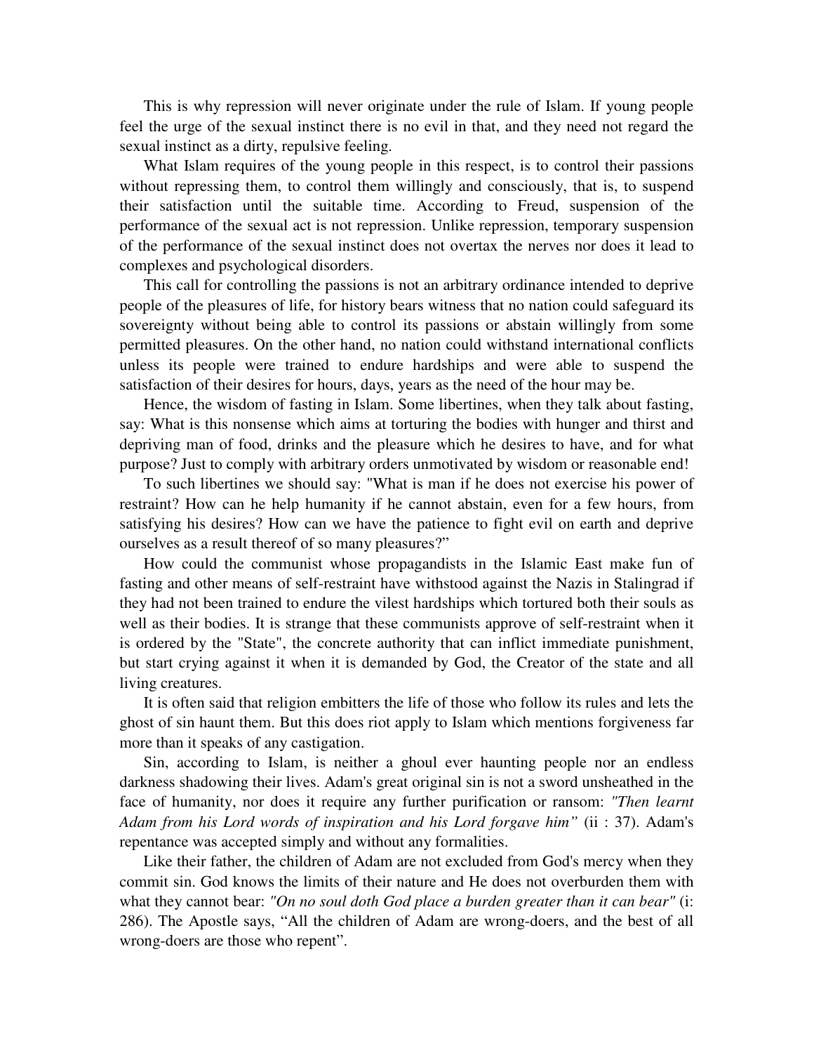This is why repression will never originate under the rule of Islam. If young people feel the urge of the sexual instinct there is no evil in that, and they need not regard the sexual instinct as a dirty, repulsive feeling.

What Islam requires of the young people in this respect, is to control their passions without repressing them, to control them willingly and consciously, that is, to suspend their satisfaction until the suitable time. According to Freud, suspension of the performance of the sexual act is not repression. Unlike repression, temporary suspension of the performance of the sexual instinct does not overtax the nerves nor does it lead to complexes and psychological disorders.

This call for controlling the passions is not an arbitrary ordinance intended to deprive people of the pleasures of life, for history bears witness that no nation could safeguard its sovereignty without being able to control its passions or abstain willingly from some permitted pleasures. On the other hand, no nation could withstand international conflicts unless its people were trained to endure hardships and were able to suspend the satisfaction of their desires for hours, days, years as the need of the hour may be.

Hence, the wisdom of fasting in Islam. Some libertines, when they talk about fasting, say: What is this nonsense which aims at torturing the bodies with hunger and thirst and depriving man of food, drinks and the pleasure which he desires to have, and for what purpose? Just to comply with arbitrary orders unmotivated by wisdom or reasonable end!

To such libertines we should say: "What is man if he does not exercise his power of restraint? How can he help humanity if he cannot abstain, even for a few hours, from satisfying his desires? How can we have the patience to fight evil on earth and deprive ourselves as a result thereof of so many pleasures?"

How could the communist whose propagandists in the Islamic East make fun of fasting and other means of self-restraint have withstood against the Nazis in Stalingrad if they had not been trained to endure the vilest hardships which tortured both their souls as well as their bodies. It is strange that these communists approve of self-restraint when it is ordered by the "State", the concrete authority that can inflict immediate punishment, but start crying against it when it is demanded by God, the Creator of the state and all living creatures.

It is often said that religion embitters the life of those who follow its rules and lets the ghost of sin haunt them. But this does riot apply to Islam which mentions forgiveness far more than it speaks of any castigation.

Sin, according to Islam, is neither a ghoul ever haunting people nor an endless darkness shadowing their lives. Adam's great original sin is not a sword unsheathed in the face of humanity, nor does it require any further purification or ransom: *"Then learnt Adam from his Lord words of inspiration and his Lord forgave him"* (ii : 37). Adam's repentance was accepted simply and without any formalities.

Like their father, the children of Adam are not excluded from God's mercy when they commit sin. God knows the limits of their nature and He does not overburden them with what they cannot bear: *"On no soul doth God place a burden greater than it can bear"* (i: 286). The Apostle says, "All the children of Adam are wrong-doers, and the best of all wrong-doers are those who repent".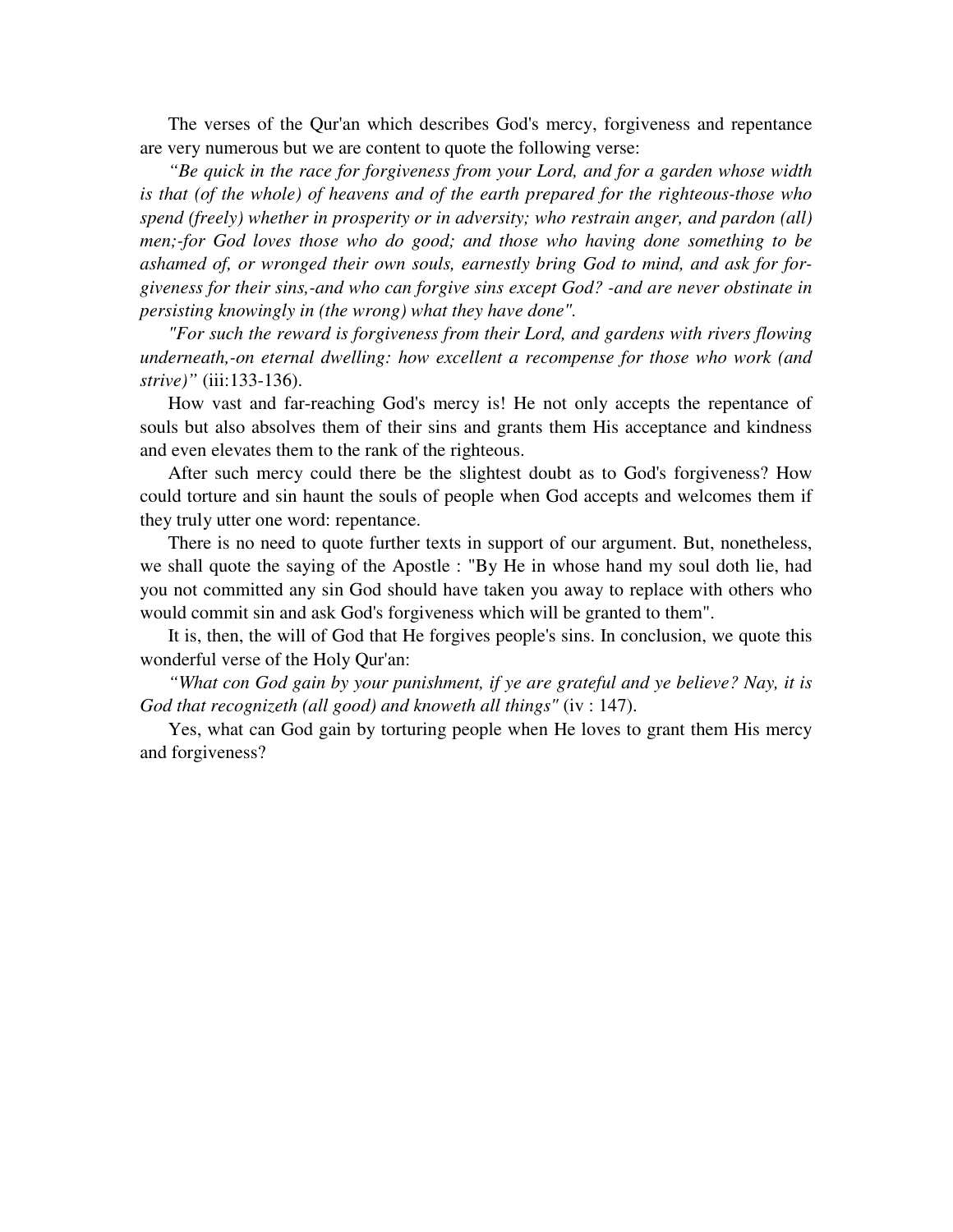The verses of the Qur'an which describes God's mercy, forgiveness and repentance are very numerous but we are content to quote the following verse:

*“Be quick in the race for forgiveness from your Lord, and for a garden whose width is that (of the whole) of heavens and of the earth prepared for the righteous-those who spend (freely) whether in prosperity or in adversity; who restrain anger, and pardon (all) men;-for God loves those who do good; and those who having done something to be ashamed of, or wronged their own souls, earnestly bring God to mind, and ask for forgiveness for their sins,-and who can forgive sins except God? -and are never obstinate in persisting knowingly in (the wrong) what they have done".*

*"For such the reward is forgiveness from their Lord, and gardens with rivers flowing underneath,-on eternal dwelling: how excellent a recompense for those who work (and strive)”* (iii:133-136).

How vast and far-reaching God's mercy is! He not only accepts the repentance of souls but also absolves them of their sins and grants them His acceptance and kindness and even elevates them to the rank of the righteous.

After such mercy could there be the slightest doubt as to God's forgiveness? How could torture and sin haunt the souls of people when God accepts and welcomes them if they truly utter one word: repentance.

There is no need to quote further texts in support of our argument. But, nonetheless, we shall quote the saying of the Apostle : "By He in whose hand my soul doth lie, had you not committed any sin God should have taken you away to replace with others who would commit sin and ask God's forgiveness which will be granted to them".

It is, then, the will of God that He forgives people's sins. In conclusion, we quote this wonderful verse of the Holy Qur'an:

*“What con God gain by your punishment, if ye are grateful and ye believe? Nay, it is God that recognizeth (all good) and knoweth all things"* (iv : 147).

Yes, what can God gain by torturing people when He loves to grant them His mercy and forgiveness?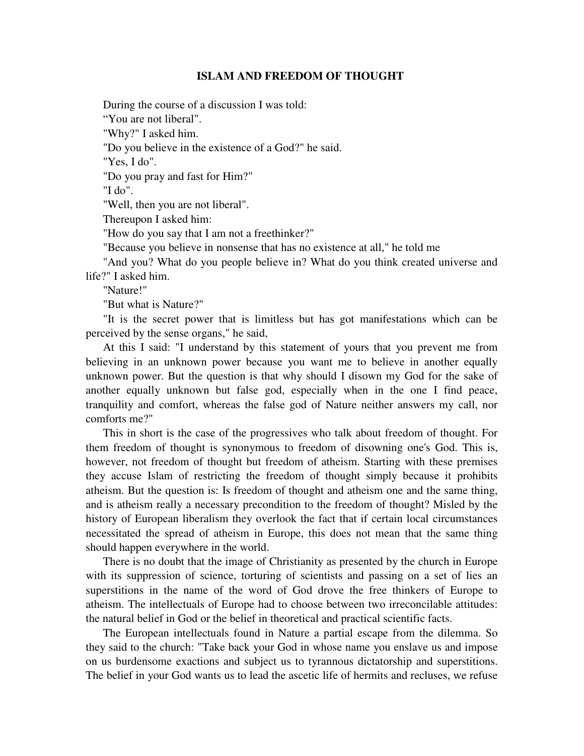# ISLAM AND FREEDOM OF THOUGHT

During the course of a discussion I was told:

“You are not liberal".

"Why?" I asked him.

"Do you believe in the existence of a God?" he said.

"Yes, I do".

"Do you pray and fast for Him?"

"I do".

"Well, then you are not liberal".

Thereupon I asked him:

"How do you say that I am not a freethinker?"

"Because you believe in nonsense that has no existence at all," he told me

"And you? What do you people believe in? What do you think created universe and life?" I asked him.

"Nature!"

"But what is Nature?"

"It is the secret power that is limitless but has got manifestations which can be perceived by the sense organs," he said,

At this I said: "I understand by this statement of yours that you prevent me from believing in an unknown power because you want me to believe in another equally unknown power. But the question is that why should I disown my God for the sake of another equally unknown but false god, especially when in the one I find peace, tranquility and comfort, whereas the false god of Nature neither answers my call, nor comforts me?"

This in short is the case of the progressives who talk about freedom of thought. For them freedom of thought is synonymous to freedom of disowning one's God. This is, however, not freedom of thought but freedom of atheism. Starting with these premises they accuse Islam of restricting the freedom of thought simply because it prohibits atheism. But the question is: Is freedom of thought and atheism one and the same thing, and is atheism really a necessary precondition to the freedom of thought? Misled by the history of European liberalism they overlook the fact that if certain local circumstances necessitated the spread of atheism in Europe, this does not mean that the same thing should happen everywhere in the world.

There is no doubt that the image of Christianity as presented by the church in Europe with its suppression of science, torturing of scientists and passing on a set of lies an superstitions in the name of the word of God drove the free thinkers of Europe to atheism. The intellectuals of Europe had to choose between two irreconcilable attitudes: the natural belief in God or the belief in theoretical and practical scientific facts.

The European intellectuals found in Nature a partial escape from the dilemma. So they said to the church: "Take back your God in whose name you enslave us and impose on us burdensome exactions and subject us to tyrannous dictatorship and superstitions. The belief in your God wants us to lead the ascetic life of hermits and recluses, we refuse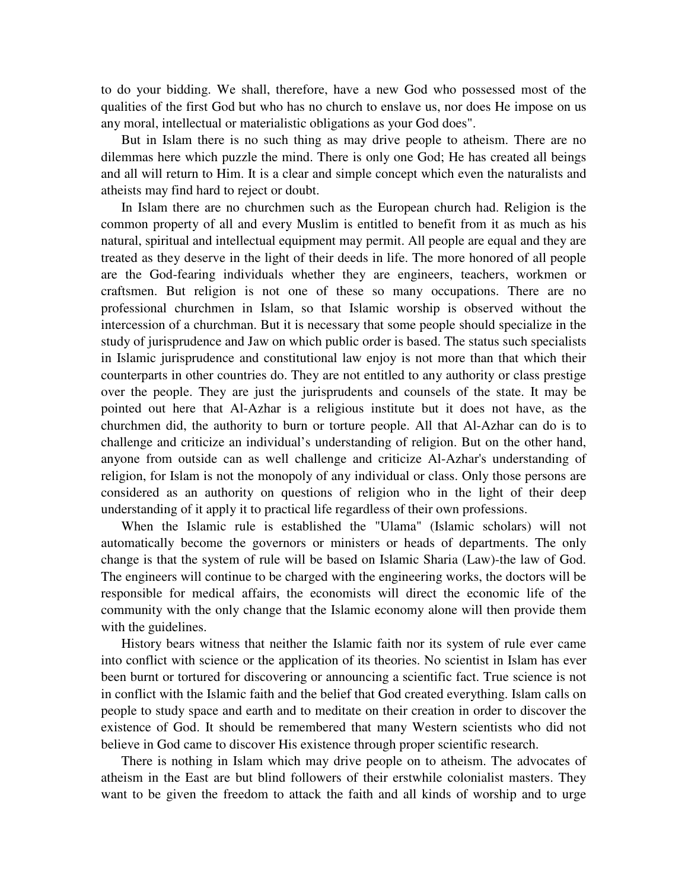to do your bidding. We shall, therefore, have a new God who possessed most of the qualities of the first God but who has no church to enslave us, nor does He impose on us any moral, intellectual or materialistic obligations as your God does".

But in Islam there is no such thing as may drive people to atheism. There are no dilemmas here which puzzle the mind. There is only one God; He has created all beings and all will return to Him. It is a clear and simple concept which even the naturalists and atheists may find hard to reject or doubt.

In Islam there are no churchmen such as the European church had. Religion is the common property of all and every Muslim is entitled to benefit from it as much as his natural, spiritual and intellectual equipment may permit. All people are equal and they are treated as they deserve in the light of their deeds in life. The more honored of all people are the God-fearing individuals whether they are engineers, teachers, workmen or craftsmen. But religion is not one of these so many occupations. There are no professional churchmen in Islam, so that Islamic worship is observed without the intercession of a churchman. But it is necessary that some people should specialize in the study of jurisprudence and Jaw on which public order is based. The status such specialists in Islamic jurisprudence and constitutional law enjoy is not more than that which their counterparts in other countries do. They are not entitled to any authority or class prestige over the people. They are just the jurisprudents and counsels of the state. It may be pointed out here that Al-Azhar is a religious institute but it does not have, as the churchmen did, the authority to burn or torture people. All that Al-Azhar can do is to challenge and criticize an individual's understanding of religion. But on the other hand, anyone from outside can as well challenge and criticize Al-Azhar's understanding of religion, for Islam is not the monopoly of any individual or class. Only those persons are considered as an authority on questions of religion who in the light of their deep understanding of it apply it to practical life regardless of their own professions.

When the Islamic rule is established the "Ulama" (Islamic scholars) will not automatically become the governors or ministers or heads of departments. The only change is that the system of rule will be based on Islamic Sharia (Law)-the law of God. The engineers will continue to be charged with the engineering works, the doctors will be responsible for medical affairs, the economists will direct the economic life of the community with the only change that the Islamic economy alone will then provide them with the guidelines.

History bears witness that neither the Islamic faith nor its system of rule ever came into conflict with science or the application of its theories. No scientist in Islam has ever been burnt or tortured for discovering or announcing a scientific fact. True science is not in conflict with the Islamic faith and the belief that God created everything. Islam calls on people to study space and earth and to meditate on their creation in order to discover the existence of God. It should be remembered that many Western scientists who did not believe in God came to discover His existence through proper scientific research.

There is nothing in Islam which may drive people on to atheism. The advocates of atheism in the East are but blind followers of their erstwhile colonialist masters. They want to be given the freedom to attack the faith and all kinds of worship and to urge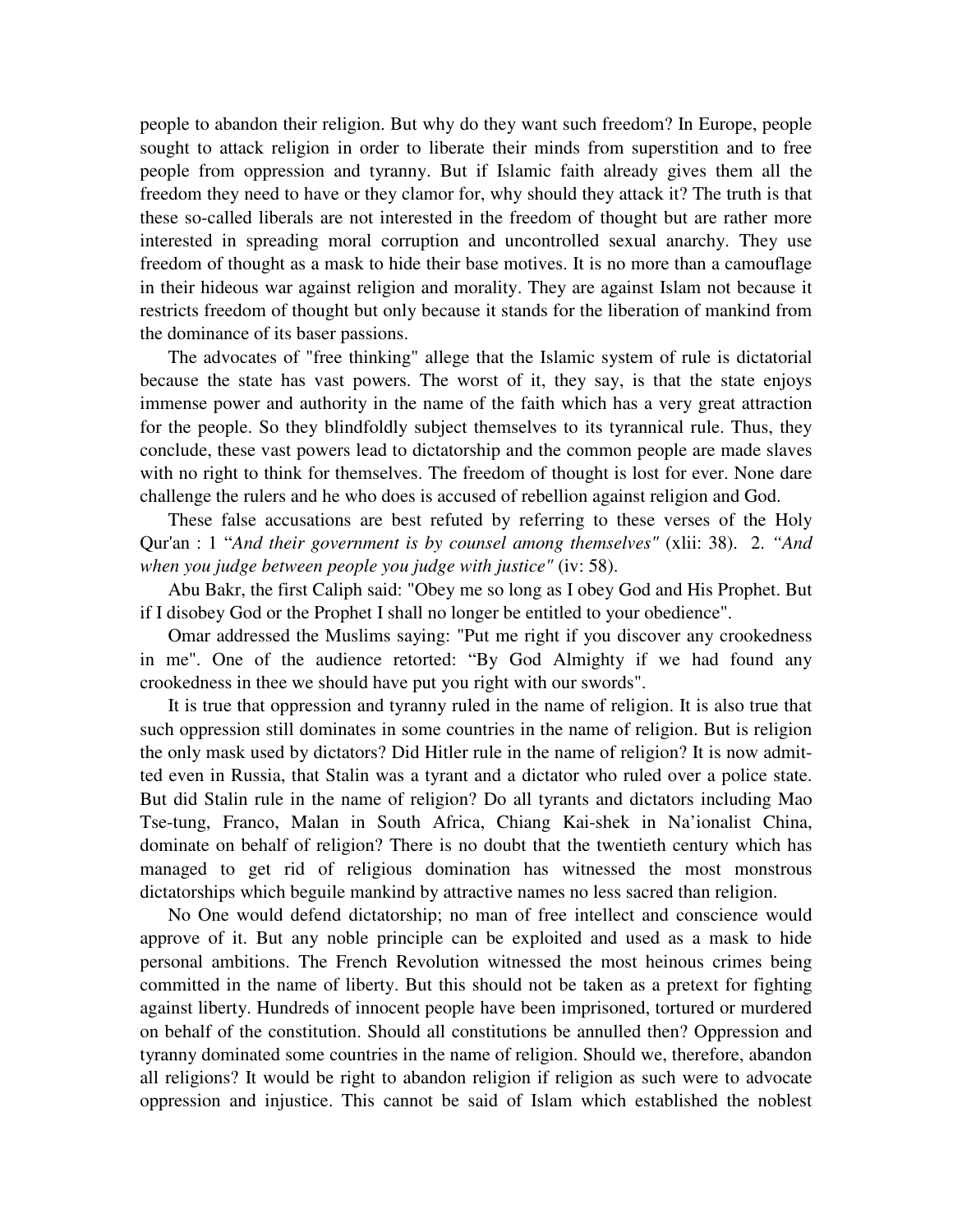people to abandon their religion. But why do they want such freedom? In Europe, people sought to attack religion in order to liberate their minds from superstition and to free people from oppression and tyranny. But if Islamic faith already gives them all the freedom they need to have or they clamor for, why should they attack it? The truth is that these so-called liberals are not interested in the freedom of thought but are rather more interested in spreading moral corruption and uncontrolled sexual anarchy. They use freedom of thought as a mask to hide their base motives. It is no more than a camouflage in their hideous war against religion and morality. They are against Islam not because it restricts freedom of thought but only because it stands for the liberation of mankind from the dominance of its baser passions.

The advocates of "free thinking" allege that the Islamic system of rule is dictatorial because the state has vast powers. The worst of it, they say, is that the state enjoys immense power and authority in the name of the faith which has a very great attraction for the people. So they blindfoldly subject themselves to its tyrannical rule. Thus, they conclude, these vast powers lead to dictatorship and the common people are made slaves with no right to think for themselves. The freedom of thought is lost for ever. None dare challenge the rulers and he who does is accused of rebellion against religion and God.

These false accusations are best refuted by referring to these verses of the Holy Qur'an : 1 "*And their government is by counsel among themselves"* (xlii: 38). 2. *"And when you judge between people you judge with justice"* (iv: 58).

Abu Bakr, the first Caliph said: "Obey me so long as I obey God and His Prophet. But if I disobey God or the Prophet I shall no longer be entitled to your obedience".

Omar addressed the Muslims saying: "Put me right if you discover any crookedness in me". One of the audience retorted: "By God Almighty if we had found any crookedness in thee we should have put you right with our swords".

It is true that oppression and tyranny ruled in the name of religion. It is also true that such oppression still dominates in some countries in the name of religion. But is religion the only mask used by dictators? Did Hitler rule in the name of religion? It is now admitted even in Russia, that Stalin was a tyrant and a dictator who ruled over a police state. But did Stalin rule in the name of religion? Do all tyrants and dictators including Mao Tse-tung, Franco, Malan in South Africa, Chiang Kai-shek in Na'ionalist China, dominate on behalf of religion? There is no doubt that the twentieth century which has managed to get rid of religious domination has witnessed the most monstrous dictatorships which beguile mankind by attractive names no less sacred than religion.

No One would defend dictatorship; no man of free intellect and conscience would approve of it. But any noble principle can be exploited and used as a mask to hide personal ambitions. The French Revolution witnessed the most heinous crimes being committed in the name of liberty. But this should not be taken as a pretext for fighting against liberty. Hundreds of innocent people have been imprisoned, tortured or murdered on behalf of the constitution. Should all constitutions be annulled then? Oppression and tyranny dominated some countries in the name of religion. Should we, therefore, abandon all religions? It would be right to abandon religion if religion as such were to advocate oppression and injustice. This cannot be said of Islam which established the noblest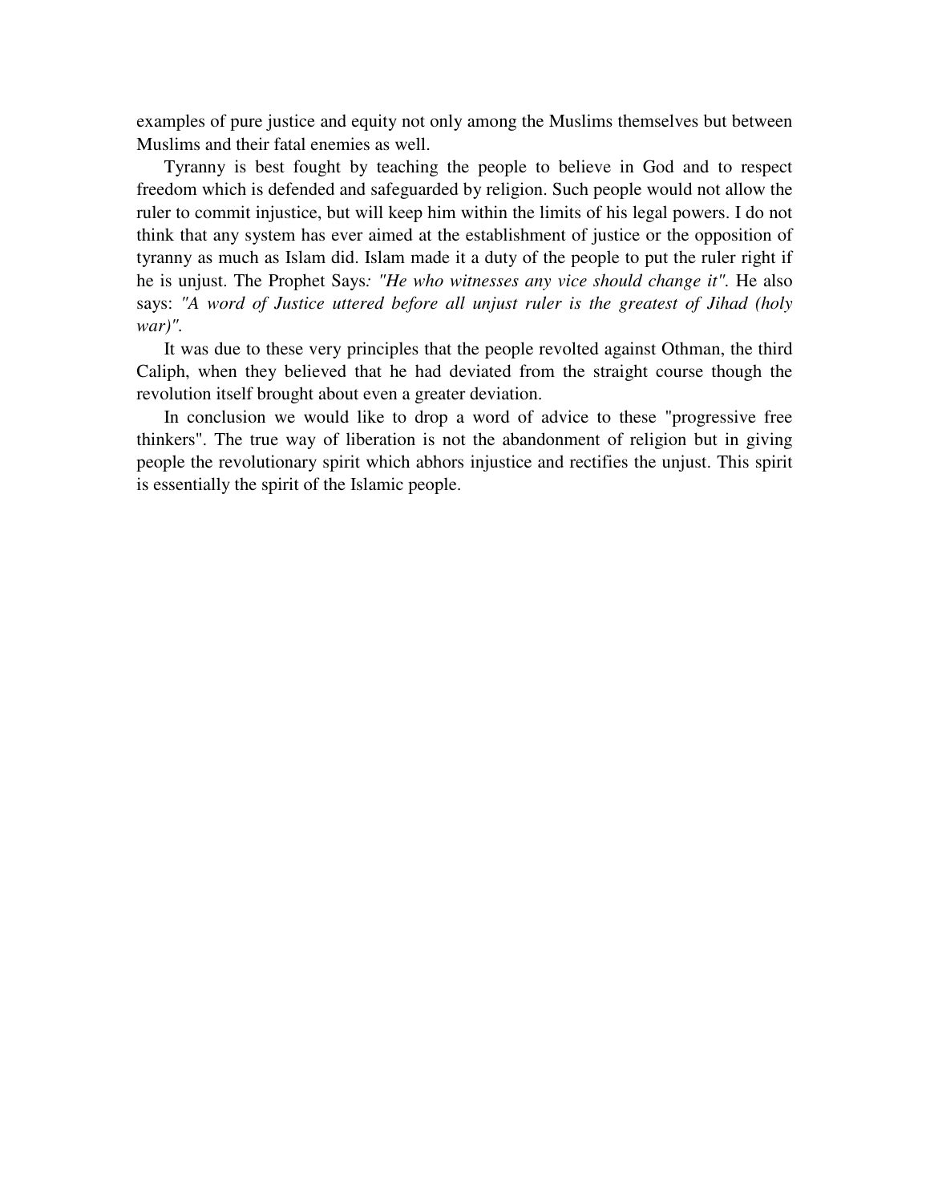examples of pure justice and equity not only among the Muslims themselves but between Muslims and their fatal enemies as well.

Tyranny is best fought by teaching the people to believe in God and to respect freedom which is defended and safeguarded by religion. Such people would not allow the ruler to commit injustice, but will keep him within the limits of his legal powers. I do not think that any system has ever aimed at the establishment of justice or the opposition of tyranny as much as Islam did. Islam made it a duty of the people to put the ruler right if he is unjust. The Prophet Says*: "He who witnesses any vice should change it"*. He also says: *"A word of Justice uttered before all unjust ruler is the greatest of Jihad (holy war)"*.

It was due to these very principles that the people revolted against Othman, the third Caliph, when they believed that he had deviated from the straight course though the revolution itself brought about even a greater deviation.

In conclusion we would like to drop a word of advice to these "progressive free thinkers". The true way of liberation is not the abandonment of religion but in giving people the revolutionary spirit which abhors injustice and rectifies the unjust. This spirit is essentially the spirit of the Islamic people.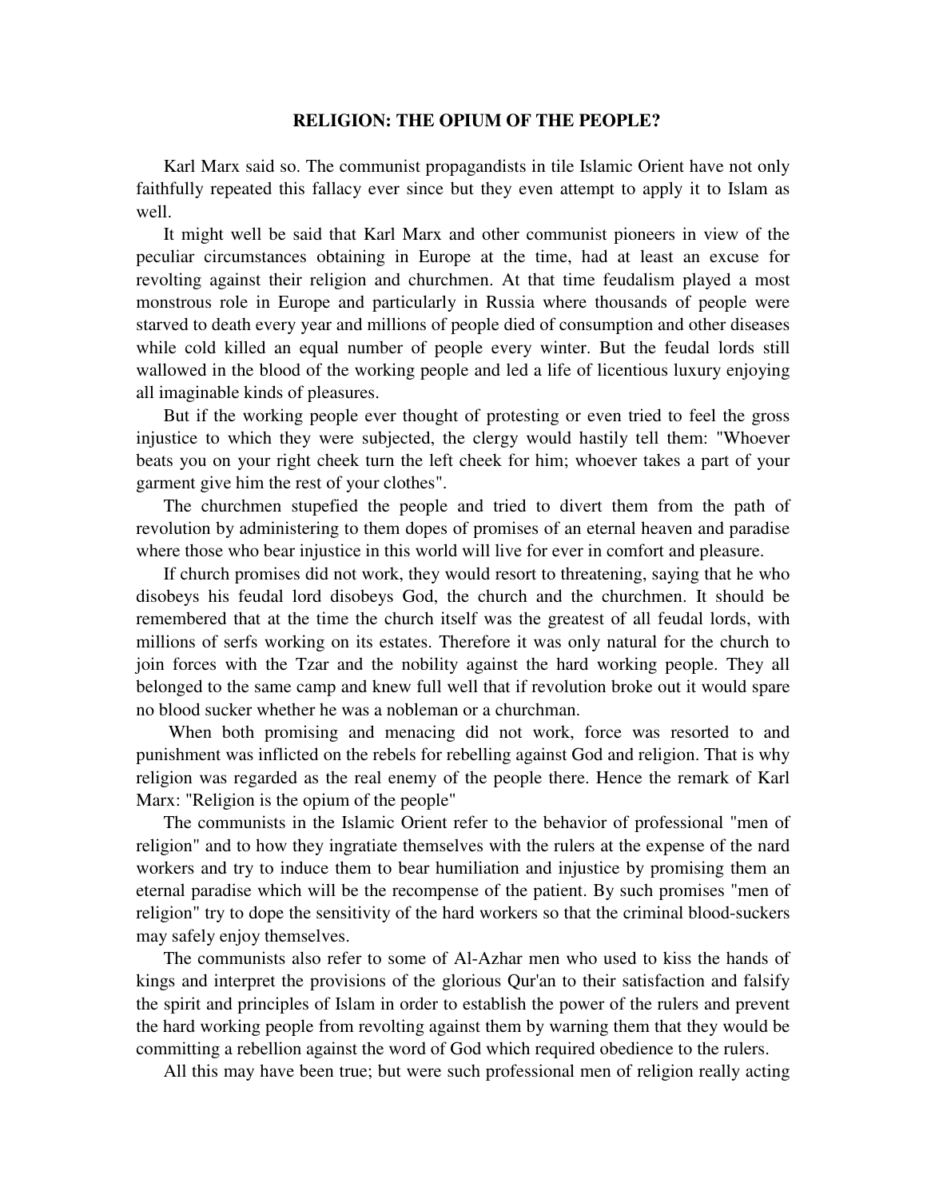## RELIGION: THE OPIUM OF THE PEOPLE?

Karl Marx said so. The communist propagandists in tile Islamic Orient have not only faithfully repeated this fallacy ever since but they even attempt to apply it to Islam as well.

It might well be said that Karl Marx and other communist pioneers in view of the peculiar circumstances obtaining in Europe at the time, had at least an excuse for revolting against their religion and churchmen. At that time feudalism played a most monstrous role in Europe and particularly in Russia where thousands of people were starved to death every year and millions of people died of consumption and other diseases while cold killed an equal number of people every winter. But the feudal lords still wallowed in the blood of the working people and led a life of licentious luxury enjoying all imaginable kinds of pleasures.

But if the working people ever thought of protesting or even tried to feel the gross injustice to which they were subjected, the clergy would hastily tell them: "Whoever beats you on your right cheek turn the left cheek for him; whoever takes a part of your garment give him the rest of your clothes".

The churchmen stupefied the people and tried to divert them from the path of revolution by administering to them dopes of promises of an eternal heaven and paradise where those who bear injustice in this world will live for ever in comfort and pleasure.

If church promises did not work, they would resort to threatening, saying that he who disobeys his feudal lord disobeys God, the church and the churchmen. It should be remembered that at the time the church itself was the greatest of all feudal lords, with millions of serfs working on its estates. Therefore it was only natural for the church to join forces with the Tzar and the nobility against the hard working people. They all belonged to the same camp and knew full well that if revolution broke out it would spare no blood sucker whether he was a nobleman or a churchman.

When both promising and menacing did not work, force was resorted to and punishment was inflicted on the rebels for rebelling against God and religion. That is why religion was regarded as the real enemy of the people there. Hence the remark of Karl Marx: "Religion is the opium of the people"

The communists in the Islamic Orient refer to the behavior of professional "men of religion" and to how they ingratiate themselves with the rulers at the expense of the nard workers and try to induce them to bear humiliation and injustice by promising them an eternal paradise which will be the recompense of the patient. By such promises "men of religion" try to dope the sensitivity of the hard workers so that the criminal blood-suckers may safely enjoy themselves.

The communists also refer to some of Al-Azhar men who used to kiss the hands of kings and interpret the provisions of the glorious Qur'an to their satisfaction and falsify the spirit and principles of Islam in order to establish the power of the rulers and prevent the hard working people from revolting against them by warning them that they would be committing a rebellion against the word of God which required obedience to the rulers.

All this may have been true; but were such professional men of religion really acting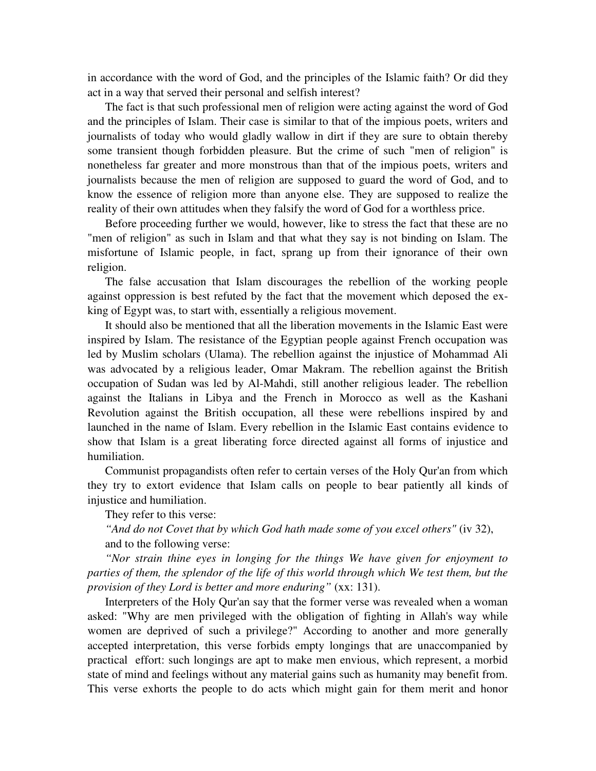in accordance with the word of God, and the principles of the Islamic faith? Or did they act in a way that served their personal and selfish interest?

The fact is that such professional men of religion were acting against the word of God and the principles of Islam. Their case is similar to that of the impious poets, writers and journalists of today who would gladly wallow in dirt if they are sure to obtain thereby some transient though forbidden pleasure. But the crime of such "men of religion" is nonetheless far greater and more monstrous than that of the impious poets, writers and journalists because the men of religion are supposed to guard the word of God, and to know the essence of religion more than anyone else. They are supposed to realize the reality of their own attitudes when they falsify the word of God for a worthless price.

Before proceeding further we would, however, like to stress the fact that these are no "men of religion" as such in Islam and that what they say is not binding on Islam. The misfortune of Islamic people, in fact, sprang up from their ignorance of their own religion.

The false accusation that Islam discourages the rebellion of the working people against oppression is best refuted by the fact that the movement which deposed the ex-king of Egypt was, to start with, essentially a religious movement.

It should also be mentioned that all the liberation movements in the Islamic East were inspired by Islam. The resistance of the Egyptian people against French occupation was led by Muslim scholars (Ulama). The rebellion against the injustice of Mohammad Ali was advocated by a religious leader, Omar Makram. The rebellion against the British occupation of Sudan was led by Al-Mahdi, still another religious leader. The rebellion against the Italians in Libya and the French in Morocco as well as the Kashani Revolution against the British occupation, all these were rebellions inspired by and launched in the name of Islam. Every rebellion in the Islamic East contains evidence to show that Islam is a great liberating force directed against all forms of injustice and humiliation.

Communist propagandists often refer to certain verses of the Holy Qur'an from which they try to extort evidence that Islam calls on people to bear patiently all kinds of injustice and humiliation.

They refer to this verse:

*“And do not Covet that by which God hath made some of you excel others"* (iv 32),

and to the following verse:

*“Nor strain thine eyes in longing for the things We have given for enjoyment to parties of them, the splendor of the life of this world through which We test them, but the provision of they Lord is better and more enduring”* (xx: 131).

Interpreters of the Holy Qur'an say that the former verse was revealed when a woman asked: "Why are men privileged with the obligation of fighting in Allah's way while women are deprived of such a privilege?" According to another and more generally accepted interpretation, this verse forbids empty longings that are unaccompanied by practical effort: such longings are apt to make men envious, which represent, a morbid state of mind and feelings without any material gains such as humanity may benefit from. This verse exhorts the people to do acts which might gain for them merit and honor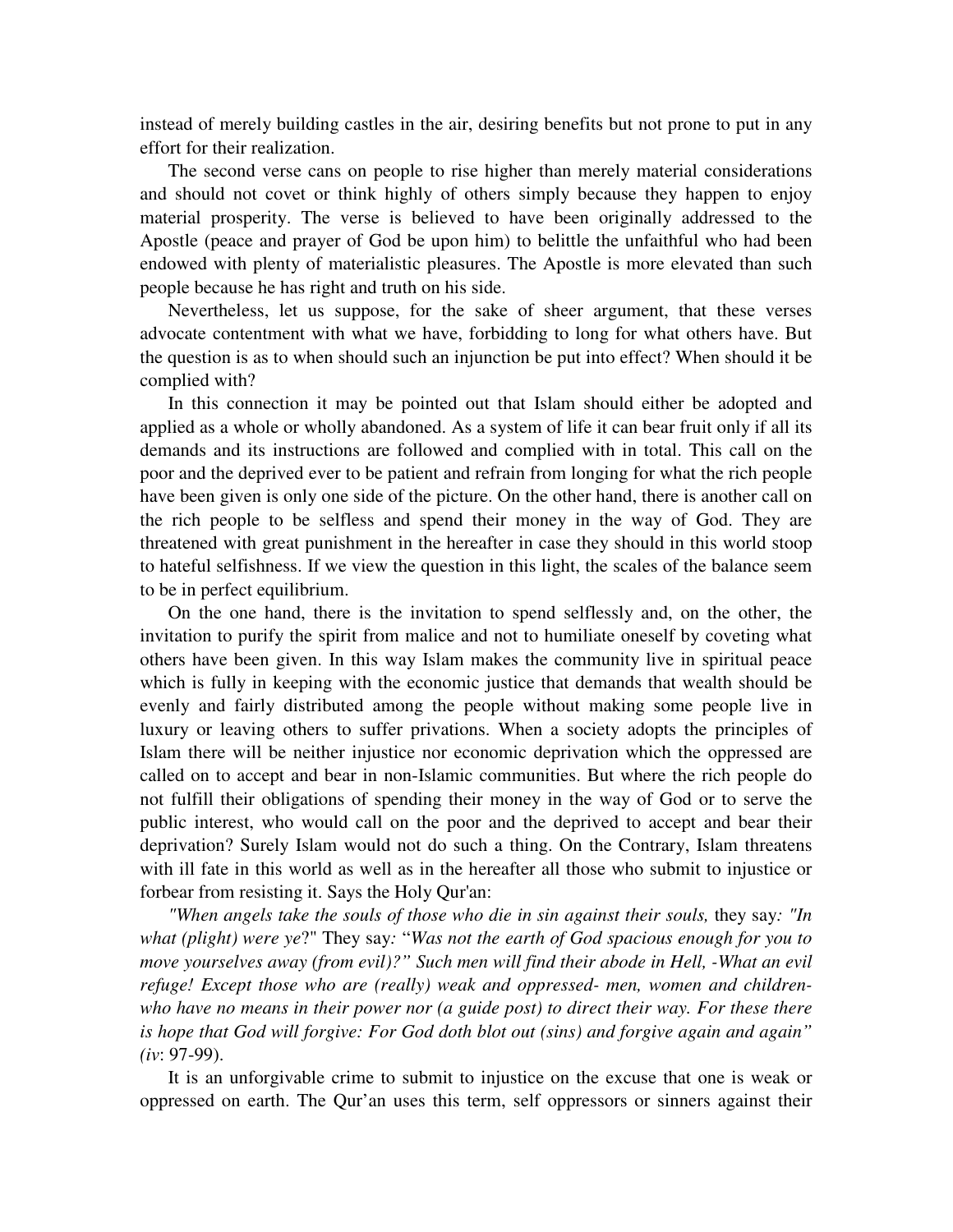instead of merely building castles in the air, desiring benefits but not prone to put in any effort for their realization.

The second verse cans on people to rise higher than merely material considerations and should not covet or think highly of others simply because they happen to enjoy material prosperity. The verse is believed to have been originally addressed to the Apostle (peace and prayer of God be upon him) to belittle the unfaithful who had been endowed with plenty of materialistic pleasures. The Apostle is more elevated than such people because he has right and truth on his side.

Nevertheless, let us suppose, for the sake of sheer argument, that these verses advocate contentment with what we have, forbidding to long for what others have. But the question is as to when should such an injunction be put into effect? When should it be complied with?

In this connection it may be pointed out that Islam should either be adopted and applied as a whole or wholly abandoned. As a system of life it can bear fruit only if all its demands and its instructions are followed and complied with in total. This call on the poor and the deprived ever to be patient and refrain from longing for what the rich people have been given is only one side of the picture. On the other hand, there is another call on the rich people to be selfless and spend their money in the way of God. They are threatened with great punishment in the hereafter in case they should in this world stoop to hateful selfishness. If we view the question in this light, the scales of the balance seem to be in perfect equilibrium.

On the one hand, there is the invitation to spend selflessly and, on the other, the invitation to purify the spirit from malice and not to humiliate oneself by coveting what others have been given. In this way Islam makes the community live in spiritual peace which is fully in keeping with the economic justice that demands that wealth should be evenly and fairly distributed among the people without making some people live in luxury or leaving others to suffer privations. When a society adopts the principles of Islam there will be neither injustice nor economic deprivation which the oppressed are called on to accept and bear in non-Islamic communities. But where the rich people do not fulfill their obligations of spending their money in the way of God or to serve the public interest, who would call on the poor and the deprived to accept and bear their deprivation? Surely Islam would not do such a thing. On the Contrary, Islam threatens with ill fate in this world as well as in the hereafter all those who submit to injustice or forbear from resisting it. Says the Holy Qur'an:

*"When angels take the souls of those who die in sin against their souls,* they say*: "In what (plight) were ye*?" They say*:* "*Was not the earth of God spacious enough for you to move yourselves away (from evil)?" Such men will find their abode in Hell, -What an evil refuge! Except those who are (really) weak and oppressed- men, women and children- who have no means in their power nor (a guide post) to direct their way. For these there is hope that God will forgive: For God doth blot out (sins) and forgive again and again" (iv*: 97-99).

It is an unforgivable crime to submit to injustice on the excuse that one is weak or oppressed on earth. The Qur'an uses this term, self oppressors or sinners against their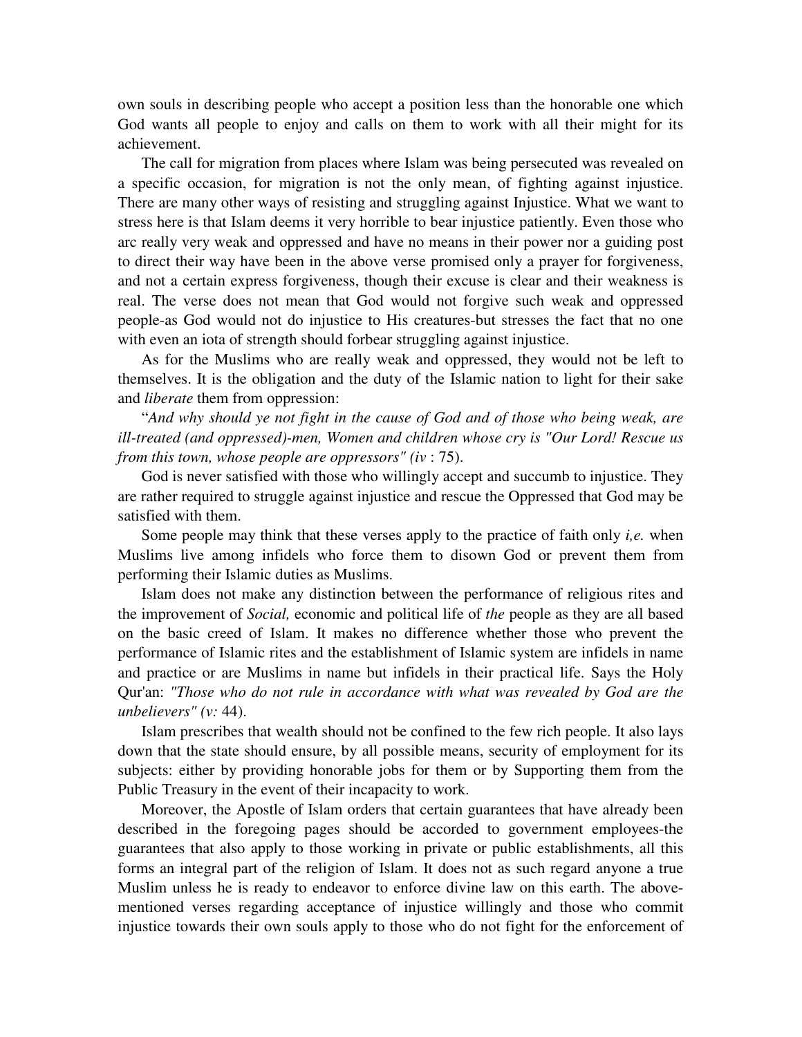own souls in describing people who accept a position less than the honorable one which God wants all people to enjoy and calls on them to work with all their might for its achievement.

The call for migration from places where Islam was being persecuted was revealed on a specific occasion, for migration is not the only mean, of fighting against injustice. There are many other ways of resisting and struggling against Injustice. What we want to stress here is that Islam deems it very horrible to bear injustice patiently. Even those who arc really very weak and oppressed and have no means in their power nor a guiding post to direct their way have been in the above verse promised only a prayer for forgiveness, and not a certain express forgiveness, though their excuse is clear and their weakness is real. The verse does not mean that God would not forgive such weak and oppressed people-as God would not do injustice to His creatures-but stresses the fact that no one with even an iota of strength should forbear struggling against injustice.

As for the Muslims who are really weak and oppressed, they would not be left to themselves. It is the obligation and the duty of the Islamic nation to light for their sake and *liberate* them from oppression:

"*And why should ye not fight in the cause of God and of those who being weak, are ill-treated (and oppressed)-men, Women and children whose cry is "Our Lord! Rescue us from this town, whose people are oppressors" (iv* : 75).

God is never satisfied with those who willingly accept and succumb to injustice. They are rather required to struggle against injustice and rescue the Oppressed that God may be satisfied with them.

Some people may think that these verses apply to the practice of faith only *i,e.* when Muslims live among infidels who force them to disown God or prevent them from performing their Islamic duties as Muslims.

Islam does not make any distinction between the performance of religious rites and the improvement of *Social,* economic and political life of *the* people as they are all based on the basic creed of Islam. It makes no difference whether those who prevent the performance of Islamic rites and the establishment of Islamic system are infidels in name and practice or are Muslims in name but infidels in their practical life. Says the Holy Qur'an: *"Those who do not rule in accordance with what was revealed by God are the unbelievers" (v:* 44).

Islam prescribes that wealth should not be confined to the few rich people. It also lays down that the state should ensure, by all possible means, security of employment for its subjects: either by providing honorable jobs for them or by Supporting them from the Public Treasury in the event of their incapacity to work.

Moreover, the Apostle of Islam orders that certain guarantees that have already been described in the foregoing pages should be accorded to government employees-the guarantees that also apply to those working in private or public establishments, all this forms an integral part of the religion of Islam. It does not as such regard anyone a true Muslim unless he is ready to endeavor to enforce divine law on this earth. The above-mentioned verses regarding acceptance of injustice willingly and those who commit injustice towards their own souls apply to those who do not fight for the enforcement of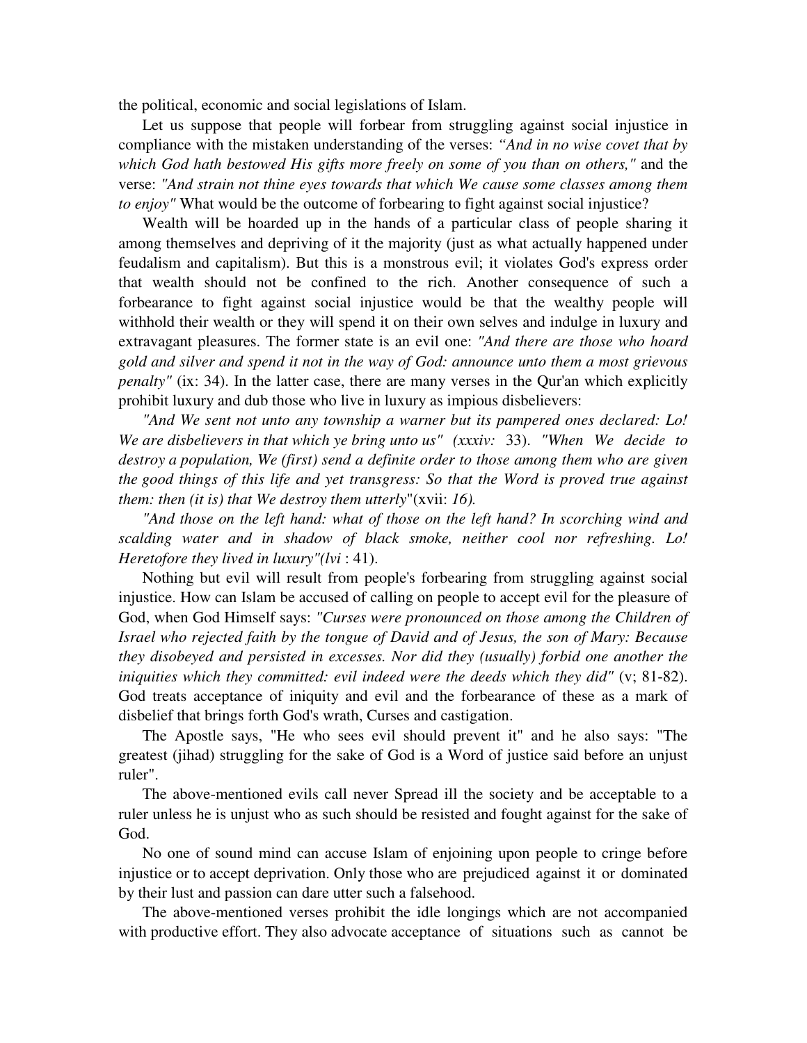the political, economic and social legislations of Islam.

Let us suppose that people will forbear from struggling against social injustice in compliance with the mistaken understanding of the verses: *"And in no wise covet that by which God hath bestowed His gifts more freely on some of you than on others,"* and the verse: *"And strain not thine eyes towards that which We cause some classes among them to enjoy"* What would be the outcome of forbearing to fight against social injustice?

Wealth will be hoarded up in the hands of a particular class of people sharing it among themselves and depriving of it the majority (just as what actually happened under feudalism and capitalism). But this is a monstrous evil; it violates God's express order that wealth should not be confined to the rich. Another consequence of such a forbearance to fight against social injustice would be that the wealthy people will withhold their wealth or they will spend it on their own selves and indulge in luxury and extravagant pleasures. The former state is an evil one: *"And there are those who hoard gold and silver and spend it not in the way of God: announce unto them a most grievous penalty"* (ix: 34). In the latter case, there are many verses in the Qur'an which explicitly prohibit luxury and dub those who live in luxury as impious disbelievers:

*"And We sent not unto any township a warner but its pampered ones declared: Lo! We are disbelievers in that which ye bring unto us" (xxxiv:* 33). *"When We decide to destroy a population, We (first) send a definite order to those among them who are given the good things of this life and yet transgress: So that the Word is proved true against them: then (it is) that We destroy them utterly*"(xvii: *16).*

*"And those on the left hand: what of those on the left hand? In scorching wind and scalding water and in shadow of black smoke, neither cool nor refreshing. Lo! Heretofore they lived in luxury"(lvi* : 41).

Nothing but evil will result from people's forbearing from struggling against social injustice. How can Islam be accused of calling on people to accept evil for the pleasure of God, when God Himself says: *"Curses were pronounced on those among the Children of Israel who rejected faith by the tongue of David and of Jesus, the son of Mary: Because they disobeyed and persisted in excesses. Nor did they (usually) forbid one another the iniquities which they committed: evil indeed were the deeds which they did"* (v; 81-82). God treats acceptance of iniquity and evil and the forbearance of these as a mark of disbelief that brings forth God's wrath, Curses and castigation.

The Apostle says, "He who sees evil should prevent it" and he also says: "The greatest (jihad) struggling for the sake of God is a Word of justice said before an unjust ruler".

The above-mentioned evils call never Spread ill the society and be acceptable to a ruler unless he is unjust who as such should be resisted and fought against for the sake of God.

No one of sound mind can accuse Islam of enjoining upon people to cringe before injustice or to accept deprivation. Only those who are prejudiced against it or dominated by their lust and passion can dare utter such a falsehood.

The above-mentioned verses prohibit the idle longings which are not accompanied with productive effort. They also advocate acceptance of situations such as cannot be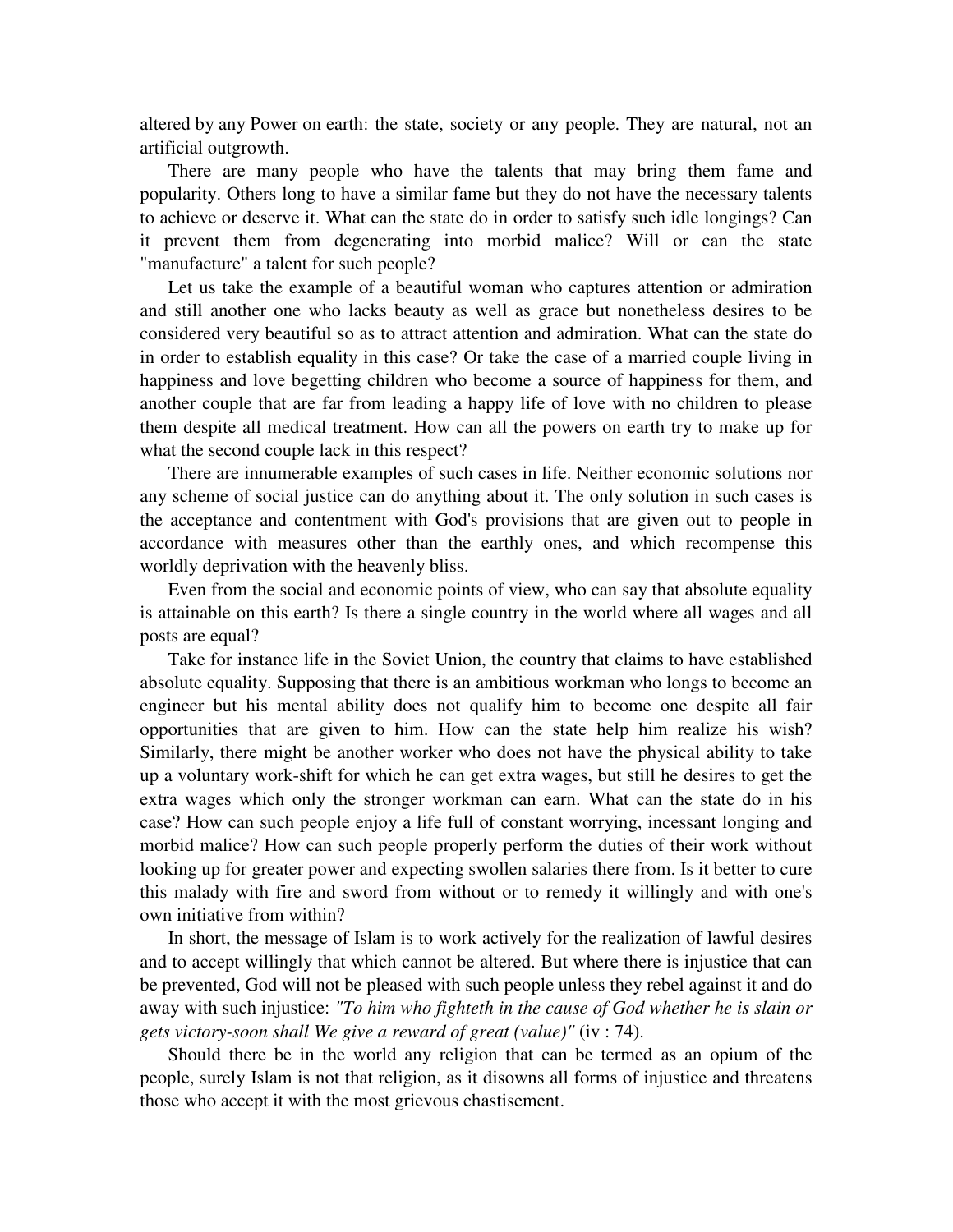altered by any Power on earth: the state, society or any people. They are natural, not an artificial outgrowth.

There are many people who have the talents that may bring them fame and popularity. Others long to have a similar fame but they do not have the necessary talents to achieve or deserve it. What can the state do in order to satisfy such idle longings? Can it prevent them from degenerating into morbid malice? Will or can the state "manufacture" a talent for such people?

Let us take the example of a beautiful woman who captures attention or admiration and still another one who lacks beauty as well as grace but nonetheless desires to be considered very beautiful so as to attract attention and admiration. What can the state do in order to establish equality in this case? Or take the case of a married couple living in happiness and love begetting children who become a source of happiness for them, and another couple that are far from leading a happy life of love with no children to please them despite all medical treatment. How can all the powers on earth try to make up for what the second couple lack in this respect?

There are innumerable examples of such cases in life. Neither economic solutions nor any scheme of social justice can do anything about it. The only solution in such cases is the acceptance and contentment with God's provisions that are given out to people in accordance with measures other than the earthly ones, and which recompense this worldly deprivation with the heavenly bliss.

Even from the social and economic points of view, who can say that absolute equality is attainable on this earth? Is there a single country in the world where all wages and all posts are equal?

Take for instance life in the Soviet Union, the country that claims to have established absolute equality. Supposing that there is an ambitious workman who longs to become an engineer but his mental ability does not qualify him to become one despite all fair opportunities that are given to him. How can the state help him realize his wish? Similarly, there might be another worker who does not have the physical ability to take up a voluntary work-shift for which he can get extra wages, but still he desires to get the extra wages which only the stronger workman can earn. What can the state do in his case? How can such people enjoy a life full of constant worrying, incessant longing and morbid malice? How can such people properly perform the duties of their work without looking up for greater power and expecting swollen salaries there from. Is it better to cure this malady with fire and sword from without or to remedy it willingly and with one's own initiative from within?

In short, the message of Islam is to work actively for the realization of lawful desires and to accept willingly that which cannot be altered. But where there is injustice that can be prevented, God will not be pleased with such people unless they rebel against it and do away with such injustice: *"To him who fighteth in the cause of God whether he is slain or gets victory-soon shall We give a reward of great (value)"* (iv : 74).

Should there be in the world any religion that can be termed as an opium of the people, surely Islam is not that religion, as it disowns all forms of injustice and threatens those who accept it with the most grievous chastisement.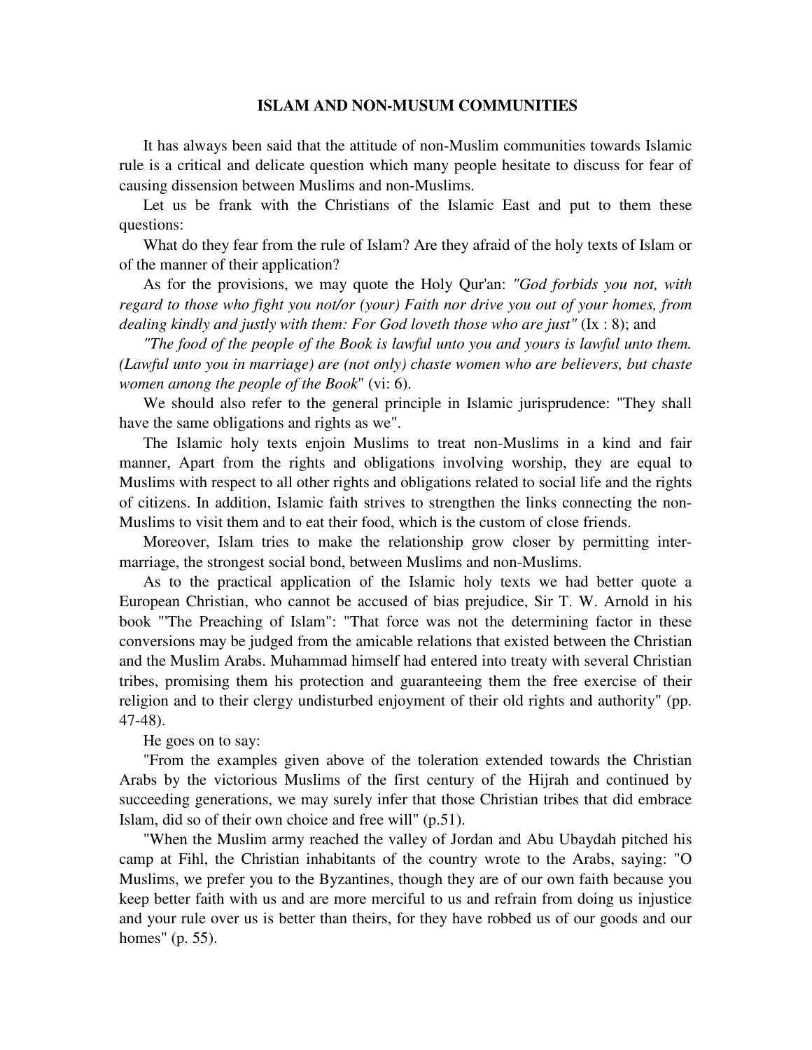## ISLAM AND NON-MUSUM COMMUNITIES

It has always been said that the attitude of non-Muslim communities towards Islamic rule is a critical and delicate question which many people hesitate to discuss for fear of causing dissension between Muslims and non-Muslims.

Let us be frank with the Christians of the Islamic East and put to them these questions:

What do they fear from the rule of Islam? Are they afraid of the holy texts of Islam or of the manner of their application?

As for the provisions, we may quote the Holy Qur'an: *"God forbids you not, with regard to those who fight you not/or (your) Faith nor drive you out of your homes, from dealing kindly and justly with them: For God loveth those who are just"* (Ix : 8); and

*"The food of the people of the Book is lawful unto you and yours is lawful unto them. (Lawful unto you in marriage) are (not only) chaste women who are believers, but chaste women among the people of the Book*" (vi: 6).

We should also refer to the general principle in Islamic jurisprudence: "They shall have the same obligations and rights as we".

The Islamic holy texts enjoin Muslims to treat non-Muslims in a kind and fair manner, Apart from the rights and obligations involving worship, they are equal to Muslims with respect to all other rights and obligations related to social life and the rights of citizens. In addition, Islamic faith strives to strengthen the links connecting the non-Muslims to visit them and to eat their food, which is the custom of close friends.

Moreover, Islam tries to make the relationship grow closer by permitting inter-marriage, the strongest social bond, between Muslims and non-Muslims.

As to the practical application of the Islamic holy texts we had better quote a European Christian, who cannot be accused of bias prejudice, Sir T. W. Arnold in his book "'The Preaching of Islam": "That force was not the determining factor in these conversions may be judged from the amicable relations that existed between the Christian and the Muslim Arabs. Muhammad himself had entered into treaty with several Christian tribes, promising them his protection and guaranteeing them the free exercise of their religion and to their clergy undisturbed enjoyment of their old rights and authority" (pp. 47-48).

He goes on to say:

"From the examples given above of the toleration extended towards the Christian Arabs by the victorious Muslims of the first century of the Hijrah and continued by succeeding generations, we may surely infer that those Christian tribes that did embrace Islam, did so of their own choice and free will" (p.51).

"When the Muslim army reached the valley of Jordan and Abu Ubaydah pitched his camp at Fihl, the Christian inhabitants of the country wrote to the Arabs, saying: "O Muslims, we prefer you to the Byzantines, though they are of our own faith because you keep better faith with us and are more merciful to us and refrain from doing us injustice and your rule over us is better than theirs, for they have robbed us of our goods and our homes" (p. 55).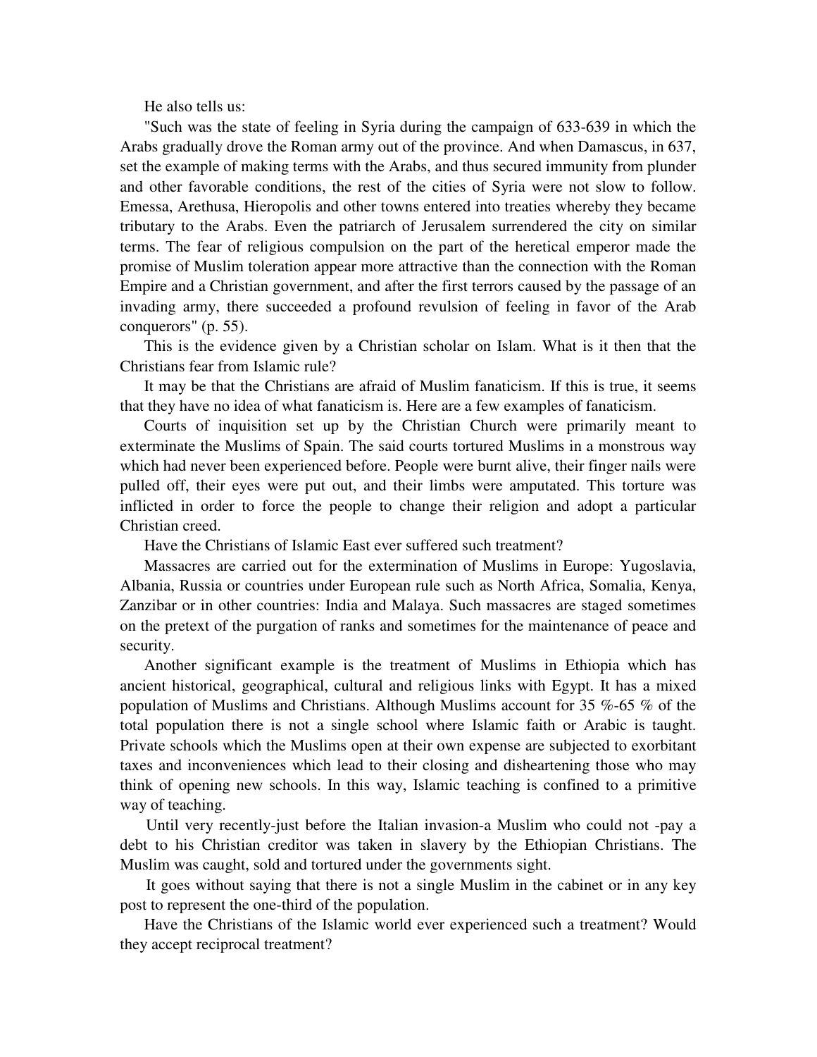He also tells us:

"Such was the state of feeling in Syria during the campaign of 633-639 in which the Arabs gradually drove the Roman army out of the province. And when Damascus, in 637, set the example of making terms with the Arabs, and thus secured immunity from plunder and other favorable conditions, the rest of the cities of Syria were not slow to follow. Emessa, Arethusa, Hieropolis and other towns entered into treaties whereby they became tributary to the Arabs. Even the patriarch of Jerusalem surrendered the city on similar terms. The fear of religious compulsion on the part of the heretical emperor made the promise of Muslim toleration appear more attractive than the connection with the Roman Empire and a Christian government, and after the first terrors caused by the passage of an invading army, there succeeded a profound revulsion of feeling in favor of the Arab conquerors" (p. 55).

This is the evidence given by a Christian scholar on Islam. What is it then that the Christians fear from Islamic rule?

It may be that the Christians are afraid of Muslim fanaticism. If this is true, it seems that they have no idea of what fanaticism is. Here are a few examples of fanaticism.

Courts of inquisition set up by the Christian Church were primarily meant to exterminate the Muslims of Spain. The said courts tortured Muslims in a monstrous way which had never been experienced before. People were burnt alive, their finger nails were pulled off, their eyes were put out, and their limbs were amputated. This torture was inflicted in order to force the people to change their religion and adopt a particular Christian creed.

Have the Christians of Islamic East ever suffered such treatment?

Massacres are carried out for the extermination of Muslims in Europe: Yugoslavia, Albania, Russia or countries under European rule such as North Africa, Somalia, Kenya, Zanzibar or in other countries: India and Malaya. Such massacres are staged sometimes on the pretext of the purgation of ranks and sometimes for the maintenance of peace and security.

Another significant example is the treatment of Muslims in Ethiopia which has ancient historical, geographical, cultural and religious links with Egypt. It has a mixed population of Muslims and Christians. Although Muslims account for 35 %-65 % of the total population there is not a single school where Islamic faith or Arabic is taught. Private schools which the Muslims open at their own expense are subjected to exorbitant taxes and inconveniences which lead to their closing and disheartening those who may think of opening new schools. In this way, Islamic teaching is confined to a primitive way of teaching.

Until very recently-just before the Italian invasion-a Muslim who could not -pay a debt to his Christian creditor was taken in slavery by the Ethiopian Christians. The Muslim was caught, sold and tortured under the governments sight.

It goes without saying that there is not a single Muslim in the cabinet or in any key post to represent the one-third of the population.

Have the Christians of the Islamic world ever experienced such a treatment? Would they accept reciprocal treatment?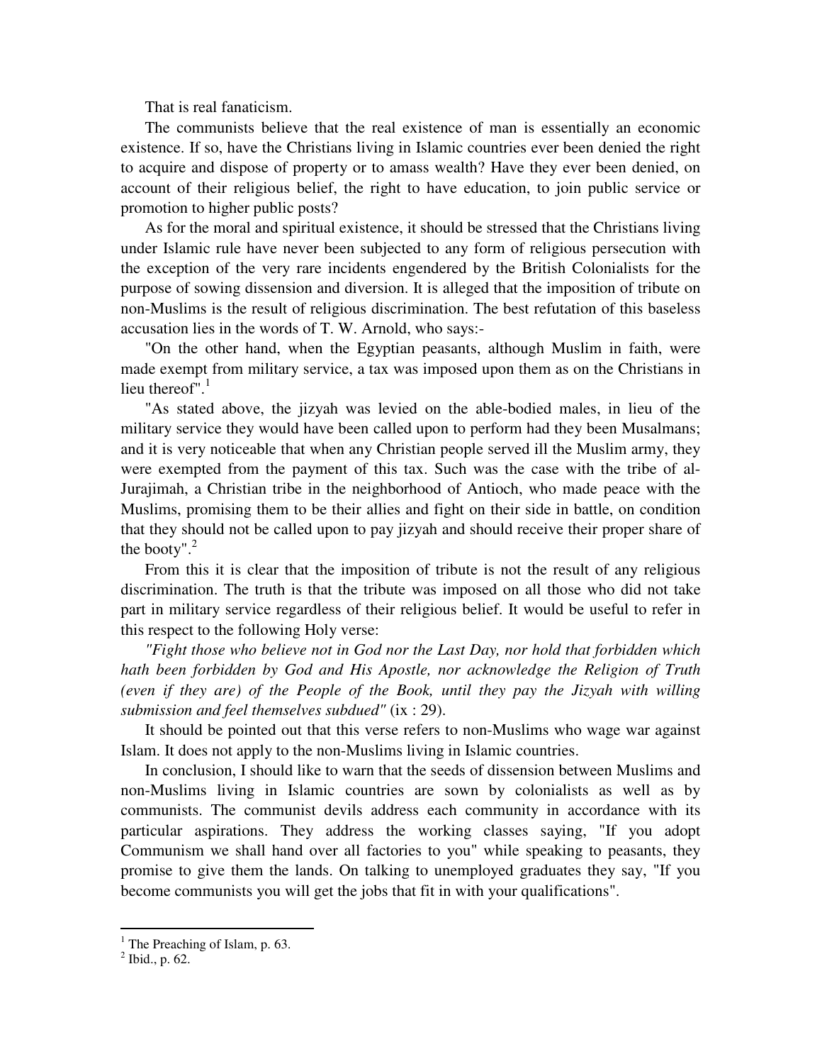That is real fanaticism.

The communists believe that the real existence of man is essentially an economic existence. If so, have the Christians living in Islamic countries ever been denied the right to acquire and dispose of property or to amass wealth? Have they ever been denied, on account of their religious belief, the right to have education, to join public service or promotion to higher public posts?

As for the moral and spiritual existence, it should be stressed that the Christians living under Islamic rule have never been subjected to any form of religious persecution with the exception of the very rare incidents engendered by the British Colonialists for the purpose of sowing dissension and diversion. It is alleged that the imposition of tribute on non-Muslims is the result of religious discrimination. The best refutation of this baseless accusation lies in the words of T. W. Arnold, who says:-

"On the other hand, when the Egyptian peasants, although Muslim in faith, were made exempt from military service, a tax was imposed upon them as on the Christians in lieu thereof".[1]

"As stated above, the jizyah was levied on the able-bodied males, in lieu of the military service they would have been called upon to perform had they been Musalmans; and it is very noticeable that when any Christian people served ill the Muslim army, they were exempted from the payment of this tax. Such was the case with the tribe of al-Jurajimah, a Christian tribe in the neighborhood of Antioch, who made peace with the Muslims, promising them to be their allies and fight on their side in battle, on condition that they should not be called upon to pay jizyah and should receive their proper share of the booty".[2]

From this it is clear that the imposition of tribute is not the result of any religious discrimination. The truth is that the tribute was imposed on all those who did not take part in military service regardless of their religious belief. It would be useful to refer in this respect to the following Holy verse:

*"Fight those who believe not in God nor the Last Day, nor hold that forbidden which hath been forbidden by God and His Apostle, nor acknowledge the Religion of Truth (even if they are) of the People of the Book, until they pay the Jizyah with willing submission and feel themselves subdued"* (ix : 29).

It should be pointed out that this verse refers to non-Muslims who wage war against Islam. It does not apply to the non-Muslims living in Islamic countries.

In conclusion, I should like to warn that the seeds of dissension between Muslims and non-Muslims living in Islamic countries are sown by colonialists as well as by communists. The communist devils address each community in accordance with its particular aspirations. They address the working classes saying, "If you adopt Communism we shall hand over all factories to you" while speaking to peasants, they promise to give them the lands. On talking to unemployed graduates they say, "If you become communists you will get the jobs that fit in with your qualifications".

---

[1] The Preaching of Islam, p. 63.

[2] Ibid., p. 62.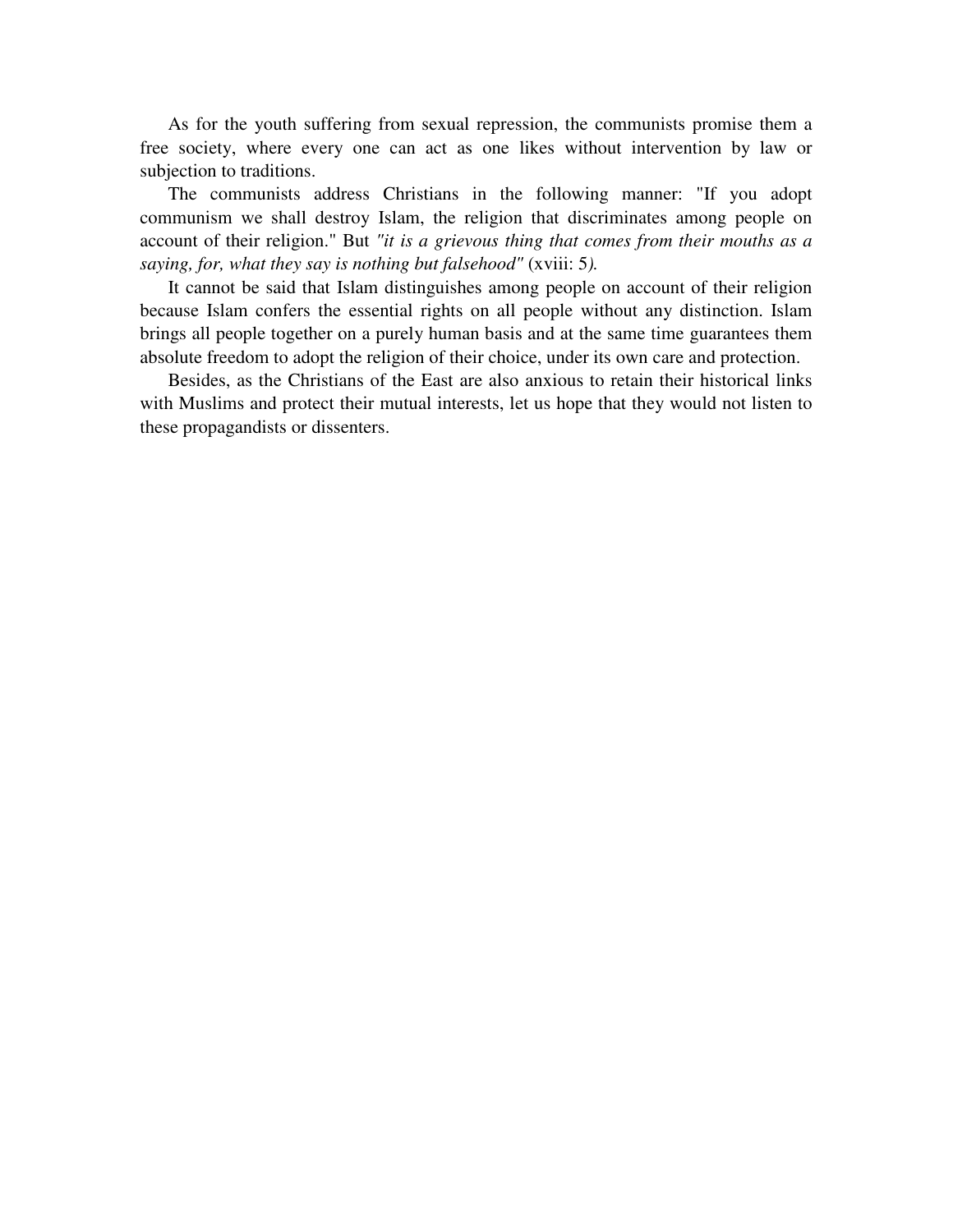As for the youth suffering from sexual repression, the communists promise them a free society, where every one can act as one likes without intervention by law or subjection to traditions.

The communists address Christians in the following manner: "If you adopt communism we shall destroy Islam, the religion that discriminates among people on account of their religion." But *"it is a grievous thing that comes from their mouths as a saying, for, what they say is nothing but falsehood"* (xviii: 5*).*

It cannot be said that Islam distinguishes among people on account of their religion because Islam confers the essential rights on all people without any distinction. Islam brings all people together on a purely human basis and at the same time guarantees them absolute freedom to adopt the religion of their choice, under its own care and protection.

Besides, as the Christians of the East are also anxious to retain their historical links with Muslims and protect their mutual interests, let us hope that they would not listen to these propagandists or dissenters.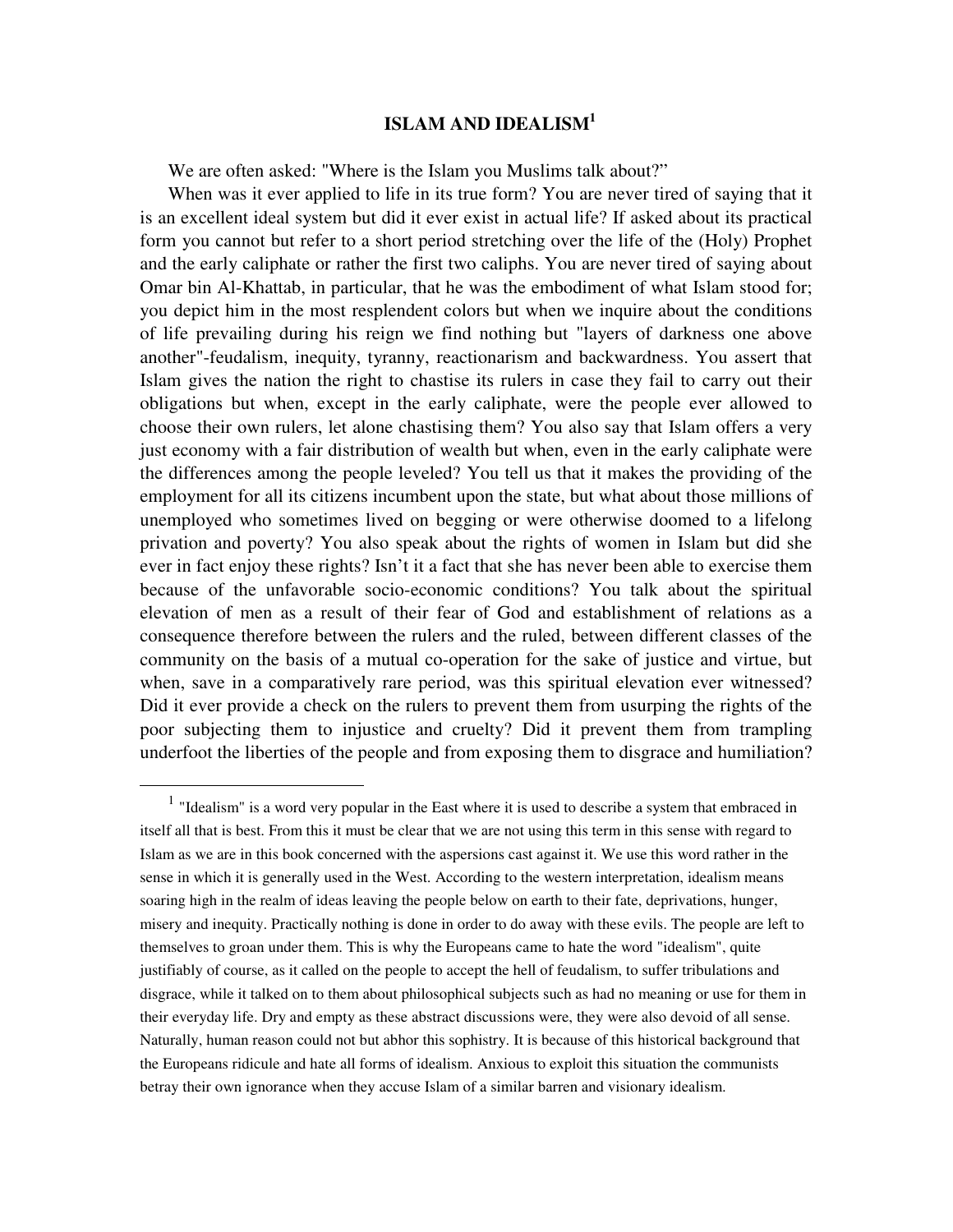# ISLAM AND IDEALISM[1]

We are often asked: "Where is the Islam you Muslims talk about?"

When was it ever applied to life in its true form? You are never tired of saying that it is an excellent ideal system but did it ever exist in actual life? If asked about its practical form you cannot but refer to a short period stretching over the life of the (Holy) Prophet and the early caliphate or rather the first two caliphs. You are never tired of saying about Omar bin Al-Khattab, in particular, that he was the embodiment of what Islam stood for; you depict him in the most resplendent colors but when we inquire about the conditions of life prevailing during his reign we find nothing but "layers of darkness one above another"-feudalism, inequity, tyranny, reactionarism and backwardness. You assert that Islam gives the nation the right to chastise its rulers in case they fail to carry out their obligations but when, except in the early caliphate, were the people ever allowed to choose their own rulers, let alone chastising them? You also say that Islam offers a very just economy with a fair distribution of wealth but when, even in the early caliphate were the differences among the people leveled? You tell us that it makes the providing of the employment for all its citizens incumbent upon the state, but what about those millions of unemployed who sometimes lived on begging or were otherwise doomed to a lifelong privation and poverty? You also speak about the rights of women in Islam but did she ever in fact enjoy these rights? Isn't it a fact that she has never been able to exercise them because of the unfavorable socio-economic conditions? You talk about the spiritual elevation of men as a result of their fear of God and establishment of relations as a consequence therefore between the rulers and the ruled, between different classes of the community on the basis of a mutual co-operation for the sake of justice and virtue, but when, save in a comparatively rare period, was this spiritual elevation ever witnessed? Did it ever provide a check on the rulers to prevent them from usurping the rights of the poor subjecting them to injustice and cruelty? Did it prevent them from trampling underfoot the liberties of the people and from exposing them to disgrace and humiliation?

---

[1] "Idealism" is a word very popular in the East where it is used to describe a system that embraced in itself all that is best. From this it must be clear that we are not using this term in this sense with regard to Islam as we are in this book concerned with the aspersions cast against it. We use this word rather in the sense in which it is generally used in the West. According to the western interpretation, idealism means soaring high in the realm of ideas leaving the people below on earth to their fate, deprivations, hunger, misery and inequity. Practically nothing is done in order to do away with these evils. The people are left to themselves to groan under them. This is why the Europeans came to hate the word "idealism", quite justifiably of course, as it called on the people to accept the hell of feudalism, to suffer tribulations and disgrace, while it talked on to them about philosophical subjects such as had no meaning or use for them in their everyday life. Dry and empty as these abstract discussions were, they were also devoid of all sense. Naturally, human reason could not but abhor this sophistry. It is because of this historical background that the Europeans ridicule and hate all forms of idealism. Anxious to exploit this situation the communists betray their own ignorance when they accuse Islam of a similar barren and visionary idealism.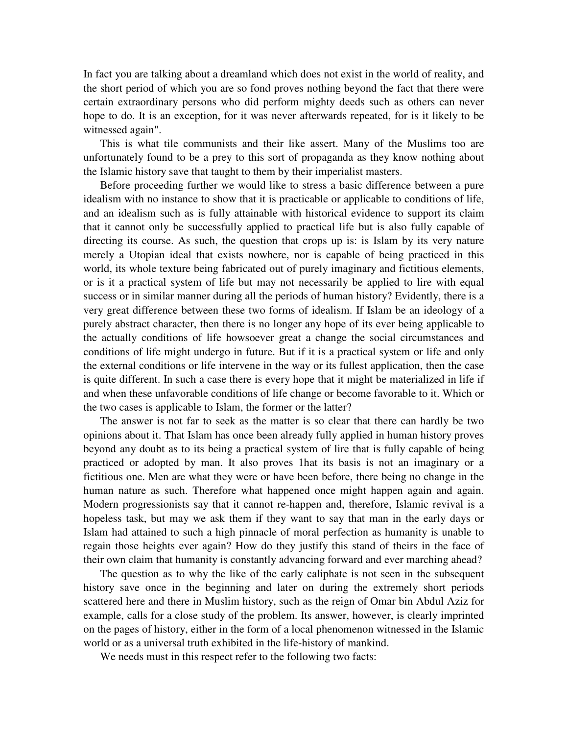In fact you are talking about a dreamland which does not exist in the world of reality, and the short period of which you are so fond proves nothing beyond the fact that there were certain extraordinary persons who did perform mighty deeds such as others can never hope to do. It is an exception, for it was never afterwards repeated, for is it likely to be witnessed again".

This is what tile communists and their like assert. Many of the Muslims too are unfortunately found to be a prey to this sort of propaganda as they know nothing about the Islamic history save that taught to them by their imperialist masters.

Before proceeding further we would like to stress a basic difference between a pure idealism with no instance to show that it is practicable or applicable to conditions of life, and an idealism such as is fully attainable with historical evidence to support its claim that it cannot only be successfully applied to practical life but is also fully capable of directing its course. As such, the question that crops up is: is Islam by its very nature merely a Utopian ideal that exists nowhere, nor is capable of being practiced in this world, its whole texture being fabricated out of purely imaginary and fictitious elements, or is it a practical system of life but may not necessarily be applied to lire with equal success or in similar manner during all the periods of human history? Evidently, there is a very great difference between these two forms of idealism. If Islam be an ideology of a purely abstract character, then there is no longer any hope of its ever being applicable to the actually conditions of life howsoever great a change the social circumstances and conditions of life might undergo in future. But if it is a practical system or life and only the external conditions or life intervene in the way or its fullest application, then the case is quite different. In such a case there is every hope that it might be materialized in life if and when these unfavorable conditions of life change or become favorable to it. Which or the two cases is applicable to Islam, the former or the latter?

The answer is not far to seek as the matter is so clear that there can hardly be two opinions about it. That Islam has once been already fully applied in human history proves beyond any doubt as to its being a practical system of lire that is fully capable of being practiced or adopted by man. It also proves 1hat its basis is not an imaginary or a fictitious one. Men are what they were or have been before, there being no change in the human nature as such. Therefore what happened once might happen again and again. Modern progressionists say that it cannot re-happen and, therefore, Islamic revival is a hopeless task, but may we ask them if they want to say that man in the early days or Islam had attained to such a high pinnacle of moral perfection as humanity is unable to regain those heights ever again? How do they justify this stand of theirs in the face of their own claim that humanity is constantly advancing forward and ever marching ahead?

The question as to why the like of the early caliphate is not seen in the subsequent history save once in the beginning and later on during the extremely short periods scattered here and there in Muslim history, such as the reign of Omar bin Abdul Aziz for example, calls for a close study of the problem. Its answer, however, is clearly imprinted on the pages of history, either in the form of a local phenomenon witnessed in the Islamic world or as a universal truth exhibited in the life-history of mankind.

We needs must in this respect refer to the following two facts: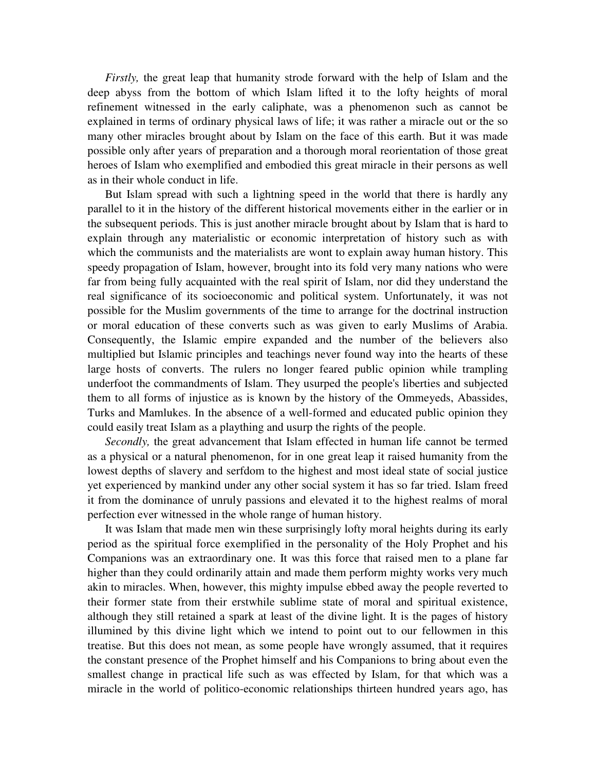*Firstly,* the great leap that humanity strode forward with the help of Islam and the deep abyss from the bottom of which Islam lifted it to the lofty heights of moral refinement witnessed in the early caliphate, was a phenomenon such as cannot be explained in terms of ordinary physical laws of life; it was rather a miracle out or the so many other miracles brought about by Islam on the face of this earth. But it was made possible only after years of preparation and a thorough moral reorientation of those great heroes of Islam who exemplified and embodied this great miracle in their persons as well as in their whole conduct in life.

But Islam spread with such a lightning speed in the world that there is hardly any parallel to it in the history of the different historical movements either in the earlier or in the subsequent periods. This is just another miracle brought about by Islam that is hard to explain through any materialistic or economic interpretation of history such as with which the communists and the materialists are wont to explain away human history. This speedy propagation of Islam, however, brought into its fold very many nations who were far from being fully acquainted with the real spirit of Islam, nor did they understand the real significance of its socioeconomic and political system. Unfortunately, it was not possible for the Muslim governments of the time to arrange for the doctrinal instruction or moral education of these converts such as was given to early Muslims of Arabia. Consequently, the Islamic empire expanded and the number of the believers also multiplied but Islamic principles and teachings never found way into the hearts of these large hosts of converts. The rulers no longer feared public opinion while trampling underfoot the commandments of Islam. They usurped the people's liberties and subjected them to all forms of injustice as is known by the history of the Ommeyeds, Abassides, Turks and Mamlukes. In the absence of a well-formed and educated public opinion they could easily treat Islam as a plaything and usurp the rights of the people.

*Secondly,* the great advancement that Islam effected in human life cannot be termed as a physical or a natural phenomenon, for in one great leap it raised humanity from the lowest depths of slavery and serfdom to the highest and most ideal state of social justice yet experienced by mankind under any other social system it has so far tried. Islam freed it from the dominance of unruly passions and elevated it to the highest realms of moral perfection ever witnessed in the whole range of human history.

It was Islam that made men win these surprisingly lofty moral heights during its early period as the spiritual force exemplified in the personality of the Holy Prophet and his Companions was an extraordinary one. It was this force that raised men to a plane far higher than they could ordinarily attain and made them perform mighty works very much akin to miracles. When, however, this mighty impulse ebbed away the people reverted to their former state from their erstwhile sublime state of moral and spiritual existence, although they still retained a spark at least of the divine light. It is the pages of history illumined by this divine light which we intend to point out to our fellowmen in this treatise. But this does not mean, as some people have wrongly assumed, that it requires the constant presence of the Prophet himself and his Companions to bring about even the smallest change in practical life such as was effected by Islam, for that which was a miracle in the world of politico-economic relationships thirteen hundred years ago, has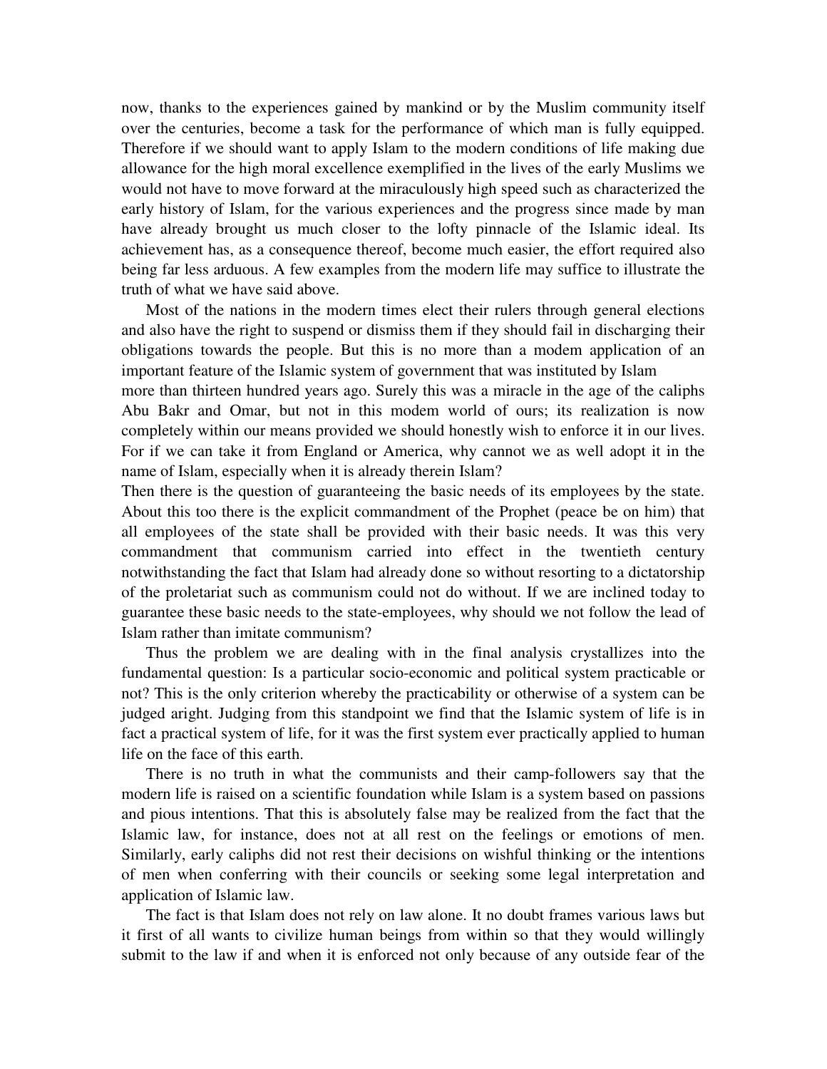now, thanks to the experiences gained by mankind or by the Muslim community itself over the centuries, become a task for the performance of which man is fully equipped. Therefore if we should want to apply Islam to the modern conditions of life making due allowance for the high moral excellence exemplified in the lives of the early Muslims we would not have to move forward at the miraculously high speed such as characterized the early history of Islam, for the various experiences and the progress since made by man have already brought us much closer to the lofty pinnacle of the Islamic ideal. Its achievement has, as a consequence thereof, become much easier, the effort required also being far less arduous. A few examples from the modern life may suffice to illustrate the truth of what we have said above.

Most of the nations in the modern times elect their rulers through general elections and also have the right to suspend or dismiss them if they should fail in discharging their obligations towards the people. But this is no more than a modem application of an important feature of the Islamic system of government that was instituted by Islam more than thirteen hundred years ago. Surely this was a miracle in the age of the caliphs Abu Bakr and Omar, but not in this modem world of ours; its realization is now completely within our means provided we should honestly wish to enforce it in our lives. For if we can take it from England or America, why cannot we as well adopt it in the name of Islam, especially when it is already therein Islam?

Then there is the question of guaranteeing the basic needs of its employees by the state. About this too there is the explicit commandment of the Prophet (peace be on him) that all employees of the state shall be provided with their basic needs. It was this very commandment that communism carried into effect in the twentieth century notwithstanding the fact that Islam had already done so without resorting to a dictatorship of the proletariat such as communism could not do without. If we are inclined today to guarantee these basic needs to the state-employees, why should we not follow the lead of Islam rather than imitate communism?

Thus the problem we are dealing with in the final analysis crystallizes into the fundamental question: Is a particular socio-economic and political system practicable or not? This is the only criterion whereby the practicability or otherwise of a system can be judged aright. Judging from this standpoint we find that the Islamic system of life is in fact a practical system of life, for it was the first system ever practically applied to human life on the face of this earth.

There is no truth in what the communists and their camp-followers say that the modern life is raised on a scientific foundation while Islam is a system based on passions and pious intentions. That this is absolutely false may be realized from the fact that the Islamic law, for instance, does not at all rest on the feelings or emotions of men. Similarly, early caliphs did not rest their decisions on wishful thinking or the intentions of men when conferring with their councils or seeking some legal interpretation and application of Islamic law.

The fact is that Islam does not rely on law alone. It no doubt frames various laws but it first of all wants to civilize human beings from within so that they would willingly submit to the law if and when it is enforced not only because of any outside fear of the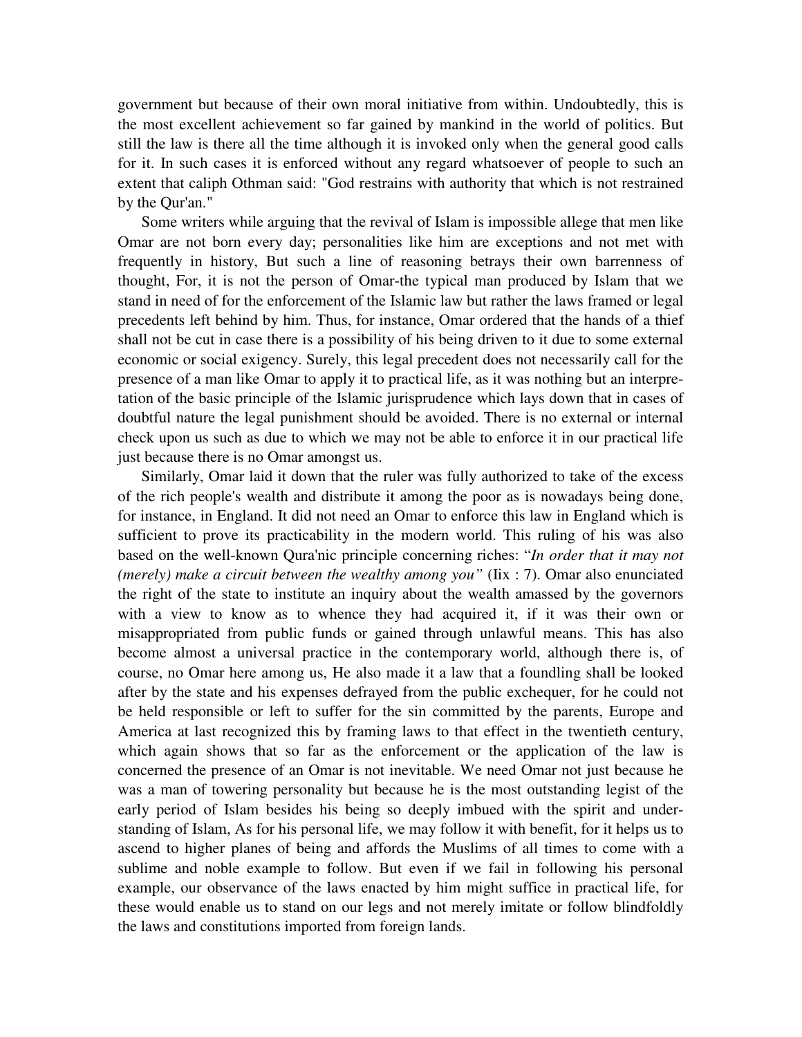government but because of their own moral initiative from within. Undoubtedly, this is the most excellent achievement so far gained by mankind in the world of politics. But still the law is there all the time although it is invoked only when the general good calls for it. In such cases it is enforced without any regard whatsoever of people to such an extent that caliph Othman said: "God restrains with authority that which is not restrained by the Qur'an."

Some writers while arguing that the revival of Islam is impossible allege that men like Omar are not born every day; personalities like him are exceptions and not met with frequently in history, But such a line of reasoning betrays their own barrenness of thought, For, it is not the person of Omar-the typical man produced by Islam that we stand in need of for the enforcement of the Islamic law but rather the laws framed or legal precedents left behind by him. Thus, for instance, Omar ordered that the hands of a thief shall not be cut in case there is a possibility of his being driven to it due to some external economic or social exigency. Surely, this legal precedent does not necessarily call for the presence of a man like Omar to apply it to practical life, as it was nothing but an interpretation of the basic principle of the Islamic jurisprudence which lays down that in cases of doubtful nature the legal punishment should be avoided. There is no external or internal check upon us such as due to which we may not be able to enforce it in our practical life just because there is no Omar amongst us.

Similarly, Omar laid it down that the ruler was fully authorized to take of the excess of the rich people's wealth and distribute it among the poor as is nowadays being done, for instance, in England. It did not need an Omar to enforce this law in England which is sufficient to prove its practicability in the modern world. This ruling of his was also based on the well-known Qura'nic principle concerning riches: "*In order that it may not (merely) make a circuit between the wealthy among you"* (Iix : 7). Omar also enunciated the right of the state to institute an inquiry about the wealth amassed by the governors with a view to know as to whence they had acquired it, if it was their own or misappropriated from public funds or gained through unlawful means. This has also become almost a universal practice in the contemporary world, although there is, of course, no Omar here among us, He also made it a law that a foundling shall be looked after by the state and his expenses defrayed from the public exchequer, for he could not be held responsible or left to suffer for the sin committed by the parents, Europe and America at last recognized this by framing laws to that effect in the twentieth century, which again shows that so far as the enforcement or the application of the law is concerned the presence of an Omar is not inevitable. We need Omar not just because he was a man of towering personality but because he is the most outstanding legist of the early period of Islam besides his being so deeply imbued with the spirit and understanding of Islam, As for his personal life, we may follow it with benefit, for it helps us to ascend to higher planes of being and affords the Muslims of all times to come with a sublime and noble example to follow. But even if we fail in following his personal example, our observance of the laws enacted by him might suffice in practical life, for these would enable us to stand on our legs and not merely imitate or follow blindfoldly the laws and constitutions imported from foreign lands.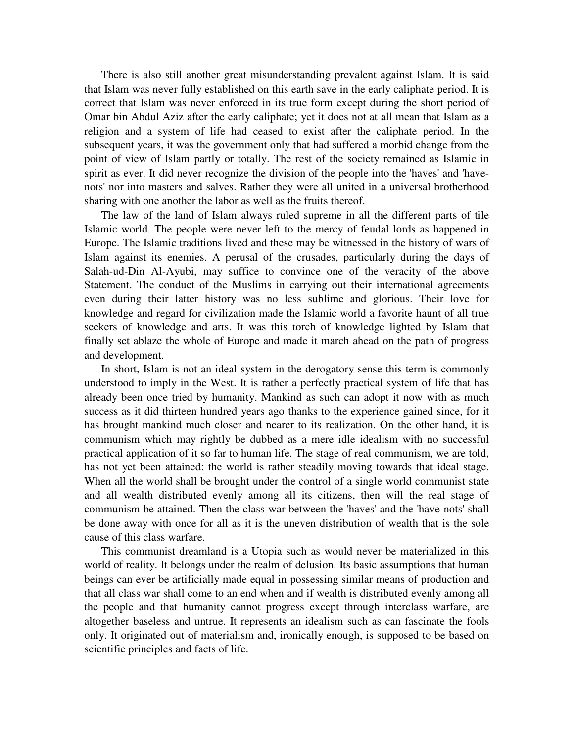There is also still another great misunderstanding prevalent against Islam. It is said that Islam was never fully established on this earth save in the early caliphate period. It is correct that Islam was never enforced in its true form except during the short period of Omar bin Abdul Aziz after the early caliphate; yet it does not at all mean that Islam as a religion and a system of life had ceased to exist after the caliphate period. In the subsequent years, it was the government only that had suffered a morbid change from the point of view of Islam partly or totally. The rest of the society remained as Islamic in spirit as ever. It did never recognize the division of the people into the 'haves' and 'have-nots' nor into masters and salves. Rather they were all united in a universal brotherhood sharing with one another the labor as well as the fruits thereof.

The law of the land of Islam always ruled supreme in all the different parts of tile Islamic world. The people were never left to the mercy of feudal lords as happened in Europe. The Islamic traditions lived and these may be witnessed in the history of wars of Islam against its enemies. A perusal of the crusades, particularly during the days of Salah-ud-Din Al-Ayubi, may suffice to convince one of the veracity of the above Statement. The conduct of the Muslims in carrying out their international agreements even during their latter history was no less sublime and glorious. Their love for knowledge and regard for civilization made the Islamic world a favorite haunt of all true seekers of knowledge and arts. It was this torch of knowledge lighted by Islam that finally set ablaze the whole of Europe and made it march ahead on the path of progress and development.

In short, Islam is not an ideal system in the derogatory sense this term is commonly understood to imply in the West. It is rather a perfectly practical system of life that has already been once tried by humanity. Mankind as such can adopt it now with as much success as it did thirteen hundred years ago thanks to the experience gained since, for it has brought mankind much closer and nearer to its realization. On the other hand, it is communism which may rightly be dubbed as a mere idle idealism with no successful practical application of it so far to human life. The stage of real communism, we are told, has not yet been attained: the world is rather steadily moving towards that ideal stage. When all the world shall be brought under the control of a single world communist state and all wealth distributed evenly among all its citizens, then will the real stage of communism be attained. Then the class-war between the 'haves' and the 'have-nots' shall be done away with once for all as it is the uneven distribution of wealth that is the sole cause of this class warfare.

This communist dreamland is a Utopia such as would never be materialized in this world of reality. It belongs under the realm of delusion. Its basic assumptions that human beings can ever be artificially made equal in possessing similar means of production and that all class war shall come to an end when and if wealth is distributed evenly among all the people and that humanity cannot progress except through interclass warfare, are altogether baseless and untrue. It represents an idealism such as can fascinate the fools only. It originated out of materialism and, ironically enough, is supposed to be based on scientific principles and facts of life.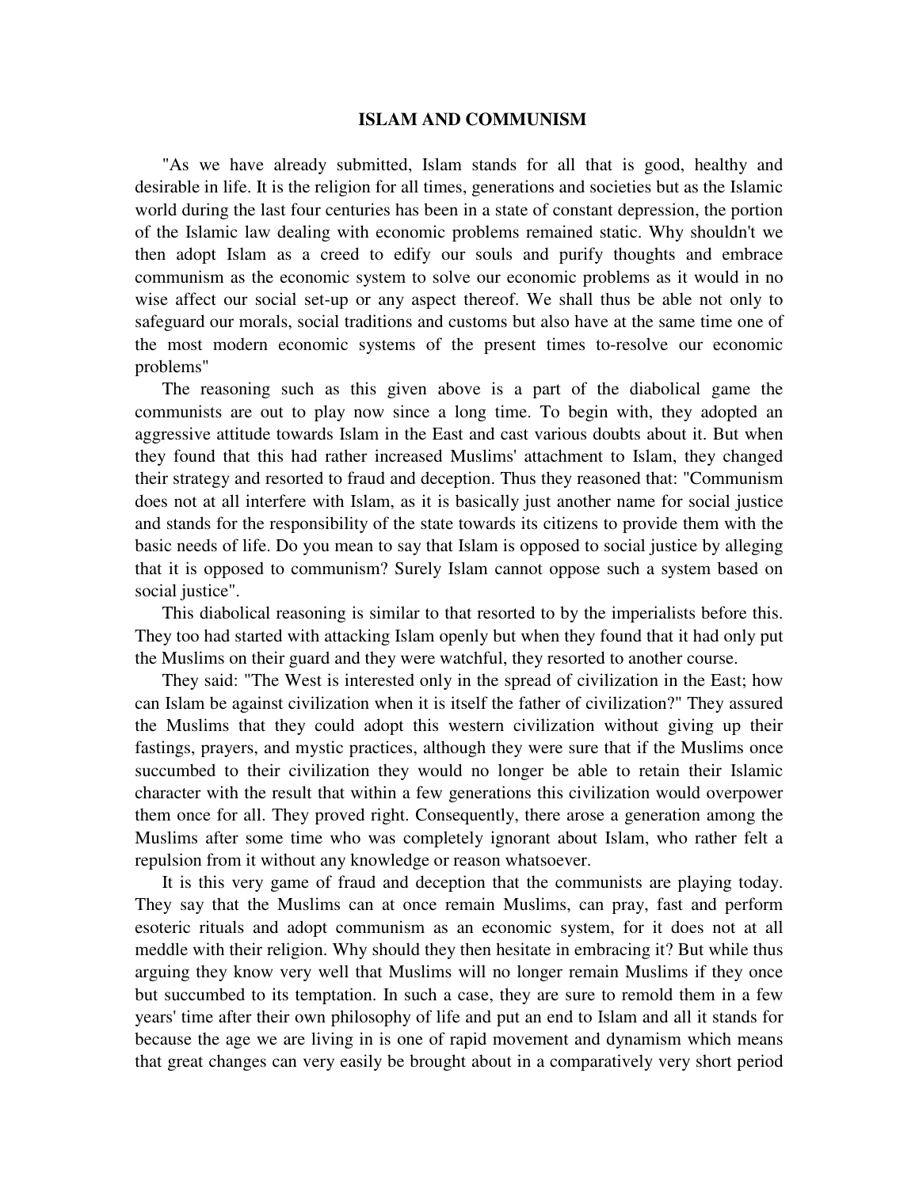## ISLAM AND COMMUNISM

"As we have already submitted, Islam stands for all that is good, healthy and desirable in life. It is the religion for all times, generations and societies but as the Islamic world during the last four centuries has been in a state of constant depression, the portion of the Islamic law dealing with economic problems remained static. Why shouldn't we then adopt Islam as a creed to edify our souls and purify thoughts and embrace communism as the economic system to solve our economic problems as it would in no wise affect our social set-up or any aspect thereof. We shall thus be able not only to safeguard our morals, social traditions and customs but also have at the same time one of the most modern economic systems of the present times to-resolve our economic problems"

The reasoning such as this given above is a part of the diabolical game the communists are out to play now since a long time. To begin with, they adopted an aggressive attitude towards Islam in the East and cast various doubts about it. But when they found that this had rather increased Muslims' attachment to Islam, they changed their strategy and resorted to fraud and deception. Thus they reasoned that: "Communism does not at all interfere with Islam, as it is basically just another name for social justice and stands for the responsibility of the state towards its citizens to provide them with the basic needs of life. Do you mean to say that Islam is opposed to social justice by alleging that it is opposed to communism? Surely Islam cannot oppose such a system based on social justice".

This diabolical reasoning is similar to that resorted to by the imperialists before this. They too had started with attacking Islam openly but when they found that it had only put the Muslims on their guard and they were watchful, they resorted to another course.

They said: "The West is interested only in the spread of civilization in the East; how can Islam be against civilization when it is itself the father of civilization?" They assured the Muslims that they could adopt this western civilization without giving up their fastings, prayers, and mystic practices, although they were sure that if the Muslims once succumbed to their civilization they would no longer be able to retain their Islamic character with the result that within a few generations this civilization would overpower them once for all. They proved right. Consequently, there arose a generation among the Muslims after some time who was completely ignorant about Islam, who rather felt a repulsion from it without any knowledge or reason whatsoever.

It is this very game of fraud and deception that the communists are playing today. They say that the Muslims can at once remain Muslims, can pray, fast and perform esoteric rituals and adopt communism as an economic system, for it does not at all meddle with their religion. Why should they then hesitate in embracing it? But while thus arguing they know very well that Muslims will no longer remain Muslims if they once but succumbed to its temptation. In such a case, they are sure to remold them in a few years' time after their own philosophy of life and put an end to Islam and all it stands for because the age we are living in is one of rapid movement and dynamism which means that great changes can very easily be brought about in a comparatively very short period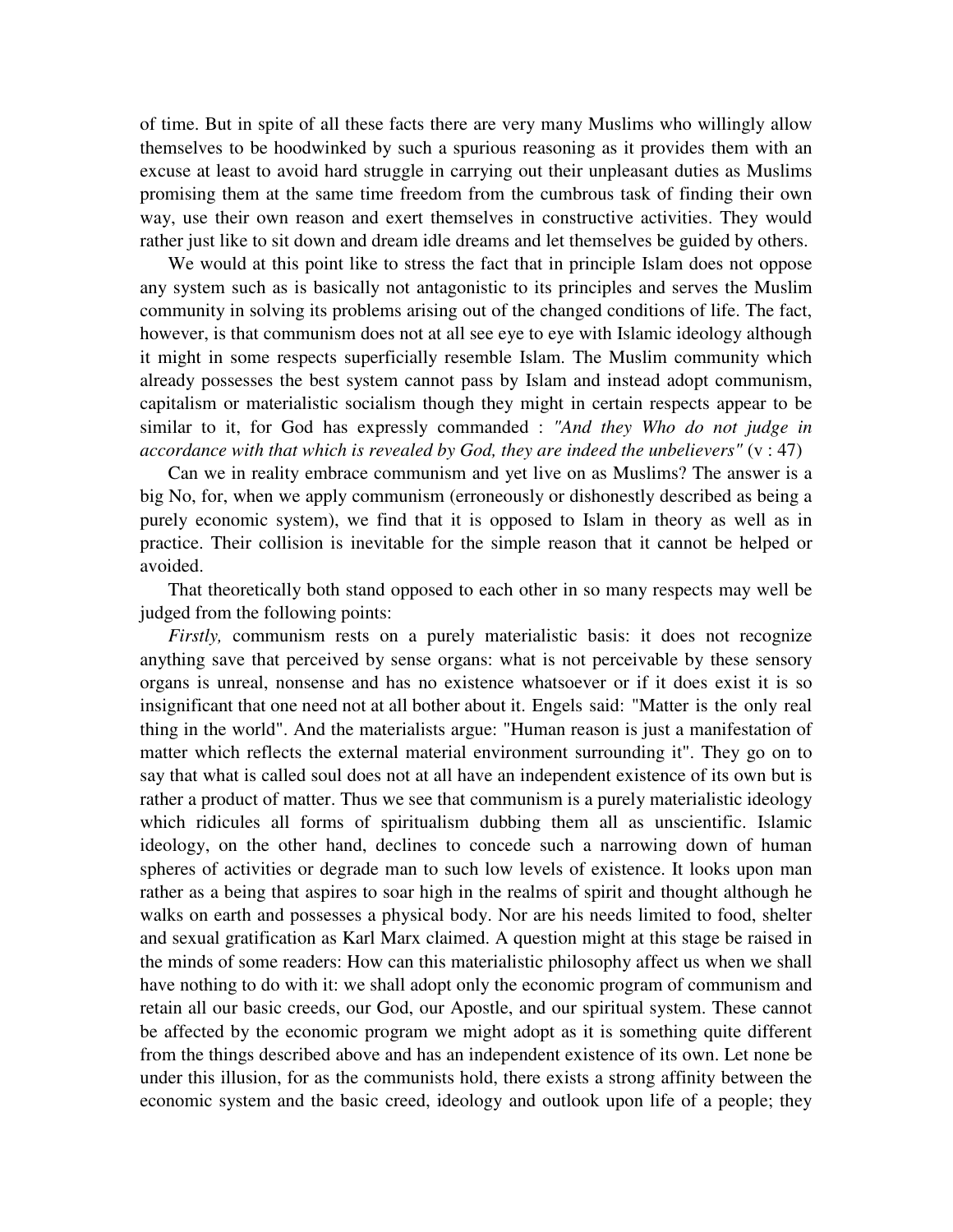of time. But in spite of all these facts there are very many Muslims who willingly allow themselves to be hoodwinked by such a spurious reasoning as it provides them with an excuse at least to avoid hard struggle in carrying out their unpleasant duties as Muslims promising them at the same time freedom from the cumbrous task of finding their own way, use their own reason and exert themselves in constructive activities. They would rather just like to sit down and dream idle dreams and let themselves be guided by others.

We would at this point like to stress the fact that in principle Islam does not oppose any system such as is basically not antagonistic to its principles and serves the Muslim community in solving its problems arising out of the changed conditions of life. The fact, however, is that communism does not at all see eye to eye with Islamic ideology although it might in some respects superficially resemble Islam. The Muslim community which already possesses the best system cannot pass by Islam and instead adopt communism, capitalism or materialistic socialism though they might in certain respects appear to be similar to it, for God has expressly commanded : *"And they Who do not judge in accordance with that which is revealed by God, they are indeed the unbelievers"* (v : 47)

Can we in reality embrace communism and yet live on as Muslims? The answer is a big No, for, when we apply communism (erroneously or dishonestly described as being a purely economic system), we find that it is opposed to Islam in theory as well as in practice. Their collision is inevitable for the simple reason that it cannot be helped or avoided.

That theoretically both stand opposed to each other in so many respects may well be judged from the following points:

*Firstly,* communism rests on a purely materialistic basis: it does not recognize anything save that perceived by sense organs: what is not perceivable by these sensory organs is unreal, nonsense and has no existence whatsoever or if it does exist it is so insignificant that one need not at all bother about it. Engels said: "Matter is the only real thing in the world". And the materialists argue: "Human reason is just a manifestation of matter which reflects the external material environment surrounding it". They go on to say that what is called soul does not at all have an independent existence of its own but is rather a product of matter. Thus we see that communism is a purely materialistic ideology which ridicules all forms of spiritualism dubbing them all as unscientific. Islamic ideology, on the other hand, declines to concede such a narrowing down of human spheres of activities or degrade man to such low levels of existence. It looks upon man rather as a being that aspires to soar high in the realms of spirit and thought although he walks on earth and possesses a physical body. Nor are his needs limited to food, shelter and sexual gratification as Karl Marx claimed. A question might at this stage be raised in the minds of some readers: How can this materialistic philosophy affect us when we shall have nothing to do with it: we shall adopt only the economic program of communism and retain all our basic creeds, our God, our Apostle, and our spiritual system. These cannot be affected by the economic program we might adopt as it is something quite different from the things described above and has an independent existence of its own. Let none be under this illusion, for as the communists hold, there exists a strong affinity between the economic system and the basic creed, ideology and outlook upon life of a people; they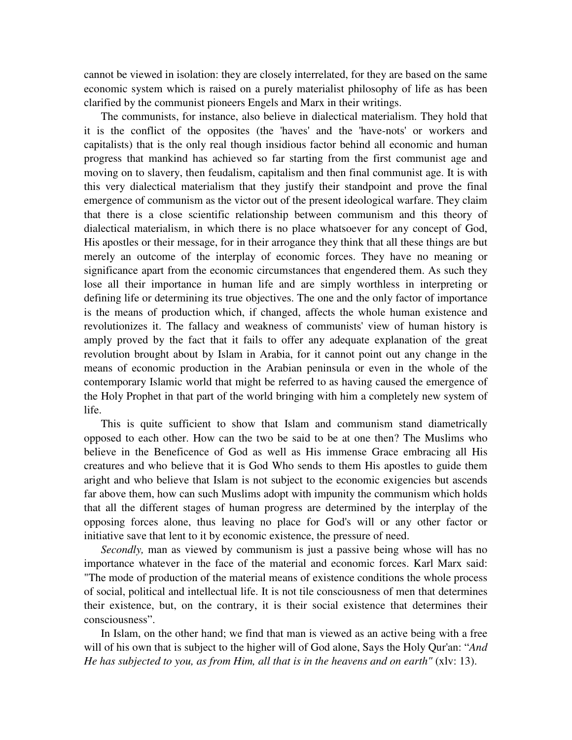cannot be viewed in isolation: they are closely interrelated, for they are based on the same economic system which is raised on a purely materialist philosophy of life as has been clarified by the communist pioneers Engels and Marx in their writings.

The communists, for instance, also believe in dialectical materialism. They hold that it is the conflict of the opposites (the 'haves' and the 'have-nots' or workers and capitalists) that is the only real though insidious factor behind all economic and human progress that mankind has achieved so far starting from the first communist age and moving on to slavery, then feudalism, capitalism and then final communist age. It is with this very dialectical materialism that they justify their standpoint and prove the final emergence of communism as the victor out of the present ideological warfare. They claim that there is a close scientific relationship between communism and this theory of dialectical materialism, in which there is no place whatsoever for any concept of God, His apostles or their message, for in their arrogance they think that all these things are but merely an outcome of the interplay of economic forces. They have no meaning or significance apart from the economic circumstances that engendered them. As such they lose all their importance in human life and are simply worthless in interpreting or defining life or determining its true objectives. The one and the only factor of importance is the means of production which, if changed, affects the whole human existence and revolutionizes it. The fallacy and weakness of communists' view of human history is amply proved by the fact that it fails to offer any adequate explanation of the great revolution brought about by Islam in Arabia, for it cannot point out any change in the means of economic production in the Arabian peninsula or even in the whole of the contemporary Islamic world that might be referred to as having caused the emergence of the Holy Prophet in that part of the world bringing with him a completely new system of life.

This is quite sufficient to show that Islam and communism stand diametrically opposed to each other. How can the two be said to be at one then? The Muslims who believe in the Beneficence of God as well as His immense Grace embracing all His creatures and who believe that it is God Who sends to them His apostles to guide them aright and who believe that Islam is not subject to the economic exigencies but ascends far above them, how can such Muslims adopt with impunity the communism which holds that all the different stages of human progress are determined by the interplay of the opposing forces alone, thus leaving no place for God's will or any other factor or initiative save that lent to it by economic existence, the pressure of need.

*Secondly,* man as viewed by communism is just a passive being whose will has no importance whatever in the face of the material and economic forces. Karl Marx said: "The mode of production of the material means of existence conditions the whole process of social, political and intellectual life. It is not tile consciousness of men that determines their existence, but, on the contrary, it is their social existence that determines their consciousness".

In Islam, on the other hand; we find that man is viewed as an active being with a free will of his own that is subject to the higher will of God alone, Says the Holy Qur'an: "*And He has subjected to you, as from Him, all that is in the heavens and on earth"* (xlv: 13).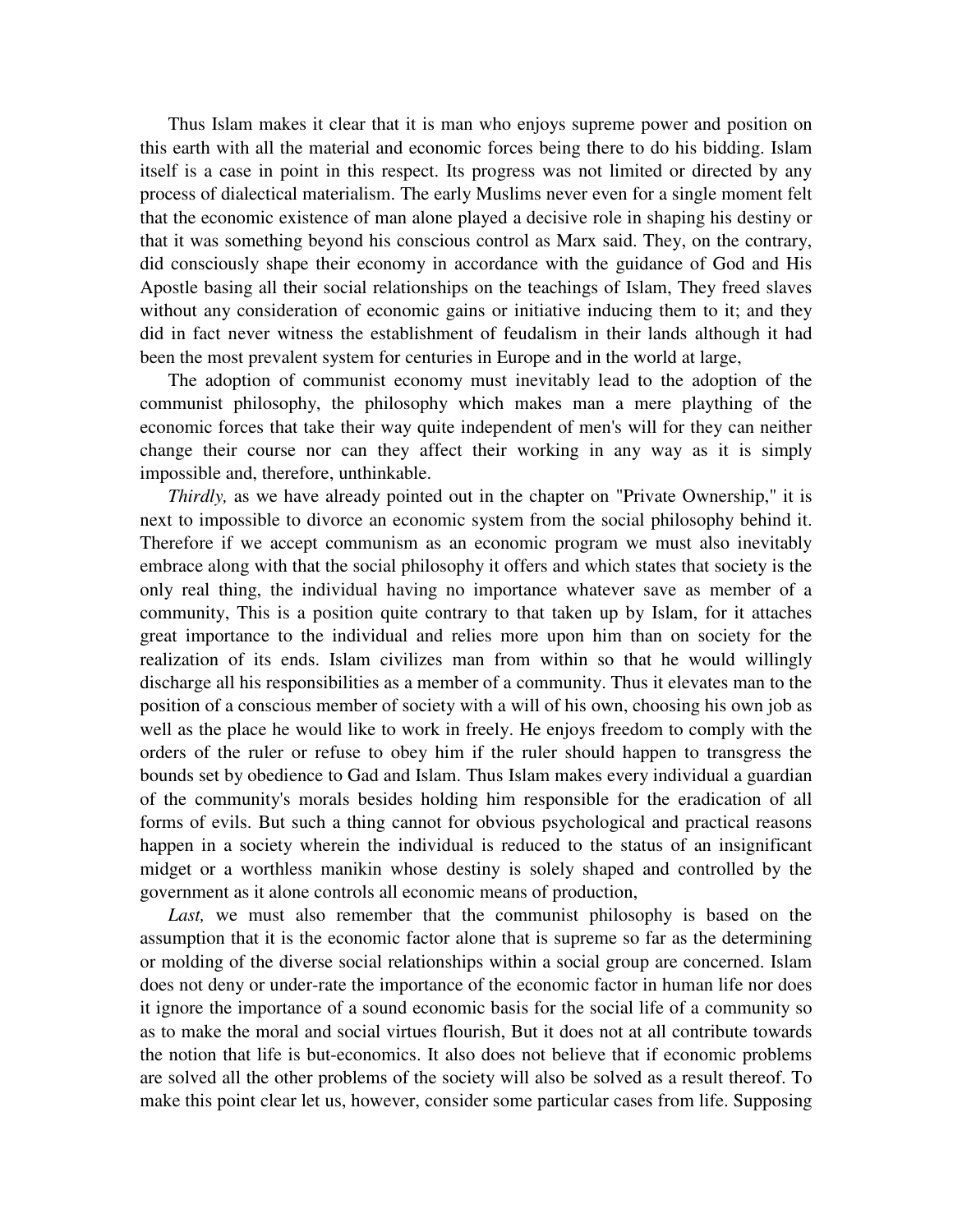Thus Islam makes it clear that it is man who enjoys supreme power and position on this earth with all the material and economic forces being there to do his bidding. Islam itself is a case in point in this respect. Its progress was not limited or directed by any process of dialectical materialism. The early Muslims never even for a single moment felt that the economic existence of man alone played a decisive role in shaping his destiny or that it was something beyond his conscious control as Marx said. They, on the contrary, did consciously shape their economy in accordance with the guidance of God and His Apostle basing all their social relationships on the teachings of Islam, They freed slaves without any consideration of economic gains or initiative inducing them to it; and they did in fact never witness the establishment of feudalism in their lands although it had been the most prevalent system for centuries in Europe and in the world at large,

The adoption of communist economy must inevitably lead to the adoption of the communist philosophy, the philosophy which makes man a mere plaything of the economic forces that take their way quite independent of men's will for they can neither change their course nor can they affect their working in any way as it is simply impossible and, therefore, unthinkable.

*Thirdly,* as we have already pointed out in the chapter on "Private Ownership," it is next to impossible to divorce an economic system from the social philosophy behind it. Therefore if we accept communism as an economic program we must also inevitably embrace along with that the social philosophy it offers and which states that society is the only real thing, the individual having no importance whatever save as member of a community, This is a position quite contrary to that taken up by Islam, for it attaches great importance to the individual and relies more upon him than on society for the realization of its ends. Islam civilizes man from within so that he would willingly discharge all his responsibilities as a member of a community. Thus it elevates man to the position of a conscious member of society with a will of his own, choosing his own job as well as the place he would like to work in freely. He enjoys freedom to comply with the orders of the ruler or refuse to obey him if the ruler should happen to transgress the bounds set by obedience to Gad and Islam. Thus Islam makes every individual a guardian of the community's morals besides holding him responsible for the eradication of all forms of evils. But such a thing cannot for obvious psychological and practical reasons happen in a society wherein the individual is reduced to the status of an insignificant midget or a worthless manikin whose destiny is solely shaped and controlled by the government as it alone controls all economic means of production,

*Last,* we must also remember that the communist philosophy is based on the assumption that it is the economic factor alone that is supreme so far as the determining or molding of the diverse social relationships within a social group are concerned. Islam does not deny or under-rate the importance of the economic factor in human life nor does it ignore the importance of a sound economic basis for the social life of a community so as to make the moral and social virtues flourish, But it does not at all contribute towards the notion that life is but-economics. It also does not believe that if economic problems are solved all the other problems of the society will also be solved as a result thereof. To make this point clear let us, however, consider some particular cases from life. Supposing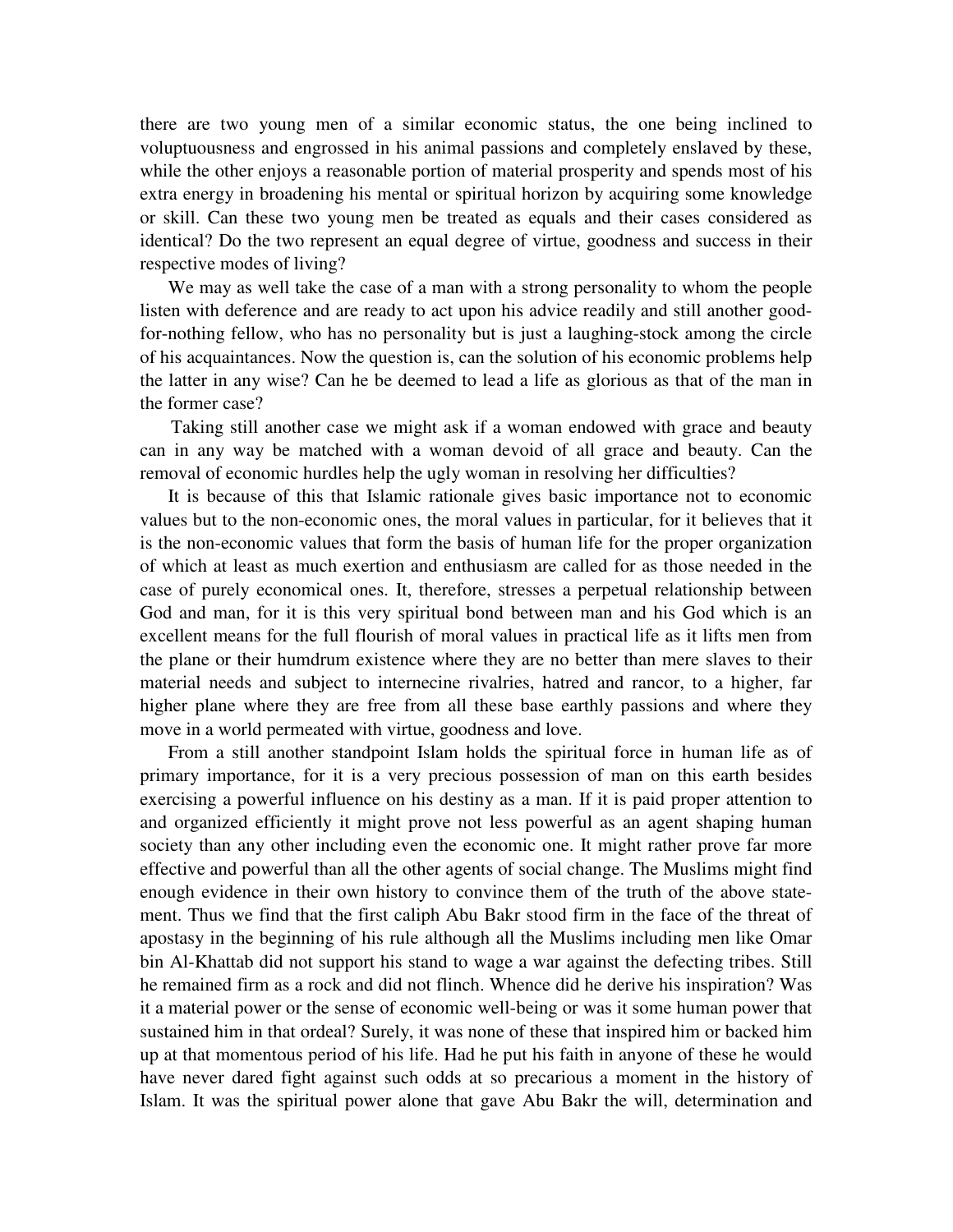there are two young men of a similar economic status, the one being inclined to voluptuousness and engrossed in his animal passions and completely enslaved by these, while the other enjoys a reasonable portion of material prosperity and spends most of his extra energy in broadening his mental or spiritual horizon by acquiring some knowledge or skill. Can these two young men be treated as equals and their cases considered as identical? Do the two represent an equal degree of virtue, goodness and success in their respective modes of living?

We may as well take the case of a man with a strong personality to whom the people listen with deference and are ready to act upon his advice readily and still another good-for-nothing fellow, who has no personality but is just a laughing-stock among the circle of his acquaintances. Now the question is, can the solution of his economic problems help the latter in any wise? Can he be deemed to lead a life as glorious as that of the man in the former case?

Taking still another case we might ask if a woman endowed with grace and beauty can in any way be matched with a woman devoid of all grace and beauty. Can the removal of economic hurdles help the ugly woman in resolving her difficulties?

It is because of this that Islamic rationale gives basic importance not to economic values but to the non-economic ones, the moral values in particular, for it believes that it is the non-economic values that form the basis of human life for the proper organization of which at least as much exertion and enthusiasm are called for as those needed in the case of purely economical ones. It, therefore, stresses a perpetual relationship between God and man, for it is this very spiritual bond between man and his God which is an excellent means for the full flourish of moral values in practical life as it lifts men from the plane or their humdrum existence where they are no better than mere slaves to their material needs and subject to internecine rivalries, hatred and rancor, to a higher, far higher plane where they are free from all these base earthly passions and where they move in a world permeated with virtue, goodness and love.

From a still another standpoint Islam holds the spiritual force in human life as of primary importance, for it is a very precious possession of man on this earth besides exercising a powerful influence on his destiny as a man. If it is paid proper attention to and organized efficiently it might prove not less powerful as an agent shaping human society than any other including even the economic one. It might rather prove far more effective and powerful than all the other agents of social change. The Muslims might find enough evidence in their own history to convince them of the truth of the above statement. Thus we find that the first caliph Abu Bakr stood firm in the face of the threat of apostasy in the beginning of his rule although all the Muslims including men like Omar bin Al-Khattab did not support his stand to wage a war against the defecting tribes. Still he remained firm as a rock and did not flinch. Whence did he derive his inspiration? Was it a material power or the sense of economic well-being or was it some human power that sustained him in that ordeal? Surely, it was none of these that inspired him or backed him up at that momentous period of his life. Had he put his faith in anyone of these he would have never dared fight against such odds at so precarious a moment in the history of Islam. It was the spiritual power alone that gave Abu Bakr the will, determination and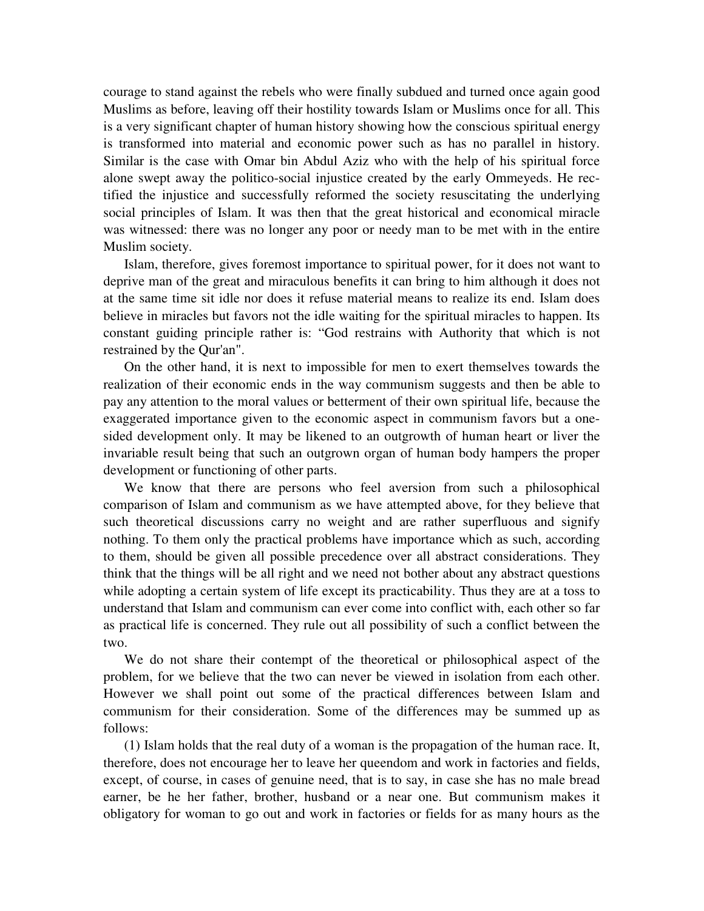courage to stand against the rebels who were finally subdued and turned once again good Muslims as before, leaving off their hostility towards Islam or Muslims once for all. This is a very significant chapter of human history showing how the conscious spiritual energy is transformed into material and economic power such as has no parallel in history. Similar is the case with Omar bin Abdul Aziz who with the help of his spiritual force alone swept away the politico-social injustice created by the early Ommeyeds. He rectified the injustice and successfully reformed the society resuscitating the underlying social principles of Islam. It was then that the great historical and economical miracle was witnessed: there was no longer any poor or needy man to be met with in the entire Muslim society.

Islam, therefore, gives foremost importance to spiritual power, for it does not want to deprive man of the great and miraculous benefits it can bring to him although it does not at the same time sit idle nor does it refuse material means to realize its end. Islam does believe in miracles but favors not the idle waiting for the spiritual miracles to happen. Its constant guiding principle rather is: "God restrains with Authority that which is not restrained by the Qur'an".

On the other hand, it is next to impossible for men to exert themselves towards the realization of their economic ends in the way communism suggests and then be able to pay any attention to the moral values or betterment of their own spiritual life, because the exaggerated importance given to the economic aspect in communism favors but a one-sided development only. It may be likened to an outgrowth of human heart or liver the invariable result being that such an outgrown organ of human body hampers the proper development or functioning of other parts.

We know that there are persons who feel aversion from such a philosophical comparison of Islam and communism as we have attempted above, for they believe that such theoretical discussions carry no weight and are rather superfluous and signify nothing. To them only the practical problems have importance which as such, according to them, should be given all possible precedence over all abstract considerations. They think that the things will be all right and we need not bother about any abstract questions while adopting a certain system of life except its practicability. Thus they are at a toss to understand that Islam and communism can ever come into conflict with, each other so far as practical life is concerned. They rule out all possibility of such a conflict between the two.

We do not share their contempt of the theoretical or philosophical aspect of the problem, for we believe that the two can never be viewed in isolation from each other. However we shall point out some of the practical differences between Islam and communism for their consideration. Some of the differences may be summed up as follows:

(1) Islam holds that the real duty of a woman is the propagation of the human race. It, therefore, does not encourage her to leave her queendom and work in factories and fields, except, of course, in cases of genuine need, that is to say, in case she has no male bread earner, be he her father, brother, husband or a near one. But communism makes it obligatory for woman to go out and work in factories or fields for as many hours as the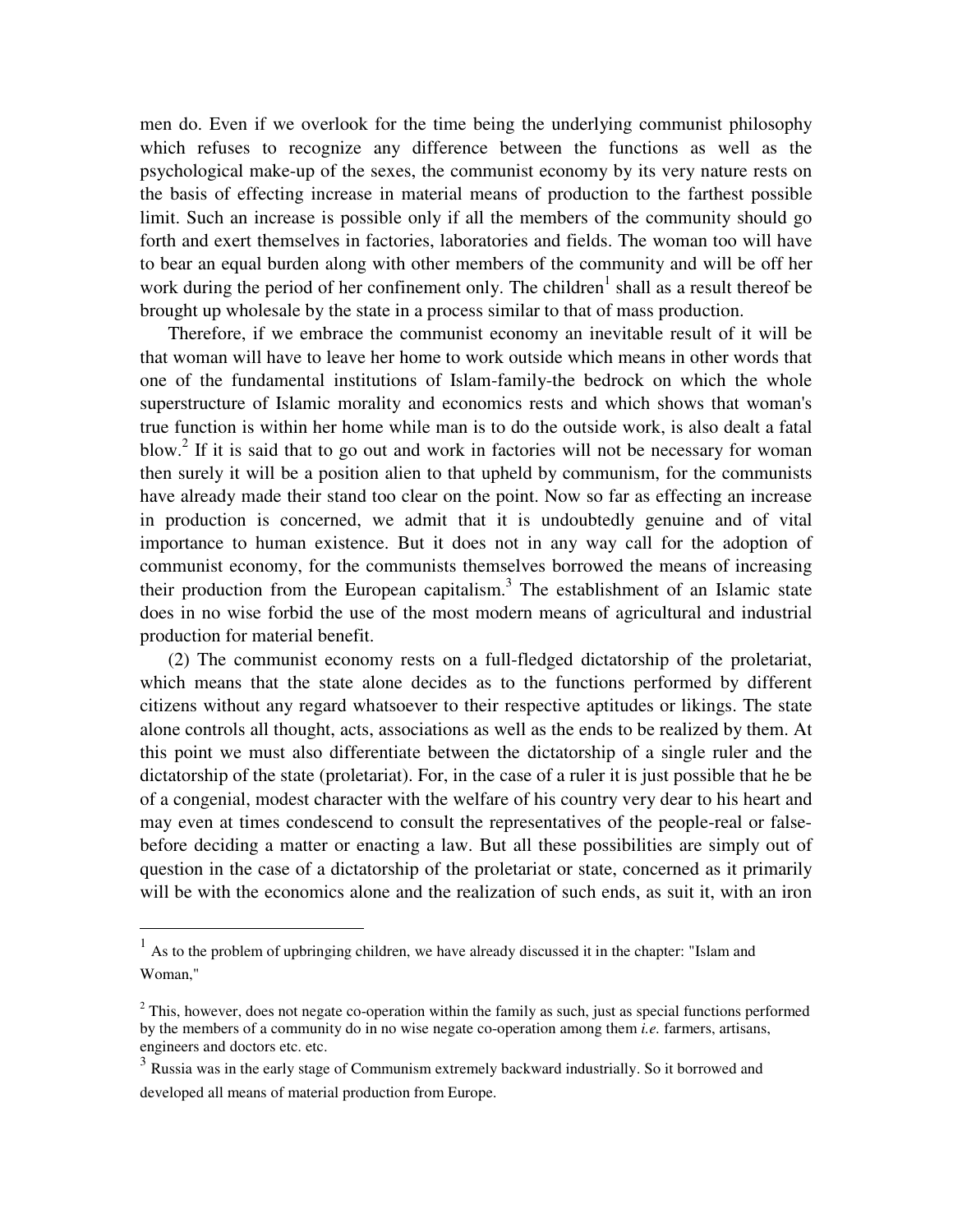men do. Even if we overlook for the time being the underlying communist philosophy which refuses to recognize any difference between the functions as well as the psychological make-up of the sexes, the communist economy by its very nature rests on the basis of effecting increase in material means of production to the farthest possible limit. Such an increase is possible only if all the members of the community should go forth and exert themselves in factories, laboratories and fields. The woman too will have to bear an equal burden along with other members of the community and will be off her work during the period of her confinement only. The children[1] shall as a result thereof be brought up wholesale by the state in a process similar to that of mass production.

Therefore, if we embrace the communist economy an inevitable result of it will be that woman will have to leave her home to work outside which means in other words that one of the fundamental institutions of Islam-family-the bedrock on which the whole superstructure of Islamic morality and economics rests and which shows that woman's true function is within her home while man is to do the outside work, is also dealt a fatal blow.[2] If it is said that to go out and work in factories will not be necessary for woman then surely it will be a position alien to that upheld by communism, for the communists have already made their stand too clear on the point. Now so far as effecting an increase in production is concerned, we admit that it is undoubtedly genuine and of vital importance to human existence. But it does not in any way call for the adoption of communist economy, for the communists themselves borrowed the means of increasing their production from the European capitalism.[3] The establishment of an Islamic state does in no wise forbid the use of the most modern means of agricultural and industrial production for material benefit.

(2) The communist economy rests on a full-fledged dictatorship of the proletariat, which means that the state alone decides as to the functions performed by different citizens without any regard whatsoever to their respective aptitudes or likings. The state alone controls all thought, acts, associations as well as the ends to be realized by them. At this point we must also differentiate between the dictatorship of a single ruler and the dictatorship of the state (proletariat). For, in the case of a ruler it is just possible that he be of a congenial, modest character with the welfare of his country very dear to his heart and may even at times condescend to consult the representatives of the people-real or false-before deciding a matter or enacting a law. But all these possibilities are simply out of question in the case of a dictatorship of the proletariat or state, concerned as it primarily will be with the economics alone and the realization of such ends, as suit it, with an iron

---

[1] As to the problem of upbringing children, we have already discussed it in the chapter: "Islam and Woman,"

[2] This, however, does not negate co-operation within the family as such, just as special functions performed by the members of a community do in no wise negate co-operation among them *i.e.* farmers, artisans, engineers and doctors etc. etc.

[3] Russia was in the early stage of Communism extremely backward industrially. So it borrowed and developed all means of material production from Europe.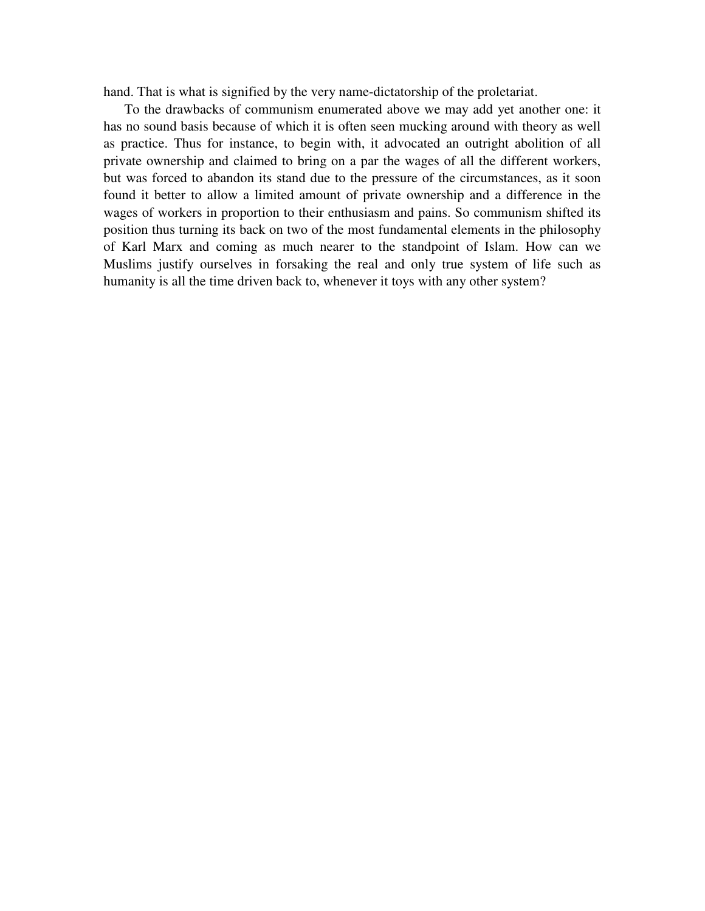hand. That is what is signified by the very name-dictatorship of the proletariat.

To the drawbacks of communism enumerated above we may add yet another one: it has no sound basis because of which it is often seen mucking around with theory as well as practice. Thus for instance, to begin with, it advocated an outright abolition of all private ownership and claimed to bring on a par the wages of all the different workers, but was forced to abandon its stand due to the pressure of the circumstances, as it soon found it better to allow a limited amount of private ownership and a difference in the wages of workers in proportion to their enthusiasm and pains. So communism shifted its position thus turning its back on two of the most fundamental elements in the philosophy of Karl Marx and coming as much nearer to the standpoint of Islam. How can we Muslims justify ourselves in forsaking the real and only true system of life such as humanity is all the time driven back to, whenever it toys with any other system?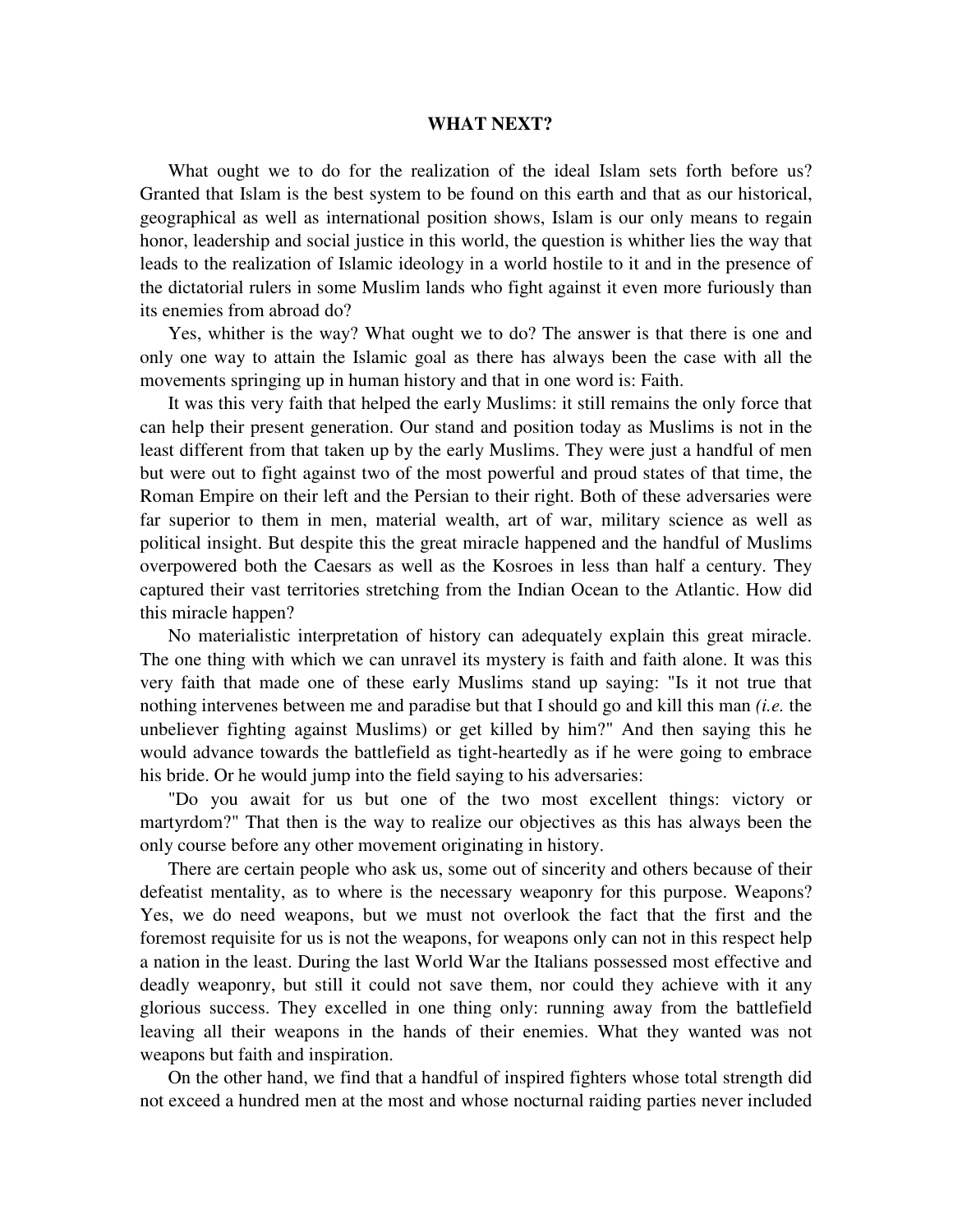## WHAT NEXT?

What ought we to do for the realization of the ideal Islam sets forth before us? Granted that Islam is the best system to be found on this earth and that as our historical, geographical as well as international position shows, Islam is our only means to regain honor, leadership and social justice in this world, the question is whither lies the way that leads to the realization of Islamic ideology in a world hostile to it and in the presence of the dictatorial rulers in some Muslim lands who fight against it even more furiously than its enemies from abroad do?

Yes, whither is the way? What ought we to do? The answer is that there is one and only one way to attain the Islamic goal as there has always been the case with all the movements springing up in human history and that in one word is: Faith.

It was this very faith that helped the early Muslims: it still remains the only force that can help their present generation. Our stand and position today as Muslims is not in the least different from that taken up by the early Muslims. They were just a handful of men but were out to fight against two of the most powerful and proud states of that time, the Roman Empire on their left and the Persian to their right. Both of these adversaries were far superior to them in men, material wealth, art of war, military science as well as political insight. But despite this the great miracle happened and the handful of Muslims overpowered both the Caesars as well as the Kosroes in less than half a century. They captured their vast territories stretching from the Indian Ocean to the Atlantic. How did this miracle happen?

No materialistic interpretation of history can adequately explain this great miracle. The one thing with which we can unravel its mystery is faith and faith alone. It was this very faith that made one of these early Muslims stand up saying: "Is it not true that nothing intervenes between me and paradise but that I should go and kill this man *(i.e.* the unbeliever fighting against Muslims) or get killed by him?" And then saying this he would advance towards the battlefield as tight-heartedly as if he were going to embrace his bride. Or he would jump into the field saying to his adversaries:

"Do you await for us but one of the two most excellent things: victory or martyrdom?" That then is the way to realize our objectives as this has always been the only course before any other movement originating in history.

There are certain people who ask us, some out of sincerity and others because of their defeatist mentality, as to where is the necessary weaponry for this purpose. Weapons? Yes, we do need weapons, but we must not overlook the fact that the first and the foremost requisite for us is not the weapons, for weapons only can not in this respect help a nation in the least. During the last World War the Italians possessed most effective and deadly weaponry, but still it could not save them, nor could they achieve with it any glorious success. They excelled in one thing only: running away from the battlefield leaving all their weapons in the hands of their enemies. What they wanted was not weapons but faith and inspiration.

On the other hand, we find that a handful of inspired fighters whose total strength did not exceed a hundred men at the most and whose nocturnal raiding parties never included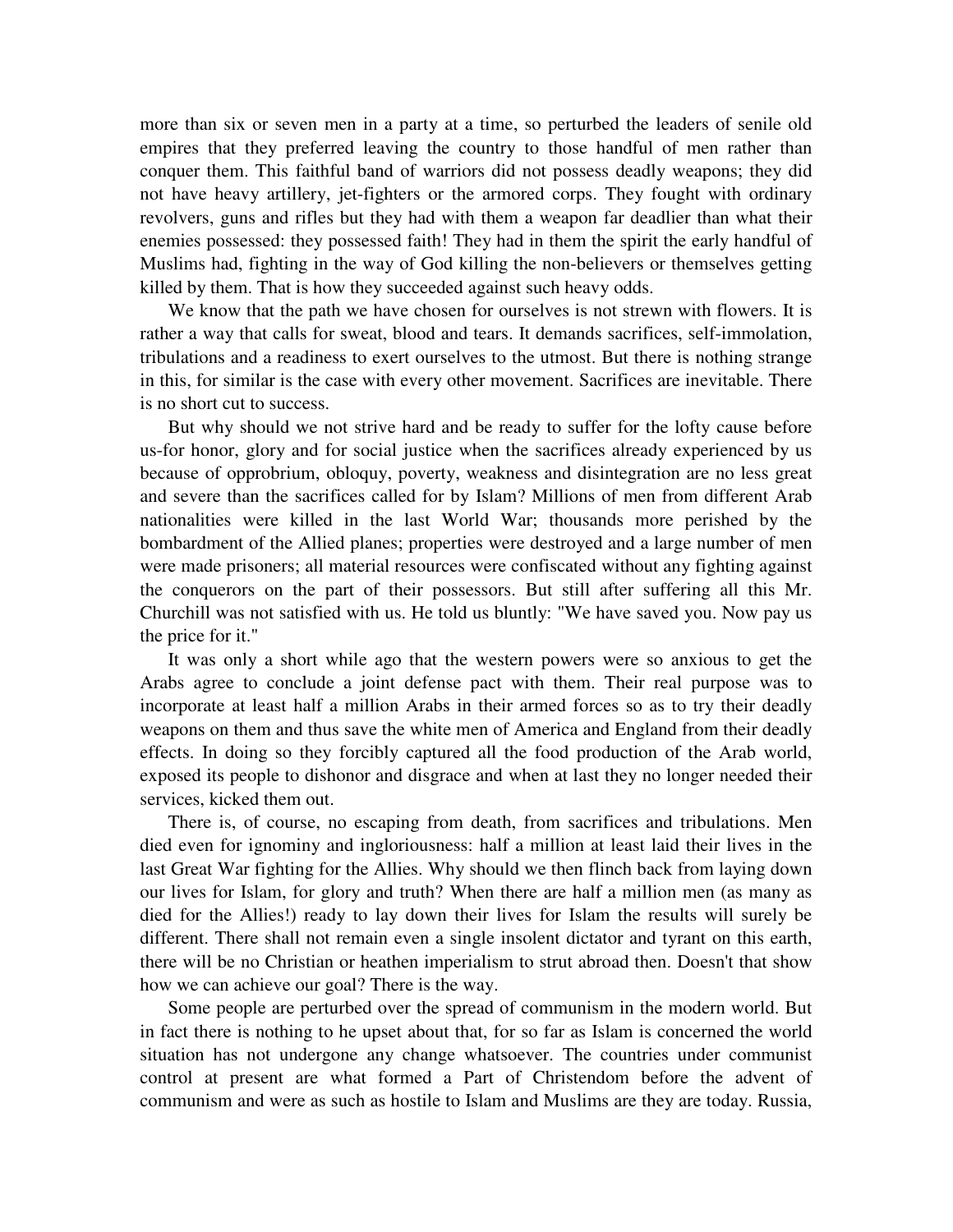more than six or seven men in a party at a time, so perturbed the leaders of senile old empires that they preferred leaving the country to those handful of men rather than conquer them. This faithful band of warriors did not possess deadly weapons; they did not have heavy artillery, jet-fighters or the armored corps. They fought with ordinary revolvers, guns and rifles but they had with them a weapon far deadlier than what their enemies possessed: they possessed faith! They had in them the spirit the early handful of Muslims had, fighting in the way of God killing the non-believers or themselves getting killed by them. That is how they succeeded against such heavy odds.

We know that the path we have chosen for ourselves is not strewn with flowers. It is rather a way that calls for sweat, blood and tears. It demands sacrifices, self-immolation, tribulations and a readiness to exert ourselves to the utmost. But there is nothing strange in this, for similar is the case with every other movement. Sacrifices are inevitable. There is no short cut to success.

But why should we not strive hard and be ready to suffer for the lofty cause before us-for honor, glory and for social justice when the sacrifices already experienced by us because of opprobrium, obloquy, poverty, weakness and disintegration are no less great and severe than the sacrifices called for by Islam? Millions of men from different Arab nationalities were killed in the last World War; thousands more perished by the bombardment of the Allied planes; properties were destroyed and a large number of men were made prisoners; all material resources were confiscated without any fighting against the conquerors on the part of their possessors. But still after suffering all this Mr. Churchill was not satisfied with us. He told us bluntly: "We have saved you. Now pay us the price for it."

It was only a short while ago that the western powers were so anxious to get the Arabs agree to conclude a joint defense pact with them. Their real purpose was to incorporate at least half a million Arabs in their armed forces so as to try their deadly weapons on them and thus save the white men of America and England from their deadly effects. In doing so they forcibly captured all the food production of the Arab world, exposed its people to dishonor and disgrace and when at last they no longer needed their services, kicked them out.

There is, of course, no escaping from death, from sacrifices and tribulations. Men died even for ignominy and ingloriousness: half a million at least laid their lives in the last Great War fighting for the Allies. Why should we then flinch back from laying down our lives for Islam, for glory and truth? When there are half a million men (as many as died for the Allies!) ready to lay down their lives for Islam the results will surely be different. There shall not remain even a single insolent dictator and tyrant on this earth, there will be no Christian or heathen imperialism to strut abroad then. Doesn't that show how we can achieve our goal? There is the way.

Some people are perturbed over the spread of communism in the modern world. But in fact there is nothing to he upset about that, for so far as Islam is concerned the world situation has not undergone any change whatsoever. The countries under communist control at present are what formed a Part of Christendom before the advent of communism and were as such as hostile to Islam and Muslims are they are today. Russia,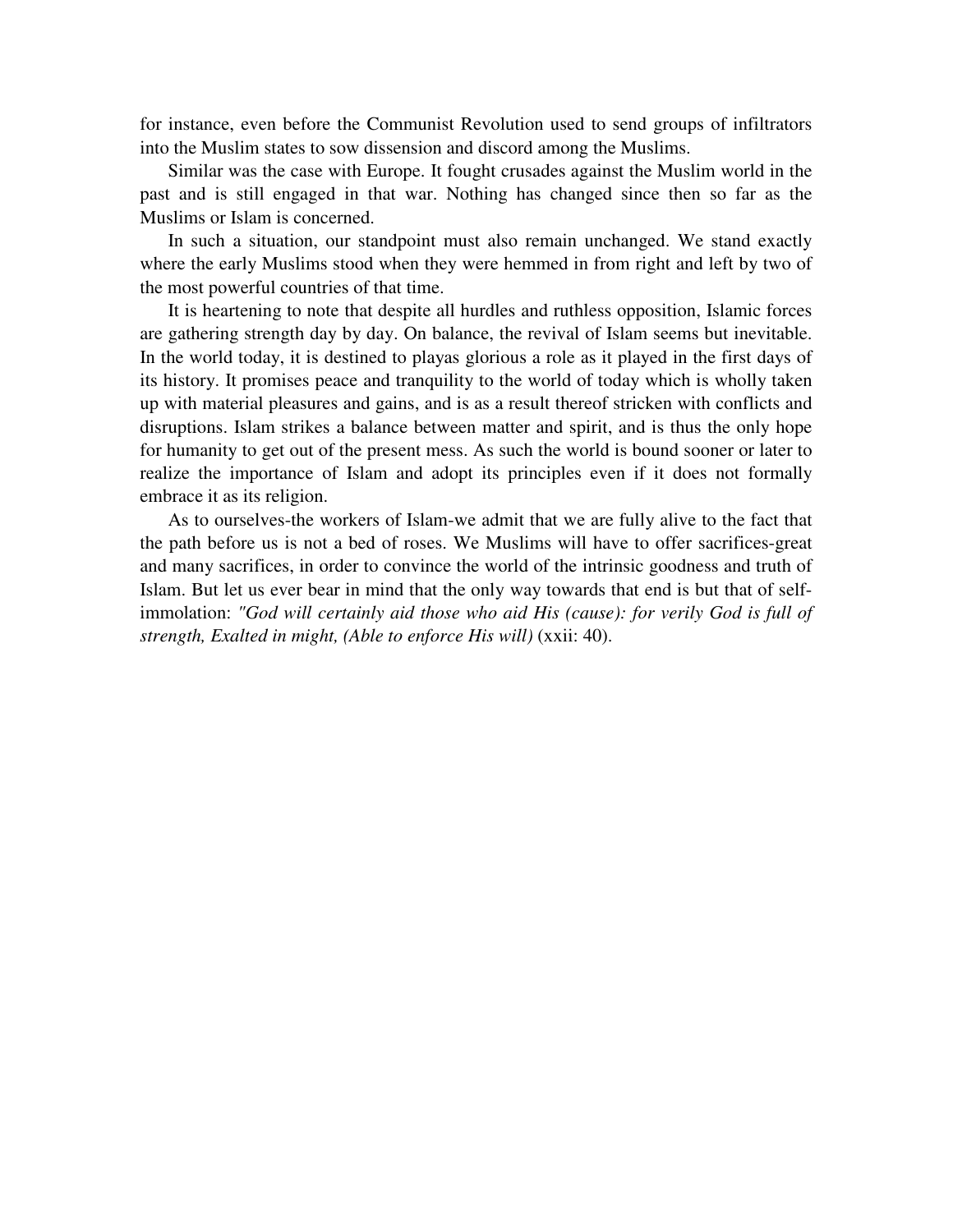for instance, even before the Communist Revolution used to send groups of infiltrators into the Muslim states to sow dissension and discord among the Muslims.

Similar was the case with Europe. It fought crusades against the Muslim world in the past and is still engaged in that war. Nothing has changed since then so far as the Muslims or Islam is concerned.

In such a situation, our standpoint must also remain unchanged. We stand exactly where the early Muslims stood when they were hemmed in from right and left by two of the most powerful countries of that time.

It is heartening to note that despite all hurdles and ruthless opposition, Islamic forces are gathering strength day by day. On balance, the revival of Islam seems but inevitable. In the world today, it is destined to playas glorious a role as it played in the first days of its history. It promises peace and tranquility to the world of today which is wholly taken up with material pleasures and gains, and is as a result thereof stricken with conflicts and disruptions. Islam strikes a balance between matter and spirit, and is thus the only hope for humanity to get out of the present mess. As such the world is bound sooner or later to realize the importance of Islam and adopt its principles even if it does not formally embrace it as its religion.

As to ourselves-the workers of Islam-we admit that we are fully alive to the fact that the path before us is not a bed of roses. We Muslims will have to offer sacrifices-great and many sacrifices, in order to convince the world of the intrinsic goodness and truth of Islam. But let us ever bear in mind that the only way towards that end is but that of self-immolation: *"God will certainly aid those who aid His (cause): for verily God is full of strength, Exalted in might, (Able to enforce His will)* (xxii: 40).